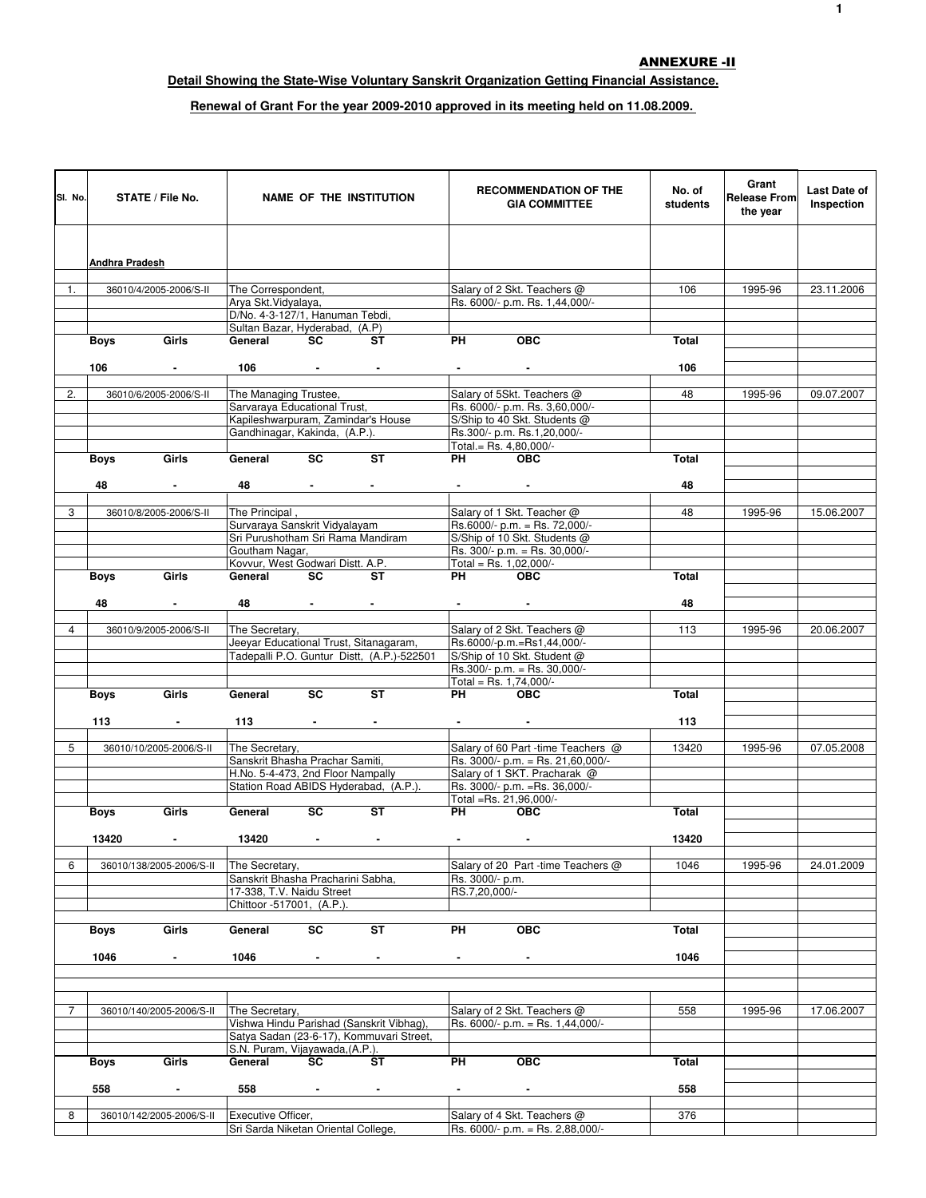**ANNEXURE -II**

**Detail Showing the State-Wise Voluntary Sanskrit Organization Getting Financial Assistance.**

**Renewal of Grant For the year 2009-2010 approved in its meeting held on 11.08.2009.**

| Sl. No. | STATE / File No. | NAME OF THE INSTITUTION | RECOMMENDATION OF THE GIA COMMITTEE | No. of students | Grant Release From the year | Last Date of Inspection |
|---|---|---|---|---|---|---|
| | **Andhra Pradesh** | | | | | |
| 1. | 36010/4/2005-2006/S-II | The Correspondent, Arya Skt.Vidyalaya, D/No. 4-3-127/1, Hanuman Tebdi, Sultan Bazar, Hyderabad, (A.P) | Salary of 2 Skt. Teachers @ Rs. 6000/- p.m. Rs. 1,44,000/- | 106 | 1995-96 | 23.11.2006 |
| | Boys 106 Girls - | General 106 SC - ST - | PH - OBC - | Total 106 | | |
| 2. | 36010/6/2005-2006/S-II | The Managing Trustee, Sarvaraya Educational Trust, Kapileshwarpuram, Zamindar's House Gandhinagar, Kakinda, (A.P.). | Salary of 5Skt. Teachers @ Rs. 6000/- p.m. Rs. 3,60,000/- S/Ship to 40 Skt. Students @ Rs.300/- p.m. Rs.1,20,000/- Total.= Rs. 4,80,000/- | 48 | 1995-96 | 09.07.2007 |
| | Boys 48 Girls - | General 48 SC - ST - | PH - OBC - | Total 48 | | |
| 3 | 36010/8/2005-2006/S-II | The Principal , Survaraya Sanskrit Vidyalayam Sri Purushotham Sri Rama Mandiram Goutham Nagar, Kovvur, West Godwari Distt. A.P. | Salary of 1 Skt. Teacher @ Rs.6000/- p.m. = Rs. 72,000/- S/Ship of 10 Skt. Students @ Rs. 300/- p.m. = Rs. 30,000/- Total = Rs. 1,02,000/- | 48 | 1995-96 | 15.06.2007 |
| | Boys 48 Girls - | General 48 SC - ST - | PH - OBC - | Total 48 | | |
| 4 | 36010/9/2005-2006/S-II | The Secretary, Jeeyar Educational Trust, Sitanagaram, Tadepalli P.O. Guntur Distt, (A.P.)-522501 | Salary of 2 Skt. Teachers @ Rs.6000/-p.m.=Rs1,44,000/- S/Ship of 10 Skt. Student @ Rs.300/- p.m. = Rs. 30,000/- Total = Rs. 1,74,000/- | 113 | 1995-96 | 20.06.2007 |
| | Boys 113 Girls - | General 113 SC - ST - | PH - OBC - | Total 113 | | |
| 5 | 36010/10/2005-2006/S-II | The Secretary, Sanskrit Bhasha Prachar Samiti, H.No. 5-4-473, 2nd Floor Nampally Station Road ABIDS Hyderabad, (A.P.). | Salary of 60 Part -time Teachers @ Rs. 3000/- p.m. = Rs. 21,60,000/- Salary of 1 SKT. Pracharak @ Rs. 3000/- p.m. =Rs. 36,000/- Total =Rs. 21,96,000/- | 13420 | 1995-96 | 07.05.2008 |
| | Boys 13420 Girls - | General 13420 SC - ST - | PH - OBC - | Total 13420 | | |
| 6 | 36010/138/2005-2006/S-II | The Secretary, Sanskrit Bhasha Pracharini Sabha, 17-338, T.V. Naidu Street Chittoor -517001, (A.P.). | Salary of 20 Part -time Teachers @ Rs. 3000/- p.m. RS.7,20,000/- | 1046 | 1995-96 | 24.01.2009 |
| | Boys 1046 Girls - | General 1046 SC - ST - | PH - OBC - | Total 1046 | | |
| 7 | 36010/140/2005-2006/S-II | The Secretary, Vishwa Hindu Parishad (Sanskrit Vibhag), Satya Sadan (23-6-17), Kommuvari Street, S.N. Puram, Vijayawada,(A.P.). | Salary of 2 Skt. Teachers @ Rs. 6000/- p.m. = Rs. 1,44,000/- | 558 | 1995-96 | 17.06.2007 |
| | Boys 558 Girls - | General 558 SC - ST - | PH - OBC - | Total 558 | | |
| 8 | 36010/142/2005-2006/S-II | Executive Officer, Sri Sarda Niketan Oriental College, | Salary of 4 Skt. Teachers @ Rs. 6000/- p.m. = Rs. 2,88,000/- | 376 | | |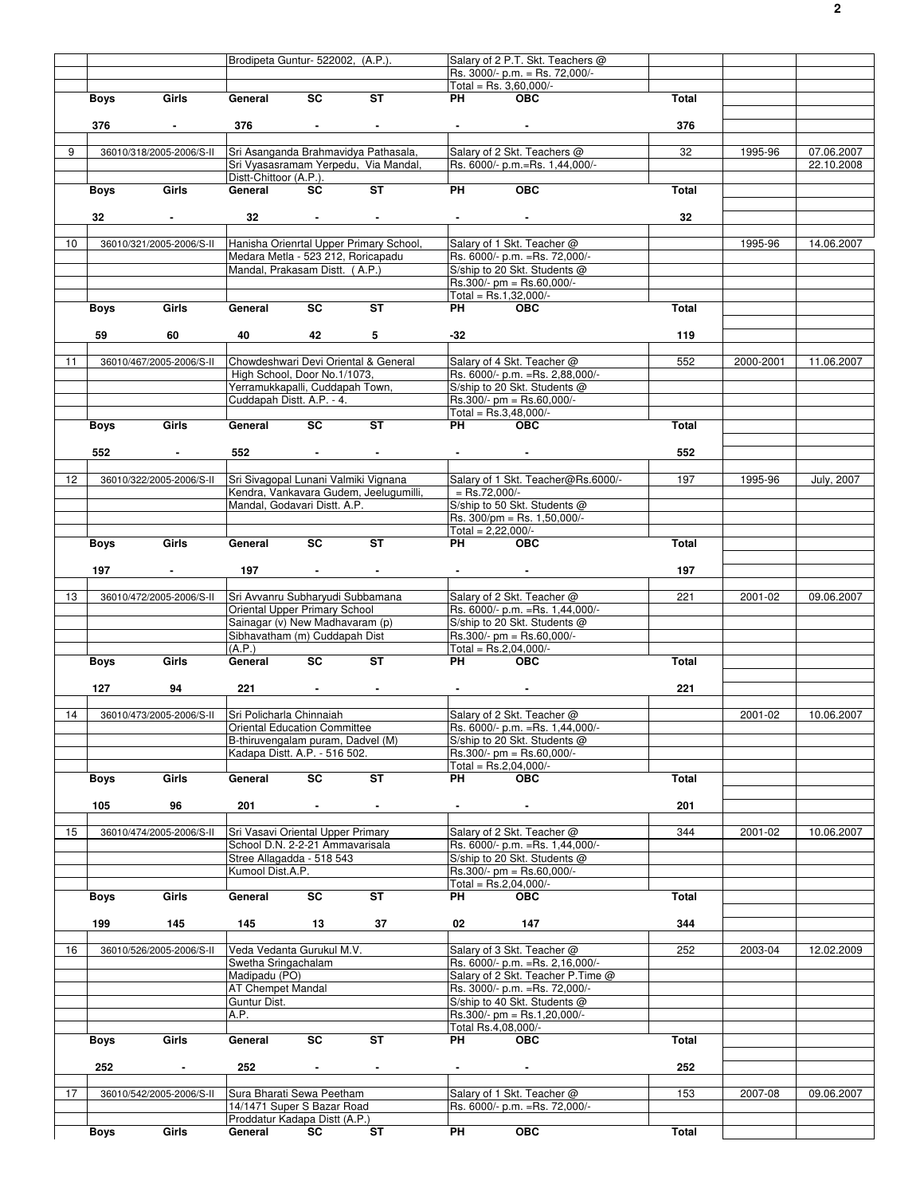| | | | | | | | |
|---|---|---|---|---|---|---|---|
| | | Brodipeta Guntur- 522002, (A.P.). | Salary of 2 P.T. Skt. Teachers @ Rs. 3000/- p.m. = Rs. 72,000/- Total = Rs. 3,60,000/- | | | | |
| | Boys / Girls | General / SC / ST | PH / OBC | Total | | | |
| | 376 / - | 376 / - / - | - / - | 376 | | | |
| 9 | 36010/318/2005-2006/S-II | Sri Asanganda Brahmavidya Pathasala, Sri Vyasasramam Yerpedu, Via Mandal, Distt-Chittoor (A.P.). | Salary of 2 Skt. Teachers @ Rs. 6000/- p.m.=Rs. 1,44,000/- | 32 | 1995-96 | 07.06.2007 22.10.2008 | |
| | Boys / Girls | General / SC / ST | PH / OBC | Total | | | |
| | 32 / - | 32 / - / - | - / - | 32 | | | |
| 10 | 36010/321/2005-2006/S-II | Hanisha Orienrtal Upper Primary School, Medara Metla - 523 212, Roricapadu Mandal, Prakasam Distt. ( A.P.) | Salary of 1 Skt. Teacher @ Rs. 6000/- p.m. =Rs. 72,000/- S/ship to 20 Skt. Students @ Rs.300/- pm = Rs.60,000/- Total = Rs.1,32,000/- | | 1995-96 | 14.06.2007 | |
| | Boys / Girls | General / SC / ST | PH / OBC | Total | | | |
| | 59 / 60 | 40 / 42 / 5 | -32 | 119 | | | |
| 11 | 36010/467/2005-2006/S-II | Chowdeshwari Devi Oriental & General High School, Door No.1/1073, Yerramukkapalli, Cuddapah Town, Cuddapah Distt. A.P. - 4. | Salary of 4 Skt. Teacher @ Rs. 6000/- p.m. =Rs. 2,88,000/- S/ship to 20 Skt. Students @ Rs.300/- pm = Rs.60,000/- Total = Rs.3,48,000/- | 552 | 2000-2001 | 11.06.2007 | |
| | Boys / Girls | General / SC / ST | PH / OBC | Total | | | |
| | 552 / - | 552 / - / - | - / - | 552 | | | |
| 12 | 36010/322/2005-2006/S-II | Sri Sivagopal Lunani Valmiki Vignana Kendra, Vankavara Gudem, Jeelugumilli, Mandal, Godavari Distt. A.P. | Salary of 1 Skt. Teacher@Rs.6000/- = Rs.72,000/- S/ship to 50 Skt. Students @ Rs. 300/pm = Rs. 1,50,000/- Total = 2,22,000/- | 197 | 1995-96 | July, 2007 | |
| | Boys / Girls | General / SC / ST | PH / OBC | Total | | | |
| | 197 / - | 197 / - / - | - / - | 197 | | | |
| 13 | 36010/472/2005-2006/S-II | Sri Avvanru Subharyudi Subbamana Oriental Upper Primary School Sainagar (v) New Madhavaram (p) Sibhavatham (m) Cuddapah Dist (A.P.) | Salary of 2 Skt. Teacher @ Rs. 6000/- p.m. =Rs. 1,44,000/- S/ship to 20 Skt. Students @ Rs.300/- pm = Rs.60,000/- Total = Rs.2,04,000/- | 221 | 2001-02 | 09.06.2007 | |
| | Boys / Girls | General / SC / ST | PH / OBC | Total | | | |
| | 127 / 94 | 221 / - / - | - / - | 221 | | | |
| 14 | 36010/473/2005-2006/S-II | Sri Policharla Chinnaiah Oriental Education Committee B-thiruvengalam puram, Dadvel (M) Kadapa Distt. A.P. - 516 502. | Salary of 2 Skt. Teacher @ Rs. 6000/- p.m. =Rs. 1,44,000/- S/ship to 20 Skt. Students @ Rs.300/- pm = Rs.60,000/- Total = Rs.2,04,000/- | | 2001-02 | 10.06.2007 | |
| | Boys / Girls | General / SC / ST | PH / OBC | Total | | | |
| | 105 / 96 | 201 / - / - | - / - | 201 | | | |
| 15 | 36010/474/2005-2006/S-II | Sri Vasavi Oriental Upper Primary School D.N. 2-2-21 Ammavarisala Stree Allagadda - 518 543 Kumool Dist.A.P. | Salary of 2 Skt. Teacher @ Rs. 6000/- p.m. =Rs. 1,44,000/- S/ship to 20 Skt. Students @ Rs.300/- pm = Rs.60,000/- Total = Rs.2,04,000/- | 344 | 2001-02 | 10.06.2007 | |
| | Boys / Girls | General / SC / ST | PH / OBC | Total | | | |
| | 199 / 145 | 145 / 13 / 37 | 02 / 147 | 344 | | | |
| 16 | 36010/526/2005-2006/S-II | Veda Vedanta Gurukul M.V. Swetha Sringachalam Madipadu (PO) AT Chempet Mandal Guntur Dist. A.P. | Salary of 3 Skt. Teacher @ Rs. 6000/- p.m. =Rs. 2,16,000/- Salary of 2 Skt. Teacher P.Time @ Rs. 3000/- p.m. =Rs. 72,000/- S/ship to 40 Skt. Students @ Rs.300/- pm = Rs.1,20,000/- Total Rs.4,08,000/- | 252 | 2003-04 | 12.02.2009 | |
| | Boys / Girls | General / SC / ST | PH / OBC | Total | | | |
| | 252 / - | 252 / - / - | - / - | 252 | | | |
| 17 | 36010/542/2005-2006/S-II | Sura Bharati Sewa Peetham 14/1471 Super S Bazar Road Proddatur Kadapa Distt (A.P.) | Salary of 1 Skt. Teacher @ Rs. 6000/- p.m. =Rs. 72,000/- | 153 | 2007-08 | 09.06.2007 | |
| | Boys / Girls | General / SC / ST | PH / OBC | Total | | | |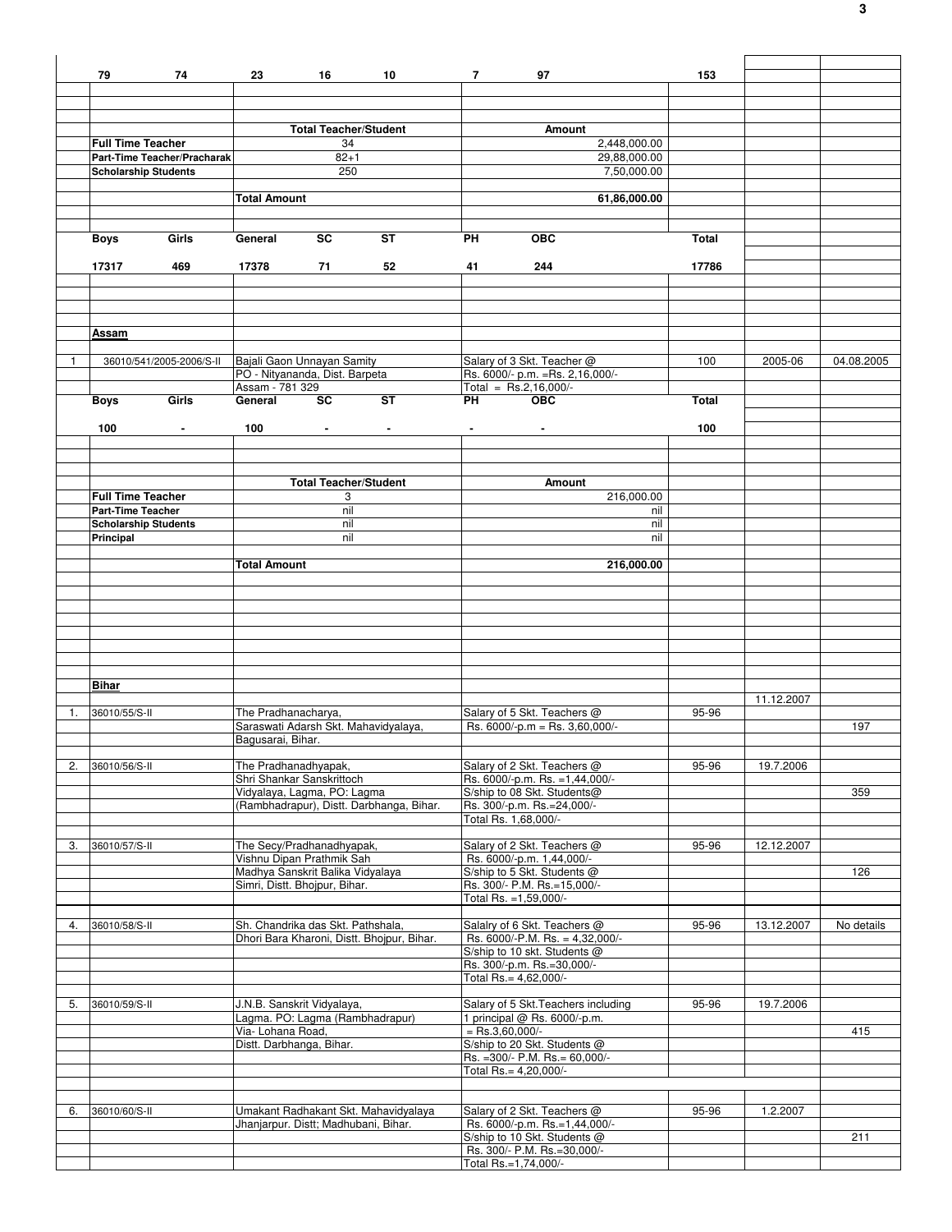| | | | | | | | | | | | |
|---|---|---|---|---|---|---|---|---|---|---|---|
| | 79 | 74 | 23 | 16 | 10 | 7 | 97 | 153 | | | |

| | Total Teacher/Student | Amount |
|---|---|---|
| **Full Time Teacher** | 34 | 2,448,000.00 |
| **Part-Time Teacher/Pracharak** | 82+1 | 29,88,000.00 |
| **Scholarship Students** | 250 | 7,50,000.00 |
| | **Total Amount** | **61,86,000.00** |

| Boys | Girls | General | SC | ST | PH | OBC | Total |
|---|---|---|---|---|---|---|---|
| 17317 | 469 | 17378 | 71 | 52 | 41 | 244 | 17786 |

## Assam

| S.No. | File No. | Name & Address | Purpose / Amount | Year / No. of Students | Date | Date |
|---|---|---|---|---|---|---|
| 1 | 36010/541/2005-2006/S-II | Bajali Gaon Unnayan Samity PO - Nityananda, Dist. Barpeta Assam - 781 329 | Salary of 3 Skt. Teacher @ Rs. 6000/- p.m. =Rs. 2,16,000/- Total = Rs.2,16,000/- | 100 | 2005-06 | 04.08.2005 |

| Boys | Girls | General | SC | ST | PH | OBC | Total |
|---|---|---|---|---|---|---|---|
| 100 | - | 100 | - | - | - | - | 100 |

| | Total Teacher/Student | Amount |
|---|---|---|
| **Full Time Teacher** | 3 | 216,000.00 |
| **Part-Time Teacher** | nil | nil |
| **Scholarship Students** | nil | nil |
| **Principal** | nil | nil |
| | **Total Amount** | **216,000.00** |

## Bihar

| S.No. | File No. | Name & Address | Purpose / Amount | Year | Date | No. of Students |
|---|---|---|---|---|---|---|
| 1. | 36010/55/S-II | The Pradhanacharya, Saraswati Adarsh Skt. Mahavidyalaya, Bagusarai, Bihar. | Salary of 5 Skt. Teachers @ Rs. 6000/-p.m = Rs. 3,60,000/- | 95-96 | 11.12.2007 | 197 |
| 2. | 36010/56/S-II | The Pradhanadhyapak, Shri Shankar Sanskrittoch Vidyalaya, Lagma, PO: Lagma (Rambhadrapur), Distt. Darbhanga, Bihar. | Salary of 2 Skt. Teachers @ Rs. 6000/-p.m. Rs. =1,44,000/- S/ship to 08 Skt. Students@ Rs. 300/-p.m. Rs.=24,000/- Total Rs. 1,68,000/- | 95-96 | 19.7.2006 | 359 |
| 3. | 36010/57/S-II | The Secy/Pradhanadhyapak, Vishnu Dipan Prathmik Sah Madhya Sanskrit Balika Vidyalaya Simri, Distt. Bhojpur, Bihar. | Salary of 2 Skt. Teachers @ Rs. 6000/-p.m. 1,44,000/- S/ship to 5 Skt. Students @ Rs. 300/- P.M. Rs.=15,000/- Total Rs. =1,59,000/- | 95-96 | 12.12.2007 | 126 |
| 4. | 36010/58/S-II | Sh. Chandrika das Skt. Pathshala, Dhori Bara Kharoni, Distt. Bhojpur, Bihar. | Salalry of 6 Skt. Teachers @ Rs. 6000/-P.M. Rs. = 4,32,000/- S/ship to 10 skt. Students @ Rs. 300/-p.m. Rs.=30,000/- Total Rs.= 4,62,000/- | 95-96 | 13.12.2007 | No details |
| 5. | 36010/59/S-II | J.N.B. Sanskrit Vidyalaya, Lagma. PO: Lagma (Rambhadrapur) Via- Lohana Road, Distt. Darbhanga, Bihar. | Salary of 5 Skt.Teachers including 1 principal @ Rs. 6000/-p.m. = Rs.3,60,000/- S/ship to 20 Skt. Students @ Rs. =300/- P.M. Rs.= 60,000/- Total Rs.= 4,20,000/- | 95-96 | 19.7.2006 | 415 |
| 6. | 36010/60/S-II | Umakant Radhakant Skt. Mahavidyalaya Jhanjarpur. Distt; Madhubani, Bihar. | Salary of 2 Skt. Teachers @ Rs. 6000/-p.m. Rs.=1,44,000/- S/ship to 10 Skt. Students @ Rs. 300/- P.M. Rs.=30,000/- Total Rs.=1,74,000/- | 95-96 | 1.2.2007 | 211 |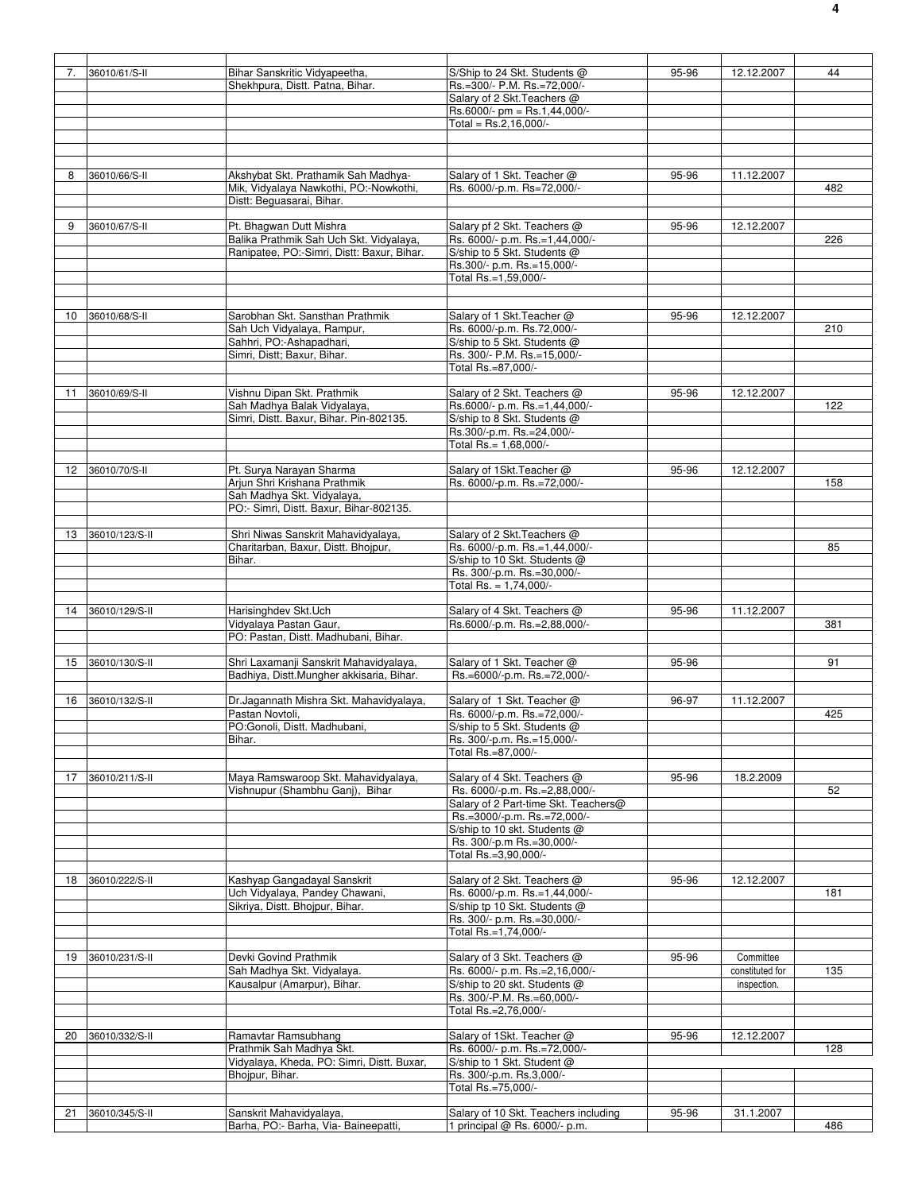| | | | | | | |
|---|---|---|---|---|---|---|
| 7. | 36010/61/S-II | Bihar Sanskritic Vidyapeetha, Shekhpura, Distt. Patna, Bihar. | S/Ship to 24 Skt. Students @ Rs.=300/- P.M. Rs.=72,000/- Salary of 2 Skt.Teachers @ Rs.6000/- pm = Rs.1,44,000/- Total = Rs.2,16,000/- | 95-96 | 12.12.2007 | 44 |
| 8 | 36010/66/S-II | Akshybat Skt. Prathamik Sah Madhya-Mik, Vidyalaya Nawkothi, PO:-Nowkothi, Distt: Beguasarai, Bihar. | Salary of 1 Skt. Teacher @ Rs. 6000/-p.m. Rs=72,000/- | 95-96 | 11.12.2007 | 482 |
| 9 | 36010/67/S-II | Pt. Bhagwan Dutt Mishra Balika Prathmik Sah Uch Skt. Vidyalaya, Ranipatee, PO:-Simri, Distt: Baxur, Bihar. | Salary pf 2 Skt. Teachers @ Rs. 6000/- p.m. Rs.=1,44,000/- S/ship to 5 Skt. Students @ Rs.300/- p.m. Rs.=15,000/- Total Rs.=1,59,000/- | 95-96 | 12.12.2007 | 226 |
| 10 | 36010/68/S-II | Sarobhan Skt. Sansthan Prathmik Sah Uch Vidyalaya, Rampur, Sahhri, PO:-Ashapadhari, Simri, Distt; Baxur, Bihar. | Salary of 1 Skt.Teacher @ Rs. 6000/-p.m. Rs.72,000/- S/ship to 5 Skt. Students @ Rs. 300/- P.M. Rs.=15,000/- Total Rs.=87,000/- | 95-96 | 12.12.2007 | 210 |
| 11 | 36010/69/S-II | Vishnu Dipan Skt. Prathmik Sah Madhya Balak Vidyalaya, Simri, Distt. Baxur, Bihar. Pin-802135. | Salary of 2 Skt. Teachers @ Rs.6000/- p.m. Rs.=1,44,000/- S/ship to 8 Skt. Students @ Rs.300/-p.m. Rs.=24,000/- Total Rs.= 1,68,000/- | 95-96 | 12.12.2007 | 122 |
| 12 | 36010/70/S-II | Pt. Surya Narayan Sharma Arjun Shri Krishana Prathmik Sah Madhya Skt. Vidyalaya, PO:- Simri, Distt. Baxur, Bihar-802135. | Salary of 1Skt.Teacher @ Rs. 6000/-p.m. Rs.=72,000/- | 95-96 | 12.12.2007 | 158 |
| 13 | 36010/123/S-II | Shri Niwas Sanskrit Mahavidyalaya, Charitarban, Baxur, Distt. Bhojpur, Bihar. | Salary of 2 Skt.Teachers @ Rs. 6000/-p.m. Rs.=1,44,000/- S/ship to 10 Skt. Students @ Rs. 300/-p.m. Rs.=30,000/- Total Rs. = 1,74,000/- | | | 85 |
| 14 | 36010/129/S-II | Harisinghdev Skt.Uch Vidyalaya Pastan Gaur, PO: Pastan, Distt. Madhubani, Bihar. | Salary of 4 Skt. Teachers @ Rs.6000/-p.m. Rs.=2,88,000/- | 95-96 | 11.12.2007 | 381 |
| 15 | 36010/130/S-II | Shri Laxamanji Sanskrit Mahavidyalaya, Badhiya, Distt.Mungher akkisaria, Bihar. | Salary of 1 Skt. Teacher @ Rs.=6000/-p.m. Rs.=72,000/- | 95-96 | | 91 |
| 16 | 36010/132/S-II | Dr.Jagannath Mishra Skt. Mahavidyalaya, Pastan Novtoli, PO:Gonoli, Distt. Madhubani, Bihar. | Salary of 1 Skt. Teacher @ Rs. 6000/-p.m. Rs.=72,000/- S/ship to 5 Skt. Students @ Rs. 300/-p.m. Rs.=15,000/- Total Rs.=87,000/- | 96-97 | 11.12.2007 | 425 |
| 17 | 36010/211/S-II | Maya Ramswaroop Skt. Mahavidyalaya, Vishnupur (Shambhu Ganj), Bihar | Salary of 4 Skt. Teachers @ Rs. 6000/-p.m. Rs.=2,88,000/- Salary of 2 Part-time Skt. Teachers@ Rs.=3000/-p.m. Rs.=72,000/- S/ship to 10 skt. Students @ Rs. 300/-p.m Rs.=30,000/- Total Rs.=3,90,000/- | 95-96 | 18.2.2009 | 52 |
| 18 | 36010/222/S-II | Kashyap Gangadayal Sanskrit Uch Vidyalaya, Pandey Chawani, Sikriya, Distt. Bhojpur, Bihar. | Salary of 2 Skt. Teachers @ Rs. 6000/-p.m. Rs.=1,44,000/- S/ship tp 10 Skt. Students @ Rs. 300/- p.m. Rs.=30,000/- Total Rs.=1,74,000/- | 95-96 | 12.12.2007 | 181 |
| 19 | 36010/231/S-II | Devki Govind Prathmik Sah Madhya Skt. Vidyalaya. Kausalpur (Amarpur), Bihar. | Salary of 3 Skt. Teachers @ Rs. 6000/- p.m. Rs.=2,16,000/- S/ship to 20 skt. Students @ Rs. 300/-P.M. Rs.=60,000/- Total Rs.=2,76,000/- | 95-96 | Committee constituted for inspection. | 135 |
| 20 | 36010/332/S-II | Ramavtar Ramsubhang Prathmik Sah Madhya Skt. Vidyalaya, Kheda, PO: Simri, Distt. Buxar, Bhojpur, Bihar. | Salary of 1Skt. Teacher @ Rs. 6000/- p.m. Rs.=72,000/- S/ship to 1 Skt. Student @ Rs. 300/-p.m. Rs.3,000/- Total Rs.=75,000/- | 95-96 | 12.12.2007 | 128 |
| 21 | 36010/345/S-II | Sanskrit Mahavidyalaya, Barha, PO:- Barha, Via- Baineepatti, | Salary of 10 Skt. Teachers including 1 principal @ Rs. 6000/- p.m. | 95-96 | 31.1.2007 | 486 |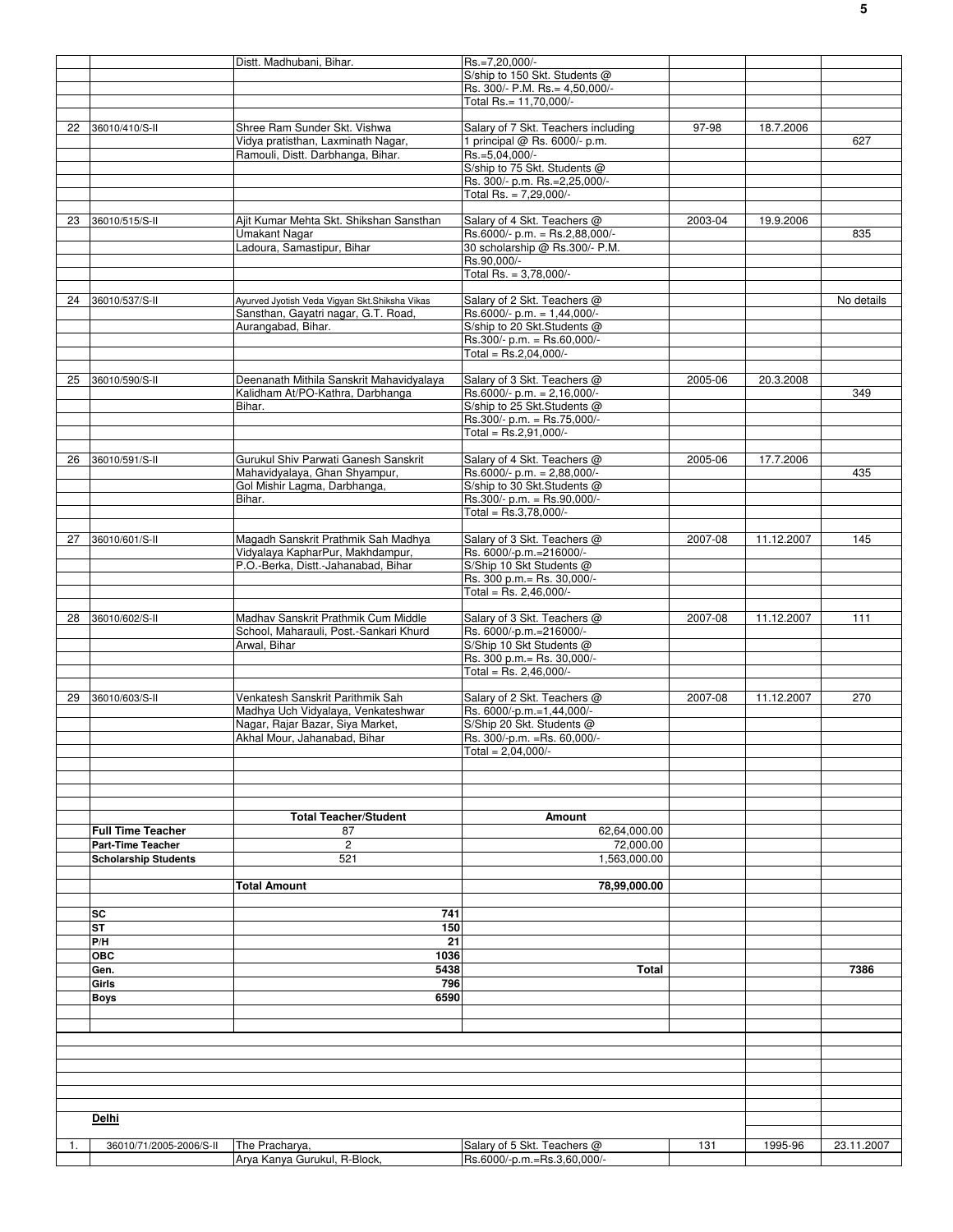| | | | | | | |
|---|---|---|---|---|---|---|
| | | Distt. Madhubani, Bihar. | Rs.=7,20,000/- | | | |
| | | | S/ship to 150 Skt. Students @ | | | |
| | | | Rs. 300/- P.M. Rs.= 4,50,000/- | | | |
| | | | Total Rs.= 11,70,000/- | | | |
| | | | | | | |
| 22 | 36010/410/S-II | Shree Ram Sunder Skt. Vishwa | Salary of 7 Skt. Teachers including | 97-98 | 18.7.2006 | |
| | | Vidya pratisthan, Laxminath Nagar, | 1 principal @ Rs. 6000/- p.m. | | | 627 |
| | | Ramouli, Distt. Darbhanga, Bihar. | Rs.=5,04,000/- | | | |
| | | | S/ship to 75 Skt. Students @ | | | |
| | | | Rs. 300/- p.m. Rs.=2,25,000/- | | | |
| | | | Total Rs. = 7,29,000/- | | | |
| | | | | | | |
| 23 | 36010/515/S-II | Ajit Kumar Mehta Skt. Shikshan Sansthan | Salary of 4 Skt. Teachers @ | 2003-04 | 19.9.2006 | |
| | | Umakant Nagar | Rs.6000/- p.m. = Rs.2,88,000/- | | | 835 |
| | | Ladoura, Samastipur, Bihar | 30 scholarship @ Rs.300/- P.M. | | | |
| | | | Rs.90,000/- | | | |
| | | | Total Rs. = 3,78,000/- | | | |
| | | | | | | |
| 24 | 36010/537/S-II | Ayurved Jyotish Veda Vigyan Skt.Shiksha Vikas | Salary of 2 Skt. Teachers @ | | | No details |
| | | Sansthan, Gayatri nagar, G.T. Road, | Rs.6000/- p.m. = 1,44,000/- | | | |
| | | Aurangabad, Bihar. | S/ship to 20 Skt.Students @ | | | |
| | | | Rs.300/- p.m. = Rs.60,000/- | | | |
| | | | Total = Rs.2,04,000/- | | | |
| | | | | | | |
| 25 | 36010/590/S-II | Deenanath Mithila Sanskrit Mahavidyalaya | Salary of 3 Skt. Teachers @ | 2005-06 | 20.3.2008 | |
| | | Kalidham At/PO-Kathra, Darbhanga | Rs.6000/- p.m. = 2,16,000/- | | | 349 |
| | | Bihar. | S/ship to 25 Skt.Students @ | | | |
| | | | Rs.300/- p.m. = Rs.75,000/- | | | |
| | | | Total = Rs.2,91,000/- | | | |
| | | | | | | |
| 26 | 36010/591/S-II | Gurukul Shiv Parwati Ganesh Sanskrit | Salary of 4 Skt. Teachers @ | 2005-06 | 17.7.2006 | |
| | | Mahavidyalaya, Ghan Shyampur, | Rs.6000/- p.m. = 2,88,000/- | | | 435 |
| | | Gol Mishir Lagma, Darbhanga, | S/ship to 30 Skt.Students @ | | | |
| | | Bihar. | Rs.300/- p.m. = Rs.90,000/- | | | |
| | | | Total = Rs.3,78,000/- | | | |
| | | | | | | |
| 27 | 36010/601/S-II | Magadh Sanskrit Prathmik Sah Madhya | Salary of 3 Skt. Teachers @ | 2007-08 | 11.12.2007 | 145 |
| | | Vidyalaya KapharPur, Makhdampur, | Rs. 6000/-p.m.=216000/- | | | |
| | | P.O.-Berka, Distt.-Jahanabad, Bihar | S/Ship 10 Skt Students @ | | | |
| | | | Rs. 300 p.m.= Rs. 30,000/- | | | |
| | | | Total = Rs. 2,46,000/- | | | |
| | | | | | | |
| 28 | 36010/602/S-II | Madhav Sanskrit Prathmik Cum Middle | Salary of 3 Skt. Teachers @ | 2007-08 | 11.12.2007 | 111 |
| | | School, Maharauli, Post.-Sankari Khurd | Rs. 6000/-p.m.=216000/- | | | |
| | | Arwal, Bihar | S/Ship 10 Skt Students @ | | | |
| | | | Rs. 300 p.m.= Rs. 30,000/- | | | |
| | | | Total = Rs. 2,46,000/- | | | |
| | | | | | | |
| 29 | 36010/603/S-II | Venkatesh Sanskrit Parithmik Sah | Salary of 2 Skt. Teachers @ | 2007-08 | 11.12.2007 | 270 |
| | | Madhya Uch Vidyalaya, Venkateshwar | Rs. 6000/-p.m.=1,44,000/- | | | |
| | | Nagar, Rajar Bazar, Siya Market, | S/Ship 20 Skt. Students @ | | | |
| | | Akhal Mour, Jahanabad, Bihar | Rs. 300/-p.m. =Rs. 60,000/- | | | |
| | | | Total = 2,04,000/- | | | |
| | | | | | | |
| | | **Total Teacher/Student** | **Amount** | | | |
| | **Full Time Teacher** | 87 | 62,64,000.00 | | | |
| | **Part-Time Teacher** | 2 | 72,000.00 | | | |
| | **Scholarship Students** | 521 | 1,563,000.00 | | | |
| | | | | | | |
| | | **Total Amount** | **78,99,000.00** | | | |
| | | | | | | |
| | **SC** | **741** | | | | |
| | **ST** | **150** | | | | |
| | **P/H** | **21** | | | | |
| | **OBC** | **1036** | | | | |
| | **Gen.** | **5438** | **Total** | | | **7386** |
| | **Girls** | **796** | | | | |
| | **Boys** | **6590** | | | | |
| | | | | | | |
| | **Delhi** | | | | | |
| | | | | | | |
| 1. | 36010/71/2005-2006/S-II | The Pracharya, | Salary of 5 Skt. Teachers @ | 131 | 1995-96 | 23.11.2007 |
| | | Arya Kanya Gurukul, R-Block, | Rs.6000/-p.m.=Rs.3,60,000/- | | | |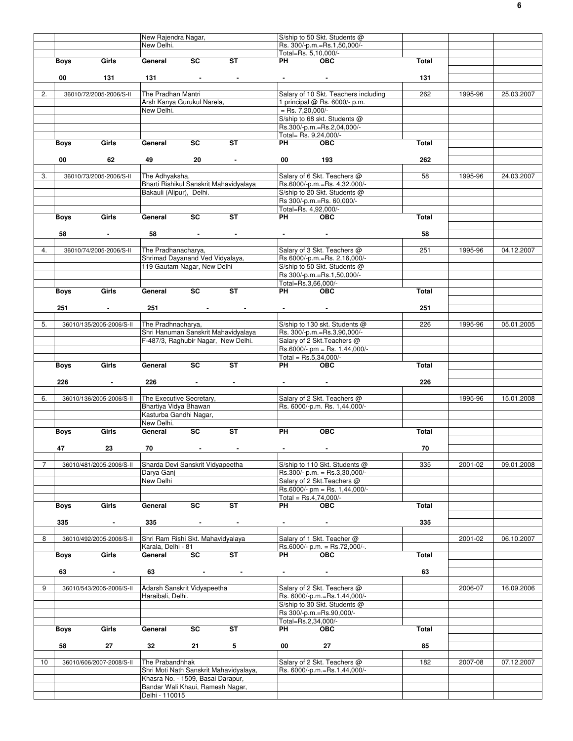| | | | | |
|---|---|---|---|---|---|---|
| | | New Rajendra Nagar, New Delhi. | S/ship to 50 Skt. Students @ Rs. 300/-p.m.=Rs.1,50,000/- Total=Rs. 5,10,000/- | | | |
| | **Boys** 00 **Girls** 131 | **General** 131 **SC** - **ST** - | **PH** - **OBC** - | **Total** 131 | | |
| 2. | 36010/72/2005-2006/S-II | The Pradhan Mantri Arsh Kanya Gurukul Narela, New Delhi. | Salary of 10 Skt. Teachers including 1 principal @ Rs. 6000/- p.m. = Rs. 7,20,000/- S/ship to 68 skt. Students @ Rs.300/-p.m.=Rs.2,04,000/- Total= Rs. 9,24,000/- | 262 | 1995-96 | 25.03.2007 |
| | **Boys** 00 **Girls** 62 | **General** 49 **SC** 20 **ST** - | **PH** 00 **OBC** 193 | **Total** 262 | | |
| 3. | 36010/73/2005-2006/S-II | The Adhyaksha, Bharti Rishikul Sanskrit Mahavidyalaya Bakauli (Alipur), Delhi. | Salary of 6 Skt. Teachers @ Rs.6000/-p.m.=Rs. 4,32.000/- S/ship to 20 Skt. Students @ Rs 300/-p.m.=Rs. 60,000/- Total=Rs. 4,92,000/- | 58 | 1995-96 | 24.03.2007 |
| | **Boys** 58 **Girls** - | **General** 58 **SC** - **ST** - | **PH** - **OBC** - | **Total** 58 | | |
| 4. | 36010/74/2005-2006/S-II | The Pradhanacharya, Shrimad Dayanand Ved Vidyalaya, 119 Gautam Nagar, New Delhi | Salary of 3 Skt. Teachers @ Rs 6000/-p.m.=Rs. 2,16,000/- S/ship to 50 Skt. Students @ Rs 300/-p.m.=Rs.1,50,000/- Total=Rs.3,66,000/- | 251 | 1995-96 | 04.12.2007 |
| | **Boys** 251 **Girls** - | **General** 251 **SC** - **ST** - | **PH** - **OBC** - | **Total** 251 | | |
| 5. | 36010/135/2005-2006/S-II | The Pradhnacharya, Shri Hanuman Sanskrit Mahavidyalaya F-487/3, Raghubir Nagar, New Delhi. | S/ship to 130 skt. Students @ Rs. 300/-p.m.=Rs.3,90,000/- Salary of 2 Skt.Teachers @ Rs.6000/- pm = Rs. 1,44,000/- Total = Rs.5,34,000/- | 226 | 1995-96 | 05.01.2005 |
| | **Boys** 226 **Girls** - | **General** 226 **SC** - **ST** - | **PH** - **OBC** - | **Total** 226 | | |
| 6. | 36010/136/2005-2006/S-II | The Executive Secretary, Bhartiya Vidya Bhawan Kasturba Gandhi Nagar, New Delhi. | Salary of 2 Skt. Teachers @ Rs. 6000/-p.m. Rs. 1,44,000/- | | 1995-96 | 15.01.2008 |
| | **Boys** 47 **Girls** 23 | **General** 70 **SC** - **ST** - | **PH** - **OBC** - | **Total** 70 | | |
| 7 | 36010/481/2005-2006/S-II | Sharda Devi Sanskrit Vidyapeetha Darya Ganj New Delhi | S/ship to 110 Skt. Students @ Rs.300/- p.m. = Rs.3,30,000/- Salary of 2 Skt.Teachers @ Rs.6000/- pm = Rs. 1,44,000/- Total = Rs.4,74,000/- | 335 | 2001-02 | 09.01.2008 |
| | **Boys** 335 **Girls** - | **General** 335 **SC** - **ST** - | **PH** - **OBC** - | **Total** 335 | | |
| 8 | 36010/492/2005-2006/S-II | Shri Ram Rishi Skt. Mahavidyalaya Karala, Delhi - 81 | Salary of 1 Skt. Teacher @ Rs.6000/- p.m. = Rs.72,000/-. | | 2001-02 | 06.10.2007 |
| | **Boys** 63 **Girls** - | **General** 63 **SC** - **ST** - | **PH** - **OBC** - | **Total** 63 | | |
| 9 | 36010/543/2005-2006/S-II | Adarsh Sanskrit Vidyapeetha Haraibali, Delhi. | Salary of 2 Skt. Teachers @ Rs. 6000/-p.m.=Rs.1,44,000/- S/ship to 30 Skt. Students @ Rs 300/-p.m.=Rs.90,000/- Total=Rs.2,34,000/- | | 2006-07 | 16.09.2006 |
| | **Boys** 58 **Girls** 27 | **General** 32 **SC** 21 **ST** 5 | **PH** 00 **OBC** 27 | **Total** 85 | | |
| 10 | 36010/606/2007-2008/S-II | The Prabandhhak Shri Moti Nath Sanskrit Mahavidyalaya, Khasra No. - 1509, Basai Darapur, Bandar Wali Khaui, Ramesh Nagar, Delhi - 110015 | Salary of 2 Skt. Teachers @ Rs. 6000/-p.m.=Rs.1,44,000/- | 182 | 2007-08 | 07.12.2007 |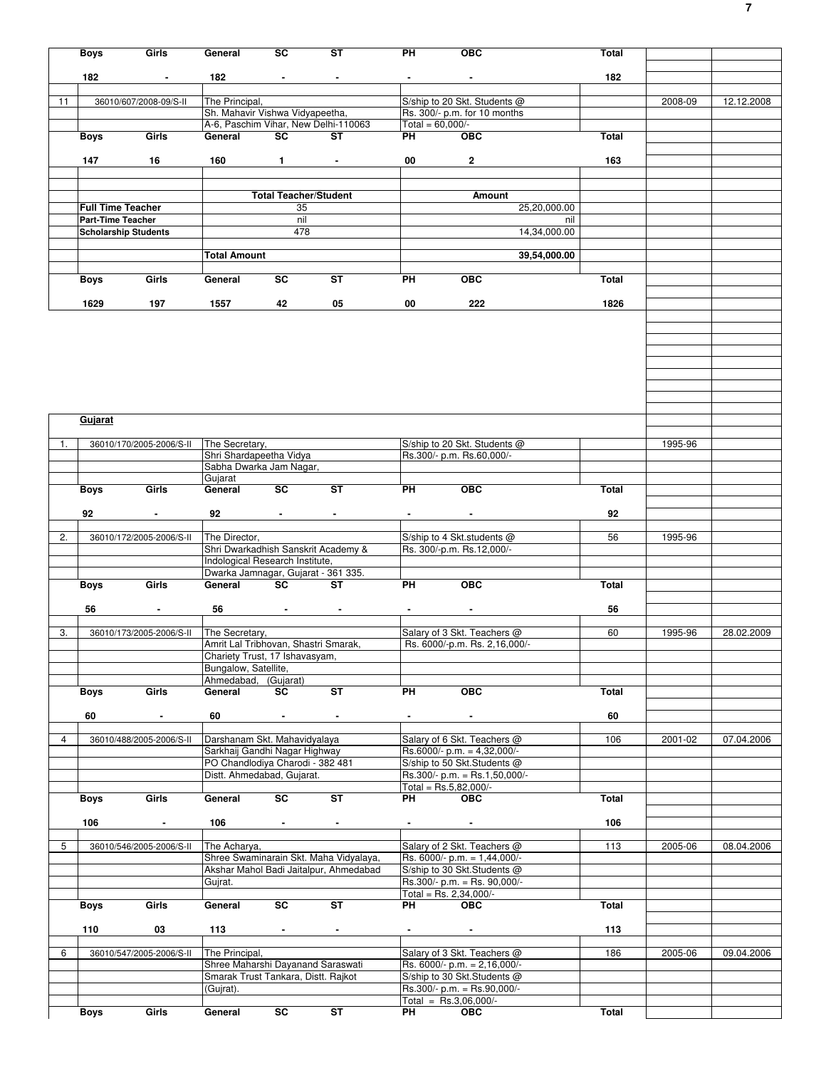| | Boys | Girls | General | SC | ST | PH | OBC | Total | | |
|---|---|---|---|---|---|---|---|---|---|---|
| | 182 | - | 182 | - | - | - | - | 182 | | |
| 11 | 36010/607/2008-09/S-II | | The Principal, Sh. Mahavir Vishwa Vidyapeetha, A-6, Paschim Vihar, New Delhi-110063 | | | S/ship to 20 Skt. Students @ Rs. 300/- p.m. for 10 months Total = 60,000/- | | | 2008-09 | 12.12.2008 |
| | Boys | Girls | General | SC | ST | PH | OBC | Total | | |
| | 147 | 16 | 160 | 1 | - | 00 | 2 | 163 | | |
| | | | Total Teacher/Student | | | Amount | | | | |
| | Full Time Teacher | | 35 | | | 25,20,000.00 | | | | |
| | Part-Time Teacher | | nil | | | nil | | | | |
| | Scholarship Students | | 478 | | | 14,34,000.00 | | | | |
| | | | Total Amount | | | 39,54,000.00 | | | | |
| | Boys | Girls | General | SC | ST | PH | OBC | Total | | |
| | 1629 | 197 | 1557 | 42 | 05 | 00 | 222 | 1826 | | |

**Gujarat**

| | | | | | | | | | | |
|---|---|---|---|---|---|---|---|---|---|---|
| 1. | 36010/170/2005-2006/S-II | | The Secretary, Shri Shardapeetha Vidya Sabha Dwarka Jam Nagar, Gujarat | | | S/ship to 20 Skt. Students @ Rs.300/- p.m. Rs.60,000/- | | | 1995-96 | |
| | Boys | Girls | General | SC | ST | PH | OBC | Total | | |
| | 92 | - | 92 | - | - | - | - | 92 | | |
| 2. | 36010/172/2005-2006/S-II | | The Director, Shri Dwarkadhish Sanskrit Academy & Indological Research Institute, Dwarka Jamnagar, Gujarat - 361 335. | | | S/ship to 4 Skt.students @ Rs. 300/-p.m. Rs.12,000/- | | 56 | 1995-96 | |
| | Boys | Girls | General | SC | ST | PH | OBC | Total | | |
| | 56 | - | 56 | - | - | - | - | 56 | | |
| 3. | 36010/173/2005-2006/S-II | | The Secretary, Amrit Lal Tribhovan, Shastri Smarak, Chariety Trust, 17 Ishavasyam, Bungalow, Satellite, Ahmedabad, (Gujarat) | | | Salary of 3 Skt. Teachers @ Rs. 6000/-p.m. Rs. 2,16,000/- | | 60 | 1995-96 | 28.02.2009 |
| | Boys | Girls | General | SC | ST | PH | OBC | Total | | |
| | 60 | - | 60 | - | - | - | - | 60 | | |
| 4 | 36010/488/2005-2006/S-II | | Darshanam Skt. Mahavidyalaya Sarkhaij Gandhi Nagar Highway PO Chandlodiya Charodi - 382 481 Distt. Ahmedabad, Gujarat. | | | Salary of 6 Skt. Teachers @ Rs.6000/- p.m. = 4,32,000/- S/ship to 50 Skt.Students @ Rs.300/- p.m. = Rs.1,50,000/- Total = Rs.5,82,000/- | | 106 | 2001-02 | 07.04.2006 |
| | Boys | Girls | General | SC | ST | PH | OBC | Total | | |
| | 106 | - | 106 | - | - | - | - | 106 | | |
| 5 | 36010/546/2005-2006/S-II | | The Acharya, Shree Swaminarain Skt. Maha Vidyalaya, Akshar Mahol Badi Jaitalpur, Ahmedabad Gujrat. | | | Salary of 2 Skt. Teachers @ Rs. 6000/- p.m. = 1,44,000/- S/ship to 30 Skt.Students @ Rs.300/- p.m. = Rs. 90,000/- Total = Rs. 2,34,000/- | | 113 | 2005-06 | 08.04.2006 |
| | Boys | Girls | General | SC | ST | PH | OBC | Total | | |
| | 110 | 03 | 113 | - | - | - | - | 113 | | |
| 6 | 36010/547/2005-2006/S-II | | The Principal, Shree Maharshi Dayanand Saraswati Smarak Trust Tankara, Distt. Rajkot (Gujrat). | | | Salary of 3 Skt. Teachers @ Rs. 6000/- p.m. = 2,16,000/- S/ship to 30 Skt.Students @ Rs.300/- p.m. = Rs.90,000/- Total = Rs.3,06,000/- | | 186 | 2005-06 | 09.04.2006 |
| | Boys | Girls | General | SC | ST | PH | OBC | Total | | |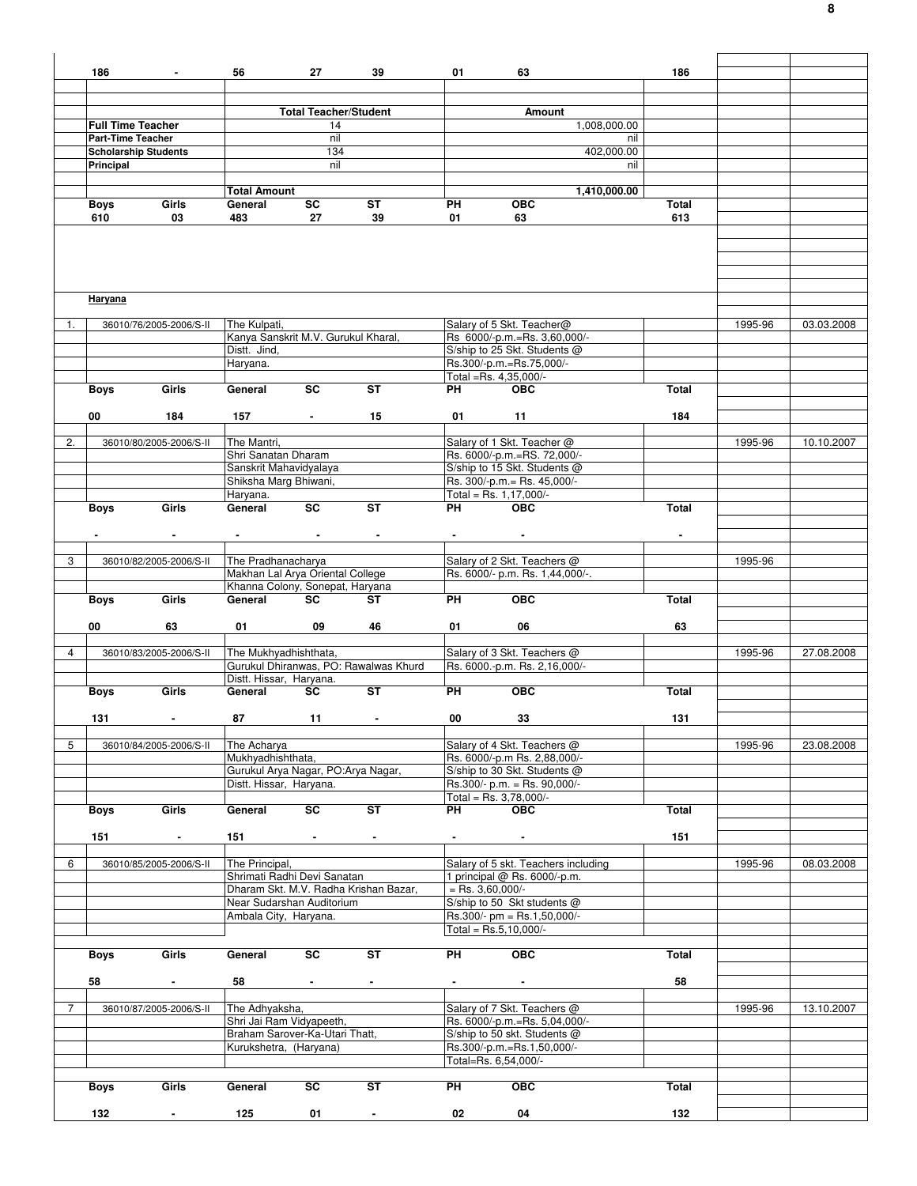| | | | | | | | | | | |
|---|---|---|---|---|---|---|---|---|---|---|
| 186 | - | 56 | 27 | 39 | 01 | 63 | 186 | | | |
| | | | **Total Teacher/Student** | | | **Amount** | | | | |
| **Full Time Teacher** | | | 14 | | | 1,008,000.00 | | | | |
| **Part-Time Teacher** | | | nil | | | nil | | | | |
| **Scholarship Students** | | | 134 | | | 402,000.00 | | | | |
| **Principal** | | | nil | | | nil | | | | |
| | | **Total Amount** | | | | 1,410,000.00 | | | | |
| **Boys** | **Girls** | **General** | **SC** | **ST** | **PH** | **OBC** | **Total** | | | |
| 610 | 03 | 483 | 27 | 39 | 01 | 63 | 613 | | | |

**Haryana**

| S.No. | File No. | Name & Address | | | Details | | | | Year | Date |
|---|---|---|---|---|---|---|---|---|---|---|
| 1. | 36010/76/2005-2006/S-II | The Kulpati, Kanya Sanskrit M.V. Gurukul Kharal, Distt. Jind, Haryana. | | | Salary of 5 Skt. Teacher@ Rs 6000/-p.m.=Rs. 3,60,000/- S/ship to 25 Skt. Students @ Rs.300/-p.m.=Rs.75,000/- Total =Rs. 4,35,000/- | | | | 1995-96 | 03.03.2008 |
| **Boys** | **Girls** | **General** | **SC** | **ST** | **PH** | **OBC** | **Total** | | | |
| 00 | 184 | 157 | - | 15 | 01 | 11 | 184 | | | |
| 2. | 36010/80/2005-2006/S-II | The Mantri, Shri Sanatan Dharam Sanskrit Mahavidyalaya Shiksha Marg Bhiwani, Haryana. | | | Salary of 1 Skt. Teacher @ Rs. 6000/-p.m.=RS. 72,000/- S/ship to 15 Skt. Students @ Rs. 300/-p.m.= Rs. 45,000/- Total = Rs. 1,17,000/- | | | | 1995-96 | 10.10.2007 |
| **Boys** | **Girls** | **General** | **SC** | **ST** | **PH** | **OBC** | **Total** | | | |
| - | - | - | - | - | - | - | - | | | |
| 3 | 36010/82/2005-2006/S-II | The Pradhanacharya Makhan Lal Arya Oriental College Khanna Colony, Sonepat, Haryana | | | Salary of 2 Skt. Teachers @ Rs. 6000/- p.m. Rs. 1,44,000/-. | | | | 1995-96 | |
| **Boys** | **Girls** | **General** | **SC** | **ST** | **PH** | **OBC** | **Total** | | | |
| 00 | 63 | 01 | 09 | 46 | 01 | 06 | 63 | | | |
| 4 | 36010/83/2005-2006/S-II | The Mukhyadhishthata, Gurukul Dhiranwas, PO: Rawalwas Khurd Distt. Hissar, Haryana. | | | Salary of 3 Skt. Teachers @ Rs. 6000.-p.m. Rs. 2,16,000/- | | | | 1995-96 | 27.08.2008 |
| **Boys** | **Girls** | **General** | **SC** | **ST** | **PH** | **OBC** | **Total** | | | |
| 131 | - | 87 | 11 | - | 00 | 33 | 131 | | | |
| 5 | 36010/84/2005-2006/S-II | The Acharya Mukhyadhishthata, Gurukul Arya Nagar, PO:Arya Nagar, Distt. Hissar, Haryana. | | | Salary of 4 Skt. Teachers @ Rs. 6000/-p.m Rs. 2,88,000/- S/ship to 30 Skt. Students @ Rs.300/- p.m. = Rs. 90,000/- Total = Rs. 3,78,000/- | | | | 1995-96 | 23.08.2008 |
| **Boys** | **Girls** | **General** | **SC** | **ST** | **PH** | **OBC** | **Total** | | | |
| 151 | - | 151 | - | - | - | - | 151 | | | |
| 6 | 36010/85/2005-2006/S-II | The Principal, Shrimati Radhi Devi Sanatan Dharam Skt. M.V. Radha Krishan Bazar, Near Sudarshan Auditorium Ambala City, Haryana. | | | Salary of 5 skt. Teachers including 1 principal @ Rs. 6000/-p.m. = Rs. 3,60,000/- S/ship to 50 Skt students @ Rs.300/- pm = Rs.1,50,000/- Total = Rs.5,10,000/- | | | | 1995-96 | 08.03.2008 |
| **Boys** | **Girls** | **General** | **SC** | **ST** | **PH** | **OBC** | **Total** | | | |
| 58 | - | 58 | - | - | - | - | 58 | | | |
| 7 | 36010/87/2005-2006/S-II | The Adhyaksha, Shri Jai Ram Vidyapeeth, Braham Sarover-Ka-Utari Thatt, Kurukshetra, (Haryana) | | | Salary of 7 Skt. Teachers @ Rs. 6000/-p.m.=Rs. 5,04,000/- S/ship to 50 skt. Students @ Rs.300/-p.m.=Rs.1,50,000/- Total=Rs. 6,54,000/- | | | | 1995-96 | 13.10.2007 |
| **Boys** | **Girls** | **General** | **SC** | **ST** | **PH** | **OBC** | **Total** | | | |
| 132 | - | 125 | 01 | - | 02 | 04 | 132 | | | |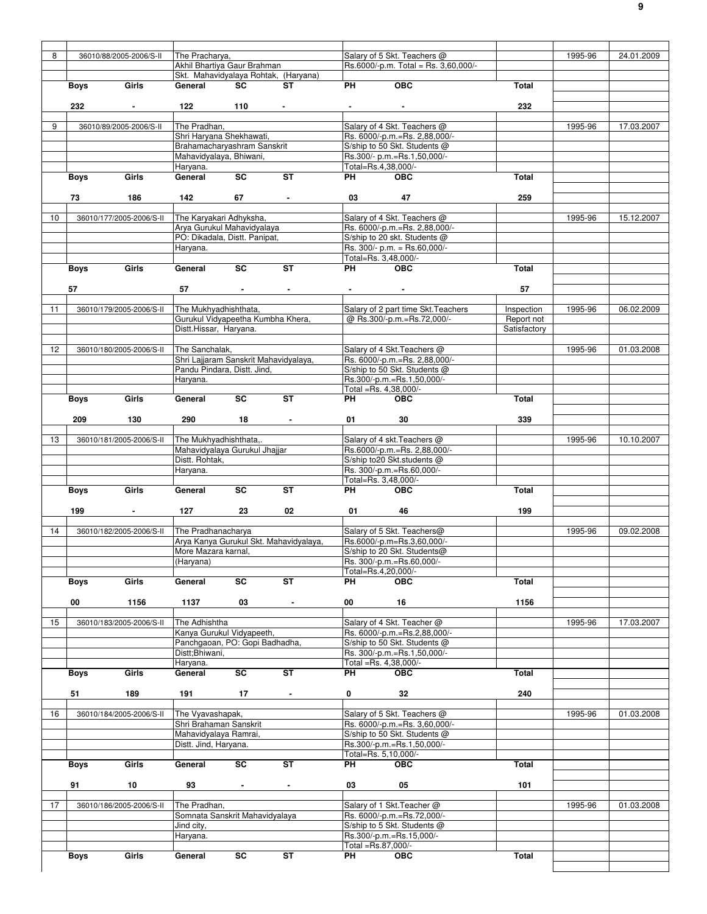| | | | | | |
|---|---|---|---|---|---|---|
| 8 | 36010/88/2005-2006/S-II | The Pracharya, Akhil Bhartiya Gaur Brahman Skt. Mahavidyalaya Rohtak, (Haryana) | Salary of 5 Skt. Teachers @ Rs.6000/-p.m. Total = Rs. 3,60,000/- | | 1995-96 | 24.01.2009 |

| Boys | Girls | General | SC | ST | PH | OBC | Total |
|---|---|---|---|---|---|---|---|
| 232 | - | 122 | 110 | - | - | - | 232 |

| | | | | | | |
|---|---|---|---|---|---|---|
| 9 | 36010/89/2005-2006/S-II | The Pradhan, Shri Haryana Shekhawati, Brahamacharyashram Sanskrit Mahavidyalaya, Bhiwani, Haryana. | Salary of 4 Skt. Teachers @ Rs. 6000/-p.m.=Rs. 2,88,000/- S/ship to 50 Skt. Students @ Rs.300/- p.m.=Rs.1,50,000/- Total=Rs.4,38,000/- | | 1995-96 | 17.03.2007 |

| Boys | Girls | General | SC | ST | PH | OBC | Total |
|---|---|---|---|---|---|---|---|
| 73 | 186 | 142 | 67 | - | 03 | 47 | 259 |

| | | | | | | |
|---|---|---|---|---|---|---|
| 10 | 36010/177/2005-2006/S-II | The Karyakari Adhyksha, Arya Gurukul Mahavidyalaya PO: Dikadala, Distt. Panipat, Haryana. | Salary of 4 Skt. Teachers @ Rs. 6000/-p.m.=Rs. 2,88,000/- S/ship to 20 skt. Students @ Rs. 300/- p.m. = Rs.60,000/- Total=Rs. 3,48,000/- | | 1995-96 | 15.12.2007 |

| Boys | Girls | General | SC | ST | PH | OBC | Total |
|---|---|---|---|---|---|---|---|
| 57 | | 57 | - | - | - | - | 57 |

| | | | | | | |
|---|---|---|---|---|---|---|
| 11 | 36010/179/2005-2006/S-II | The Mukhyadhishthata, Gurukul Vidyapeetha Kumbha Khera, Distt.Hissar, Haryana. | Salary of 2 part time Skt.Teachers @ Rs.300/-p.m.=Rs.72,000/- | Inspection Report not Satisfactory | 1995-96 | 06.02.2009 |
| 12 | 36010/180/2005-2006/S-II | The Sanchalak, Shri Lajjaram Sanskrit Mahavidyalaya, Pandu Pindara, Distt. Jind, Haryana. | Salary of 4 Skt.Teachers @ Rs. 6000/-p.m.=Rs. 2,88,000/- S/ship to 50 Skt. Students @ Rs.300/-p.m.=Rs.1,50,000/- Total =Rs. 4,38,000/- | | 1995-96 | 01.03.2008 |

| Boys | Girls | General | SC | ST | PH | OBC | Total |
|---|---|---|---|---|---|---|---|
| 209 | 130 | 290 | 18 | - | 01 | 30 | 339 |

| | | | | | | |
|---|---|---|---|---|---|---|
| 13 | 36010/181/2005-2006/S-II | The Mukhyadhishthata,. Mahavidyalaya Gurukul Jhajjar Distt. Rohtak, Haryana. | Salary of 4 skt.Teachers @ Rs.6000/-p.m.=Rs. 2,88,000/- S/ship to20 Skt.students @ Rs. 300/-p.m.=Rs.60,000/- Total=Rs. 3,48,000/- | | 1995-96 | 10.10.2007 |

| Boys | Girls | General | SC | ST | PH | OBC | Total |
|---|---|---|---|---|---|---|---|
| 199 | - | 127 | 23 | 02 | 01 | 46 | 199 |

| | | | | | | |
|---|---|---|---|---|---|---|
| 14 | 36010/182/2005-2006/S-II | The Pradhanacharya Arya Kanya Gurukul Skt. Mahavidyalaya, More Mazara karnal, (Haryana) | Salary of 5 Skt. Teachers@ Rs.6000/-p.m=Rs.3,60,000/- S/ship to 20 Skt. Students@ Rs. 300/-p.m.=Rs.60,000/- Total=Rs.4,20,000/- | | 1995-96 | 09.02.2008 |

| Boys | Girls | General | SC | ST | PH | OBC | Total |
|---|---|---|---|---|---|---|---|
| 00 | 1156 | 1137 | 03 | - | 00 | 16 | 1156 |

| | | | | | | |
|---|---|---|---|---|---|---|
| 15 | 36010/183/2005-2006/S-II | The Adhishtha Kanya Gurukul Vidyapeeth, Panchgaoan, PO: Gopi Badhadha, Distt;Bhiwani, Haryana. | Salary of 4 Skt. Teacher @ Rs. 6000/-p.m.=Rs.2,88,000/- S/ship to 50 Skt. Students @ Rs. 300/-p.m.=Rs.1,50,000/- Total =Rs. 4,38,000/- | | 1995-96 | 17.03.2007 |

| Boys | Girls | General | SC | ST | PH | OBC | Total |
|---|---|---|---|---|---|---|---|
| 51 | 189 | 191 | 17 | - | 0 | 32 | 240 |

| | | | | | | |
|---|---|---|---|---|---|---|
| 16 | 36010/184/2005-2006/S-II | The Vyavashapak, Shri Brahaman Sanskrit Mahavidyalaya Ramrai, Distt. Jind, Haryana. | Salary of 5 Skt. Teachers @ Rs. 6000/-p.m.=Rs. 3,60,000/- S/ship to 50 Skt. Students @ Rs.300/-p.m.=Rs.1,50,000/- Total=Rs. 5,10,000/- | | 1995-96 | 01.03.2008 |

| Boys | Girls | General | SC | ST | PH | OBC | Total |
|---|---|---|---|---|---|---|---|
| 91 | 10 | 93 | - | - | 03 | 05 | 101 |

| | | | | | | |
|---|---|---|---|---|---|---|
| 17 | 36010/186/2005-2006/S-II | The Pradhan, Somnata Sanskrit Mahavidyalaya Jind city, Haryana. | Salary of 1 Skt.Teacher @ Rs. 6000/-p.m.=Rs.72,000/- S/ship to 5 Skt. Students @ Rs.300/-p.m.=Rs.15,000/- Total =Rs.87,000/- | | 1995-96 | 01.03.2008 |

| Boys | Girls | General | SC | ST | PH | OBC | Total |
|---|---|---|---|---|---|---|---|
| | | | | | | | |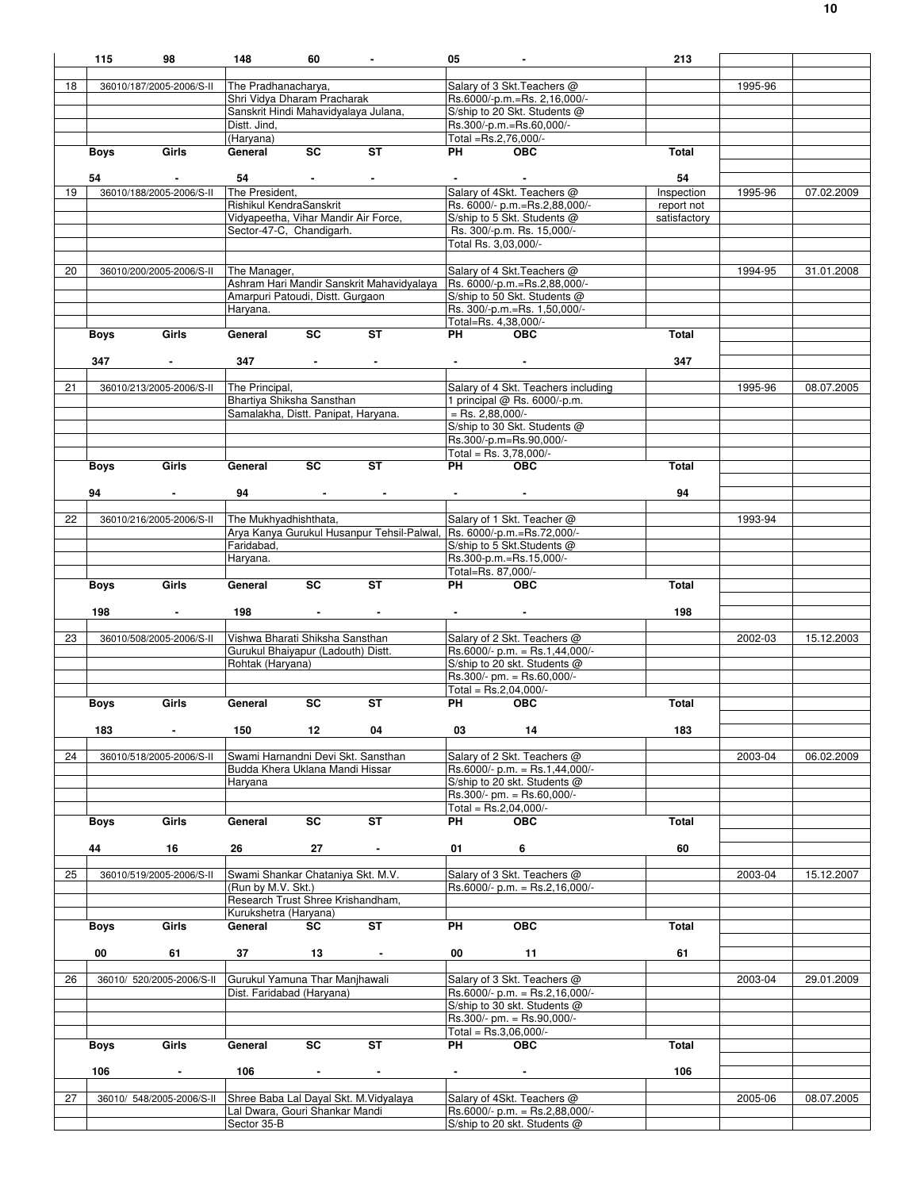| | | | | | | | | | |
|---|---|---|---|---|---|---|---|---|---|
| | **115** | **98** | **148** | **60** | **-** | **05** | **-** | **213** | | |
| 18 | 36010/187/2005-2006/S-II | | The Pradhanacharya, Shri Vidya Dharam Pracharak Sanskrit Hindi Mahavidyalaya Julana, Distt. Jind, (Haryana) | | | Salary of 3 Skt.Teachers @ Rs.6000/-p.m.=Rs. 2,16,000/- S/ship to 20 Skt. Students @ Rs.300/-p.m.=Rs.60,000/- Total =Rs.2,76,000/- | | | 1995-96 | |
| | **Boys** | **Girls** | **General** | **SC** | **ST** | **PH** | **OBC** | **Total** | | |
| | **54** | **-** | **54** | **-** | **-** | **-** | **-** | **54** | | |
| 19 | 36010/188/2005-2006/S-II | | The President, Rishikul KendraSanskrit Vidyapeetha, Vihar Mandir Air Force, Sector-47-C, Chandigarh. | | | Salary of 4Skt. Teachers @ Rs. 6000/- p.m.=Rs.2,88,000/- S/ship to 5 Skt. Students @ Rs. 300/-p.m. Rs. 15,000/- Total Rs. 3,03,000/- | | Inspection report not satisfactory | 1995-96 | 07.02.2009 |
| 20 | 36010/200/2005-2006/S-II | | The Manager, Ashram Hari Mandir Sanskrit Mahavidyalaya Amarpuri Patoudi, Distt. Gurgaon Haryana. | | | Salary of 4 Skt.Teachers @ Rs. 6000/-p.m.=Rs.2,88,000/- S/ship to 50 Skt. Students @ Rs. 300/-p.m.=Rs. 1,50,000/- Total=Rs. 4,38,000/- | | | 1994-95 | 31.01.2008 |
| | **Boys** | **Girls** | **General** | **SC** | **ST** | **PH** | **OBC** | **Total** | | |
| | **347** | **-** | **347** | **-** | **-** | **-** | **-** | **347** | | |
| 21 | 36010/213/2005-2006/S-II | | The Principal, Bhartiya Shiksha Sansthan Samalakha, Distt. Panipat, Haryana. | | | Salary of 4 Skt. Teachers including 1 principal @ Rs. 6000/-p.m. = Rs. 2,88,000/- S/ship to 30 Skt. Students @ Rs.300/-p.m=Rs.90,000/- Total = Rs. 3,78,000/- | | | 1995-96 | 08.07.2005 |
| | **Boys** | **Girls** | **General** | **SC** | **ST** | **PH** | **OBC** | **Total** | | |
| | **94** | **-** | **94** | **-** | **-** | **-** | **-** | **94** | | |
| 22 | 36010/216/2005-2006/S-II | | The Mukhyadhishthata, Arya Kanya Gurukul Husanpur Tehsil-Palwal, Faridabad, Haryana. | | | Salary of 1 Skt. Teacher @ Rs. 6000/-p.m.=Rs.72,000/- S/ship to 5 Skt.Students @ Rs.300-p.m.=Rs.15,000/- Total=Rs. 87,000/- | | | 1993-94 | |
| | **Boys** | **Girls** | **General** | **SC** | **ST** | **PH** | **OBC** | **Total** | | |
| | **198** | **-** | **198** | **-** | **-** | **-** | **-** | **198** | | |
| 23 | 36010/508/2005-2006/S-II | | Vishwa Bharati Shiksha Sansthan Gurukul Bhaiyapur (Ladouth) Distt. Rohtak (Haryana) | | | Salary of 2 Skt. Teachers @ Rs.6000/- p.m. = Rs.1,44,000/- S/ship to 20 skt. Students @ Rs.300/- pm. = Rs.60,000/- Total = Rs.2,04,000/- | | | 2002-03 | 15.12.2003 |
| | **Boys** | **Girls** | **General** | **SC** | **ST** | **PH** | **OBC** | **Total** | | |
| | **183** | **-** | **150** | **12** | **04** | **03** | **14** | **183** | | |
| 24 | 36010/518/2005-2006/S-II | | Swami Harnandni Devi Skt. Sansthan Budda Khera Uklana Mandi Hissar Haryana | | | Salary of 2 Skt. Teachers @ Rs.6000/- p.m. = Rs.1,44,000/- S/ship to 20 skt. Students @ Rs.300/- pm. = Rs.60,000/- Total = Rs.2,04,000/- | | | 2003-04 | 06.02.2009 |
| | **Boys** | **Girls** | **General** | **SC** | **ST** | **PH** | **OBC** | **Total** | | |
| | **44** | **16** | **26** | **27** | **-** | **01** | **6** | **60** | | |
| 25 | 36010/519/2005-2006/S-II | | Swami Shankar Chataniya Skt. M.V. (Run by M.V. Skt.) Research Trust Shree Krishandham, Kurukshetra (Haryana) | | | Salary of 3 Skt. Teachers @ Rs.6000/- p.m. = Rs.2,16,000/- | | | 2003-04 | 15.12.2007 |
| | **Boys** | **Girls** | **General** | **SC** | **ST** | **PH** | **OBC** | **Total** | | |
| | **00** | **61** | **37** | **13** | **-** | **00** | **11** | **61** | | |
| 26 | 36010/ 520/2005-2006/S-II | | Gurukul Yamuna Thar Manjhawali Dist. Faridabad (Haryana) | | | Salary of 3 Skt. Teachers @ Rs.6000/- p.m. = Rs.2,16,000/- S/ship to 30 skt. Students @ Rs.300/- pm. = Rs.90,000/- Total = Rs.3,06,000/- | | | 2003-04 | 29.01.2009 |
| | **Boys** | **Girls** | **General** | **SC** | **ST** | **PH** | **OBC** | **Total** | | |
| | **106** | **-** | **106** | **-** | **-** | **-** | **-** | **106** | | |
| 27 | 36010/ 548/2005-2006/S-II | | Shree Baba Lal Dayal Skt. M.Vidyalaya Lal Dwara, Gouri Shankar Mandi Sector 35-B | | | Salary of 4Skt. Teachers @ Rs.6000/- p.m. = Rs.2,88,000/- S/ship to 20 skt. Students @ | | | 2005-06 | 08.07.2005 |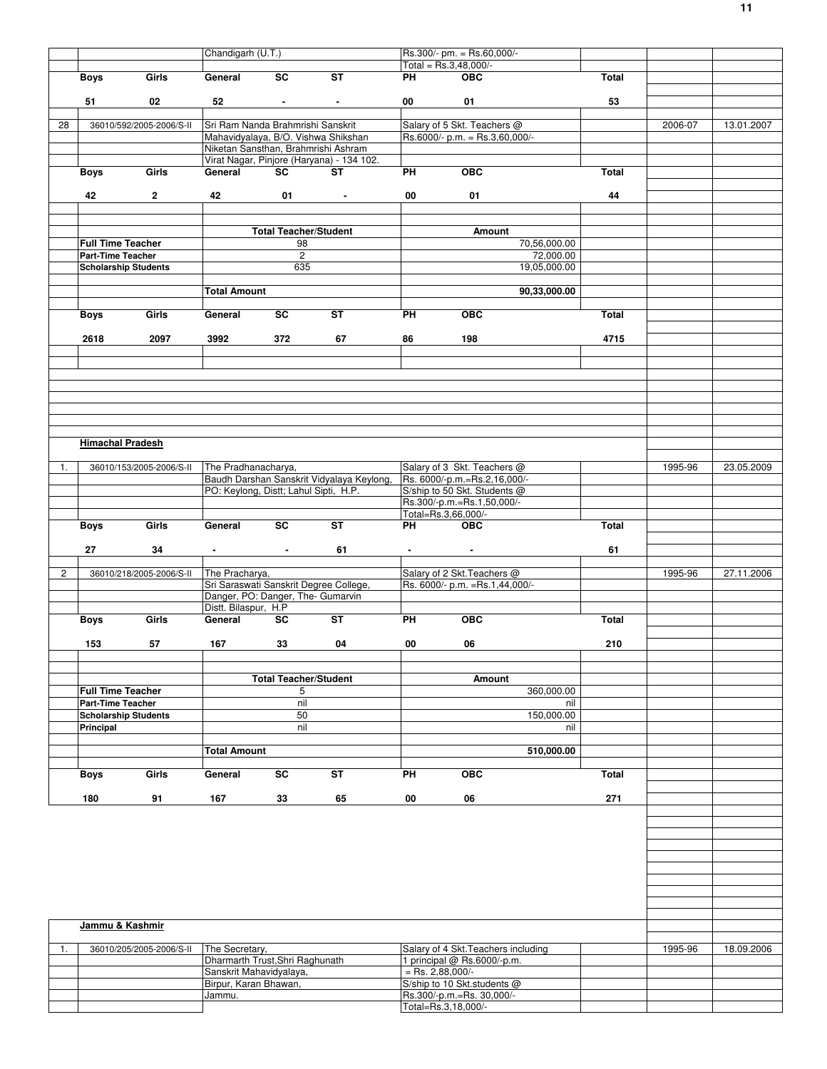| | | Chandigarh (U.T.) | | | Rs.300/- pm. = Rs.60,000/- | | | | |
|---|---|---|---|---|---|---|---|---|---|
| | | | | | Total = Rs.3,48,000/- | | | | |
| **Boys** | **Girls** | **General** | **SC** | **ST** | **PH** | **OBC** | **Total** | | |
| **51** | **02** | **52** | **-** | **-** | **00** | **01** | **53** | | |

| | | | | | | | | | |
|---|---|---|---|---|---|---|---|---|---|
| 28 | 36010/592/2005-2006/S-II | Sri Ram Nanda Brahmrishi Sanskrit Mahavidyalaya, B/O. Vishwa Shikshan Niketan Sansthan, Brahmrishi Ashram Virat Nagar, Pinjore (Haryana) - 134 102. | | | Salary of 5 Skt. Teachers @ Rs.6000/- p.m. = Rs.3,60,000/- | | | 2006-07 | 13.01.2007 |
| **Boys** | **Girls** | **General** | **SC** | **ST** | **PH** | **OBC** | **Total** | | |
| | **42** | **2** | **42** | **01** | **-** | **00** | **01** | **44** | |

| | **Total Teacher/Student** | **Amount** |
|---|---|---|
| **Full Time Teacher** | 98 | 70,56,000.00 |
| **Part-Time Teacher** | 2 | 72,000.00 |
| **Scholarship Students** | 635 | 19,05,000.00 |
| | **Total Amount** | **90,33,000.00** |

| **Boys** | **Girls** | **General** | **SC** | **ST** | **PH** | **OBC** | **Total** |
|---|---|---|---|---|---|---|---|
| **2618** | **2097** | **3992** | **372** | **67** | **86** | **198** | **4715** |

## Himachal Pradesh

| | | | | | | | | | |
|---|---|---|---|---|---|---|---|---|---|
| 1. | 36010/153/2005-2006/S-II | The Pradhanacharya, Baudh Darshan Sanskrit Vidyalaya Keylong, PO: Keylong, Distt; Lahul Sipti, H.P. | | | Salary of 3 Skt. Teachers @ Rs. 6000/-p.m.=Rs.2,16,000/- S/ship to 50 Skt. Students @ Rs.300/-p.m.=Rs.1,50,000/- Total=Rs.3,66,000/- | | | 1995-96 | 23.05.2009 |
| **Boys** | **Girls** | **General** | **SC** | **ST** | **PH** | **OBC** | **Total** | | |
| **27** | **34** | **-** | **-** | **61** | **-** | **-** | **61** | | |
| 2 | 36010/218/2005-2006/S-II | The Pracharya, Sri Saraswati Sanskrit Degree College, Danger, PO: Danger, The- Gumarvin Distt. Bilaspur, H.P | | | Salary of 2 Skt.Teachers @ Rs. 6000/- p.m. =Rs.1,44,000/- | | | 1995-96 | 27.11.2006 |
| **Boys** | **Girls** | **General** | **SC** | **ST** | **PH** | **OBC** | **Total** | | |
| **153** | **57** | **167** | **33** | **04** | **00** | **06** | **210** | | |

| | **Total Teacher/Student** | **Amount** |
|---|---|---|
| **Full Time Teacher** | 5 | 360,000.00 |
| **Part-Time Teacher** | nil | nil |
| **Scholarship Students** | 50 | 150,000.00 |
| **Principal** | nil | nil |
| | **Total Amount** | **510,000.00** |

| **Boys** | **Girls** | **General** | **SC** | **ST** | **PH** | **OBC** | **Total** |
|---|---|---|---|---|---|---|---|
| **180** | **91** | **167** | **33** | **65** | **00** | **06** | **271** |

## Jammu & Kashmir

| | | | | | | | | | |
|---|---|---|---|---|---|---|---|---|---|
| 1. | 36010/205/2005-2006/S-II | The Secretary, Dharmarth Trust,Shri Raghunath Sanskrit Mahavidyalaya, Birpur, Karan Bhawan, Jammu. | | | Salary of 4 Skt.Teachers including 1 principal @ Rs.6000/-p.m. = Rs. 2,88,000/- S/ship to 10 Skt.students @ Rs.300/-p.m.=Rs. 30,000/- Total=Rs.3,18,000/- | | | 1995-96 | 18.09.2006 |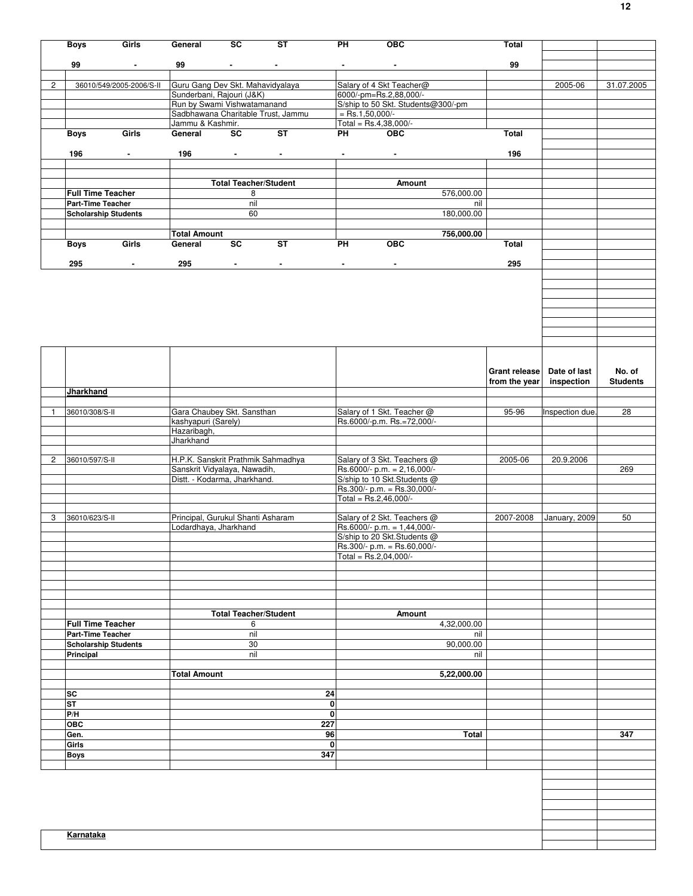| | | | | | | |
|---|---|---|---|---|---|---|
| | Boys Girls | General SC ST | PH OBC | Total | | |
| | 99 - | 99 - - | - - | 99 | | |
| 2 | 36010/549/2005-2006/S-II | Guru Gang Dev Skt. Mahavidyalaya Sunderbani, Rajouri (J&K) Run by Swami Vishwatamanand Sadbhawana Charitable Trust, Jammu Jammu & Kashmir. | Salary of 4 Skt Teacher@ 6000/-pm=Rs.2,88,000/- S/ship to 50 Skt. Students@300/-pm = Rs.1,50,000/- Total = Rs.4,38,000/- | | 2005-06 | 31.07.2005 |
| | Boys Girls | General SC ST | PH OBC | Total | | |
| | 196 - | 196 - - | - - | 196 | | |
| | | Total Teacher/Student | Amount | | | |
| | Full Time Teacher | 8 | 576,000.00 | | | |
| | Part-Time Teacher | nil | nil | | | |
| | Scholarship Students | 60 | 180,000.00 | | | |
| | | Total Amount | 756,000.00 | | | |
| | Boys Girls | General SC ST | PH OBC | Total | | |
| | 295 - | 295 - - | - - | 295 | | |

| | | | | Grant release from the year | Date of last inspection | No. of Students |
|---|---|---|---|---|---|---|
| | **Jharkhand** | | | | | |
| 1 | 36010/308/S-II | Gara Chaubey Skt. Sansthan kashyapuri (Sarely) Hazaribagh, Jharkhand | Salary of 1 Skt. Teacher @ Rs.6000/-p.m. Rs.=72,000/- | 95-96 | Inspection due. | 28 |
| 2 | 36010/597/S-II | H.P.K. Sanskrit Prathmik Sahmadhya Sanskrit Vidyalaya, Nawadih, Distt. - Kodarma, Jharkhand. | Salary of 3 Skt. Teachers @ Rs.6000/- p.m. = 2,16,000/- S/ship to 10 Skt.Students @ Rs.300/- p.m. = Rs.30,000/- Total = Rs.2,46,000/- | 2005-06 | 20.9.2006 | 269 |
| 3 | 36010/623/S-II | Principal, Gurukul Shanti Asharam Lodardhaya, Jharkhand | Salary of 2 Skt. Teachers @ Rs.6000/- p.m. = 1,44,000/- S/ship to 20 Skt.Students @ Rs.300/- p.m. = Rs.60,000/- Total = Rs.2,04,000/- | 2007-2008 | January, 2009 | 50 |
| | | Total Teacher/Student | Amount | | | |
| | Full Time Teacher | 6 | 4,32,000.00 | | | |
| | Part-Time Teacher | nil | nil | | | |
| | Scholarship Students | 30 | 90,000.00 | | | |
| | Principal | nil | nil | | | |
| | | Total Amount | 5,22,000.00 | | | |
| | SC | 24 | | | | |
| | ST | 0 | | | | |
| | P/H | 0 | | | | |
| | OBC | 227 | | | | |
| | Gen. | 96 | Total | | | 347 |
| | Girls | 0 | | | | |
| | Boys | 347 | | | | |

**Karnataka**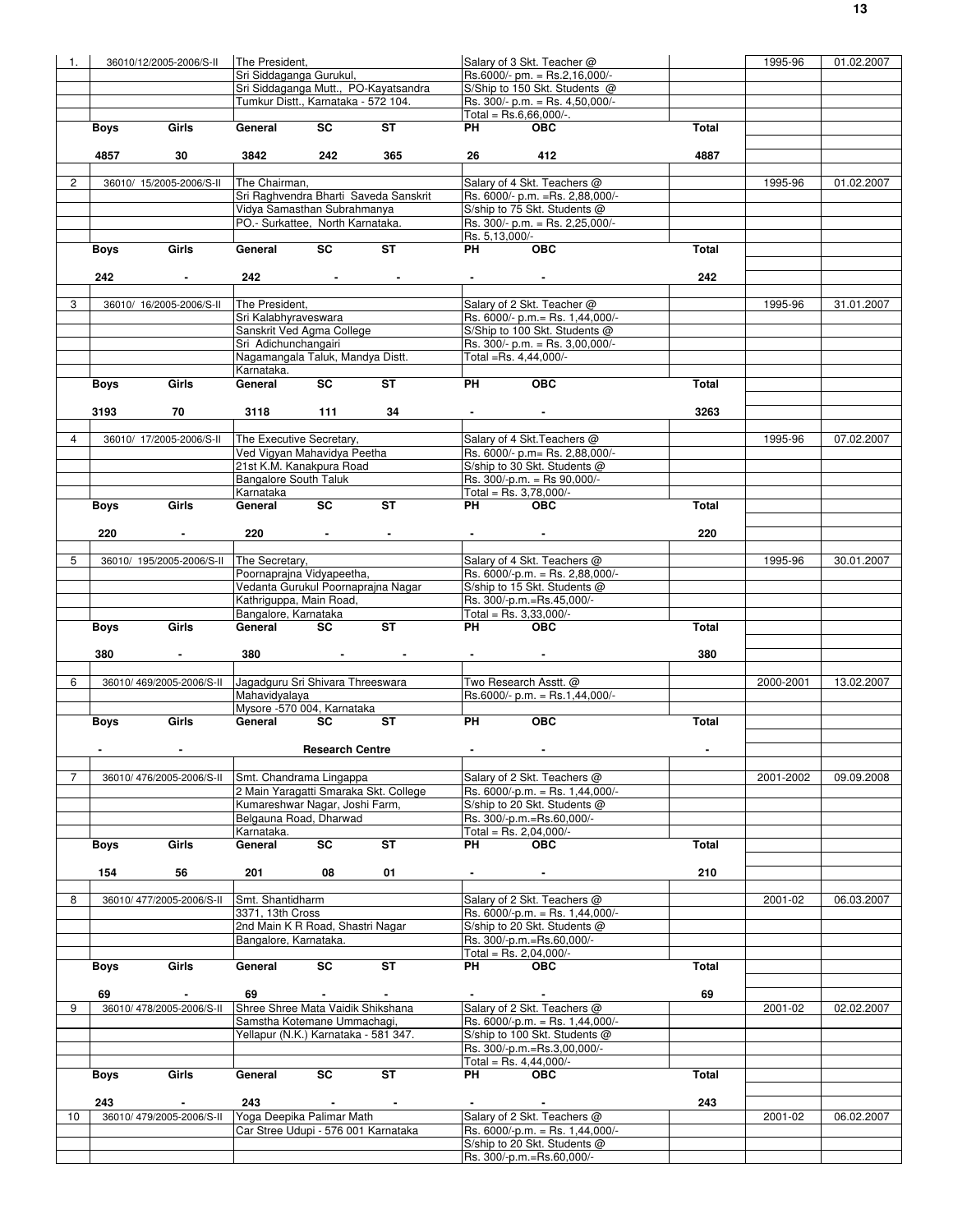| S.No. | File No. | Name & Address | Purpose / Amount | | Year | Date |
|---|---|---|---|---|---|---|
| 1. | 36010/12/2005-2006/S-II | The President, Sri Siddaganga Gurukul, Sri Siddaganga Mutt., PO-Kayatsandra Tumkur Distt., Karnataka - 572 104. | Salary of 3 Skt. Teacher @ Rs.6000/- pm. = Rs.2,16,000/- S/Ship to 150 Skt. Students @ Rs. 300/- p.m. = Rs. 4,50,000/- Total = Rs.6,66,000/-. | | 1995-96 | 01.02.2007 |

| Boys | Girls | General | SC | ST | PH | OBC | Total |
|---|---|---|---|---|---|---|---|
| 4857 | 30 | 3842 | 242 | 365 | 26 | 412 | 4887 |

| S.No. | File No. | Name & Address | Purpose / Amount | | Year | Date |
|---|---|---|---|---|---|---|
| 2 | 36010/ 15/2005-2006/S-II | The Chairman, Sri Raghvendra Bharti Saveda Sanskrit Vidya Samasthan Subrahmanya PO.- Surkattee, North Karnataka. | Salary of 4 Skt. Teachers @ Rs. 6000/- p.m. =Rs. 2,88,000/- S/ship to 75 Skt. Students @ Rs. 300/- p.m. = Rs. 2,25,000/- Rs. 5,13,000/- | | 1995-96 | 01.02.2007 |

| Boys | Girls | General | SC | ST | PH | OBC | Total |
|---|---|---|---|---|---|---|---|
| 242 | - | 242 | - | - | - | - | 242 |

| S.No. | File No. | Name & Address | Purpose / Amount | | Year | Date |
|---|---|---|---|---|---|---|
| 3 | 36010/ 16/2005-2006/S-II | The President, Sri Kalabhyraveswara Sanskrit Ved Agma College Sri Adichunchangairi Nagamangala Taluk, Mandya Distt. Karnataka. | Salary of 2 Skt. Teacher @ Rs. 6000/- p.m.= Rs. 1,44,000/- S/Ship to 100 Skt. Students @ Rs. 300/- p.m. = Rs. 3,00,000/- Total =Rs. 4,44,000/- | | 1995-96 | 31.01.2007 |

| Boys | Girls | General | SC | ST | PH | OBC | Total |
|---|---|---|---|---|---|---|---|
| 3193 | 70 | 3118 | 111 | 34 | - | - | 3263 |

| S.No. | File No. | Name & Address | Purpose / Amount | | Year | Date |
|---|---|---|---|---|---|---|
| 4 | 36010/ 17/2005-2006/S-II | The Executive Secretary, Ved Vigyan Mahavidya Peetha 21st K.M. Kanakpura Road Bangalore South Taluk Karnataka | Salary of 4 Skt.Teachers @ Rs. 6000/- p.m= Rs. 2,88,000/- S/ship to 30 Skt. Students @ Rs. 300/-p.m. = Rs 90,000/- Total = Rs. 3,78,000/- | | 1995-96 | 07.02.2007 |

| Boys | Girls | General | SC | ST | PH | OBC | Total |
|---|---|---|---|---|---|---|---|
| 220 | - | 220 | - | - | - | - | 220 |

| S.No. | File No. | Name & Address | Purpose / Amount | | Year | Date |
|---|---|---|---|---|---|---|
| 5 | 36010/ 195/2005-2006/S-II | The Secretary, Poornaprajna Vidyapeetha, Vedanta Gurukul Poornaprajna Nagar Kathriguppa, Main Road, Bangalore, Karnataka | Salary of 4 Skt. Teachers @ Rs. 6000/-p.m. = Rs. 2,88,000/- S/ship to 15 Skt. Students @ Rs. 300/-p.m.=Rs.45,000/- Total = Rs. 3,33,000/- | | 1995-96 | 30.01.2007 |

| Boys | Girls | General | SC | ST | PH | OBC | Total |
|---|---|---|---|---|---|---|---|
| 380 | - | 380 | - | - | - | - | 380 |

| S.No. | File No. | Name & Address | Purpose / Amount | | Year | Date |
|---|---|---|---|---|---|---|
| 6 | 36010/ 469/2005-2006/S-II | Jagadguru Sri Shivara Threeswara Mahavidyalaya Mysore -570 004, Karnataka | Two Research Asstt. @ Rs.6000/- p.m. = Rs.1,44,000/- | | 2000-2001 | 13.02.2007 |

| Boys | Girls | General | SC | ST | PH | OBC | Total |
|---|---|---|---|---|---|---|---|
| - | - | | Research Centre | | - | - | - |

| S.No. | File No. | Name & Address | Purpose / Amount | | Year | Date |
|---|---|---|---|---|---|---|
| 7 | 36010/ 476/2005-2006/S-II | Smt. Chandrama Lingappa 2 Main Yaragatti Smaraka Skt. College Kumareshwar Nagar, Joshi Farm, Belgauna Road, Dharwad Karnataka. | Salary of 2 Skt. Teachers @ Rs. 6000/-p.m. = Rs. 1,44,000/- S/ship to 20 Skt. Students @ Rs. 300/-p.m.=Rs.60,000/- Total = Rs. 2,04,000/- | | 2001-2002 | 09.09.2008 |

| Boys | Girls | General | SC | ST | PH | OBC | Total |
|---|---|---|---|---|---|---|---|
| 154 | 56 | 201 | 08 | 01 | - | - | 210 |

| S.No. | File No. | Name & Address | Purpose / Amount | | Year | Date |
|---|---|---|---|---|---|---|
| 8 | 36010/ 477/2005-2006/S-II | Smt. Shantidharm 3371, 13th Cross 2nd Main K R Road, Shastri Nagar Bangalore, Karnataka. | Salary of 2 Skt. Teachers @ Rs. 6000/-p.m. = Rs. 1,44,000/- S/ship to 20 Skt. Students @ Rs. 300/-p.m.=Rs.60,000/- Total = Rs. 2,04,000/- | | 2001-02 | 06.03.2007 |

| Boys | Girls | General | SC | ST | PH | OBC | Total |
|---|---|---|---|---|---|---|---|
| 69 | - | 69 | - | - | - | - | 69 |

| S.No. | File No. | Name & Address | Purpose / Amount | | Year | Date |
|---|---|---|---|---|---|---|
| 9 | 36010/ 478/2005-2006/S-II | Shree Shree Mata Vaidik Shikshana Samstha Kotemane Ummachagi, Yellapur (N.K.) Karnataka - 581 347. | Salary of 2 Skt. Teachers @ Rs. 6000/-p.m. = Rs. 1,44,000/- S/ship to 100 Skt. Students @ Rs. 300/-p.m.=Rs.3,00,000/- Total = Rs. 4,44,000/- | | 2001-02 | 02.02.2007 |

| Boys | Girls | General | SC | ST | PH | OBC | Total |
|---|---|---|---|---|---|---|---|
| 243 | - | 243 | - | - | - | - | 243 |

| S.No. | File No. | Name & Address | Purpose / Amount | | Year | Date |
|---|---|---|---|---|---|---|
| 10 | 36010/ 479/2005-2006/S-II | Yoga Deepika Palimar Math Car Stree Udupi - 576 001 Karnataka | Salary of 2 Skt. Teachers @ Rs. 6000/-p.m. = Rs. 1,44,000/- S/ship to 20 Skt. Students @ Rs. 300/-p.m.=Rs.60,000/- | | 2001-02 | 06.02.2007 |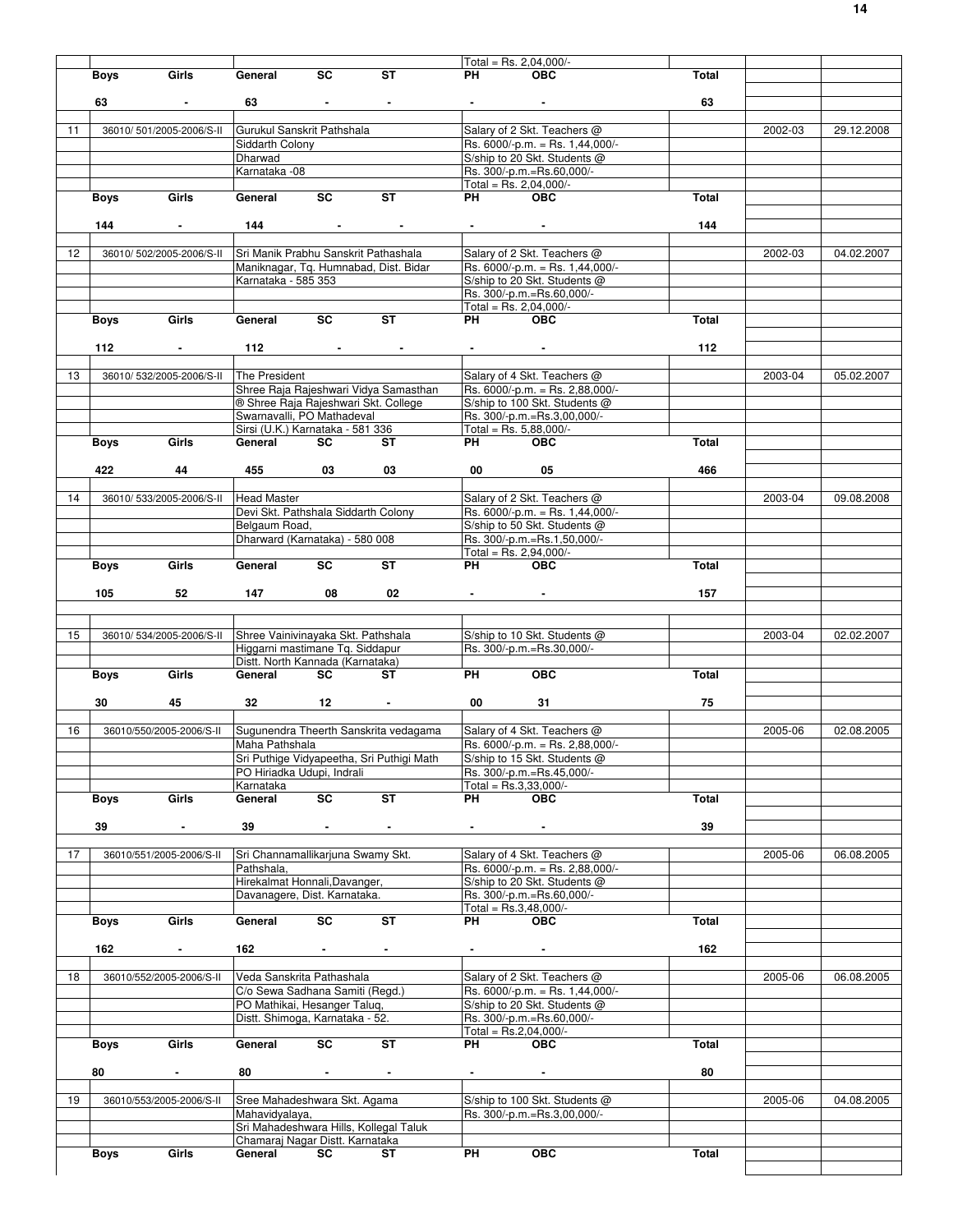| | | | | | | | | | |
|---|---|---|---|---|---|---|---|---|---|
| | | | | | Total = Rs. 2,04,000/- | | | | |
| | Boys | Girls | General | SC | ST | PH | OBC | Total | | |
| | 63 | - | 63 | - | - | - | - | 63 | | |
| 11 | 36010/ 501/2005-2006/S-II | | Gurukul Sanskrit Pathshala<br>Siddarth Colony<br>Dharwad<br>Karnataka -08 | | | Salary of 2 Skt. Teachers @<br>Rs. 6000/-p.m. = Rs. 1,44,000/-<br>S/ship to 20 Skt. Students @<br>Rs. 300/-p.m.=Rs.60,000/-<br>Total = Rs. 2,04,000/- | | | 2002-03 | 29.12.2008 |
| | Boys | Girls | General | SC | ST | PH | OBC | Total | | |
| | 144 | - | 144 | - | - | - | - | 144 | | |
| 12 | 36010/ 502/2005-2006/S-II | | Sri Manik Prabhu Sanskrit Pathashala<br>Maniknagar, Tq. Humnabad, Dist. Bidar<br>Karnataka - 585 353 | | | Salary of 2 Skt. Teachers @<br>Rs. 6000/-p.m. = Rs. 1,44,000/-<br>S/ship to 20 Skt. Students @<br>Rs. 300/-p.m.=Rs.60,000/-<br>Total = Rs. 2,04,000/- | | | 2002-03 | 04.02.2007 |
| | Boys | Girls | General | SC | ST | PH | OBC | Total | | |
| | 112 | - | 112 | - | - | - | - | 112 | | |
| 13 | 36010/ 532/2005-2006/S-II | | The President<br>Shree Raja Rajeshwari Vidya Samasthan<br>® Shree Raja Rajeshwari Skt. College<br>Swarnavalli, PO Mathadeval<br>Sirsi (U.K.) Karnataka - 581 336 | | | Salary of 4 Skt. Teachers @<br>Rs. 6000/-p.m. = Rs. 2,88,000/-<br>S/ship to 100 Skt. Students @<br>Rs. 300/-p.m.=Rs.3,00,000/-<br>Total = Rs. 5,88,000/- | | | 2003-04 | 05.02.2007 |
| | Boys | Girls | General | SC | ST | PH | OBC | Total | | |
| | 422 | 44 | 455 | 03 | 03 | 00 | 05 | 466 | | |
| 14 | 36010/ 533/2005-2006/S-II | | Head Master<br>Devi Skt. Pathshala Siddarth Colony<br>Belgaum Road,<br>Dharward (Karnataka) - 580 008 | | | Salary of 2 Skt. Teachers @<br>Rs. 6000/-p.m. = Rs. 1,44,000/-<br>S/ship to 50 Skt. Students @<br>Rs. 300/-p.m.=Rs.1,50,000/-<br>Total = Rs. 2,94,000/- | | | 2003-04 | 09.08.2008 |
| | Boys | Girls | General | SC | ST | PH | OBC | Total | | |
| | 105 | 52 | 147 | 08 | 02 | - | - | 157 | | |
| 15 | 36010/ 534/2005-2006/S-II | | Shree Vainivinayaka Skt. Pathshala<br>Higgarni mastimane Tq. Siddapur<br>Distt. North Kannada (Karnataka) | | | S/ship to 10 Skt. Students @<br>Rs. 300/-p.m.=Rs.30,000/- | | | 2003-04 | 02.02.2007 |
| | Boys | Girls | General | SC | ST | PH | OBC | Total | | |
| | 30 | 45 | 32 | 12 | - | 00 | 31 | 75 | | |
| 16 | 36010/550/2005-2006/S-II | | Sugunendra Theerth Sanskrita vedagama<br>Maha Pathshala<br>Sri Puthige Vidyapeetha, Sri Puthigi Math<br>PO Hiriadka Udupi, Indrali<br>Karnataka | | | Salary of 4 Skt. Teachers @<br>Rs. 6000/-p.m. = Rs. 2,88,000/-<br>S/ship to 15 Skt. Students @<br>Rs. 300/-p.m.=Rs.45,000/-<br>Total = Rs.3,33,000/- | | | 2005-06 | 02.08.2005 |
| | Boys | Girls | General | SC | ST | PH | OBC | Total | | |
| | 39 | - | 39 | - | - | - | - | 39 | | |
| 17 | 36010/551/2005-2006/S-II | | Sri Channamallikarjuna Swamy Skt.<br>Pathshala,<br>Hirekalmat Honnali,Davanger,<br>Davanagere, Dist. Karnataka. | | | Salary of 4 Skt. Teachers @<br>Rs. 6000/-p.m. = Rs. 2,88,000/-<br>S/ship to 20 Skt. Students @<br>Rs. 300/-p.m.=Rs.60,000/-<br>Total = Rs.3,48,000/- | | | 2005-06 | 06.08.2005 |
| | Boys | Girls | General | SC | ST | PH | OBC | Total | | |
| | 162 | - | 162 | - | - | - | - | 162 | | |
| 18 | 36010/552/2005-2006/S-II | | Veda Sanskrita Pathashala<br>C/o Sewa Sadhana Samiti (Regd.)<br>PO Mathikai, Hesanger Taluq,<br>Distt. Shimoga, Karnataka - 52. | | | Salary of 2 Skt. Teachers @<br>Rs. 6000/-p.m. = Rs. 1,44,000/-<br>S/ship to 20 Skt. Students @<br>Rs. 300/-p.m.=Rs.60,000/-<br>Total = Rs.2,04,000/- | | | 2005-06 | 06.08.2005 |
| | Boys | Girls | General | SC | ST | PH | OBC | Total | | |
| | 80 | - | 80 | - | - | - | - | 80 | | |
| 19 | 36010/553/2005-2006/S-II | | Sree Mahadeshwara Skt. Agama<br>Mahavidyalaya,<br>Sri Mahadeshwara Hills, Kollegal Taluk<br>Chamaraj Nagar Distt. Karnataka | | | S/ship to 100 Skt. Students @<br>Rs. 300/-p.m.=Rs.3,00,000/- | | | 2005-06 | 04.08.2005 |
| | Boys | Girls | General | SC | ST | PH | OBC | Total | | |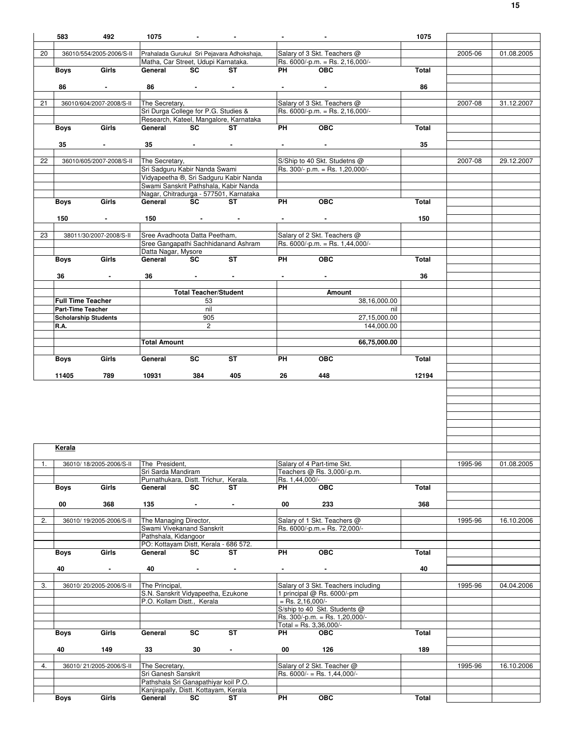| | | | | | | | | | | |
|---|---|---|---|---|---|---|---|---|---|---|
| | 583 | 492 | 1075 | - | - | - | - | 1075 | | |
| 20 | 36010/554/2005-2006/S-II | | Prahalada Gurukul Sri Pejavara Adhokshaja, Matha, Car Street, Udupi Karnataka. | | | Salary of 3 Skt. Teachers @ Rs. 6000/-p.m. = Rs. 2,16,000/- | | | 2005-06 | 01.08.2005 |
| | Boys | Girls | General | SC | ST | PH | OBC | Total | | |
| | 86 | - | 86 | - | - | - | - | 86 | | |
| 21 | 36010/604/2007-2008/S-II | | The Secretary, Sri Durga College for P.G. Studies & Research, Kateel, Mangalore, Karnataka | | | Salary of 3 Skt. Teachers @ Rs. 6000/-p.m. = Rs. 2,16,000/- | | | 2007-08 | 31.12.2007 |
| | Boys | Girls | General | SC | ST | PH | OBC | Total | | |
| | 35 | - | 35 | - | - | - | - | 35 | | |
| 22 | 36010/605/2007-2008/S-II | | The Secretary, Sri Sadguru Kabir Nanda Swami Vidyapeetha ®, Sri Sadguru Kabir Nanda Swami Sanskrit Pathshala, Kabir Nanda Nagar, Chitradurga - 577501, Karnataka | | | S/Ship to 40 Skt. Studetns @ Rs. 300/- p.m. = Rs. 1,20,000/- | | | 2007-08 | 29.12.2007 |
| | Boys | Girls | General | SC | ST | PH | OBC | Total | | |
| | 150 | - | 150 | - | - | - | - | 150 | | |
| 23 | 38011/30/2007-2008/S-II | | Sree Avadhoota Datta Peetham, Sree Gangapathi Sachhidanand Ashram Datta Nagar, Mysore | | | Salary of 2 Skt. Teachers @ Rs. 6000/-p.m. = Rs. 1,44,000/- | | | | |
| | Boys | Girls | General | SC | ST | PH | OBC | Total | | |
| | 36 | - | 36 | - | - | - | - | 36 | | |
| | | | Total Teacher/Student | | | Amount | | | | |
| | Full Time Teacher | | 53 | | | 38,16,000.00 | | | | |
| | Part-Time Teacher | | nil | | | nil | | | | |
| | Scholarship Students | | 905 | | | 27,15,000.00 | | | | |
| | R.A. | | 2 | | | 144,000.00 | | | | |
| | | | Total Amount | | | 66,75,000.00 | | | | |
| | Boys | Girls | General | SC | ST | PH | OBC | Total | | |
| | 11405 | 789 | 10931 | 384 | 405 | 26 | 448 | 12194 | | |

**Kerala**

| | | | | | | | | | | |
|---|---|---|---|---|---|---|---|---|---|---|
| 1. | 36010/ 18/2005-2006/S-II | | The President, Sri Sarda Mandiram Purnathukara, Distt. Trichur, Kerala. | | | Salary of 4 Part-time Skt. Teachers @ Rs. 3,000/-p.m. Rs. 1,44,000/- | | | 1995-96 | 01.08.2005 |
| | Boys | Girls | General | SC | ST | PH | OBC | Total | | |
| | 00 | 368 | 135 | - | - | 00 | 233 | 368 | | |
| 2. | 36010/ 19/2005-2006/S-II | | The Managing Director, Swami Vivekanand Sanskrit Pathshala, Kidangoor PO: Kottayam Distt, Kerala - 686 572. | | | Salary of 1 Skt. Teachers @ Rs. 6000/-p.m.= Rs. 72,000/- | | | 1995-96 | 16.10.2006 |
| | Boys | Girls | General | SC | ST | PH | OBC | Total | | |
| | 40 | - | 40 | - | - | - | - | 40 | | |
| 3. | 36010/ 20/2005-2006/S-II | | The Principal, S.N. Sanskrit Vidyapeetha, Ezukone P.O. Kollam Distt., Kerala | | | Salary of 3 Skt. Teachers including 1 principal @ Rs. 6000/-pm = Rs. 2,16,000/- S/ship to 40 Skt. Students @ Rs. 300/-p.m. = Rs. 1,20,000/- Total = Rs. 3,36,000/- | | | 1995-96 | 04.04.2006 |
| | Boys | Girls | General | SC | ST | PH | OBC | Total | | |
| | 40 | 149 | 33 | 30 | - | 00 | 126 | 189 | | |
| 4. | 36010/ 21/2005-2006/S-II | | The Secretary, Sri Ganesh Sanskrit Pathshala Sri Ganapathiyar koil P.O. Kanjirapally, Distt. Kottayam, Kerala | | | Salary of 2 Skt. Teacher @ Rs. 6000/- = Rs. 1,44,000/- | | | 1995-96 | 16.10.2006 |
| | Boys | Girls | General | SC | ST | PH | OBC | Total | | |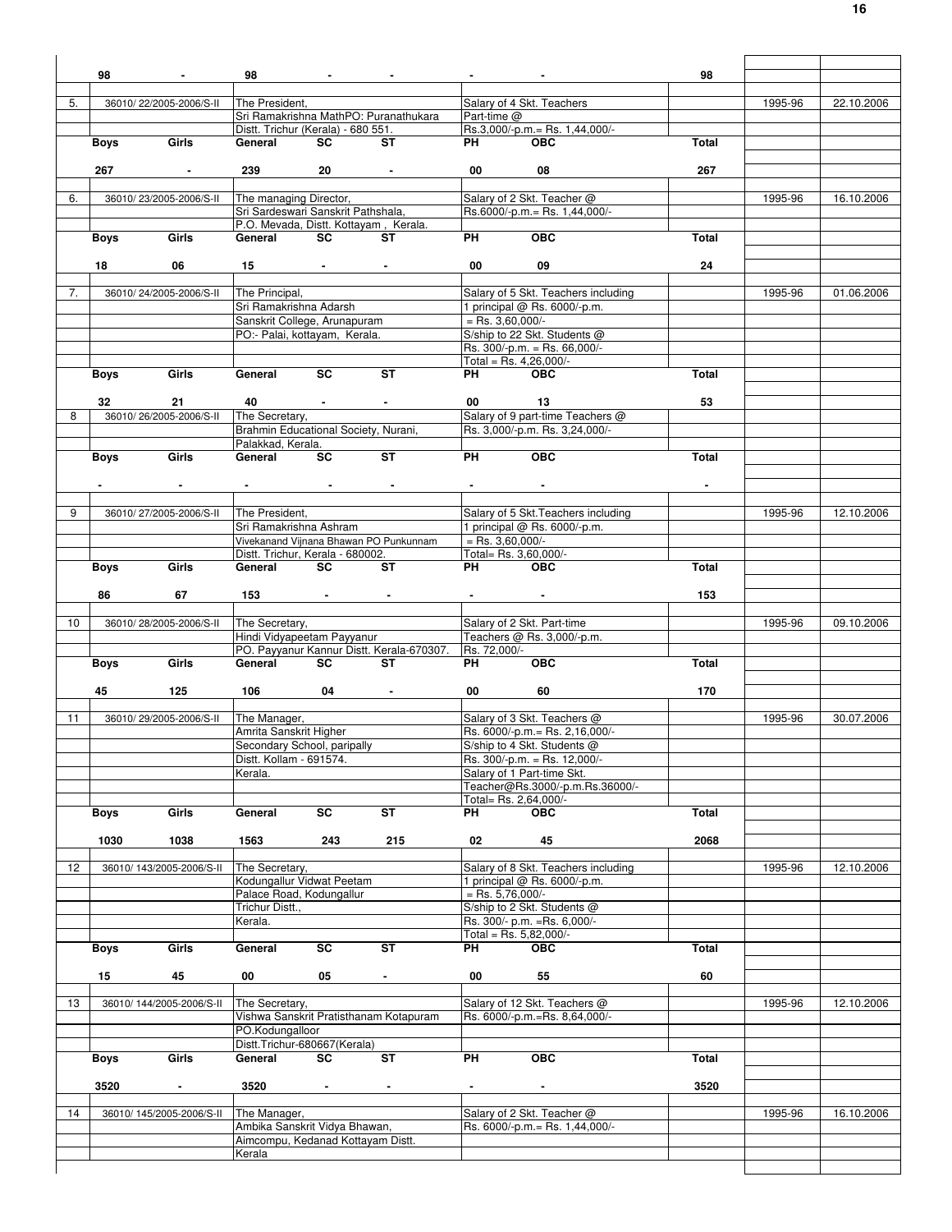| S.No. | File No. | Name & Address of the Organisation | Purpose | | Year | Date |
|---|---|---|---|---|---|---|
| | 98 - | 98 - - | - - | 98 | | |
| 5. | 36010/ 22/2005-2006/S-II | The President, Sri Ramakrishna MathPO: Puranathukara Distt. Trichur (Kerala) - 680 551. | Salary of 4 Skt. Teachers Part-time @ Rs.3,000/-p.m.= Rs. 1,44,000/- | | 1995-96 | 22.10.2006 |
| | Boys: 267, Girls: - | General: 239, SC: 20, ST: - | PH: 00, OBC: 08 | Total: 267 | | |
| 6. | 36010/ 23/2005-2006/S-II | The managing Director, Sri Sardeswari Sanskrit Pathshala, P.O. Mevada, Distt. Kottayam , Kerala. | Salary of 2 Skt. Teacher @ Rs.6000/-p.m.= Rs. 1,44,000/- | | 1995-96 | 16.10.2006 |
| | Boys: 18, Girls: 06 | General: 15, SC: -, ST: - | PH: 00, OBC: 09 | Total: 24 | | |
| 7. | 36010/ 24/2005-2006/S-II | The Principal, Sri Ramakrishna Adarsh Sanskrit College, Arunapuram PO:- Palai, kottayam, Kerala. | Salary of 5 Skt. Teachers including 1 principal @ Rs. 6000/-p.m. = Rs. 3,60,000/- S/ship to 22 Skt. Students @ Rs. 300/-p.m. = Rs. 66,000/- Total = Rs. 4,26,000/- | | 1995-96 | 01.06.2006 |
| | Boys: 32, Girls: 21 | General: 40, SC: -, ST: - | PH: 00, OBC: 13 | Total: 53 | | |
| 8 | 36010/ 26/2005-2006/S-II | The Secretary, Brahmin Educational Society, Nurani, Palakkad, Kerala. | Salary of 9 part-time Teachers @ Rs. 3,000/-p.m. Rs. 3,24,000/- | | | |
| | Boys: -, Girls: - | General: -, SC: -, ST: - | PH: -, OBC: - | Total: - | | |
| 9 | 36010/ 27/2005-2006/S-II | The President, Sri Ramakrishna Ashram Vivekanand Vijnana Bhawan PO Punkunnam Distt. Trichur, Kerala - 680002. | Salary of 5 Skt.Teachers including 1 principal @ Rs. 6000/-p.m. = Rs. 3,60,000/- Total= Rs. 3,60,000/- | | 1995-96 | 12.10.2006 |
| | Boys: 86, Girls: 67 | General: 153, SC: -, ST: - | PH: -, OBC: - | Total: 153 | | |
| 10 | 36010/ 28/2005-2006/S-II | The Secretary, Hindi Vidyapeetam Payyanur PO. Payyanur Kannur Distt. Kerala-670307. | Salary of 2 Skt. Part-time Teachers @ Rs. 3,000/-p.m. Rs. 72,000/- | | 1995-96 | 09.10.2006 |
| | Boys: 45, Girls: 125 | General: 106, SC: 04, ST: - | PH: 00, OBC: 60 | Total: 170 | | |
| 11 | 36010/ 29/2005-2006/S-II | The Manager, Amrita Sanskrit Higher Secondary School, paripally Distt. Kollam - 691574. Kerala. | Salary of 3 Skt. Teachers @ Rs. 6000/-p.m.= Rs. 2,16,000/- S/ship to 4 Skt. Students @ Rs. 300/-p.m. = Rs. 12,000/- Salary of 1 Part-time Skt. Teacher@Rs.3000/-p.m.Rs.36000/- Total= Rs. 2,64,000/- | | 1995-96 | 30.07.2006 |
| | Boys: 1030, Girls: 1038 | General: 1563, SC: 243, ST: 215 | PH: 02, OBC: 45 | Total: 2068 | | |
| 12 | 36010/ 143/2005-2006/S-II | The Secretary, Kodungallur Vidwat Peetam Palace Road, Kodungallur Trichur Distt., Kerala. | Salary of 8 Skt. Teachers including 1 principal @ Rs. 6000/-p.m. = Rs. 5,76,000/- S/ship to 2 Skt. Students @ Rs. 300/- p.m. =Rs. 6,000/- Total = Rs. 5,82,000/- | | 1995-96 | 12.10.2006 |
| | Boys: 15, Girls: 45 | General: 00, SC: 05, ST: - | PH: 00, OBC: 55 | Total: 60 | | |
| 13 | 36010/ 144/2005-2006/S-II | The Secretary, Vishwa Sanskrit Pratisthanam Kotapuram PO.Kodungalloor Distt.Trichur-680667(Kerala) | Salary of 12 Skt. Teachers @ Rs. 6000/-p.m.=Rs. 8,64,000/- | | 1995-96 | 12.10.2006 |
| | Boys: 3520, Girls: - | General: 3520, SC: -, ST: - | PH: -, OBC: - | Total: 3520 | | |
| 14 | 36010/ 145/2005-2006/S-II | The Manager, Ambika Sanskrit Vidya Bhawan, Aimcompu, Kedanad Kottayam Distt. Kerala | Salary of 2 Skt. Teacher @ Rs. 6000/-p.m.= Rs. 1,44,000/- | | 1995-96 | 16.10.2006 |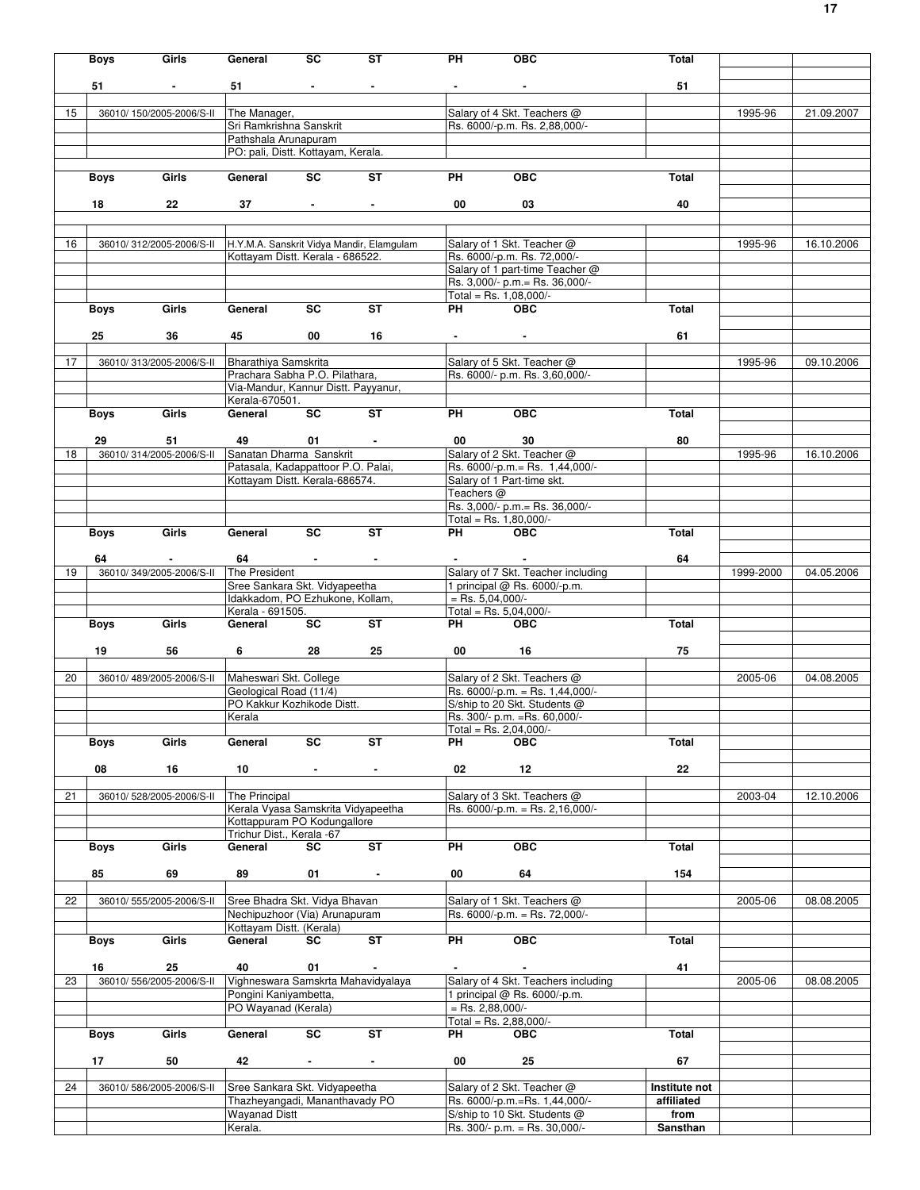| | Boys | Girls | General | SC | ST | PH | OBC | Total | | |
|---|---|---|---|---|---|---|---|---|---|---|
| | 51 | - | 51 | - | - | - | - | 51 | | |
| 15 | 36010/ 150/2005-2006/S-II | | The Manager, Sri Ramkrishna Sanskrit Pathshala Arunapuram PO: pali, Distt. Kottayam, Kerala. | | | Salary of 4 Skt. Teachers @ Rs. 6000/-p.m. Rs. 2,88,000/- | | | 1995-96 | 21.09.2007 |
| | Boys | Girls | General | SC | ST | PH | OBC | Total | | |
| | 18 | 22 | 37 | - | - | 00 | 03 | 40 | | |
| 16 | 36010/ 312/2005-2006/S-II | | H.Y.M.A. Sanskrit Vidya Mandir, Elamgulam Kottayam Distt. Kerala - 686522. | | | Salary of 1 Skt. Teacher @ Rs. 6000/-p.m. Rs. 72,000/- Salary of 1 part-time Teacher @ Rs. 3,000/- p.m.= Rs. 36,000/- Total = Rs. 1,08,000/- | | | 1995-96 | 16.10.2006 |
| | Boys | Girls | General | SC | ST | PH | OBC | Total | | |
| | 25 | 36 | 45 | 00 | 16 | - | - | 61 | | |
| 17 | 36010/ 313/2005-2006/S-II | | Bharathiya Samskrita Prachara Sabha P.O. Pilathara, Via-Mandur, Kannur Distt. Payyanur, Kerala-670501. | | | Salary of 5 Skt. Teacher @ Rs. 6000/- p.m. Rs. 3,60,000/- | | | 1995-96 | 09.10.2006 |
| | Boys | Girls | General | SC | ST | PH | OBC | Total | | |
| | 29 | 51 | 49 | 01 | - | 00 | 30 | 80 | | |
| 18 | 36010/ 314/2005-2006/S-II | | Sanatan Dharma Sanskrit Patasala, Kadappattoor P.O. Palai, Kottayam Distt. Kerala-686574. | | | Salary of 2 Skt. Teacher @ Rs. 6000/-p.m.= Rs. 1,44,000/- Salary of 1 Part-time skt. Teachers @ Rs. 3,000/- p.m.= Rs. 36,000/- Total = Rs. 1,80,000/- | | | 1995-96 | 16.10.2006 |
| | Boys | Girls | General | SC | ST | PH | OBC | Total | | |
| | 64 | - | 64 | - | - | - | - | 64 | | |
| 19 | 36010/ 349/2005-2006/S-II | | The President Sree Sankara Skt. Vidyapeetha Idakkadom, PO Ezhukone, Kollam, Kerala - 691505. | | | Salary of 7 Skt. Teacher including 1 principal @ Rs. 6000/-p.m. = Rs. 5,04,000/- Total = Rs. 5,04,000/- | | | 1999-2000 | 04.05.2006 |
| | Boys | Girls | General | SC | ST | PH | OBC | Total | | |
| | 19 | 56 | 6 | 28 | 25 | 00 | 16 | 75 | | |
| 20 | 36010/ 489/2005-2006/S-II | | Maheswari Skt. College Geological Road (11/4) PO Kakkur Kozhikode Distt. Kerala | | | Salary of 2 Skt. Teachers @ Rs. 6000/-p.m. = Rs. 1,44,000/- S/ship to 20 Skt. Students @ Rs. 300/- p.m. =Rs. 60,000/- Total = Rs. 2,04,000/- | | | 2005-06 | 04.08.2005 |
| | Boys | Girls | General | SC | ST | PH | OBC | Total | | |
| | 08 | 16 | 10 | - | - | 02 | 12 | 22 | | |
| 21 | 36010/ 528/2005-2006/S-II | | The Principal Kerala Vyasa Samskrita Vidyapeetha Kottappuram PO Kodungallore Trichur Dist., Kerala -67 | | | Salary of 3 Skt. Teachers @ Rs. 6000/-p.m. = Rs. 2,16,000/- | | | 2003-04 | 12.10.2006 |
| | Boys | Girls | General | SC | ST | PH | OBC | Total | | |
| | 85 | 69 | 89 | 01 | - | 00 | 64 | 154 | | |
| 22 | 36010/ 555/2005-2006/S-II | | Sree Bhadra Skt. Vidya Bhavan Nechipuzhoor (Via) Arunapuram Kottayam Distt. (Kerala) | | | Salary of 1 Skt. Teachers @ Rs. 6000/-p.m. = Rs. 72,000/- | | | 2005-06 | 08.08.2005 |
| | Boys | Girls | General | SC | ST | PH | OBC | Total | | |
| | 16 | 25 | 40 | 01 | - | - | - | 41 | | |
| 23 | 36010/ 556/2005-2006/S-II | | Vighneswara Samskrta Mahavidyalaya Pongini Kaniyambetta, PO Wayanad (Kerala) | | | Salary of 4 Skt. Teachers including 1 principal @ Rs. 6000/-p.m. = Rs. 2,88,000/- Total = Rs. 2,88,000/- | | | 2005-06 | 08.08.2005 |
| | Boys | Girls | General | SC | ST | PH | OBC | Total | | |
| | 17 | 50 | 42 | - | - | 00 | 25 | 67 | | |
| 24 | 36010/ 586/2005-2006/S-II | | Sree Sankara Skt. Vidyapeetha Thazheyangadi, Mananthavady PO Wayanad Distt Kerala. | | | Salary of 2 Skt. Teacher @ Rs. 6000/-p.m.=Rs. 1,44,000/- S/ship to 10 Skt. Students @ Rs. 300/- p.m. = Rs. 30,000/- | | **Institute not affiliated from Sansthan** | | |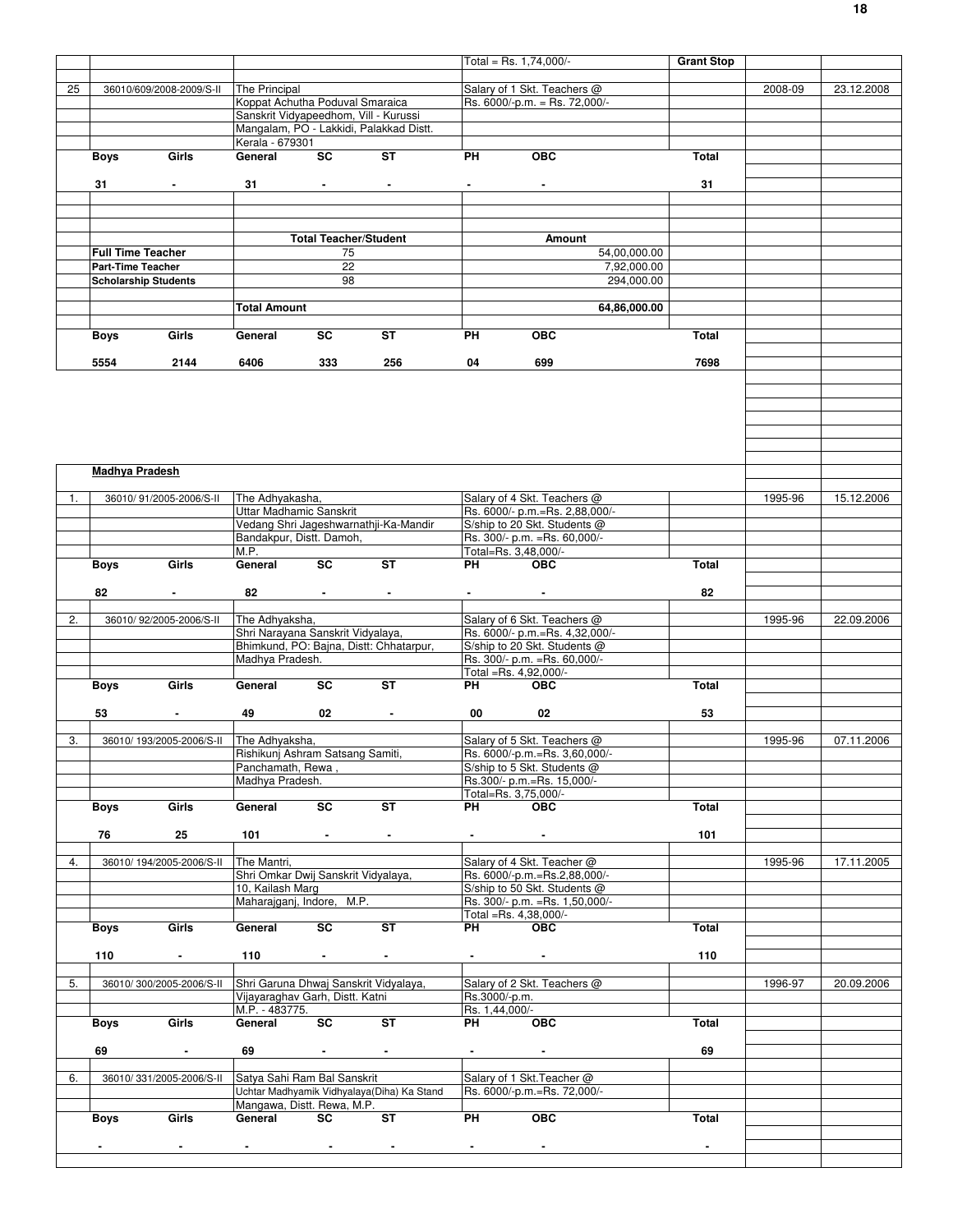| | | | Total = Rs. 1,74,000/- | Grant Stop | | |
|---|---|---|---|---|---|---|
| 25 | 36010/609/2008-2009/S-II | The Principal<br>Koppat Achutha Poduval Smaraica<br>Sanskrit Vidyapeedhom, Vill - Kurussi<br>Mangalam, PO - Lakkidi, Palakkad Distt.<br>Kerala - 679301 | Salary of 1 Skt. Teachers @<br>Rs. 6000/-p.m. = Rs. 72,000/- | | 2008-09 | 23.12.2008 |

| Boys | Girls | General | SC | ST | PH | OBC | Total |
|---|---|---|---|---|---|---|---|
| 31 | - | 31 | - | - | - | - | 31 |

| | Total Teacher/Student | Amount |
|---|---|---|
| Full Time Teacher | 75 | 54,00,000.00 |
| Part-Time Teacher | 22 | 7,92,000.00 |
| Scholarship Students | 98 | 294,000.00 |
| Total Amount | | 64,86,000.00 |

| Boys | Girls | General | SC | ST | PH | OBC | Total |
|---|---|---|---|---|---|---|---|
| 5554 | 2144 | 6406 | 333 | 256 | 04 | 699 | 7698 |

**Madhya Pradesh**

| S.No. | File No. | Name & Address | Details | | Year | Date |
|---|---|---|---|---|---|---|
| 1. | 36010/ 91/2005-2006/S-II | The Adhyakasha,<br>Uttar Madhamic Sanskrit<br>Vedang Shri Jageshwarnathji-Ka-Mandir<br>Bandakpur, Distt. Damoh,<br>M.P. | Salary of 4 Skt. Teachers @<br>Rs. 6000/- p.m.=Rs. 2,88,000/-<br>S/ship to 20 Skt. Students @<br>Rs. 300/- p.m. =Rs. 60,000/-<br>Total=Rs. 3,48,000/- | | 1995-96 | 15.12.2006 |

| Boys | Girls | General | SC | ST | PH | OBC | Total |
|---|---|---|---|---|---|---|---|
| 82 | - | 82 | - | - | - | - | 82 |

| S.No. | File No. | Name & Address | Details | | Year | Date |
|---|---|---|---|---|---|---|
| 2. | 36010/ 92/2005-2006/S-II | The Adhyaksha,<br>Shri Narayana Sanskrit Vidyalaya,<br>Bhimkund, PO: Bajna, Distt: Chhatarpur,<br>Madhya Pradesh. | Salary of 6 Skt. Teachers @<br>Rs. 6000/- p.m.=Rs. 4,32,000/-<br>S/ship to 20 Skt. Students @<br>Rs. 300/- p.m. =Rs. 60,000/-<br>Total =Rs. 4,92,000/- | | 1995-96 | 22.09.2006 |

| Boys | Girls | General | SC | ST | PH | OBC | Total |
|---|---|---|---|---|---|---|---|
| 53 | - | 49 | 02 | - | 00 | 02 | 53 |

| S.No. | File No. | Name & Address | Details | | Year | Date |
|---|---|---|---|---|---|---|
| 3. | 36010/ 193/2005-2006/S-II | The Adhyaksha,<br>Rishikunj Ashram Satsang Samiti,<br>Panchamath, Rewa ,<br>Madhya Pradesh. | Salary of 5 Skt. Teachers @<br>Rs. 6000/-p.m.=Rs. 3,60,000/-<br>S/ship to 5 Skt. Students @<br>Rs.300/- p.m.=Rs. 15,000/-<br>Total=Rs. 3,75,000/- | | 1995-96 | 07.11.2006 |

| Boys | Girls | General | SC | ST | PH | OBC | Total |
|---|---|---|---|---|---|---|---|
| 76 | 25 | 101 | - | - | - | - | 101 |

| S.No. | File No. | Name & Address | Details | | Year | Date |
|---|---|---|---|---|---|---|
| 4. | 36010/ 194/2005-2006/S-II | The Mantri,<br>Shri Omkar Dwij Sanskrit Vidyalaya,<br>10, Kailash Marg<br>Maharajganj, Indore, M.P. | Salary of 4 Skt. Teacher @<br>Rs. 6000/-p.m.=Rs.2,88,000/-<br>S/ship to 50 Skt. Students @<br>Rs. 300/- p.m. =Rs. 1,50,000/-<br>Total =Rs. 4,38,000/- | | 1995-96 | 17.11.2005 |

| Boys | Girls | General | SC | ST | PH | OBC | Total |
|---|---|---|---|---|---|---|---|
| 110 | - | 110 | - | - | - | - | 110 |

| S.No. | File No. | Name & Address | Details | | Year | Date |
|---|---|---|---|---|---|---|
| 5. | 36010/ 300/2005-2006/S-II | Shri Garuna Dhwaj Sanskrit Vidyalaya,<br>Vijayaraghav Garh, Distt. Katni<br>M.P. - 483775. | Salary of 2 Skt. Teachers @<br>Rs.3000/-p.m.<br>Rs. 1,44,000/- | | 1996-97 | 20.09.2006 |

| Boys | Girls | General | SC | ST | PH | OBC | Total |
|---|---|---|---|---|---|---|---|
| 69 | - | 69 | - | - | - | - | 69 |

| S.No. | File No. | Name & Address | Details | | Year | Date |
|---|---|---|---|---|---|---|
| 6. | 36010/ 331/2005-2006/S-II | Satya Sahi Ram Bal Sanskrit<br>Uchtar Madhyamik Vidhyalaya(Diha) Ka Stand<br>Mangawa, Distt. Rewa, M.P. | Salary of 1 Skt.Teacher @<br>Rs. 6000/-p.m.=Rs. 72,000/- | | | |

| Boys | Girls | General | SC | ST | PH | OBC | Total |
|---|---|---|---|---|---|---|---|
| - | - | - | - | - | - | - | - |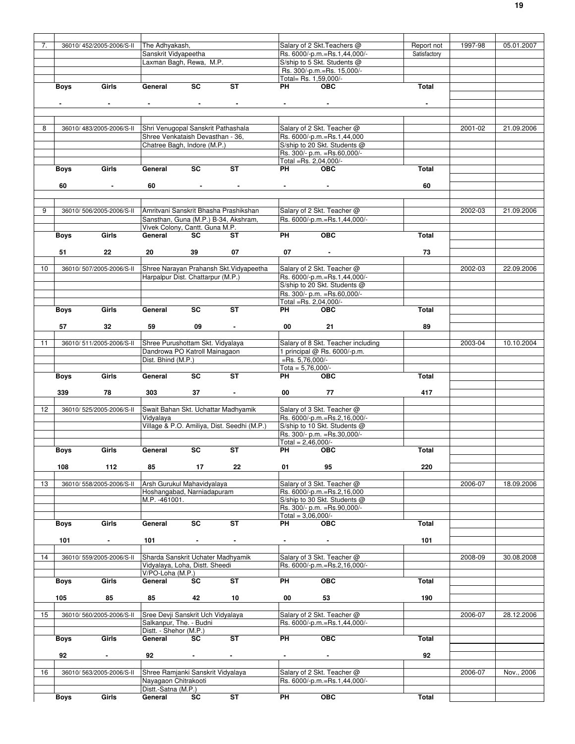| | | | | | | | | | |
|---|---|---|---|---|---|---|---|---|---|
| 7. | 36010/ 452/2005-2006/S-II | The Adhyakash, Sanskrit Vidyapeetha Laxman Bagh, Rewa, M.P. | | | Salary of 2 Skt.Teachers @ Rs. 6000/-p.m.=Rs.1,44,000/- S/ship to 5 Skt. Students @ Rs. 300/-p.m.=Rs. 15,000/- Total= Rs. 1,59,000/- | | Report not Satisfactory | 1997-98 | 05.01.2007 |
| | Boys | Girls | General | SC | ST | PH | OBC | Total | |
| | - | - | - | - | - | - | - | - | |
| 8 | 36010/ 483/2005-2006/S-II | Shri Venugopal Sanskrit Pathashala Shree Venkataish Devasthan - 36, Chatree Bagh, Indore (M.P.) | | | Salary of 2 Skt. Teacher @ Rs. 6000/-p.m.=Rs.1,44,000 S/ship to 20 Skt. Students @ Rs. 300/- p.m. =Rs.60,000/- Total =Rs. 2,04,000/- | | | 2001-02 | 21.09.2006 |
| | Boys | Girls | General | SC | ST | PH | OBC | Total | |
| | 60 | - | 60 | - | - | - | - | 60 | |
| 9 | 36010/ 506/2005-2006/S-II | Amritvani Sanskrit Bhasha Prashikshan Sansthan, Guna (M.P.) B-34, Akshram, Vivek Colony, Cantt. Guna M.P. | | | Salary of 2 Skt. Teacher @ Rs. 6000/-p.m.=Rs.1,44,000/- | | | 2002-03 | 21.09.2006 |
| | Boys | Girls | General | SC | ST | PH | OBC | Total | |
| | 51 | 22 | 20 | 39 | 07 | 07 | - | 73 | |
| 10 | 36010/ 507/2005-2006/S-II | Shree Narayan Prahansh Skt.Vidyapeetha Harpalpur Dist. Chattarpur (M.P.) | | | Salary of 2 Skt. Teacher @ Rs. 6000/-p.m.=Rs.1,44,000/- S/ship to 20 Skt. Students @ Rs. 300/- p.m. =Rs.60,000/- Total =Rs. 2,04,000/- | | | 2002-03 | 22.09.2006 |
| | Boys | Girls | General | SC | ST | PH | OBC | Total | |
| | 57 | 32 | 59 | 09 | - | 00 | 21 | 89 | |
| 11 | 36010/ 511/2005-2006/S-II | Shree Purushottam Skt. Vidyalaya Dandrowa PO Katroll Mainagaon Dist. Bhind (M.P.) | | | Salary of 8 Skt. Teacher including 1 principal @ Rs. 6000/-p.m. =Rs. 5,76,000/- Tota = 5,76,000/- | | | 2003-04 | 10.10.2004 |
| | Boys | Girls | General | SC | ST | PH | OBC | Total | |
| | 339 | 78 | 303 | 37 | - | 00 | 77 | 417 | |
| 12 | 36010/ 525/2005-2006/S-II | Swait Bahan Skt. Uchattar Madhyamik Vidyalaya Village & P.O. Amiliya, Dist. Seedhi (M.P.) | | | Salary of 3 Skt. Teacher @ Rs. 6000/-p.m.=Rs.2,16,000/- S/ship to 10 Skt. Students @ Rs. 300/- p.m. =Rs.30,000/- Total = 2,46,000/- | | | | |
| | Boys | Girls | General | SC | ST | PH | OBC | Total | |
| | 108 | 112 | 85 | 17 | 22 | 01 | 95 | 220 | |
| 13 | 36010/ 558/2005-2006/S-II | Arsh Gurukul Mahavidyalaya Hoshangabad, Narniadapuram M.P. -461001. | | | Salary of 3 Skt. Teacher @ Rs. 6000/-p.m.=Rs.2,16,000 S/ship to 30 Skt. Students @ Rs. 300/- p.m. =Rs.90,000/- Total = 3,06,000/- | | | 2006-07 | 18.09.2006 |
| | Boys | Girls | General | SC | ST | PH | OBC | Total | |
| | 101 | - | 101 | - | - | - | - | 101 | |
| 14 | 36010/ 559/2005-2006/S-II | Sharda Sanskrit Uchater Madhyamik Vidyalaya, Loha, Distt. Sheedi V/PO-Loha (M.P.) | | | Salary of 3 Skt. Teacher @ Rs. 6000/-p.m.=Rs.2,16,000/- | | | 2008-09 | 30.08.2008 |
| | Boys | Girls | General | SC | ST | PH | OBC | Total | |
| | 105 | 85 | 85 | 42 | 10 | 00 | 53 | 190 | |
| 15 | 36010/ 560/2005-2006/S-II | Sree Devji Sanskrit Uch Vidyalaya Salkanpur, The. - Budni Distt. - Shehor (M.P.) | | | Salary of 2 Skt. Teacher @ Rs. 6000/-p.m.=Rs.1,44,000/- | | | 2006-07 | 28.12.2006 |
| | Boys | Girls | General | SC | ST | PH | OBC | Total | |
| | 92 | - | 92 | - | - | - | - | 92 | |
| 16 | 36010/ 563/2005-2006/S-II | Shree Ramjanki Sanskrit Vidyalaya Nayagaon Chitrakooti Distt.-Satna (M.P.) | | | Salary of 2 Skt. Teacher @ Rs. 6000/-p.m.=Rs.1,44,000/- | | | 2006-07 | Nov., 2006 |
| | Boys | Girls | General | SC | ST | PH | OBC | Total | |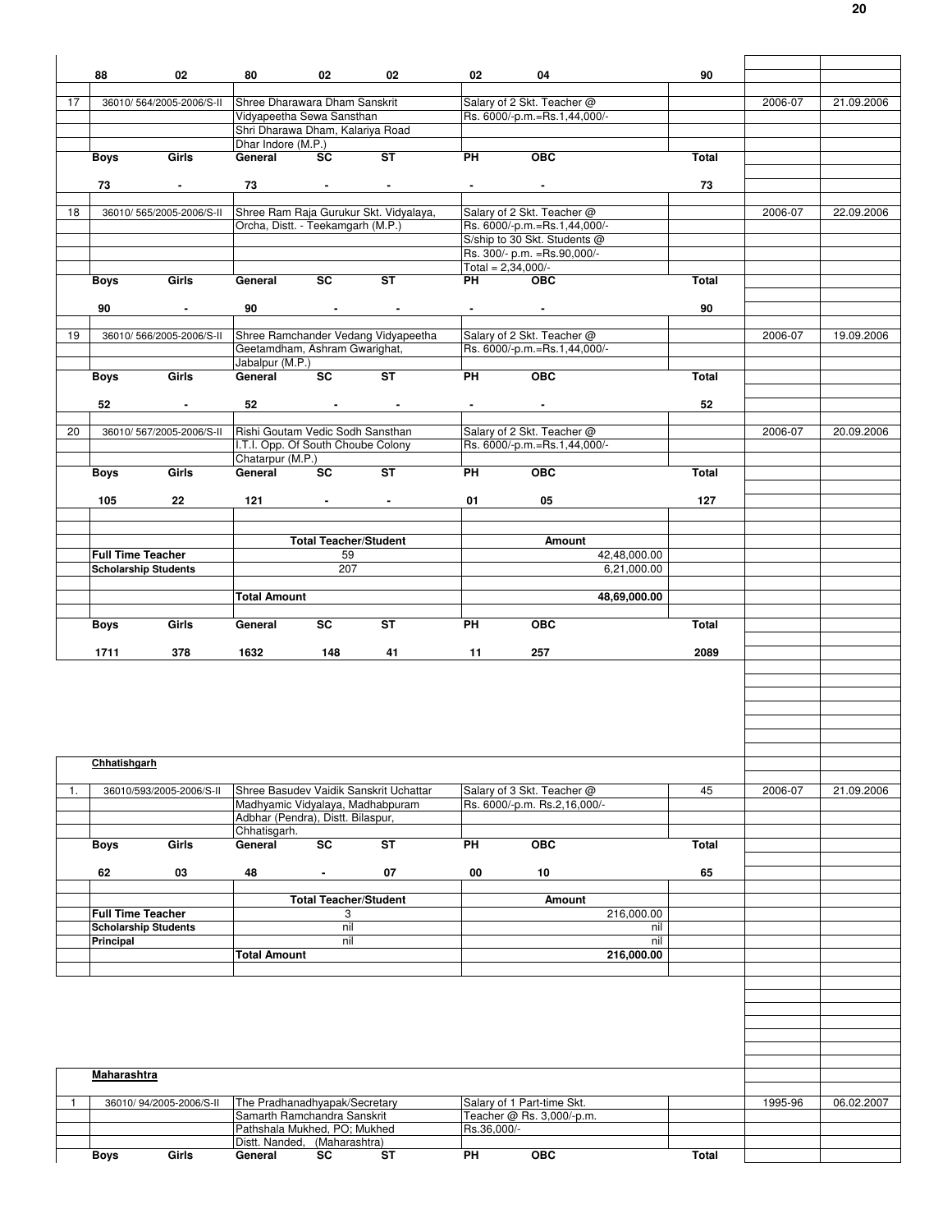| | | | | | | | | | | |
|---|---|---|---|---|---|---|---|---|---|---|
| | 88 | 02 | 80 | 02 | 02 | 02 | 04 | 90 | | |
| 17 | 36010/ 564/2005-2006/S-II | | Shree Dharawara Dham Sanskrit Vidyapeetha Sewa Sansthan Shri Dharawa Dham, Kalariya Road Dhar Indore (M.P.) | | | Salary of 2 Skt. Teacher @ Rs. 6000/-p.m.=Rs.1,44,000/- | | | 2006-07 | 21.09.2006 |
| | Boys | Girls | General | SC | ST | PH | OBC | Total | | |
| | 73 | - | 73 | - | - | - | - | 73 | | |
| 18 | 36010/ 565/2005-2006/S-II | | Shree Ram Raja Gurukur Skt. Vidyalaya, Orcha, Distt. - Teekamgarh (M.P.) | | | Salary of 2 Skt. Teacher @ Rs. 6000/-p.m.=Rs.1,44,000/- S/ship to 30 Skt. Students @ Rs. 300/- p.m. =Rs.90,000/- Total = 2,34,000/- | | | 2006-07 | 22.09.2006 |
| | Boys | Girls | General | SC | ST | PH | OBC | Total | | |
| | 90 | - | 90 | - | - | - | - | 90 | | |
| 19 | 36010/ 566/2005-2006/S-II | | Shree Ramchander Vedang Vidyapeetha Geetamdham, Ashram Gwarighat, Jabalpur (M.P.) | | | Salary of 2 Skt. Teacher @ Rs. 6000/-p.m.=Rs.1,44,000/- | | | 2006-07 | 19.09.2006 |
| | Boys | Girls | General | SC | ST | PH | OBC | Total | | |
| | 52 | - | 52 | - | - | - | - | 52 | | |
| 20 | 36010/ 567/2005-2006/S-II | | Rishi Goutam Vedic Sodh Sansthan I.T.I. Opp. Of South Choube Colony Chatarpur (M.P.) | | | Salary of 2 Skt. Teacher @ Rs. 6000/-p.m.=Rs.1,44,000/- | | | 2006-07 | 20.09.2006 |
| | Boys | Girls | General | SC | ST | PH | OBC | Total | | |
| | 105 | 22 | 121 | - | - | 01 | 05 | 127 | | |
| | | | | Total Teacher/Student | | | Amount | | | |
| | Full Time Teacher | | | 59 | | | 42,48,000.00 | | | |
| | Scholarship Students | | | 207 | | | 6,21,000.00 | | | |
| | | | Total Amount | | | | 48,69,000.00 | | | |
| | Boys | Girls | General | SC | ST | PH | OBC | Total | | |
| | 1711 | 378 | 1632 | 148 | 41 | 11 | 257 | 2089 | | |

**Chhatishgarh**

| | | | | | | | | | | |
|---|---|---|---|---|---|---|---|---|---|---|
| 1. | 36010/593/2005-2006/S-II | | Shree Basudev Vaidik Sanskrit Uchattar Madhyamic Vidyalaya, Madhabpuram Adbhar (Pendra), Distt. Bilaspur, Chhatisgarh. | | | Salary of 3 Skt. Teacher @ Rs. 6000/-p.m. Rs.2,16,000/- | | 45 | 2006-07 | 21.09.2006 |
| | Boys | Girls | General | SC | ST | PH | OBC | Total | | |
| | 62 | 03 | 48 | - | 07 | 00 | 10 | 65 | | |
| | | | | Total Teacher/Student | | | Amount | | | |
| | Full Time Teacher | | | 3 | | | 216,000.00 | | | |
| | Scholarship Students | | | nil | | | nil | | | |
| | Principal | | | nil | | | nil | | | |
| | | | Total Amount | | | | 216,000.00 | | | |

**Maharashtra**

| | | | | | | | | | | |
|---|---|---|---|---|---|---|---|---|---|---|
| 1 | 36010/ 94/2005-2006/S-II | | The Pradhanadhyapak/Secretary Samarth Ramchandra Sanskrit Pathshala Mukhed, PO; Mukhed Distt. Nanded, (Maharashtra) | | | Salary of 1 Part-time Skt. Teacher @ Rs. 3,000/-p.m. Rs.36,000/- | | | 1995-96 | 06.02.2007 |
| | Boys | Girls | General | SC | ST | PH | OBC | Total | | |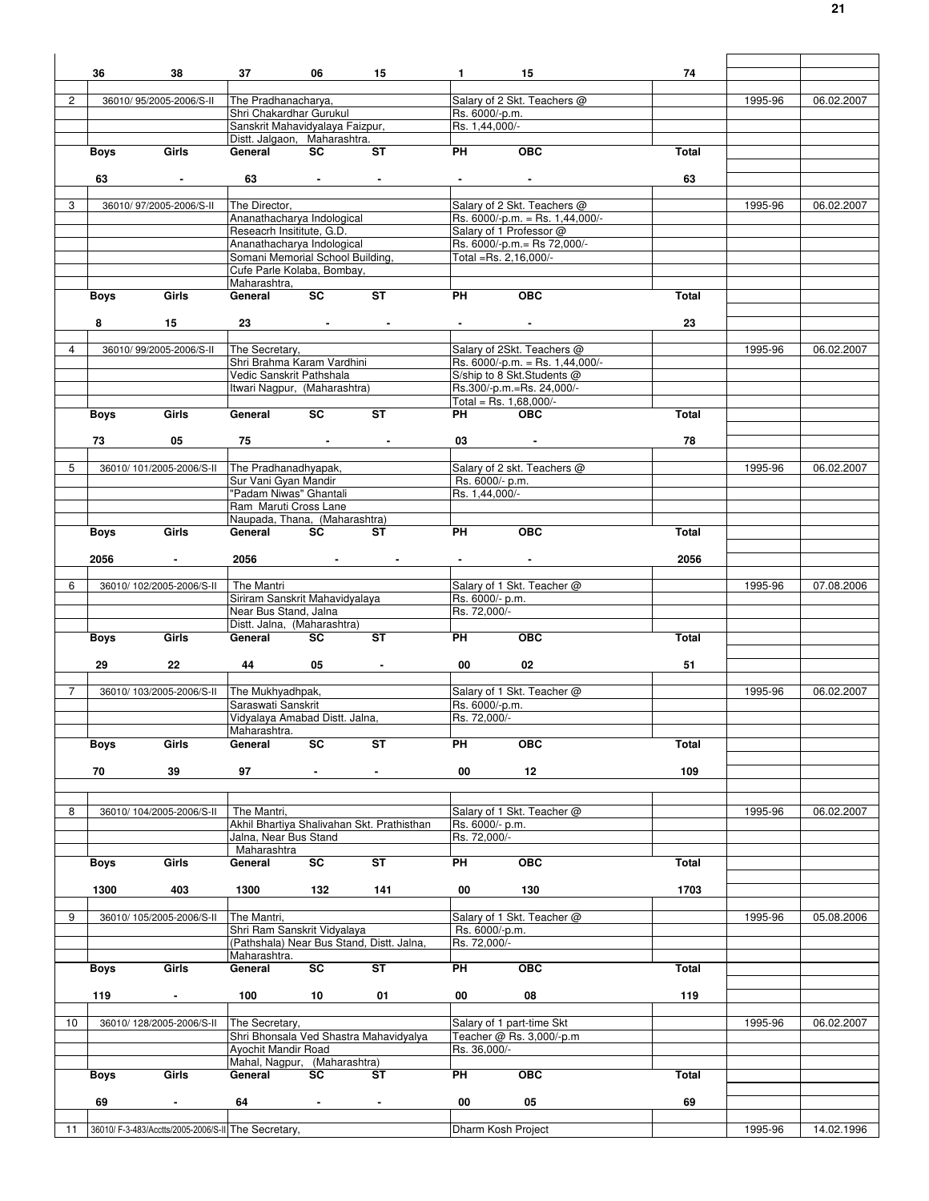| | | | | | | | | | | |
|---|---|---|---|---|---|---|---|---|---|---|
| 36 | 38 | 37 | 06 | 15 | 1 | 15 | 74 | | | |
| 2 | 36010/ 95/2005-2006/S-II | The Pradhanacharya, Shri Chakardhar Gurukul Sanskrit Mahavidyalaya Faizpur, Distt. Jalgaon, Maharashtra. | | | Salary of 2 Skt. Teachers @ Rs. 6000/-p.m. Rs. 1,44,000/- | | | 1995-96 | 06.02.2007 | |
| Boys | Girls | General | SC | ST | PH | OBC | Total | | | |
| 63 | - | 63 | - | - | - | - | 63 | | | |
| 3 | 36010/ 97/2005-2006/S-II | The Director, Ananathacharya Indological Reseacrh Insititute, G.D. Ananathacharya Indological Somani Memorial School Building, Cufe Parle Kolaba, Bombay, Maharashtra, | | | Salary of 2 Skt. Teachers @ Rs. 6000/-p.m. = Rs. 1,44,000/- Salary of 1 Professor @ Rs. 6000/-p.m.= Rs 72,000/- Total =Rs. 2,16,000/- | | | 1995-96 | 06.02.2007 | |
| Boys | Girls | General | SC | ST | PH | OBC | Total | | | |
| 8 | 15 | 23 | - | - | - | - | 23 | | | |
| 4 | 36010/ 99/2005-2006/S-II | The Secretary, Shri Brahma Karam Vardhini Vedic Sanskrit Pathshala Itwari Nagpur, (Maharashtra) | | | Salary of 2Skt. Teachers @ Rs. 6000/-p.m. = Rs. 1,44,000/- S/ship to 8 Skt.Students @ Rs.300/-p.m.=Rs. 24,000/- Total = Rs. 1,68,000/- | | | 1995-96 | 06.02.2007 | |
| Boys | Girls | General | SC | ST | PH | OBC | Total | | | |
| 73 | 05 | 75 | - | - | 03 | - | 78 | | | |
| 5 | 36010/ 101/2005-2006/S-II | The Pradhanadhyapak, Sur Vani Gyan Mandir "Padam Niwas" Ghantali Ram Maruti Cross Lane Naupada, Thana, (Maharashtra) | | | Salary of 2 skt. Teachers @ Rs. 6000/- p.m. Rs. 1,44,000/- | | | 1995-96 | 06.02.2007 | |
| Boys | Girls | General | SC | ST | PH | OBC | Total | | | |
| 2056 | - | 2056 | - | - | - | - | 2056 | | | |
| 6 | 36010/ 102/2005-2006/S-II | The Mantri Siriram Sanskrit Mahavidyalaya Near Bus Stand, Jalna Distt. Jalna, (Maharashtra) | | | Salary of 1 Skt. Teacher @ Rs. 6000/- p.m. Rs. 72,000/- | | | 1995-96 | 07.08.2006 | |
| Boys | Girls | General | SC | ST | PH | OBC | Total | | | |
| 29 | 22 | 44 | 05 | - | 00 | 02 | 51 | | | |
| 7 | 36010/ 103/2005-2006/S-II | The Mukhyadhpak, Saraswati Sanskrit Vidyalaya Amabad Distt. Jalna, Maharashtra. | | | Salary of 1 Skt. Teacher @ Rs. 6000/-p.m. Rs. 72,000/- | | | 1995-96 | 06.02.2007 | |
| Boys | Girls | General | SC | ST | PH | OBC | Total | | | |
| 70 | 39 | 97 | - | - | 00 | 12 | 109 | | | |
| 8 | 36010/ 104/2005-2006/S-II | The Mantri, Akhil Bhartiya Shalivahan Skt. Prathisthan Jalna, Near Bus Stand Maharashtra | | | Salary of 1 Skt. Teacher @ Rs. 6000/- p.m. Rs. 72,000/- | | | 1995-96 | 06.02.2007 | |
| Boys | Girls | General | SC | ST | PH | OBC | Total | | | |
| 1300 | 403 | 1300 | 132 | 141 | 00 | 130 | 1703 | | | |
| 9 | 36010/ 105/2005-2006/S-II | The Mantri, Shri Ram Sanskrit Vidyalaya (Pathshala) Near Bus Stand, Distt. Jalna, Maharashtra. | | | Salary of 1 Skt. Teacher @ Rs. 6000/-p.m. Rs. 72,000/- | | | 1995-96 | 05.08.2006 | |
| Boys | Girls | General | SC | ST | PH | OBC | Total | | | |
| 119 | - | 100 | 10 | 01 | 00 | 08 | 119 | | | |
| 10 | 36010/ 128/2005-2006/S-II | The Secretary, Shri Bhonsala Ved Shastra Mahavidyalya Ayochit Mandir Road Mahal, Nagpur, (Maharashtra) | | | Salary of 1 part-time Skt Teacher @ Rs. 3,000/-p.m Rs. 36,000/- | | | 1995-96 | 06.02.2007 | |
| Boys | Girls | General | SC | ST | PH | OBC | Total | | | |
| 69 | - | 64 | - | - | 00 | 05 | 69 | | | |
| 11 | 36010/ F-3-483/Acctts/2005-2006/S-II | The Secretary, | | | Dharm Kosh Project | | | 1995-96 | 14.02.1996 | |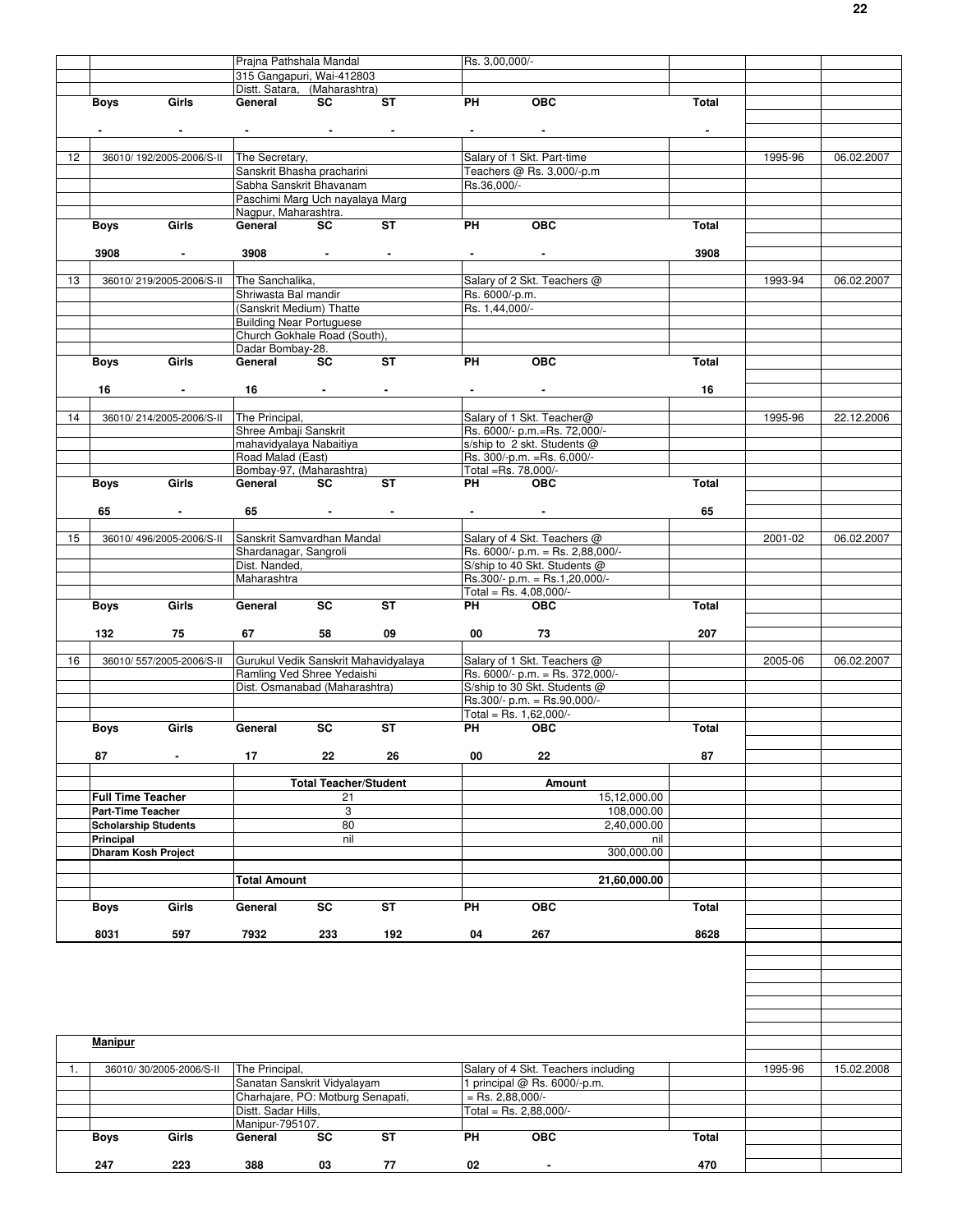| | | | | | | | | | |
|---|---|---|---|---|---|---|---|---|---|
| | | Prajna Pathshala Mandal<br>315 Gangapuri, Wai-412803<br>Distt. Satara, (Maharashtra) | | | Rs. 3,00,000/- | | | | |
| | Boys | Girls | General | SC | ST | PH | OBC | Total | |
| | - | - | - | - | - | - | - | - | |
| 12 | 36010/ 192/2005-2006/S-II | The Secretary,<br>Sanskrit Bhasha pracharini<br>Sabha Sanskrit Bhavanam<br>Paschimi Marg Uch nayalaya Marg<br>Nagpur, Maharashtra. | | | Salary of 1 Skt. Part-time<br>Teachers @ Rs. 3,000/-p.m<br>Rs.36,000/- | | | 1995-96 | 06.02.2007 |
| | Boys | Girls | General | SC | ST | PH | OBC | Total | |
| | 3908 | - | 3908 | - | - | - | - | 3908 | |
| 13 | 36010/ 219/2005-2006/S-II | The Sanchalika,<br>Shriwasta Bal mandir<br>(Sanskrit Medium) Thatte<br>Building Near Portuguese<br>Church Gokhale Road (South),<br>Dadar Bombay-28. | | | Salary of 2 Skt. Teachers @<br>Rs. 6000/-p.m.<br>Rs. 1,44,000/- | | | 1993-94 | 06.02.2007 |
| | Boys | Girls | General | SC | ST | PH | OBC | Total | |
| | 16 | - | 16 | - | - | - | - | 16 | |
| 14 | 36010/ 214/2005-2006/S-II | The Principal,<br>Shree Ambaji Sanskrit<br>mahavidyalaya Nabaitiya<br>Road Malad (East)<br>Bombay-97, (Maharashtra) | | | Salary of 1 Skt. Teacher@<br>Rs. 6000/- p.m.=Rs. 72,000/-<br>s/ship to 2 skt. Students @<br>Rs. 300/-p.m. =Rs. 6,000/-<br>Total =Rs. 78,000/- | | | 1995-96 | 22.12.2006 |
| | Boys | Girls | General | SC | ST | PH | OBC | Total | |
| | 65 | - | 65 | - | - | - | - | 65 | |
| 15 | 36010/ 496/2005-2006/S-II | Sanskrit Samvardhan Mandal<br>Shardanagar, Sangroli<br>Dist. Nanded,<br>Maharashtra | | | Salary of 4 Skt. Teachers @<br>Rs. 6000/- p.m. = Rs. 2,88,000/-<br>S/ship to 40 Skt. Students @<br>Rs.300/- p.m. = Rs.1,20,000/-<br>Total = Rs. 4,08,000/- | | | 2001-02 | 06.02.2007 |
| | Boys | Girls | General | SC | ST | PH | OBC | Total | |
| | 132 | 75 | 67 | 58 | 09 | 00 | 73 | 207 | |
| 16 | 36010/ 557/2005-2006/S-II | Gurukul Vedik Sanskrit Mahavidyalaya<br>Ramling Ved Shree Yedaishi<br>Dist. Osmanabad (Maharashtra) | | | Salary of 1 Skt. Teachers @<br>Rs. 6000/- p.m. = Rs. 372,000/-<br>S/ship to 30 Skt. Students @<br>Rs.300/- p.m. = Rs.90,000/-<br>Total = Rs. 1,62,000/- | | | 2005-06 | 06.02.2007 |
| | Boys | Girls | General | SC | ST | PH | OBC | Total | |
| | 87 | - | 17 | 22 | 26 | 00 | 22 | 87 | |

| | Total Teacher/Student | Amount |
|---|---|---|
| **Full Time Teacher** | 21 | 15,12,000.00 |
| **Part-Time Teacher** | 3 | 108,000.00 |
| **Scholarship Students** | 80 | 2,40,000.00 |
| **Principal** | nil | nil |
| **Dharam Kosh Project** | | 300,000.00 |
| | **Total Amount** | **21,60,000.00** |

| Boys | Girls | General | SC | ST | PH | OBC | Total |
|---|---|---|---|---|---|---|---|
| 8031 | 597 | 7932 | 233 | 192 | 04 | 267 | 8628 |

**Manipur**

| | | | | | | | | | |
|---|---|---|---|---|---|---|---|---|---|
| 1. | 36010/ 30/2005-2006/S-II | The Principal,<br>Sanatan Sanskrit Vidyalayam<br>Charhajare, PO: Motburg Senapati,<br>Distt. Sadar Hills,<br>Manipur-795107. | | | Salary of 4 Skt. Teachers including<br>1 principal @ Rs. 6000/-p.m.<br>= Rs. 2,88,000/-<br>Total = Rs. 2,88,000/- | | | 1995-96 | 15.02.2008 |
| | Boys | Girls | General | SC | ST | PH | OBC | Total | |
| | 247 | 223 | 388 | 03 | 77 | 02 | - | 470 | |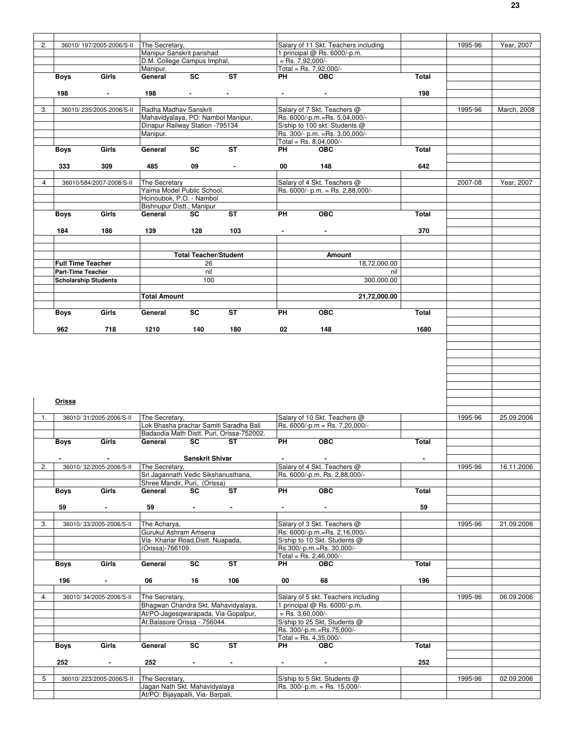| | | | | | |
|---|---|---|---|---|---|
| 2. | 36010/ 197/2005-2006/S-II | The Secretary, Manipur Sanskrit parishad D.M. College Campus Imphal, Manipur. | Salary of 11 Skt. Teachers including 1 principal @ Rs. 6000/-p.m. = Rs. 7,92,000/- Total = Rs. 7,92,000/- | 1995-96 | Year, 2007 |

| Boys | Girls | General | SC | ST | PH | OBC | Total |
|---|---|---|---|---|---|---|---|
| 198 | - | 198 | - | - | - | - | 198 |

| | | | | | |
|---|---|---|---|---|---|
| 3. | 36010/ 235/2005-2006/S-II | Radha Madhav Sanskrit Mahavidyalaya, PO: Nambol Manipur, Dinapur Railway Station -795134 Manipur. | Salary of 7 Skt. Teachers @ Rs. 6000/-p.m.=Rs. 5,04,000/- S/ship to 100 skt. Students @ Rs. 300/- p.m. =Rs. 3,00,000/- Total = Rs. 8,04,000/- | 1995-96 | March, 2008 |

| Boys | Girls | General | SC | ST | PH | OBC | Total |
|---|---|---|---|---|---|---|---|
| 333 | 309 | 485 | 09 | - | 00 | 148 | 642 |

| | | | | | |
|---|---|---|---|---|---|
| 4 | 36010/584/2007-2008/S-II | The Secretary Yaima Model Public School, Hcinoubok, P.O. - Nambol Bishnupur Distt., Manipur | Salary of 4 Skt. Teachers @ Rs. 6000/- p.m. = Rs. 2,88,000/- | 2007-08 | Year, 2007 |

| Boys | Girls | General | SC | ST | PH | OBC | Total |
|---|---|---|---|---|---|---|---|
| 184 | 186 | 139 | 128 | 103 | - | - | 370 |

| | Total Teacher/Student | Amount |
|---|---|---|
| **Full Time Teacher** | 26 | 18,72,000.00 |
| **Part-Time Teacher** | nil | nil |
| **Scholarship Students** | 100 | 300,000.00 |
| | **Total Amount** | **21,72,000.00** |

| Boys | Girls | General | SC | ST | PH | OBC | Total |
|---|---|---|---|---|---|---|---|
| 962 | 718 | 1210 | 140 | 180 | 02 | 148 | 1680 |

**Orissa**

| | | | | | |
|---|---|---|---|---|---|
| 1. | 36010/ 31/2005-2006/S-II | The Secretary, Lok Bhasha prachar Samiti Saradha Bali Badaodia Math Distt. Puri, Orissa-752002. | Salary of 10 Skt. Teachers @ Rs. 6000/-p.m = Rs. 7,20,000/- | 1995-96 | 25.09.2006 |

| Boys | Girls | General | SC | ST | PH | OBC | Total |
|---|---|---|---|---|---|---|---|
| - | - | | **Sanskrit Shivar** | | - | - | - |

| | | | | | |
|---|---|---|---|---|---|
| 2. | 36010/ 32/2005-2006/S-II | The Secretary, Sri Jagannath Vedic Sikshanusthana, Shree Mandir, Puri, (Orissa) | Salary of 4 Skt. Teachers @ Rs. 6000/-p.m. Rs. 2,88,000/- | 1995-96 | 16.11.2006 |

| Boys | Girls | General | SC | ST | PH | OBC | Total |
|---|---|---|---|---|---|---|---|
| 59 | - | 59 | - | - | - | - | 59 |

| | | | | | |
|---|---|---|---|---|---|
| 3. | 36010/ 33/2005-2006/S-II | The Acharya, Gurukul Ashram Amsena Via- Khariar Road,Distt. Nuapada, (Orissa)-766109. | Salary of 3 Skt. Teachers @ Rs. 6000/-p.m.=Rs. 2,16,000/- S/ship to 10 Skt. Students @ Rs.300/-p.m.=Rs. 30,000/- Total = Rs. 2,46,000/- | 1995-96 | 21.09.2006 |

| Boys | Girls | General | SC | ST | PH | OBC | Total |
|---|---|---|---|---|---|---|---|
| 196 | - | 06 | 16 | 106 | 00 | 68 | 196 |

| | | | | | |
|---|---|---|---|---|---|
| 4. | 36010/ 34/2005-2006/S-II | The Secretary, Bhagwan Chandra Skt. Mahavidyalaya, At/PO-Jagesqwarapada, Via-Gopalpur, At.Balasore Orissa - 756044. | Salary of 5 skt. Teachers including 1 principal @ Rs. 6000/-p.m. = Rs. 3,60,000/- S/ship to 25 Skt, Students @ Rs. 300/-p.m.=Rs.75,000/- Total = Rs. 4,35,000/- | 1995-96 | 06.09.2006 |

| Boys | Girls | General | SC | ST | PH | OBC | Total |
|---|---|---|---|---|---|---|---|
| 252 | - | 252 | - | - | - | - | 252 |

| | | | | | |
|---|---|---|---|---|---|
| 5 | 36010/ 223/2005-2006/S-II | The Secretary, Jagan Nath Skt. Mahavidyalaya At/PO: Bijayapalli, Via- Barpali, | S/ship to 5 Skt. Students @ Rs. 300/-p.m. = Rs. 15,000/- | 1995-96 | 02.09.2006 |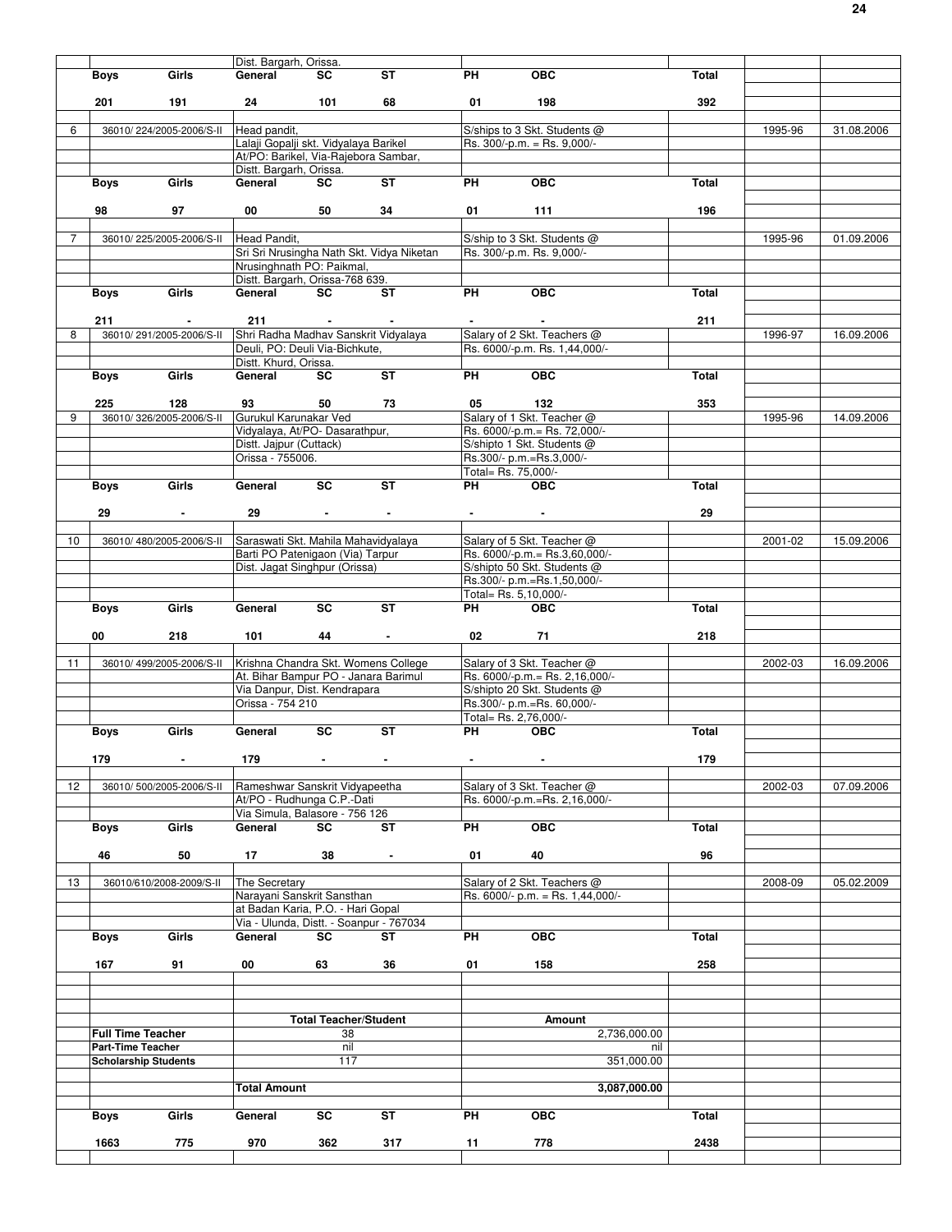| | | | | | | | | | | | |
|---|---|---|---|---|---|---|---|---|---|---|---|
| | | | Dist. Bargarh, Orissa. | | | | | | | | |
| | Boys | Girls | General | SC | ST | PH | OBC | Total | | | |
| | 201 | 191 | 24 | 101 | 68 | 01 | 198 | 392 | | | |
| 6 | 36010/ 224/2005-2006/S-II | | Head pandit, | | | S/ships to 3 Skt. Students @ | | | | 1995-96 | 31.08.2006 |
| | | | Lalaji Gopalji skt. Vidyalaya Barikel | | | Rs. 300/-p.m. = Rs. 9,000/- | | | | | |
| | | | At/PO: Barikel, Via-Rajebora Sambar, | | | | | | | | |
| | | | Distt. Bargarh, Orissa. | | | | | | | | |
| | Boys | Girls | General | SC | ST | PH | OBC | Total | | | |
| | 98 | 97 | 00 | 50 | 34 | 01 | 111 | 196 | | | |
| 7 | 36010/ 225/2005-2006/S-II | | Head Pandit, | | | S/ship to 3 Skt. Students @ | | | | 1995-96 | 01.09.2006 |
| | | | Sri Sri Nrusingha Nath Skt. Vidya Niketan | | | Rs. 300/-p.m. Rs. 9,000/- | | | | | |
| | | | Nrusinghnath PO: Paikmal, | | | | | | | | |
| | | | Distt. Bargarh, Orissa-768 639. | | | | | | | | |
| | Boys | Girls | General | SC | ST | PH | OBC | Total | | | |
| | 211 | - | 211 | - | - | - | - | 211 | | | |
| 8 | 36010/ 291/2005-2006/S-II | | Shri Radha Madhav Sanskrit Vidyalaya | | | Salary of 2 Skt. Teachers @ | | | | 1996-97 | 16.09.2006 |
| | | | Deuli, PO: Deuli Via-Bichkute, | | | Rs. 6000/-p.m. Rs. 1,44,000/- | | | | | |
| | | | Distt. Khurd, Orissa. | | | | | | | | |
| | Boys | Girls | General | SC | ST | PH | OBC | Total | | | |
| | 225 | 128 | 93 | 50 | 73 | 05 | 132 | 353 | | | |
| 9 | 36010/ 326/2005-2006/S-II | | Gurukul Karunakar Ved | | | Salary of 1 Skt. Teacher @ | | | | 1995-96 | 14.09.2006 |
| | | | Vidyalaya, At/PO- Dasarathpur, | | | Rs. 6000/-p.m.= Rs. 72,000/- | | | | | |
| | | | Distt. Jajpur (Cuttack) | | | S/shipto 1 Skt. Students @ | | | | | |
| | | | Orissa - 755006. | | | Rs.300/- p.m.=Rs.3,000/- | | | | | |
| | | | | | | Total= Rs. 75,000/- | | | | | |
| | Boys | Girls | General | SC | ST | PH | OBC | Total | | | |
| | 29 | - | 29 | - | - | - | - | 29 | | | |
| 10 | 36010/ 480/2005-2006/S-II | | Saraswati Skt. Mahila Mahavidyalaya | | | Salary of 5 Skt. Teacher @ | | | | 2001-02 | 15.09.2006 |
| | | | Barti PO Patenigaon (Via) Tarpur | | | Rs. 6000/-p.m.= Rs.3,60,000/- | | | | | |
| | | | Dist. Jagat Singhpur (Orissa) | | | S/shipto 50 Skt. Students @ | | | | | |
| | | | | | | Rs.300/- p.m.=Rs.1,50,000/- | | | | | |
| | | | | | | Total= Rs. 5,10,000/- | | | | | |
| | Boys | Girls | General | SC | ST | PH | OBC | Total | | | |
| | 00 | 218 | 101 | 44 | - | 02 | 71 | 218 | | | |
| 11 | 36010/ 499/2005-2006/S-II | | Krishna Chandra Skt. Womens College | | | Salary of 3 Skt. Teacher @ | | | | 2002-03 | 16.09.2006 |
| | | | At. Bihar Bampur PO - Janara Barimul | | | Rs. 6000/-p.m.= Rs. 2,16,000/- | | | | | |
| | | | Via Danpur, Dist. Kendrapara | | | S/shipto 20 Skt. Students @ | | | | | |
| | | | Orissa - 754 210 | | | Rs.300/- p.m.=Rs. 60,000/- | | | | | |
| | | | | | | Total= Rs. 2,76,000/- | | | | | |
| | Boys | Girls | General | SC | ST | PH | OBC | Total | | | |
| | 179 | - | 179 | - | - | - | - | 179 | | | |
| 12 | 36010/ 500/2005-2006/S-II | | Rameshwar Sanskrit Vidyapeetha | | | Salary of 3 Skt. Teacher @ | | | | 2002-03 | 07.09.2006 |
| | | | At/PO - Rudhunga C.P.-Dati | | | Rs. 6000/-p.m.=Rs. 2,16,000/- | | | | | |
| | | | Via Simula, Balasore - 756 126 | | | | | | | | |
| | Boys | Girls | General | SC | ST | PH | OBC | Total | | | |
| | 46 | 50 | 17 | 38 | - | 01 | 40 | 96 | | | |
| 13 | 36010/610/2008-2009/S-II | | The Secretary | | | Salary of 2 Skt. Teachers @ | | | | 2008-09 | 05.02.2009 |
| | | | Narayani Sanskrit Sansthan | | | Rs. 6000/- p.m. = Rs. 1,44,000/- | | | | | |
| | | | at Badan Karia, P.O. - Hari Gopal | | | | | | | | |
| | | | Via - Ulunda, Distt. - Soanpur - 767034 | | | | | | | | |
| | Boys | Girls | General | SC | ST | PH | OBC | Total | | | |
| | 167 | 91 | 00 | 63 | 36 | 01 | 158 | 258 | | | |
| | | | | Total Teacher/Student | | | Amount | | | | |
| | Full Time Teacher | | | 38 | | | | 2,736,000.00 | | | |
| | Part-Time Teacher | | | nil | | | | nil | | | |
| | Scholarship Students | | | 117 | | | | 351,000.00 | | | |
| | | | Total Amount | | | | | 3,087,000.00 | | | |
| | Boys | Girls | General | SC | ST | PH | OBC | Total | | | |
| | 1663 | 775 | 970 | 362 | 317 | 11 | 778 | 2438 | | | |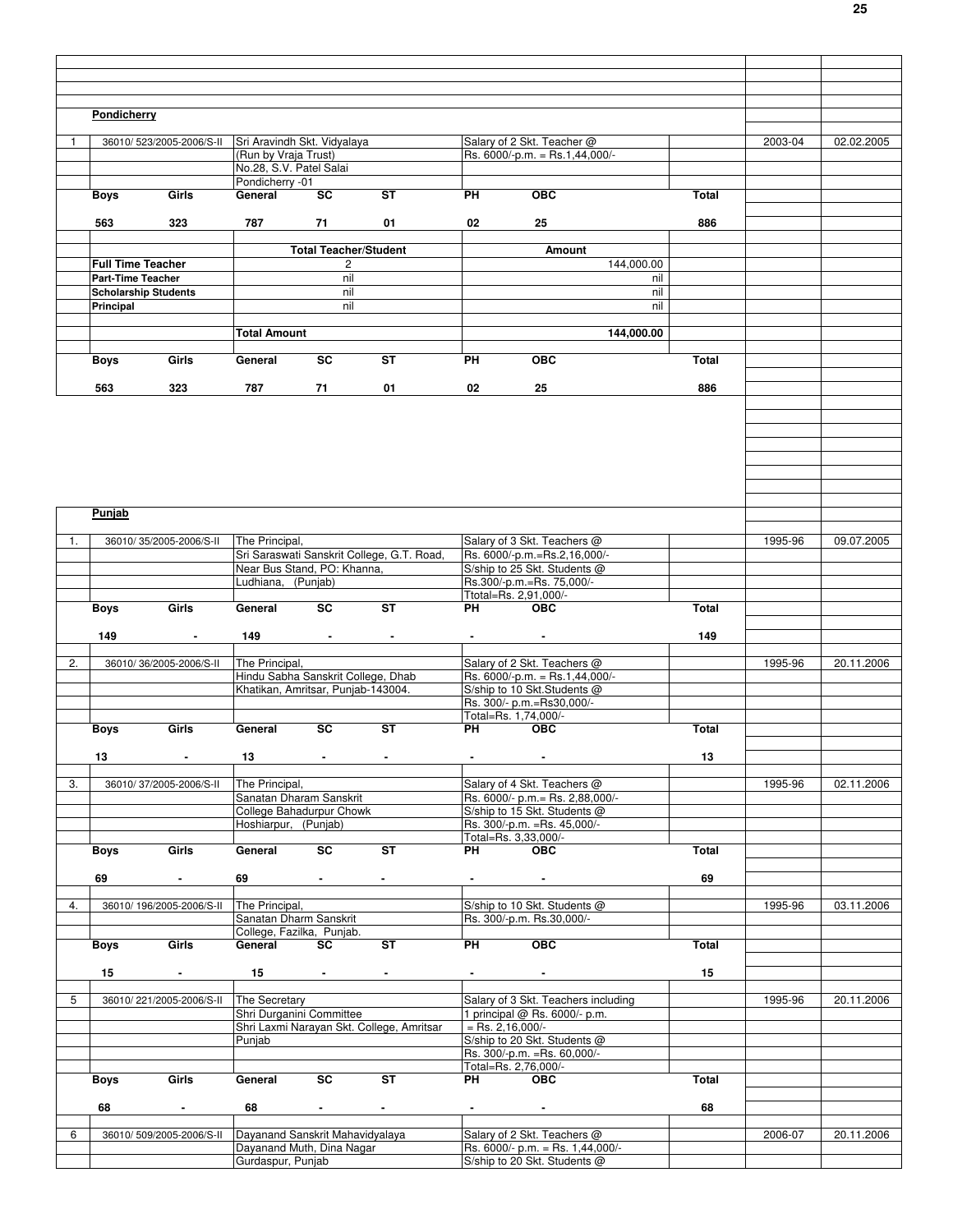## Pondicherry

| S.No. | File No. | Name & Address | | | Details | | | Year | Date |
|---|---|---|---|---|---|---|---|---|---|
| 1 | 36010/ 523/2005-2006/S-II | Sri Aravindh Skt. Vidyalaya (Run by Vraja Trust) No.28, S.V. Patel Salai Pondicherry -01 | | | Salary of 2 Skt. Teacher @ Rs. 6000/-p.m. = Rs.1,44,000/- | | | 2003-04 | 02.02.2005 |

| Boys | Girls | General | SC | ST | PH | OBC | Total |
|---|---|---|---|---|---|---|---|
| 563 | 323 | 787 | 71 | 01 | 02 | 25 | 886 |

| | Total Teacher/Student | Amount |
|---|---|---|
| Full Time Teacher | 2 | 144,000.00 |
| Part-Time Teacher | nil | nil |
| Scholarship Students | nil | nil |
| Principal | nil | nil |
| | Total Amount | 144,000.00 |

| Boys | Girls | General | SC | ST | PH | OBC | Total |
|---|---|---|---|---|---|---|---|
| 563 | 323 | 787 | 71 | 01 | 02 | 25 | 886 |

## Punjab

| S.No. | File No. | Name & Address | Details | Year | Date |
|---|---|---|---|---|---|
| 1. | 36010/ 35/2005-2006/S-II | The Principal, Sri Saraswati Sanskrit College, G.T. Road, Near Bus Stand, PO: Khanna, Ludhiana, (Punjab) | Salary of 3 Skt. Teachers @ Rs. 6000/-p.m.=Rs.2,16,000/- S/ship to 25 Skt. Students @ Rs.300/-p.m.=Rs. 75,000/- Ttotal=Rs. 2,91,000/- | 1995-96 | 09.07.2005 |

| Boys | Girls | General | SC | ST | PH | OBC | Total |
|---|---|---|---|---|---|---|---|
| 149 | - | 149 | - | - | - | - | 149 |

| S.No. | File No. | Name & Address | Details | Year | Date |
|---|---|---|---|---|---|
| 2. | 36010/ 36/2005-2006/S-II | The Principal, Hindu Sabha Sanskrit College, Dhab Khatikan, Amritsar, Punjab-143004. | Salary of 2 Skt. Teachers @ Rs. 6000/-p.m. = Rs.1,44,000/- S/ship to 10 Skt.Students @ Rs. 300/- p.m.=Rs30,000/- Total=Rs. 1,74,000/- | 1995-96 | 20.11.2006 |

| Boys | Girls | General | SC | ST | PH | OBC | Total |
|---|---|---|---|---|---|---|---|
| 13 | - | 13 | - | - | - | - | 13 |

| S.No. | File No. | Name & Address | Details | Year | Date |
|---|---|---|---|---|---|
| 3. | 36010/ 37/2005-2006/S-II | The Principal, Sanatan Dharam Sanskrit College Bahadurpur Chowk Hoshiarpur, (Punjab) | Salary of 4 Skt. Teachers @ Rs. 6000/- p.m.= Rs. 2,88,000/- S/ship to 15 Skt. Students @ Rs. 300/-p.m. =Rs. 45,000/- Total=Rs. 3,33,000/- | 1995-96 | 02.11.2006 |

| Boys | Girls | General | SC | ST | PH | OBC | Total |
|---|---|---|---|---|---|---|---|
| 69 | - | 69 | - | - | - | - | 69 |

| S.No. | File No. | Name & Address | Details | Year | Date |
|---|---|---|---|---|---|
| 4. | 36010/ 196/2005-2006/S-II | The Principal, Sanatan Dharm Sanskrit College, Fazilka, Punjab. | S/ship to 10 Skt. Students @ Rs. 300/-p.m. Rs.30,000/- | 1995-96 | 03.11.2006 |

| Boys | Girls | General | SC | ST | PH | OBC | Total |
|---|---|---|---|---|---|---|---|
| 15 | - | 15 | - | - | - | - | 15 |

| S.No. | File No. | Name & Address | Details | Year | Date |
|---|---|---|---|---|---|
| 5 | 36010/ 221/2005-2006/S-II | The Secretary Shri Durganini Committee Shri Laxmi Narayan Skt. College, Amritsar Punjab | Salary of 3 Skt. Teachers including 1 principal @ Rs. 6000/- p.m. = Rs. 2,16,000/- S/ship to 20 Skt. Students @ Rs. 300/-p.m. =Rs. 60,000/- Total=Rs. 2,76,000/- | 1995-96 | 20.11.2006 |

| Boys | Girls | General | SC | ST | PH | OBC | Total |
|---|---|---|---|---|---|---|---|
| 68 | - | 68 | - | - | - | - | 68 |

| S.No. | File No. | Name & Address | Details | Year | Date |
|---|---|---|---|---|---|
| 6 | 36010/ 509/2005-2006/S-II | Dayanand Sanskrit Mahavidyalaya Dayanand Muth, Dina Nagar Gurdaspur, Punjab | Salary of 2 Skt. Teachers @ Rs. 6000/- p.m. = Rs. 1,44,000/- S/ship to 20 Skt. Students @ | 2006-07 | 20.11.2006 |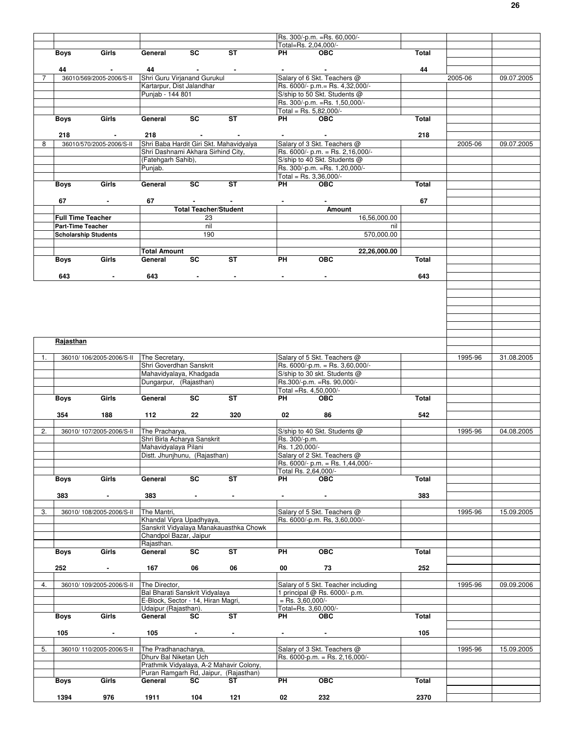| | | | | | | | | | |
|---|---|---|---|---|---|---|---|---|---|
| | | | | | Rs. 300/-p.m. =Rs. 60,000/- | | | | |
| | | | | | Total=Rs. 2,04,000/- | | | | |
| | **Boys** | **Girls** | **General** | **SC** | **ST** | **PH** | **OBC** | **Total** | | |
| | **44** | **-** | **44** | **-** | **-** | **-** | **-** | **44** | | |
| 7 | 36010/569/2005-2006/S-II | | Shri Guru Virjanand Gurukul | | Salary of 6 Skt. Teachers @ | | 2005-06 | 09.07.2005 |
| | | | Kartarpur, Dist Jalandhar | | Rs. 6000/- p.m.= Rs. 4,32,000/- | | | |
| | | | Punjab - 144 801 | | S/ship to 50 Skt. Students @ | | | |
| | | | | | Rs. 300/-p.m. =Rs. 1,50,000/- | | | |
| | | | | | Total = Rs. 5,82,000/- | | | |
| | **Boys** | **Girls** | **General** | **SC** | **ST** | **PH** | **OBC** | **Total** | | |
| | **218** | **-** | **218** | **-** | **-** | **-** | **-** | **218** | | |
| 8 | 36010/570/2005-2006/S-II | | Shri Baba Hardit Giri Skt. Mahavidyalya | | Salary of 3 Skt. Teachers @ | | 2005-06 | 09.07.2005 |
| | | | Shri Dashnami Akhara Sirhind City, | | Rs. 6000/- p.m. = Rs. 2,16,000/- | | | |
| | | | (Fatehgarh Sahib), | | S/ship to 40 Skt. Students @ | | | |
| | | | Punjab. | | Rs. 300/-p.m. =Rs. 1,20,000/- | | | |
| | | | | | Total = Rs. 3,36,000/- | | | |
| | **Boys** | **Girls** | **General** | **SC** | **ST** | **PH** | **OBC** | **Total** | | |
| | **67** | **-** | **67** | **-** | **-** | **-** | **-** | **67** | | |
| | | | **Total Teacher/Student** | | **Amount** | | | |
| | **Full Time Teacher** | | 23 | | 16,56,000.00 | | | |
| | **Part-Time Teacher** | | nil | | nil | | | |
| | **Scholarship Students** | | 190 | | 570,000.00 | | | |
| | | | **Total Amount** | | **22,26,000.00** | | | |
| | **Boys** | **Girls** | **General** | **SC** | **ST** | **PH** | **OBC** | **Total** | | |
| | **643** | **-** | **643** | **-** | **-** | **-** | **-** | **643** | | |

**Rajasthan**

| | | | | | | | | | |
|---|---|---|---|---|---|---|---|---|---|
| 1. | 36010/ 106/2005-2006/S-II | | The Secretary, | | Salary of 5 Skt. Teachers @ | | 1995-96 | 31.08.2005 |
| | | | Shri Goverdhan Sanskrit | | Rs. 6000/-p.m. = Rs. 3,60,000/- | | | |
| | | | Mahavidyalaya, Khadgada | | S/ship to 30 skt. Students @ | | | |
| | | | Dungarpur, (Rajasthan) | | Rs.300/-p.m. =Rs. 90,000/- | | | |
| | | | | | Total =Rs. 4,50,000/- | | | |
| | **Boys** | **Girls** | **General** | **SC** | **ST** | **PH** | **OBC** | **Total** | | |
| | **354** | **188** | **112** | **22** | **320** | **02** | **86** | **542** | | |
| 2. | 36010/ 107/2005-2006/S-II | | The Pracharya, | | S/ship to 40 Skt. Students @ | | 1995-96 | 04.08.2005 |
| | | | Shri Birla Acharya Sanskrit | | Rs. 300/-p.m. | | | |
| | | | Mahavidyalaya Pilani | | Rs. 1,20,000/- | | | |
| | | | Distt. Jhunjhunu, (Rajasthan) | | Salary of 2 Skt. Teachers @ | | | |
| | | | | | Rs. 6000/- p.m. = Rs. 1,44,000/- | | | |
| | | | | | Total Rs. 2,64,000/- | | | |
| | **Boys** | **Girls** | **General** | **SC** | **ST** | **PH** | **OBC** | **Total** | | |
| | **383** | **-** | **383** | **-** | **-** | **-** | **-** | **383** | | |
| 3. | 36010/ 108/2005-2006/S-II | | The Mantri, | | Salary of 5 Skt. Teachers @ | | 1995-96 | 15.09.2005 |
| | | | Khandal Vipra Upadhyaya, | | Rs. 6000/-p.m. Rs, 3,60,000/- | | | |
| | | | Sanskrit Vidyalaya Manakauasthka Chowk | | | | | |
| | | | Chandpol Bazar, Jaipur | | | | | |
| | | | Rajasthan. | | | | | |
| | **Boys** | **Girls** | **General** | **SC** | **ST** | **PH** | **OBC** | **Total** | | |
| | **252** | **-** | **167** | **06** | **06** | **00** | **73** | **252** | | |
| 4. | 36010/ 109/2005-2006/S-II | | The Director, | | Salary of 5 Skt. Teacher including | | 1995-96 | 09.09.2006 |
| | | | Bal Bharati Sanskrit Vidyalaya | | 1 principal @ Rs. 6000/- p.m. | | | |
| | | | E-Block, Sector - 14, Hiran Magri, | | = Rs. 3,60,000/- | | | |
| | | | Udaipur (Rajasthan). | | Total=Rs. 3,60,000/- | | | |
| | **Boys** | **Girls** | **General** | **SC** | **ST** | **PH** | **OBC** | **Total** | | |
| | **105** | **-** | **105** | **-** | **-** | **-** | **-** | **105** | | |
| 5. | 36010/ 110/2005-2006/S-II | | The Pradhanacharya, | | Salary of 3 Skt. Teachers @ | | 1995-96 | 15.09.2005 |
| | | | Dhurv Bal Niketan Uch | | Rs. 6000-p.m. = Rs. 2,16,000/- | | | |
| | | | Prathmik Vidyalaya, A-2 Mahavir Colony, | | | | | |
| | | | Puran Ramgarh Rd, Jaipur, (Rajasthan) | | | | | |
| | **Boys** | **Girls** | **General** | **SC** | **ST** | **PH** | **OBC** | **Total** | | |
| | **1394** | **976** | **1911** | **104** | **121** | **02** | **232** | **2370** | | |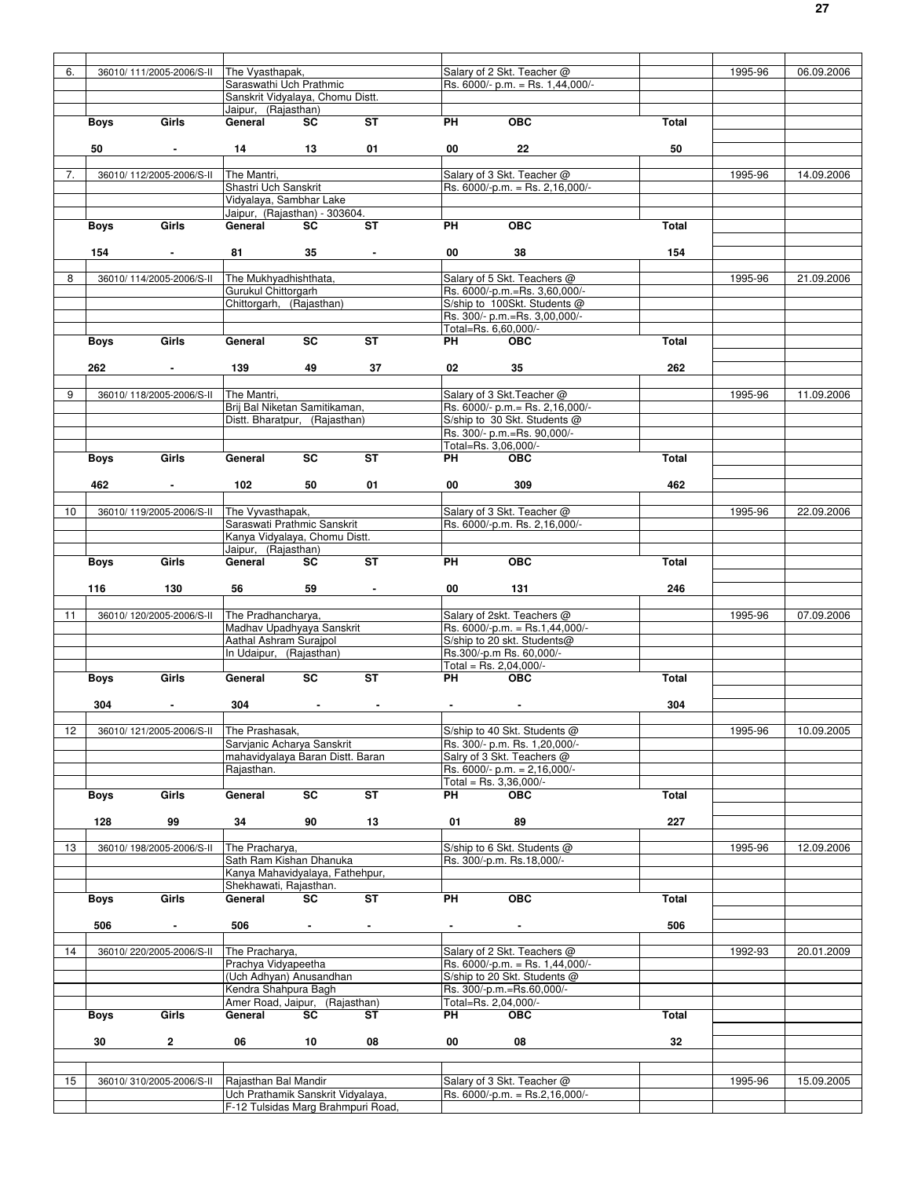| 6. | 36010/ 111/2005-2006/S-II | The Vyasthapak, Saraswathi Uch Prathmic Sanskrit Vidyalaya, Chomu Distt. Jaipur, (Rajasthan) | Salary of 2 Skt. Teacher @ Rs. 6000/- p.m. = Rs. 1,44,000/- | | 1995-96 | 06.09.2006 |
|---|---|---|---|---|---|---|

| Boys | Girls | General | SC | ST | PH | OBC | Total |
|---|---|---|---|---|---|---|---|
| 50 | - | 14 | 13 | 01 | 00 | 22 | 50 |

| 7. | 36010/ 112/2005-2006/S-II | The Mantri, Shastri Uch Sanskrit Vidyalaya, Sambhar Lake Jaipur, (Rajasthan) - 303604. | Salary of 3 Skt. Teacher @ Rs. 6000/-p.m. = Rs. 2,16,000/- | | 1995-96 | 14.09.2006 |
|---|---|---|---|---|---|---|

| Boys | Girls | General | SC | ST | PH | OBC | Total |
|---|---|---|---|---|---|---|---|
| 154 | - | 81 | 35 | - | 00 | 38 | 154 |

| 8 | 36010/ 114/2005-2006/S-II | The Mukhyadhishthata, Gurukul Chittorgarh Chittorgarh, (Rajasthan) | Salary of 5 Skt. Teachers @ Rs. 6000/-p.m.=Rs. 3,60,000/- S/ship to 100Skt. Students @ Rs. 300/- p.m.=Rs. 3,00,000/- Total=Rs. 6,60,000/- | | 1995-96 | 21.09.2006 |
|---|---|---|---|---|---|---|

| Boys | Girls | General | SC | ST | PH | OBC | Total |
|---|---|---|---|---|---|---|---|
| 262 | - | 139 | 49 | 37 | 02 | 35 | 262 |

| 9 | 36010/ 118/2005-2006/S-II | The Mantri, Brij Bal Niketan Samitikaman, Distt. Bharatpur, (Rajasthan) | Salary of 3 Skt.Teacher @ Rs. 6000/- p.m.= Rs. 2,16,000/- S/ship to 30 Skt. Students @ Rs. 300/- p.m.=Rs. 90,000/- Total=Rs. 3,06,000/- | | 1995-96 | 11.09.2006 |
|---|---|---|---|---|---|---|

| Boys | Girls | General | SC | ST | PH | OBC | Total |
|---|---|---|---|---|---|---|---|
| 462 | - | 102 | 50 | 01 | 00 | 309 | 462 |

| 10 | 36010/ 119/2005-2006/S-II | The Vyvasthapak, Saraswati Prathmic Sanskrit Kanya Vidyalaya, Chomu Distt. Jaipur, (Rajasthan) | Salary of 3 Skt. Teacher @ Rs. 6000/-p.m. Rs. 2,16,000/- | | 1995-96 | 22.09.2006 |
|---|---|---|---|---|---|---|

| Boys | Girls | General | SC | ST | PH | OBC | Total |
|---|---|---|---|---|---|---|---|
| 116 | 130 | 56 | 59 | - | 00 | 131 | 246 |

| 11 | 36010/ 120/2005-2006/S-II | The Pradhancharya, Madhav Upadhyaya Sanskrit Aathal Ashram Surajpol In Udaipur, (Rajasthan) | Salary of 2skt. Teachers @ Rs. 6000/-p.m. = Rs.1,44,000/- S/ship to 20 skt. Students@ Rs.300/-p.m Rs. 60,000/- Total = Rs. 2,04,000/- | | 1995-96 | 07.09.2006 |
|---|---|---|---|---|---|---|

| Boys | Girls | General | SC | ST | PH | OBC | Total |
|---|---|---|---|---|---|---|---|
| 304 | - | 304 | - | - | - | - | 304 |

| 12 | 36010/ 121/2005-2006/S-II | The Prashasak, Sarvjanic Acharya Sanskrit mahavidyalaya Baran Distt. Baran Rajasthan. | S/ship to 40 Skt. Students @ Rs. 300/- p.m. Rs. 1,20,000/- Salry of 3 Skt. Teachers @ Rs. 6000/- p.m. = 2,16,000/- Total = Rs. 3,36,000/- | | 1995-96 | 10.09.2005 |
|---|---|---|---|---|---|---|

| Boys | Girls | General | SC | ST | PH | OBC | Total |
|---|---|---|---|---|---|---|---|
| 128 | 99 | 34 | 90 | 13 | 01 | 89 | 227 |

| 13 | 36010/ 198/2005-2006/S-II | The Pracharya, Sath Ram Kishan Dhanuka Kanya Mahavidyalaya, Fathehpur, Shekhawati, Rajasthan. | S/ship to 6 Skt. Students @ Rs. 300/-p.m. Rs.18,000/- | | 1995-96 | 12.09.2006 |
|---|---|---|---|---|---|---|

| Boys | Girls | General | SC | ST | PH | OBC | Total |
|---|---|---|---|---|---|---|---|
| 506 | - | 506 | - | - | - | - | 506 |

| 14 | 36010/ 220/2005-2006/S-II | The Pracharya, Prachya Vidyapeetha (Uch Adhyan) Anusandhan Kendra Shahpura Bagh Amer Road, Jaipur, (Rajasthan) | Salary of 2 Skt. Teachers @ Rs. 6000/-p.m. = Rs. 1,44,000/- S/ship to 20 Skt. Students @ Rs. 300/-p.m.=Rs.60,000/- Total=Rs. 2,04,000/- | | 1992-93 | 20.01.2009 |
|---|---|---|---|---|---|---|

| Boys | Girls | General | SC | ST | PH | OBC | Total |
|---|---|---|---|---|---|---|---|
| 30 | 2 | 06 | 10 | 08 | 00 | 08 | 32 |

| 15 | 36010/ 310/2005-2006/S-II | Rajasthan Bal Mandir Uch Prathamik Sanskrit Vidyalaya, F-12 Tulsidas Marg Brahmpuri Road, | Salary of 3 Skt. Teacher @ Rs. 6000/-p.m. = Rs.2,16,000/- | | 1995-96 | 15.09.2005 |
|---|---|---|---|---|---|---|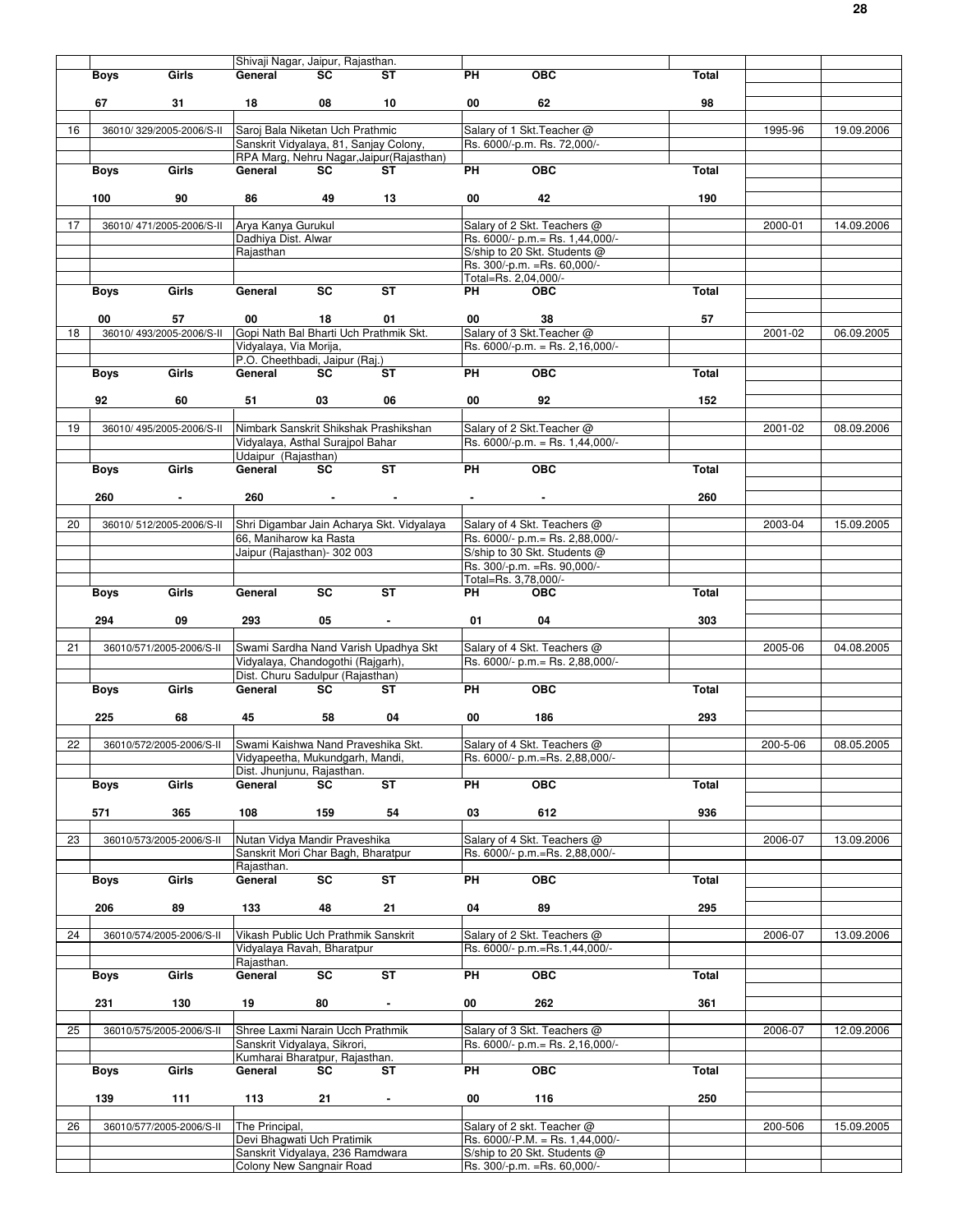| | | | | | | | | | | |
|---|---|---|---|---|---|---|---|---|---|---|
| | | | Shivaji Nagar, Jaipur, Rajasthan. | | | | | | | |
| | Boys | Girls | General | SC | ST | PH | OBC | Total | | |
| | 67 | 31 | 18 | 08 | 10 | 00 | 62 | 98 | | |
| 16 | 36010/ 329/2005-2006/S-II | | Saroj Bala Niketan Uch Prathmic Sanskrit Vidyalaya, 81, Sanjay Colony, RPA Marg, Nehru Nagar,Jaipur(Rajasthan) | | | Salary of 1 Skt.Teacher @ Rs. 6000/-p.m. Rs. 72,000/- | | | 1995-96 | 19.09.2006 |
| | Boys | Girls | General | SC | ST | PH | OBC | Total | | |
| | 100 | 90 | 86 | 49 | 13 | 00 | 42 | 190 | | |
| 17 | 36010/ 471/2005-2006/S-II | | Arya Kanya Gurukul Dadhiya Dist. Alwar Rajasthan | | | Salary of 2 Skt. Teachers @ Rs. 6000/- p.m.= Rs. 1,44,000/- S/ship to 20 Skt. Students @ Rs. 300/-p.m. =Rs. 60,000/- Total=Rs. 2,04,000/- | | | 2000-01 | 14.09.2006 |
| | Boys | Girls | General | SC | ST | PH | OBC | Total | | |
| | 00 | 57 | 00 | 18 | 01 | 00 | 38 | 57 | | |
| 18 | 36010/ 493/2005-2006/S-II | | Gopi Nath Bal Bharti Uch Prathmik Skt. Vidyalaya, Via Morija, P.O. Cheethbadi, Jaipur (Raj.) | | | Salary of 3 Skt.Teacher @ Rs. 6000/-p.m. = Rs. 2,16,000/- | | | 2001-02 | 06.09.2005 |
| | Boys | Girls | General | SC | ST | PH | OBC | Total | | |
| | 92 | 60 | 51 | 03 | 06 | 00 | 92 | 152 | | |
| 19 | 36010/ 495/2005-2006/S-II | | Nimbark Sanskrit Shikshak Prashikshan Vidyalaya, Asthal Surajpol Bahar Udaipur (Rajasthan) | | | Salary of 2 Skt.Teacher @ Rs. 6000/-p.m. = Rs. 1,44,000/- | | | 2001-02 | 08.09.2006 |
| | Boys | Girls | General | SC | ST | PH | OBC | Total | | |
| | 260 | - | 260 | - | - | - | - | 260 | | |
| 20 | 36010/ 512/2005-2006/S-II | | Shri Digambar Jain Acharya Skt. Vidyalaya 66, Maniharow ka Rasta Jaipur (Rajasthan)- 302 003 | | | Salary of 4 Skt. Teachers @ Rs. 6000/- p.m.= Rs. 2,88,000/- S/ship to 30 Skt. Students @ Rs. 300/-p.m. =Rs. 90,000/- Total=Rs. 3,78,000/- | | | 2003-04 | 15.09.2005 |
| | Boys | Girls | General | SC | ST | PH | OBC | Total | | |
| | 294 | 09 | 293 | 05 | - | 01 | 04 | 303 | | |
| 21 | 36010/571/2005-2006/S-II | | Swami Sardha Nand Varish Upadhya Skt Vidyalaya, Chandogothi (Rajgarh), Dist. Churu Sadulpur (Rajasthan) | | | Salary of 4 Skt. Teachers @ Rs. 6000/- p.m.= Rs. 2,88,000/- | | | 2005-06 | 04.08.2005 |
| | Boys | Girls | General | SC | ST | PH | OBC | Total | | |
| | 225 | 68 | 45 | 58 | 04 | 00 | 186 | 293 | | |
| 22 | 36010/572/2005-2006/S-II | | Swami Kaishwa Nand Praveshika Skt. Vidyapeetha, Mukundgarh, Mandi, Dist. Jhunjunu, Rajasthan. | | | Salary of 4 Skt. Teachers @ Rs. 6000/- p.m.=Rs. 2,88,000/- | | | 200-5-06 | 08.05.2005 |
| | Boys | Girls | General | SC | ST | PH | OBC | Total | | |
| | 571 | 365 | 108 | 159 | 54 | 03 | 612 | 936 | | |
| 23 | 36010/573/2005-2006/S-II | | Nutan Vidya Mandir Praveshika Sanskrit Mori Char Bagh, Bharatpur Rajasthan. | | | Salary of 4 Skt. Teachers @ Rs. 6000/- p.m.=Rs. 2,88,000/- | | | 2006-07 | 13.09.2006 |
| | Boys | Girls | General | SC | ST | PH | OBC | Total | | |
| | 206 | 89 | 133 | 48 | 21 | 04 | 89 | 295 | | |
| 24 | 36010/574/2005-2006/S-II | | Vikash Public Uch Prathmik Sanskrit Vidyalaya Ravah, Bharatpur Rajasthan. | | | Salary of 2 Skt. Teachers @ Rs. 6000/- p.m.=Rs.1,44,000/- | | | 2006-07 | 13.09.2006 |
| | Boys | Girls | General | SC | ST | PH | OBC | Total | | |
| | 231 | 130 | 19 | 80 | - | 00 | 262 | 361 | | |
| 25 | 36010/575/2005-2006/S-II | | Shree Laxmi Narain Ucch Prathmik Sanskrit Vidyalaya, Sikrori, Kumharai Bharatpur, Rajasthan. | | | Salary of 3 Skt. Teachers @ Rs. 6000/- p.m.= Rs. 2,16,000/- | | | 2006-07 | 12.09.2006 |
| | Boys | Girls | General | SC | ST | PH | OBC | Total | | |
| | 139 | 111 | 113 | 21 | - | 00 | 116 | 250 | | |
| 26 | 36010/577/2005-2006/S-II | | The Principal, Devi Bhagwati Uch Pratimik Sanskrit Vidyalaya, 236 Ramdwara Colony New Sangnair Road | | | Salary of 2 skt. Teacher @ Rs. 6000/-P.M. = Rs. 1,44,000/- S/ship to 20 Skt. Students @ Rs. 300/-p.m. =Rs. 60,000/- | | | 200-506 | 15.09.2005 |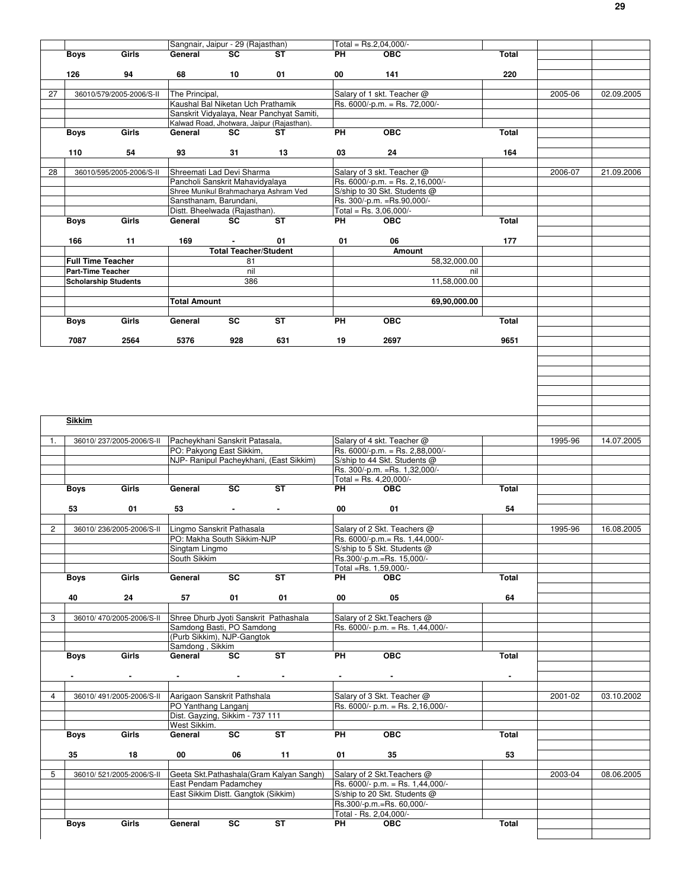| | | | | | | | | | |
|---|---|---|---|---|---|---|---|---|---|
| | | Sangnair, Jaipur - 29 (Rajasthan) | | | Total = Rs.2,04,000/- | | | | |
| | **Boys** | **Girls** | **General** | **SC** | **ST** | **PH** | **OBC** | **Total** | | |
| | **126** | **94** | **68** | **10** | **01** | **00** | **141** | **220** | | |
| 27 | 36010/579/2005-2006/S-II | The Principal, | | Salary of 1 skt. Teacher @ | | 2005-06 | 02.09.2005 |
| | | Kaushal Bal Niketan Uch Prathamik | | Rs. 6000/-p.m. = Rs. 72,000/- | | | |
| | | Sanskrit Vidyalaya, Near Panchyat Samiti, | | | | | |
| | | Kalwad Road, Jhotwara, Jaipur (Rajasthan). | | | | | |
| | **Boys** | **Girls** | **General** | **SC** | **ST** | **PH** | **OBC** | **Total** | | |
| | **110** | **54** | **93** | **31** | **13** | **03** | **24** | **164** | | |
| 28 | 36010/595/2005-2006/S-II | Shreemati Lad Devi Sharma | | Salary of 3 skt. Teacher @ | | 2006-07 | 21.09.2006 |
| | | Pancholi Sanskrit Mahavidyalaya | | Rs. 6000/-p.m. = Rs. 2,16,000/- | | | |
| | | Shree Munikul Brahmacharya Ashram Ved | | S/ship to 30 Skt. Students @ | | | |
| | | Sansthanam, Barundani, | | Rs. 300/-p.m. =Rs.90,000/- | | | |
| | | Distt. Bheelwada (Rajasthan). | | Total = Rs. 3,06,000/- | | | |
| | **Boys** | **Girls** | **General** | **SC** | **ST** | **PH** | **OBC** | **Total** | | |
| | **166** | **11** | **169** | **-** | **01** | **01** | **06** | **177** | | |
| | | | **Total Teacher/Student** | | | **Amount** | | | | |
| | **Full Time Teacher** | | 81 | | | 58,32,000.00 | | | | |
| | **Part-Time Teacher** | | nil | | | nil | | | | |
| | **Scholarship Students** | | 386 | | | 11,58,000.00 | | | | |
| | | | **Total Amount** | | | **69,90,000.00** | | | | |
| | **Boys** | **Girls** | **General** | **SC** | **ST** | **PH** | **OBC** | **Total** | | |
| | **7087** | **2564** | **5376** | **928** | **631** | **19** | **2697** | **9651** | | |

**Sikkim**

| | | | | | | |
|---|---|---|---|---|---|---|
| 1. | 36010/ 237/2005-2006/S-II | Pacheykhani Sanskrit Patasala, | Salary of 4 skt. Teacher @ | | 1995-96 | 14.07.2005 |
| | | PO: Pakyong East Sikkim, | Rs. 6000/-p.m. = Rs. 2,88,000/- | | | |
| | | NJP- Ranipul Pacheykhani, (East Sikkim) | S/ship to 44 Skt. Students @ | | | |
| | | | Rs. 300/-p.m. =Rs. 1,32,000/- | | | |
| | | | Total = Rs. 4,20,000/- | | | |

| Boys | Girls | General | SC | ST | PH | OBC | Total |
|---|---|---|---|---|---|---|---|
| **53** | **01** | **53** | **-** | **-** | **00** | **01** | **54** |

| | | | | | | |
|---|---|---|---|---|---|---|
| 2 | 36010/ 236/2005-2006/S-II | Lingmo Sanskrit Pathasala | Salary of 2 Skt. Teachers @ | | 1995-96 | 16.08.2005 |
| | | PO: Makha South Sikkim-NJP | Rs. 6000/-p.m.= Rs. 1,44,000/- | | | |
| | | Singtam Lingmo | S/ship to 5 Skt. Students @ | | | |
| | | South Sikkim | Rs.300/-p.m.=Rs. 15,000/- | | | |
| | | | Total =Rs. 1,59,000/- | | | |

| Boys | Girls | General | SC | ST | PH | OBC | Total |
|---|---|---|---|---|---|---|---|
| **40** | **24** | **57** | **01** | **01** | **00** | **05** | **64** |

| | | | | | | |
|---|---|---|---|---|---|---|
| 3 | 36010/ 470/2005-2006/S-II | Shree Dhurb Jyoti Sanskrit Pathashala | Salary of 2 Skt.Teachers @ | | | |
| | | Samdong Basti, PO Samdong | Rs. 6000/- p.m. = Rs. 1,44,000/- | | | |
| | | (Purb Sikkim), NJP-Gangtok | | | | |
| | | Samdong , Sikkim | | | | |

| Boys | Girls | General | SC | ST | PH | OBC | Total |
|---|---|---|---|---|---|---|---|
| **-** | **-** | **-** | **-** | **-** | **-** | **-** | **-** |

| | | | | | | |
|---|---|---|---|---|---|---|
| 4 | 36010/ 491/2005-2006/S-II | Aarigaon Sanskrit Pathshala | Salary of 3 Skt. Teacher @ | | 2001-02 | 03.10.2002 |
| | | PO Yanthang Langanj | Rs. 6000/- p.m. = Rs. 2,16,000/- | | | |
| | | Dist. Gayzing, Sikkim - 737 111 | | | | |
| | | West Sikkim. | | | | |

| Boys | Girls | General | SC | ST | PH | OBC | Total |
|---|---|---|---|---|---|---|---|
| **35** | **18** | **00** | **06** | **11** | **01** | **35** | **53** |

| | | | | | | |
|---|---|---|---|---|---|---|
| 5 | 36010/ 521/2005-2006/S-II | Geeta Skt.Pathashala(Gram Kalyan Sangh) | Salary of 2 Skt.Teachers @ | | 2003-04 | 08.06.2005 |
| | | East Pendam Padamchey | Rs. 6000/- p.m. = Rs. 1,44,000/- | | | |
| | | East Sikkim Distt. Gangtok (Sikkim) | S/ship to 20 Skt. Students @ | | | |
| | | | Rs.300/-p.m.=Rs. 60,000/- | | | |
| | | | Total - Rs. 2,04,000/- | | | |

| Boys | Girls | General | SC | ST | PH | OBC | Total |
|---|---|---|---|---|---|---|---|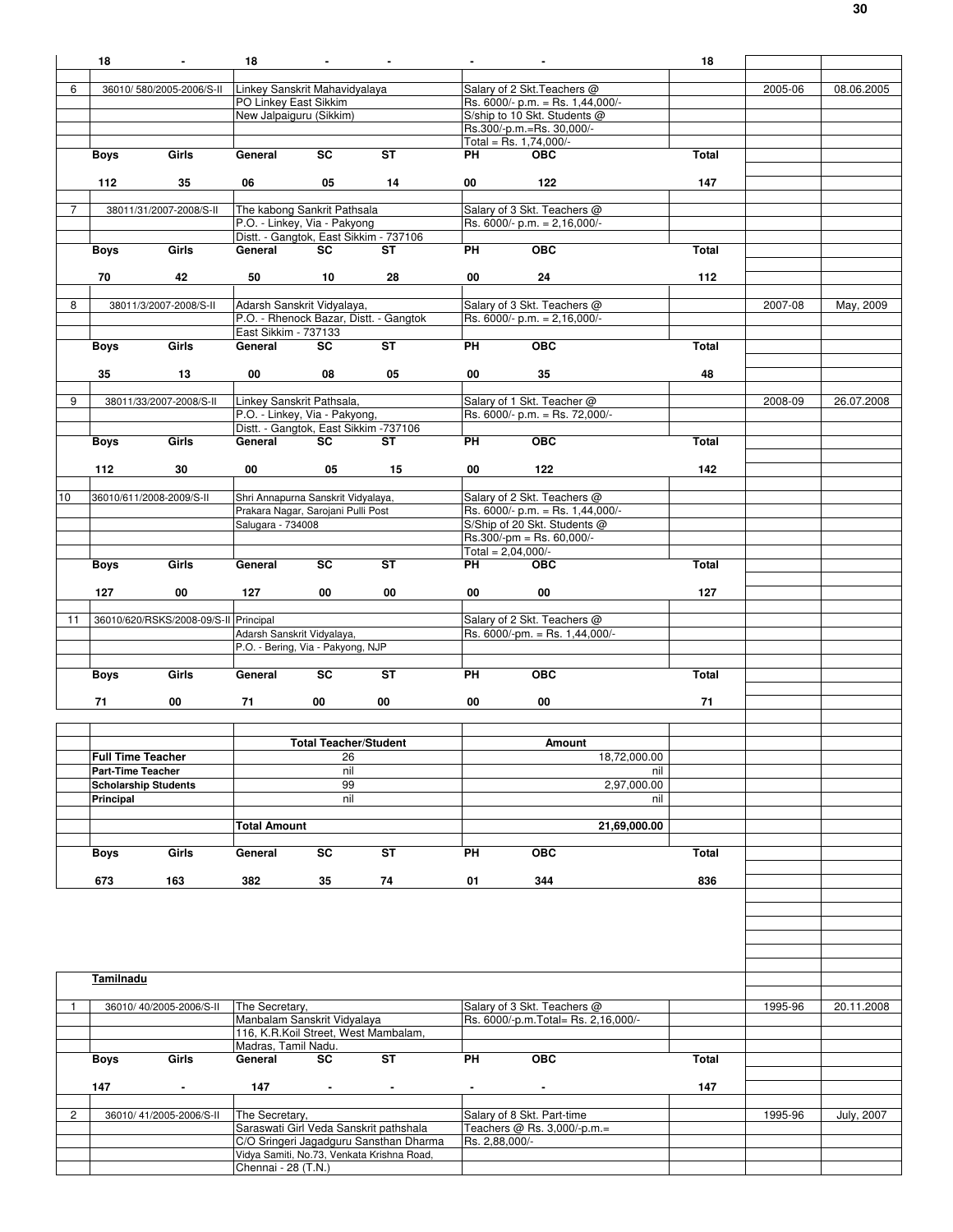| S.No. | File No. | Name & Address | | | Purpose / Amount | | | Year | Date |
|---|---|---|---|---|---|---|---|---|---|
| | 18 | - | 18 | - | - | - | - | 18 | | |
| 6 | 36010/ 580/2005-2006/S-II | Linkey Sanskrit Mahavidyalaya PO Linkey East Sikkim New Jalpaiguru (Sikkim) | | | Salary of 2 Skt.Teachers @ Rs. 6000/- p.m. = Rs. 1,44,000/- S/ship to 10 Skt. Students @ Rs.300/-p.m.=Rs. 30,000/- Total = Rs. 1,74,000/- | | | 2005-06 | 08.06.2005 |
| | **Boys** | **Girls** | **General** | **SC** | **ST** | **PH** | **OBC** | **Total** | | |
| | 112 | 35 | 06 | 05 | 14 | 00 | 122 | 147 | | |
| 7 | 38011/31/2007-2008/S-II | The kabong Sankrit Pathsala P.O. - Linkey, Via - Pakyong Distt. - Gangtok, East Sikkim - 737106 | | | Salary of 3 Skt. Teachers @ Rs. 6000/- p.m. = 2,16,000/- | | | | |
| | **Boys** | **Girls** | **General** | **SC** | **ST** | **PH** | **OBC** | **Total** | | |
| | 70 | 42 | 50 | 10 | 28 | 00 | 24 | 112 | | |
| 8 | 38011/3/2007-2008/S-II | Adarsh Sanskrit Vidyalaya, P.O. - Rhenock Bazar, Distt. - Gangtok East Sikkim - 737133 | | | Salary of 3 Skt. Teachers @ Rs. 6000/- p.m. = 2,16,000/- | | | 2007-08 | May, 2009 |
| | **Boys** | **Girls** | **General** | **SC** | **ST** | **PH** | **OBC** | **Total** | | |
| | 35 | 13 | 00 | 08 | 05 | 00 | 35 | 48 | | |
| 9 | 38011/33/2007-2008/S-II | Linkey Sanskrit Pathsala, P.O. - Linkey, Via - Pakyong, Distt. - Gangtok, East Sikkim -737106 | | | Salary of 1 Skt. Teacher @ Rs. 6000/- p.m. = Rs. 72,000/- | | | 2008-09 | 26.07.2008 |
| | **Boys** | **Girls** | **General** | **SC** | **ST** | **PH** | **OBC** | **Total** | | |
| | 112 | 30 | 00 | 05 | 15 | 00 | 122 | 142 | | |
| 10 | 36010/611/2008-2009/S-II | Shri Annapurna Sanskrit Vidyalaya, Prakara Nagar, Sarojani Pulli Post Salugara - 734008 | | | Salary of 2 Skt. Teachers @ Rs. 6000/- p.m. = Rs. 1,44,000/- S/Ship of 20 Skt. Students @ Rs.300/-pm = Rs. 60,000/- Total = 2,04,000/- | | | | |
| | **Boys** | **Girls** | **General** | **SC** | **ST** | **PH** | **OBC** | **Total** | | |
| | 127 | 00 | 127 | 00 | 00 | 00 | 00 | 127 | | |
| 11 | 36010/620/RSKS/2008-09/S-II | Principal Adarsh Sanskrit Vidyalaya, P.O. - Bering, Via - Pakyong, NJP | | | Salary of 2 Skt. Teachers @ Rs. 6000/-pm. = Rs. 1,44,000/- | | | | |
| | **Boys** | **Girls** | **General** | **SC** | **ST** | **PH** | **OBC** | **Total** | | |
| | 71 | 00 | 71 | 00 | 00 | 00 | 00 | 71 | | |
| | | | **Total Teacher/Student** | | | **Amount** | | | | |
| | **Full Time Teacher** | | 26 | | | 18,72,000.00 | | | | |
| | **Part-Time Teacher** | | nil | | | nil | | | | |
| | **Scholarship Students** | | 99 | | | 2,97,000.00 | | | | |
| | **Principal** | | nil | | | nil | | | | |
| | | | **Total Amount** | | | **21,69,000.00** | | | | |
| | **Boys** | **Girls** | **General** | **SC** | **ST** | **PH** | **OBC** | **Total** | | |
| | 673 | 163 | 382 | 35 | 74 | 01 | 344 | 836 | | |

**Tamilnadu**

| S.No. | File No. | Name & Address | | | Purpose / Amount | | | Year | Date |
|---|---|---|---|---|---|---|---|---|---|
| 1 | 36010/ 40/2005-2006/S-II | The Secretary, Manbalam Sanskrit Vidyalaya 116, K.R.Koil Street, West Mambalam, Madras, Tamil Nadu. | | | Salary of 3 Skt. Teachers @ Rs. 6000/-p.m.Total= Rs. 2,16,000/- | | | 1995-96 | 20.11.2008 |
| | **Boys** | **Girls** | **General** | **SC** | **ST** | **PH** | **OBC** | **Total** | | |
| | 147 | - | 147 | - | - | - | - | 147 | | |
| 2 | 36010/ 41/2005-2006/S-II | The Secretary, Saraswati Girl Veda Sanskrit pathshala C/O Sringeri Jagadguru Sansthan Dharma Vidya Samiti, No.73, Venkata Krishna Road, Chennai - 28 (T.N.) | | | Salary of 8 Skt. Part-time Teachers @ Rs. 3,000/-p.m.= Rs. 2,88,000/- | | | 1995-96 | July, 2007 |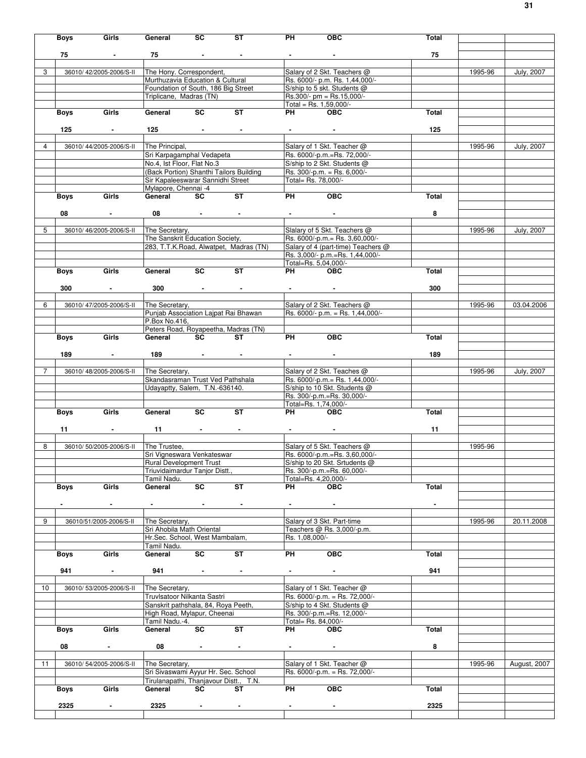| | Boys | Girls | General | SC | ST | PH | OBC | Total | | |
|---|---|---|---|---|---|---|---|---|---|---|
| | 75 | - | 75 | - | - | - | - | 75 | | |
| 3 | 36010/ 42/2005-2006/S-II | | The Hony. Correspondent, Murthuzavia Education & Cultural Foundation of South, 186 Big Street Triplicane, Madras (TN) | | | Salary of 2 Skt. Teachers @ Rs. 6000/- p.m. Rs. 1,44,000/- S/ship to 5 skt. Students @ Rs.300/- pm = Rs.15,000/- Total = Rs. 1,59,000/- | | | 1995-96 | July, 2007 |
| | Boys | Girls | General | SC | ST | PH | OBC | Total | | |
| | 125 | - | 125 | - | - | - | - | 125 | | |
| 4 | 36010/ 44/2005-2006/S-II | | The Principal, Sri Karpagamphal Vedapeta No.4, Ist Floor, Flat No.3 (Back Portion) Shanthi Tailors Building Sir Kapaleeswarar Sannidhi Street Mylapore, Chennai -4 | | | Salary of 1 Skt. Teacher @ Rs. 6000/-p.m.=Rs. 72,000/- S/ship to 2 Skt. Students @ Rs. 300/-p.m. = Rs. 6,000/- Total= Rs. 78,000/- | | | 1995-96 | July, 2007 |
| | Boys | Girls | General | SC | ST | PH | OBC | Total | | |
| | 08 | - | 08 | - | - | - | - | 8 | | |
| 5 | 36010/ 46/2005-2006/S-II | | The Secretary, The Sanskrit Education Society, 283, T.T.K.Road, Alwatpet, Madras (TN) | | | Slalary of 5 Skt. Teachers @ Rs. 6000/-p.m.= Rs. 3,60,000/- Salary of 4 (part-time) Teachers @ Rs. 3,000/- p.m.=Rs. 1,44,000/- Total=Rs. 5,04,000/- | | | 1995-96 | July, 2007 |
| | Boys | Girls | General | SC | ST | PH | OBC | Total | | |
| | 300 | - | 300 | - | - | - | - | 300 | | |
| 6 | 36010/ 47/2005-2006/S-II | | The Secretary, Punjab Association Lajpat Rai Bhawan P.Box No.416, Peters Road, Royapeetha, Madras (TN) | | | Salary of 2 Skt. Teachers @ Rs. 6000/- p.m. = Rs. 1,44,000/- | | | 1995-96 | 03.04.2006 |
| | Boys | Girls | General | SC | ST | PH | OBC | Total | | |
| | 189 | - | 189 | - | - | - | - | 189 | | |
| 7 | 36010/ 48/2005-2006/S-II | | The Secretary, Skandasraman Trust Ved Pathshala Udayaptty, Salem, T.N.-636140. | | | Salary of 2 Skt. Teaches @ Rs. 6000/-p.m.= Rs. 1,44,000/- S/ship to 10 Skt. Students @ Rs. 300/-p.m.=Rs. 30,000/- Total=Rs. 1,74,000/- | | | 1995-96 | July, 2007 |
| | Boys | Girls | General | SC | ST | PH | OBC | Total | | |
| | 11 | - | 11 | - | - | - | - | 11 | | |
| 8 | 36010/ 50/2005-2006/S-II | | The Trustee, Sri Vigneswara Venkateswar Rural Development Trust Triuvidaimardur Tanjor Distt., Tamil Nadu. | | | Salary of 5 Skt. Teachers @ Rs. 6000/-p.m.=Rs. 3,60,000/- S/ship to 20 Skt. Srtudents @ Rs. 300/-p.m.=Rs. 60,000/- Total=Rs. 4,20,000/- | | | 1995-96 | |
| | Boys | Girls | General | SC | ST | PH | OBC | Total | | |
| | - | - | - | - | - | - | - | - | | |
| 9 | 36010/51/2005-2006/S-II | | The Secretary, Sri Ahobila Math Oriental Hr.Sec. School, West Mambalam, Tamil Nadu. | | | Salary of 3 Skt. Part-time Teachers @ Rs. 3,000/-p.m. Rs. 1,08,000/- | | | 1995-96 | 20.11.2008 |
| | Boys | Girls | General | SC | ST | PH | OBC | Total | | |
| | 941 | - | 941 | - | - | - | - | 941 | | |
| 10 | 36010/ 53/2005-2006/S-II | | The Secretary, Truvlsatoor Nilkanta Sastri Sanskrit pathshala, 84, Roya Peeth, High Road, Mylapur, Cheenai Tamil Nadu.-4. | | | Salary of 1 Skt. Teacher @ Rs. 6000/-p.m. = Rs. 72,000/- S/ship to 4 Skt. Students @ Rs. 300/-p.m.=Rs. 12,000/- Total= Rs. 84,000/- | | | | |
| | Boys | Girls | General | SC | ST | PH | OBC | Total | | |
| | 08 | - | 08 | - | - | - | - | 8 | | |
| 11 | 36010/ 54/2005-2006/S-II | | The Secretary, Sri Sivaswami Ayyur Hr. Sec. School Tirulanapathi, Thanjavour Distt., T.N. | | | Salary of 1 Skt. Teacher @ Rs. 6000/-p.m. = Rs. 72,000/- | | | 1995-96 | August, 2007 |
| | Boys | Girls | General | SC | ST | PH | OBC | Total | | |
| | 2325 | - | 2325 | - | - | - | - | 2325 | | |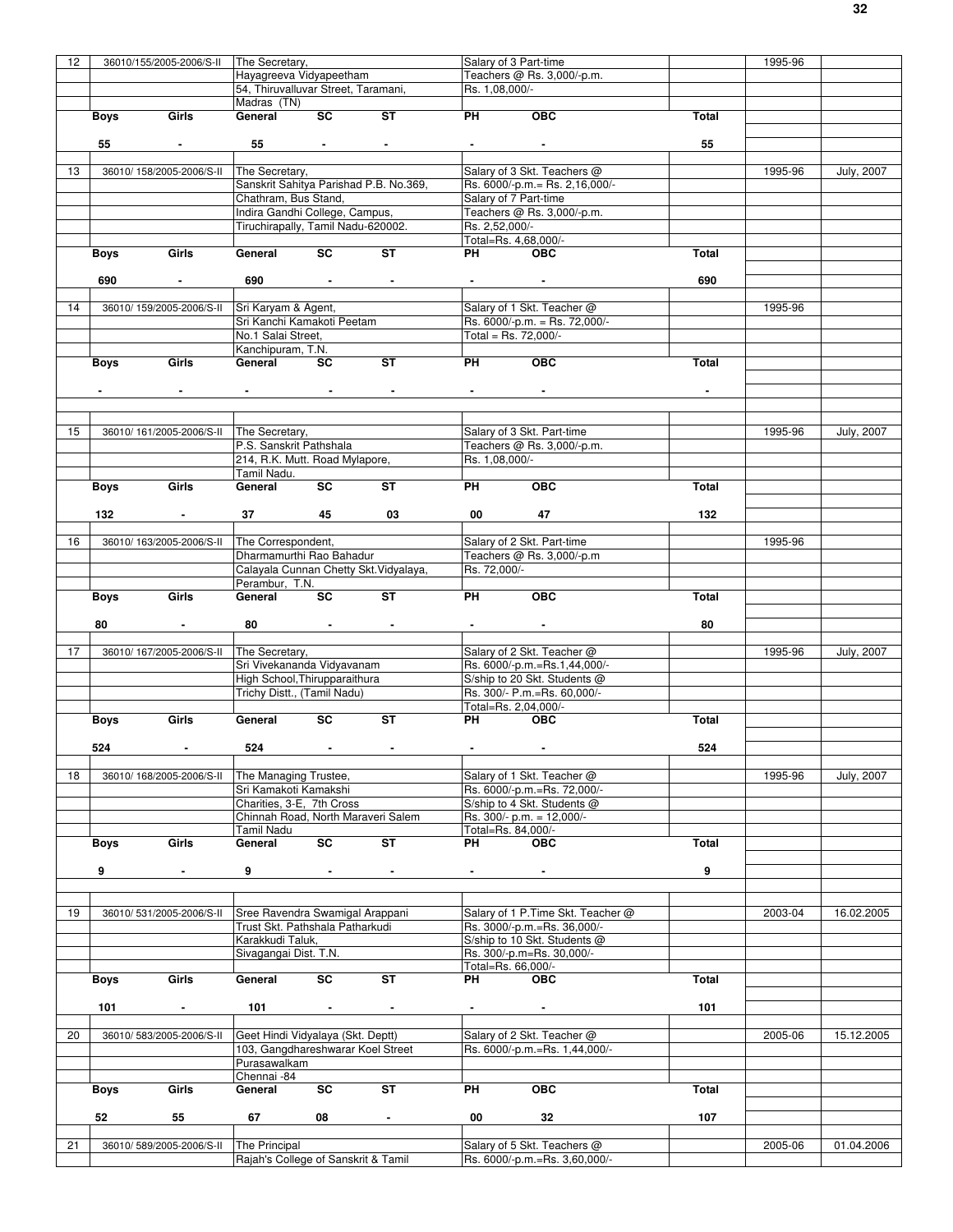| 12 | 36010/155/2005-2006/S-II | The Secretary, Hayagreeva Vidyapeetham 54, Thiruvalluvar Street, Taramani, Madras (TN) | Salary of 3 Part-time Teachers @ Rs. 3,000/-p.m. Rs. 1,08,000/- | | 1995-96 | |
|---|---|---|---|---|---|---|

| Boys | Girls | General | SC | ST | PH | OBC | Total |
|---|---|---|---|---|---|---|---|
| 55 | - | 55 | - | - | - | - | 55 |

| 13 | 36010/ 158/2005-2006/S-II | The Secretary, Sanskrit Sahitya Parishad P.B. No.369, Chathram, Bus Stand, Indira Gandhi College, Campus, Tiruchirapally, Tamil Nadu-620002. | Salary of 3 Skt. Teachers @ Rs. 6000/-p.m.= Rs. 2,16,000/- Salary of 7 Part-time Teachers @ Rs. 3,000/-p.m. Rs. 2,52,000/- Total=Rs. 4,68,000/- | | 1995-96 | July, 2007 |
|---|---|---|---|---|---|---|

| Boys | Girls | General | SC | ST | PH | OBC | Total |
|---|---|---|---|---|---|---|---|
| 690 | - | 690 | - | - | - | - | 690 |

| 14 | 36010/ 159/2005-2006/S-II | Sri Karyam & Agent, Sri Kanchi Kamakoti Peetam No.1 Salai Street, Kanchipuram, T.N. | Salary of 1 Skt. Teacher @ Rs. 6000/-p.m. = Rs. 72,000/- Total = Rs. 72,000/- | | 1995-96 | |
|---|---|---|---|---|---|---|

| Boys | Girls | General | SC | ST | PH | OBC | Total |
|---|---|---|---|---|---|---|---|
| - | - | - | - | - | - | - | - |

| 15 | 36010/ 161/2005-2006/S-II | The Secretary, P.S. Sanskrit Pathshala 214, R.K. Mutt. Road Mylapore, Tamil Nadu. | Salary of 3 Skt. Part-time Teachers @ Rs. 3,000/-p.m. Rs. 1,08,000/- | | 1995-96 | July, 2007 |
|---|---|---|---|---|---|---|

| Boys | Girls | General | SC | ST | PH | OBC | Total |
|---|---|---|---|---|---|---|---|
| 132 | - | 37 | 45 | 03 | 00 | 47 | 132 |

| 16 | 36010/ 163/2005-2006/S-II | The Correspondent, Dharmamurthi Rao Bahadur Calayala Cunnan Chetty Skt.Vidyalaya, Perambur, T.N. | Salary of 2 Skt. Part-time Teachers @ Rs. 3,000/-p.m Rs. 72,000/- | | 1995-96 | |
|---|---|---|---|---|---|---|

| Boys | Girls | General | SC | ST | PH | OBC | Total |
|---|---|---|---|---|---|---|---|
| 80 | - | 80 | - | - | - | - | 80 |

| 17 | 36010/ 167/2005-2006/S-II | The Secretary, Sri Vivekananda Vidyavanam High School,Thirupparaithura Trichy Distt., (Tamil Nadu) | Salary of 2 Skt. Teacher @ Rs. 6000/-p.m.=Rs.1,44,000/- S/ship to 20 Skt. Students @ Rs. 300/- P.m.=Rs. 60,000/- Total=Rs. 2,04,000/- | | 1995-96 | July, 2007 |
|---|---|---|---|---|---|---|

| Boys | Girls | General | SC | ST | PH | OBC | Total |
|---|---|---|---|---|---|---|---|
| 524 | - | 524 | - | - | - | - | 524 |

| 18 | 36010/ 168/2005-2006/S-II | The Managing Trustee, Sri Kamakoti Kamakshi Charities, 3-E, 7th Cross Chinnah Road, North Maraveri Salem Tamil Nadu | Salary of 1 Skt. Teacher @ Rs. 6000/-p.m.=Rs. 72,000/- S/ship to 4 Skt. Students @ Rs. 300/- p.m. = 12,000/- Total=Rs. 84,000/- | | 1995-96 | July, 2007 |
|---|---|---|---|---|---|---|

| Boys | Girls | General | SC | ST | PH | OBC | Total |
|---|---|---|---|---|---|---|---|
| 9 | - | 9 | - | - | - | - | 9 |

| 19 | 36010/ 531/2005-2006/S-II | Sree Ravendra Swamigal Arappani Trust Skt. Pathshala Patharkudi Karakkudi Taluk, Sivagangai Dist. T.N. | Salary of 1 P.Time Skt. Teacher @ Rs. 3000/-p.m.=Rs. 36,000/- S/ship to 10 Skt. Students @ Rs. 300/-p.m=Rs. 30,000/- Total=Rs. 66,000/- | | 2003-04 | 16.02.2005 |
|---|---|---|---|---|---|---|

| Boys | Girls | General | SC | ST | PH | OBC | Total |
|---|---|---|---|---|---|---|---|
| 101 | - | 101 | - | - | - | - | 101 |

| 20 | 36010/ 583/2005-2006/S-II | Geet Hindi Vidyalaya (Skt. Deptt) 103, Gangdhareshwarar Koel Street Purasawalkam Chennai -84 | Salary of 2 Skt. Teacher @ Rs. 6000/-p.m.=Rs. 1,44,000/- | | 2005-06 | 15.12.2005 |
|---|---|---|---|---|---|---|

| Boys | Girls | General | SC | ST | PH | OBC | Total |
|---|---|---|---|---|---|---|---|
| 52 | 55 | 67 | 08 | - | 00 | 32 | 107 |

| 21 | 36010/ 589/2005-2006/S-II | The Principal Rajah's College of Sanskrit & Tamil | Salary of 5 Skt. Teachers @ Rs. 6000/-p.m.=Rs. 3,60,000/- | | 2005-06 | 01.04.2006 |
|---|---|---|---|---|---|---|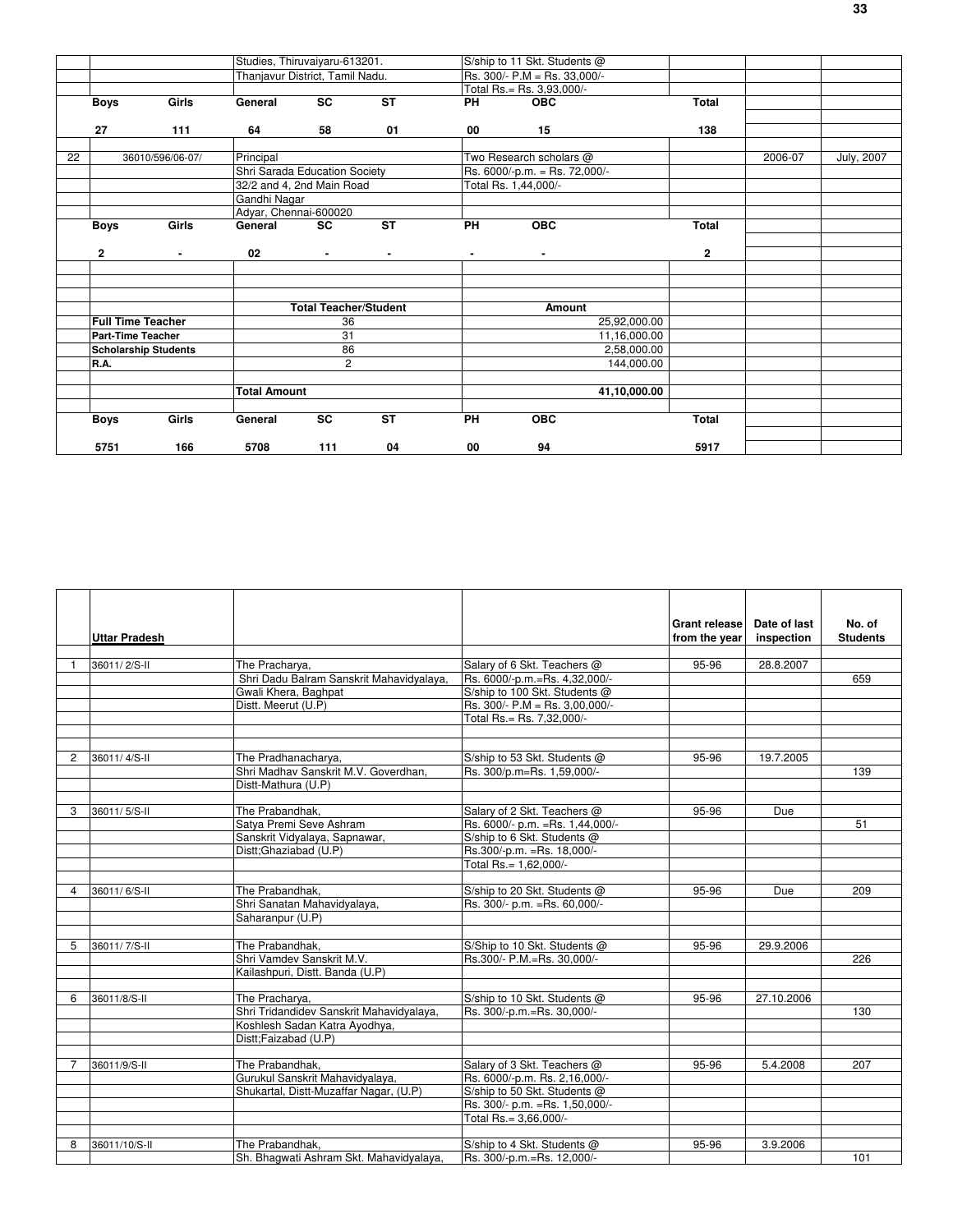| | | | | | | | | | |
|---|---|---|---|---|---|---|---|---|---|
| | | Studies, Thiruvaiyaru-613201. | | | S/ship to 11 Skt. Students @ | | | | |
| | | Thanjavur District, Tamil Nadu. | | | Rs. 300/- P.M = Rs. 33,000/- | | | | |
| | | | | | Total Rs.= Rs. 3,93,000/- | | | | |
| **Boys** | **Girls** | **General** | **SC** | **ST** | **PH** | **OBC** | **Total** | | |
| **27** | **111** | **64** | **58** | **01** | **00** | **15** | **138** | | |
| 22 | 36010/596/06-07/ | Principal | | | Two Research scholars @ | | | 2006-07 | July, 2007 |
| | | Shri Sarada Education Society | | | Rs. 6000/-p.m. = Rs. 72,000/- | | | | |
| | | 32/2 and 4, 2nd Main Road | | | Total Rs. 1,44,000/- | | | | |
| | | Gandhi Nagar | | | | | | | |
| | | Adyar, Chennai-600020 | | | | | | | |
| **Boys** | **Girls** | **General** | **SC** | **ST** | **PH** | **OBC** | **Total** | | |
| **2** | **-** | **02** | **-** | **-** | **-** | **-** | **2** | | |

| | Total Teacher/Student | Amount |
|---|---|---|
| **Full Time Teacher** | 36 | 25,92,000.00 |
| **Part-Time Teacher** | 31 | 11,16,000.00 |
| **Scholarship Students** | 86 | 2,58,000.00 |
| **R.A.** | 2 | 144,000.00 |
| | **Total Amount** | **41,10,000.00** |

| Boys | Girls | General | SC | ST | PH | OBC | Total |
|---|---|---|---|---|---|---|---|
| **5751** | **166** | **5708** | **111** | **04** | **00** | **94** | **5917** |

| | **Uttar Pradesh** | | | **Grant release from the year** | **Date of last inspection** | **No. of Students** |
|---|---|---|---|---|---|---|
| 1 | 36011/ 2/S-II | The Pracharya, | Salary of 6 Skt. Teachers @ | 95-96 | 28.8.2007 | |
| | | Shri Dadu Balram Sanskrit Mahavidyalaya, | Rs. 6000/-p.m.=Rs. 4,32,000/- | | | 659 |
| | | Gwali Khera, Baghpat | S/ship to 100 Skt. Students @ | | | |
| | | Distt. Meerut (U.P) | Rs. 300/- P.M = Rs. 3,00,000/- | | | |
| | | | Total Rs.= Rs. 7,32,000/- | | | |
| 2 | 36011/ 4/S-II | The Pradhanacharya, | S/ship to 53 Skt. Students @ | 95-96 | 19.7.2005 | |
| | | Shri Madhav Sanskrit M.V. Goverdhan, | Rs. 300/p.m=Rs. 1,59,000/- | | | 139 |
| | | Distt-Mathura (U.P) | | | | |
| 3 | 36011/ 5/S-II | The Prabandhak, | Salary of 2 Skt. Teachers @ | 95-96 | Due | |
| | | Satya Premi Seve Ashram | Rs. 6000/- p.m. =Rs. 1,44,000/- | | | 51 |
| | | Sanskrit Vidyalaya, Sapnawar, | S/ship to 6 Skt. Students @ | | | |
| | | Distt;Ghaziabad (U.P) | Rs.300/-p.m. =Rs. 18,000/- | | | |
| | | | Total Rs.= 1,62,000/- | | | |
| 4 | 36011/ 6/S-II | The Prabandhak, | S/ship to 20 Skt. Students @ | 95-96 | Due | 209 |
| | | Shri Sanatan Mahavidyalaya, | Rs. 300/- p.m. =Rs. 60,000/- | | | |
| | | Saharanpur (U.P) | | | | |
| 5 | 36011/ 7/S-II | The Prabandhak, | S/Ship to 10 Skt. Students @ | 95-96 | 29.9.2006 | |
| | | Shri Vamdev Sanskrit M.V. | Rs.300/- P.M.=Rs. 30,000/- | | | 226 |
| | | Kailashpuri, Distt. Banda (U.P) | | | | |
| 6 | 36011/8/S-II | The Pracharya, | S/ship to 10 Skt. Students @ | 95-96 | 27.10.2006 | |
| | | Shri Tridandidev Sanskrit Mahavidyalaya, | Rs. 300/-p.m.=Rs. 30,000/- | | | 130 |
| | | Koshlesh Sadan Katra Ayodhya, | | | | |
| | | Distt;Faizabad (U.P) | | | | |
| 7 | 36011/9/S-II | The Prabandhak, | Salary of 3 Skt. Teachers @ | 95-96 | 5.4.2008 | 207 |
| | | Gurukul Sanskrit Mahavidyalaya, | Rs. 6000/-p.m. Rs. 2,16,000/- | | | |
| | | Shukartal, Distt-Muzaffar Nagar, (U.P) | S/ship to 50 Skt. Students @ | | | |
| | | | Rs. 300/- p.m. =Rs. 1,50,000/- | | | |
| | | | Total Rs.= 3,66,000/- | | | |
| 8 | 36011/10/S-II | The Prabandhak, | S/ship to 4 Skt. Students @ | 95-96 | 3.9.2006 | |
| | | Sh. Bhagwati Ashram Skt. Mahavidyalaya, | Rs. 300/-p.m.=Rs. 12,000/- | | | 101 |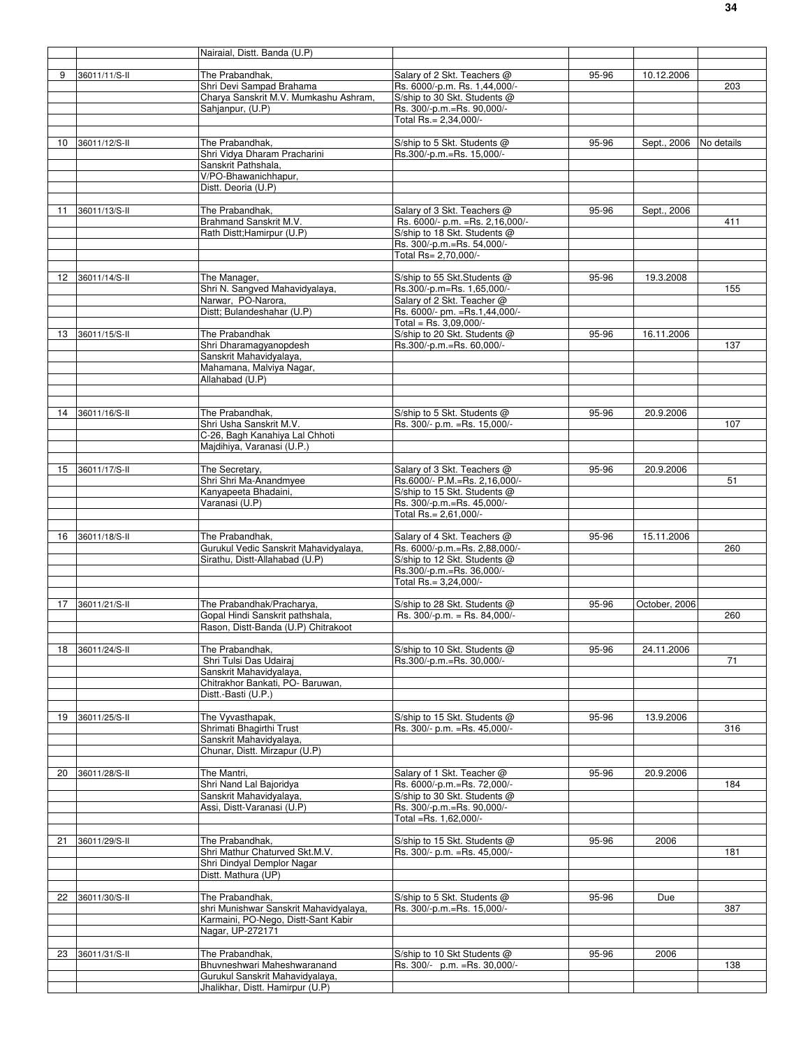| | | | | | | |
|---|---|---|---|---|---|---|
| | | Nairaial, Distt. Banda (U.P) | | | | |
| 9 | 36011/11/S-II | The Prabandhak, Shri Devi Sampad Brahama Charya Sanskrit M.V. Mumkashu Ashram, Sahjanpur, (U.P) | Salary of 2 Skt. Teachers @ Rs. 6000/-p.m. Rs. 1,44,000/- S/ship to 30 Skt. Students @ Rs. 300/-p.m.=Rs. 90,000/- Total Rs.= 2,34,000/- | 95-96 | 10.12.2006 | 203 |
| 10 | 36011/12/S-II | The Prabandhak, Shri Vidya Dharam Pracharini Sanskrit Pathshala, V/PO-Bhawanichhapur, Distt. Deoria (U.P) | S/ship to 5 Skt. Students @ Rs.300/-p.m.=Rs. 15,000/- | 95-96 | Sept., 2006 | No details |
| 11 | 36011/13/S-II | The Prabandhak, Brahmand Sanskrit M.V. Rath Distt;Hamirpur (U.P) | Salary of 3 Skt. Teachers @ Rs. 6000/- p.m. =Rs. 2,16,000/- S/ship to 18 Skt. Students @ Rs. 300/-p.m.=Rs. 54,000/- Total Rs= 2,70,000/- | 95-96 | Sept., 2006 | 411 |
| 12 | 36011/14/S-II | The Manager, Shri N. Sangved Mahavidyalaya, Narwar, PO-Narora, Distt; Bulandeshahar (U.P) | S/ship to 55 Skt.Students @ Rs.300/-p.m=Rs. 1,65,000/- Salary of 2 Skt. Teacher @ Rs. 6000/- pm. =Rs.1,44,000/- Total = Rs. 3,09,000/- | 95-96 | 19.3.2008 | 155 |
| 13 | 36011/15/S-II | The Prabandhak Shri Dharamagyanopdesh Sanskrit Mahavidyalaya, Mahamana, Malviya Nagar, Allahabad (U.P) | S/ship to 20 Skt. Students @ Rs.300/-p.m.=Rs. 60,000/- | 95-96 | 16.11.2006 | 137 |
| 14 | 36011/16/S-II | The Prabandhak, Shri Usha Sanskrit M.V. C-26, Bagh Kanahiya Lal Chhoti Majdihiya, Varanasi (U.P.) | S/ship to 5 Skt. Students @ Rs. 300/- p.m. =Rs. 15,000/- | 95-96 | 20.9.2006 | 107 |
| 15 | 36011/17/S-II | The Secretary, Shri Shri Ma-Anandmyee Kanyapeeta Bhadaini, Varanasi (U.P) | Salary of 3 Skt. Teachers @ Rs.6000/- P.M.=Rs. 2,16,000/- S/ship to 15 Skt. Students @ Rs. 300/-p.m.=Rs. 45,000/- Total Rs.= 2,61,000/- | 95-96 | 20.9.2006 | 51 |
| 16 | 36011/18/S-II | The Prabandhak, Gurukul Vedic Sanskrit Mahavidyalaya, Sirathu, Distt-Allahabad (U.P) | Salary of 4 Skt. Teachers @ Rs. 6000/-p.m.=Rs. 2,88,000/- S/ship to 12 Skt. Students @ Rs.300/-p.m.=Rs. 36,000/- Total Rs.= 3,24,000/- | 95-96 | 15.11.2006 | 260 |
| 17 | 36011/21/S-II | The Prabandhak/Pracharya, Gopal Hindi Sanskrit pathshala, Rason, Distt-Banda (U.P) Chitrakoot | S/ship to 28 Skt. Students @ Rs. 300/-p.m. = Rs. 84,000/- | 95-96 | October, 2006 | 260 |
| 18 | 36011/24/S-II | The Prabandhak, Shri Tulsi Das Udairaj Sanskrit Mahavidyalaya, Chitrakhor Bankati, PO- Baruwan, Distt.-Basti (U.P.) | S/ship to 10 Skt. Students @ Rs.300/-p.m.=Rs. 30,000/- | 95-96 | 24.11.2006 | 71 |
| 19 | 36011/25/S-II | The Vyvasthapak, Shrimati Bhagirthi Trust Sanskrit Mahavidyalaya, Chunar, Distt. Mirzapur (U.P) | S/ship to 15 Skt. Students @ Rs. 300/- p.m. =Rs. 45,000/- | 95-96 | 13.9.2006 | 316 |
| 20 | 36011/28/S-II | The Mantri, Shri Nand Lal Bajoridya Sanskrit Mahavidyalaya, Assi, Distt-Varanasi (U.P) | Salary of 1 Skt. Teacher @ Rs. 6000/-p.m.=Rs. 72,000/- S/ship to 30 Skt. Students @ Rs. 300/-p.m.=Rs. 90,000/- Total =Rs. 1,62,000/- | 95-96 | 20.9.2006 | 184 |
| 21 | 36011/29/S-II | The Prabandhak, Shri Mathur Chaturved Skt.M.V. Shri Dindyal Demplor Nagar Distt. Mathura (UP) | S/ship to 15 Skt. Students @ Rs. 300/- p.m. =Rs. 45,000/- | 95-96 | 2006 | 181 |
| 22 | 36011/30/S-II | The Prabandhak, shri Munishwar Sanskrit Mahavidyalaya, Karmaini, PO-Nego, Distt-Sant Kabir Nagar, UP-272171 | S/ship to 5 Skt. Students @ Rs. 300/-p.m.=Rs. 15,000/- | 95-96 | Due | 387 |
| 23 | 36011/31/S-II | The Prabandhak, Bhuvneshwari Maheshwaranand Gurukul Sanskrit Mahavidyalaya, Jhalikhar, Distt. Hamirpur (U.P) | S/ship to 10 Skt Students @ Rs. 300/- p.m. =Rs. 30,000/- | 95-96 | 2006 | 138 |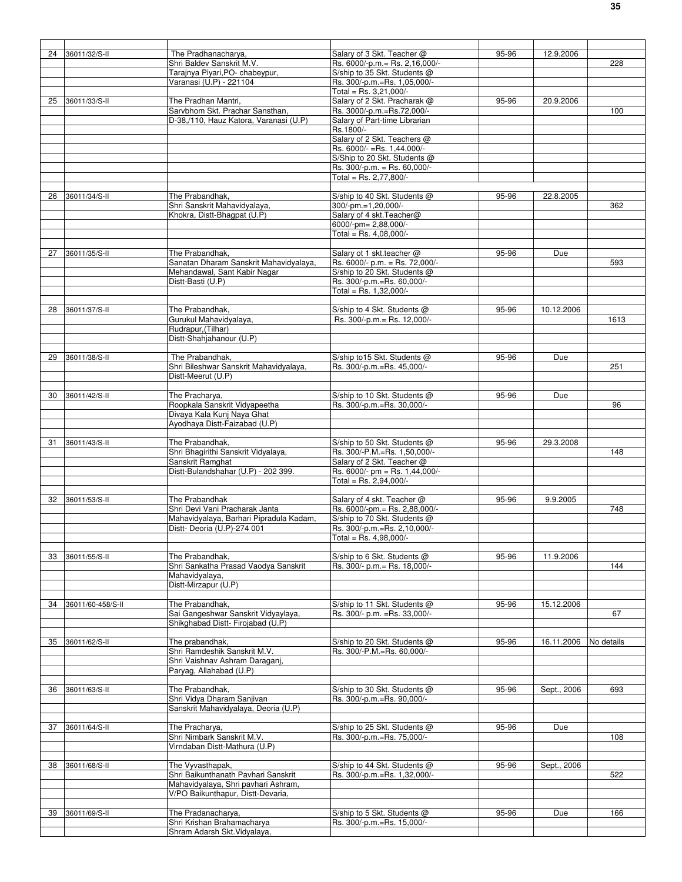| | | | | | | |
|---|---|---|---|---|---|---|
| 24 | 36011/32/S-II | The Pradhanacharya, Shri Baldev Sanskrit M.V. Tarajnya Piyari,PO- chabeypur, Varanasi (U.P) - 221104 | Salary of 3 Skt. Teacher @ Rs. 6000/-p.m.= Rs. 2,16,000/- S/ship to 35 Skt. Students @ Rs. 300/-p.m.=Rs. 1,05,000/- Total = Rs. 3,21,000/- | 95-96 | 12.9.2006 | 228 |
| 25 | 36011/33/S-II | The Pradhan Mantri, Sarvbhom Skt. Prachar Sansthan, D-38,/110, Hauz Katora, Varanasi (U.P) | Salary of 2 Skt. Pracharak @ Rs. 3000/-p.m.=Rs.72,000/- Salary of Part-time Librarian Rs.1800/- Salary of 2 Skt. Teachers @ Rs. 6000/- =Rs. 1,44,000/- S/Ship to 20 Skt. Students @ Rs. 300/-p.m. = Rs. 60,000/- Total = Rs. 2,77,800/- | 95-96 | 20.9.2006 | 100 |
| 26 | 36011/34/S-II | The Prabandhak, Shri Sanskrit Mahavidyalaya, Khokra, Distt-Bhagpat (U.P) | S/ship to 40 Skt. Students @ 300/-pm.=1,20,000/- Salary of 4 skt.Teacher@ 6000/-pm= 2,88,000/- Total = Rs. 4,08,000/- | 95-96 | 22.8.2005 | 362 |
| 27 | 36011/35/S-II | The Prabandhak, Sanatan Dharam Sanskrit Mahavidyalaya, Mehandawal, Sant Kabir Nagar Distt-Basti (U.P) | Salary ot 1 skt.teacher @ Rs. 6000/- p.m. = Rs. 72,000/- S/ship to 20 Skt. Students @ Rs. 300/-p.m.=Rs. 60,000/- Total = Rs. 1,32,000/- | 95-96 | Due | 593 |
| 28 | 36011/37/S-II | The Prabandhak, Gurukul Mahavidyalaya, Rudrapur,(Tilhar) Distt-Shahjahanour (U.P) | S/ship to 4 Skt. Students @ Rs. 300/-p.m.= Rs. 12,000/- | 95-96 | 10.12.2006 | 1613 |
| 29 | 36011/38/S-II | The Prabandhak, Shri Bileshwar Sanskrit Mahavidyalaya, Distt-Meerut (U.P) | S/ship to15 Skt. Students @ Rs. 300/-p.m.=Rs. 45,000/- | 95-96 | Due | 251 |
| 30 | 36011/42/S-II | The Pracharya, Roopkala Sanskrit Vidyapeetha Divaya Kala Kunj Naya Ghat Ayodhaya Distt-Faizabad (U.P) | S/ship to 10 Skt. Students @ Rs. 300/-p.m.=Rs. 30,000/- | 95-96 | Due | 96 |
| 31 | 36011/43/S-II | The Prabandhak, Shri Bhagirithi Sanskrit Vidyalaya, Sanskrit Ramghat Distt-Bulandshahar (U.P) - 202 399. | S/ship to 50 Skt. Students @ Rs. 300/-P.M.=Rs. 1,50,000/- Salary of 2 Skt. Teacher @ Rs. 6000/- pm = Rs. 1,44,000/- Total = Rs. 2,94,000/- | 95-96 | 29.3.2008 | 148 |
| 32 | 36011/53/S-II | The Prabandhak Shri Devi Vani Pracharak Janta Mahavidyalaya, Barhari Pipradula Kadam, Distt- Deoria (U.P)-274 001 | Salary of 4 skt. Teacher @ Rs. 6000/-pm.= Rs. 2,88,000/- S/ship to 70 Skt. Students @ Rs. 300/-p.m.=Rs. 2,10,000/- Total = Rs. 4,98,000/- | 95-96 | 9.9.2005 | 748 |
| 33 | 36011/55/S-II | The Prabandhak, Shri Sankatha Prasad Vaodya Sanskrit Mahavidyalaya, Distt-Mirzapur (U.P) | S/ship to 6 Skt. Students @ Rs. 300/- p.m.= Rs. 18,000/- | 95-96 | 11.9.2006 | 144 |
| 34 | 36011/60-458/S-II | The Prabandhak, Sai Gangeshwar Sanskrit Vidyaylaya, Shikghabad Distt- Firojabad (U.P) | S/ship to 11 Skt. Students @ Rs. 300/- p.m. =Rs. 33,000/- | 95-96 | 15.12.2006 | 67 |
| 35 | 36011/62/S-II | The prabandhak, Shri Ramdeshik Sanskrit M.V. Shri Vaishnav Ashram Daraganj, Paryag, Allahabad (U.P) | S/ship to 20 Skt. Students @ Rs. 300/-P.M.=Rs. 60,000/- | 95-96 | 16.11.2006 | No details |
| 36 | 36011/63/S-II | The Prabandhak, Shri Vidya Dharam Sanjivan Sanskrit Mahavidyalaya, Deoria (U.P) | S/ship to 30 Skt. Students @ Rs. 300/-p.m.=Rs. 90,000/- | 95-96 | Sept., 2006 | 693 |
| 37 | 36011/64/S-II | The Pracharya, Shri Nimbark Sanskrit M.V. Virndaban Distt-Mathura (U.P) | S/ship to 25 Skt. Students @ Rs. 300/-p.m.=Rs. 75,000/- | 95-96 | Due | 108 |
| 38 | 36011/68/S-II | The Vyvasthapak, Shri Baikunthanath Pavhari Sanskrit Mahavidyalaya, Shri pavhari Ashram, V/PO Baikunthapur, Distt-Devaria, | S/ship to 44 Skt. Students @ Rs. 300/-p.m.=Rs. 1,32,000/- | 95-96 | Sept., 2006 | 522 |
| 39 | 36011/69/S-II | The Pradanacharya, Shri Krishan Brahamacharya Shram Adarsh Skt.Vidyalaya, | S/ship to 5 Skt. Students @ Rs. 300/-p.m.=Rs. 15,000/- | 95-96 | Due | 166 |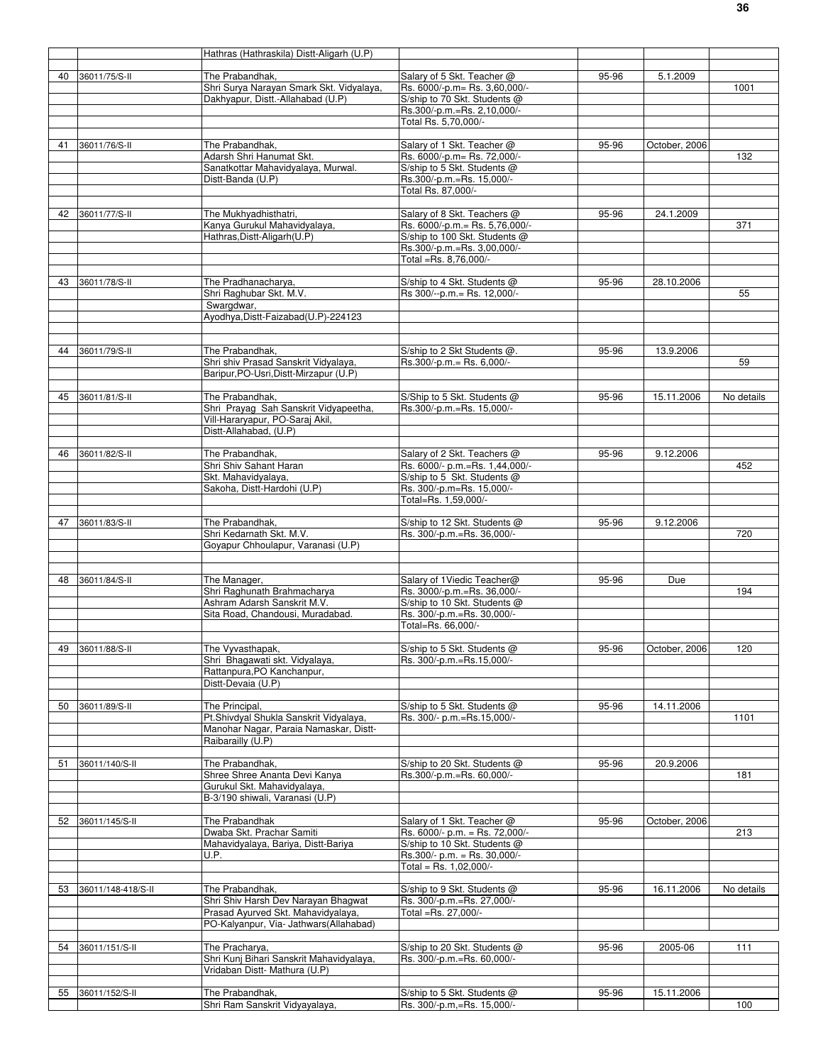| | | | | | | |
|---|---|---|---|---|---|---|
| | | Hathras (Hathraskila) Distt-Aligarh (U.P) | | | | |
| 40 | 36011/75/S-II | The Prabandhak, Shri Surya Narayan Smark Skt. Vidyalaya, Dakhyapur, Distt.-Allahabad (U.P) | Salary of 5 Skt. Teacher @ Rs. 6000/-p.m= Rs. 3,60,000/- S/ship to 70 Skt. Students @ Rs.300/-p.m.=Rs. 2,10,000/- Total Rs. 5,70,000/- | 95-96 | 5.1.2009 | 1001 |
| 41 | 36011/76/S-II | The Prabandhak, Adarsh Shri Hanumat Skt. Sanatkottar Mahavidyalaya, Murwal. Distt-Banda (U.P) | Salary of 1 Skt. Teacher @ Rs. 6000/-p.m= Rs. 72,000/- S/ship to 5 Skt. Students @ Rs.300/-p.m.=Rs. 15,000/- Total Rs. 87,000/- | 95-96 | October, 2006 | 132 |
| 42 | 36011/77/S-II | The Mukhyadhisthatri, Kanya Gurukul Mahavidyalaya, Hathras,Distt-Aligarh(U.P) | Salary of 8 Skt. Teachers @ Rs. 6000/-p.m.= Rs. 5,76,000/- S/ship to 100 Skt. Students @ Rs.300/-p.m.=Rs. 3,00,000/- Total =Rs. 8,76,000/- | 95-96 | 24.1.2009 | 371 |
| 43 | 36011/78/S-II | The Pradhanacharya, Shri Raghubar Skt. M.V. Swargdwar, Ayodhya,Distt-Faizabad(U.P)-224123 | S/ship to 4 Skt. Students @ Rs 300/--p.m.= Rs. 12,000/- | 95-96 | 28.10.2006 | 55 |
| 44 | 36011/79/S-II | The Prabandhak, Shri shiv Prasad Sanskrit Vidyalaya, Baripur,PO-Usri,Distt-Mirzapur (U.P) | S/ship to 2 Skt Students @. Rs.300/-p.m.= Rs. 6,000/- | 95-96 | 13.9.2006 | 59 |
| 45 | 36011/81/S-II | The Prabandhak, Shri Prayag Sah Sanskrit Vidyapeetha, Vill-Hararyapur, PO-Saraj Akil, Distt-Allahabad, (U.P) | S/Ship to 5 Skt. Students @ Rs.300/-p.m.=Rs. 15,000/- | 95-96 | 15.11.2006 | No details |
| 46 | 36011/82/S-II | The Prabandhak, Shri Shiv Sahant Haran Skt. Mahavidyalaya, Sakoha, Distt-Hardohi (U.P) | Salary of 2 Skt. Teachers @ Rs. 6000/- p.m.=Rs. 1,44,000/- S/ship to 5 Skt. Students @ Rs. 300/-p.m=Rs. 15,000/- Total=Rs. 1,59,000/- | 95-96 | 9.12.2006 | 452 |
| 47 | 36011/83/S-II | The Prabandhak, Shri Kedarnath Skt. M.V. Goyapur Chhoulapur, Varanasi (U.P) | S/ship to 12 Skt. Students @ Rs. 300/-p.m.=Rs. 36,000/- | 95-96 | 9.12.2006 | 720 |
| 48 | 36011/84/S-II | The Manager, Shri Raghunath Brahmacharya Ashram Adarsh Sanskrit M.V. Sita Road, Chandousi, Muradabad. | Salary of 1Viedic Teacher@ Rs. 3000/-p.m.=Rs. 36,000/- S/ship to 10 Skt. Students @ Rs. 300/-p.m.=Rs. 30,000/- Total=Rs. 66,000/- | 95-96 | Due | 194 |
| 49 | 36011/88/S-II | The Vyvasthapak, Shri Bhagawati skt. Vidyalaya, Rattanpura,PO Kanchanpur, Distt-Devaia (U.P) | S/ship to 5 Skt. Students @ Rs. 300/-p.m.=Rs.15,000/- | 95-96 | October, 2006 | 120 |
| 50 | 36011/89/S-II | The Principal, Pt.Shivdyal Shukla Sanskrit Vidyalaya, Manohar Nagar, Paraia Namaskar, Distt-Raibarailly (U.P) | S/ship to 5 Skt. Students @ Rs. 300/- p.m.=Rs.15,000/- | 95-96 | 14.11.2006 | 1101 |
| 51 | 36011/140/S-II | The Prabandhak, Shree Shree Ananta Devi Kanya Gurukul Skt. Mahavidyalaya, B-3/190 shiwali, Varanasi (U.P) | S/ship to 20 Skt. Students @ Rs.300/-p.m.=Rs. 60,000/- | 95-96 | 20.9.2006 | 181 |
| 52 | 36011/145/S-II | The Prabandhak Dwaba Skt. Prachar Samiti Mahavidyalaya, Bariya, Distt-Bariya U.P. | Salary of 1 Skt. Teacher @ Rs. 6000/- p.m. = Rs. 72,000/- S/ship to 10 Skt. Students @ Rs.300/- p.m. = Rs. 30,000/- Total = Rs. 1,02,000/- | 95-96 | October, 2006 | 213 |
| 53 | 36011/148-418/S-II | The Prabandhak, Shri Shiv Harsh Dev Narayan Bhagwat Prasad Ayurved Skt. Mahavidyalaya, PO-Kalyanpur, Via- Jathwars(Allahabad) | S/ship to 9 Skt. Students @ Rs. 300/-p.m.=Rs. 27,000/- Total =Rs. 27,000/- | 95-96 | 16.11.2006 | No details |
| 54 | 36011/151/S-II | The Pracharya, Shri Kunj Bihari Sanskrit Mahavidyalaya, Vridaban Distt- Mathura (U.P) | S/ship to 20 Skt. Students @ Rs. 300/-p.m.=Rs. 60,000/- | 95-96 | 2005-06 | 111 |
| 55 | 36011/152/S-II | The Prabandhak, Shri Ram Sanskrit Vidyayalaya, | S/ship to 5 Skt. Students @ Rs. 300/-p.m,=Rs. 15,000/- | 95-96 | 15.11.2006 | 100 |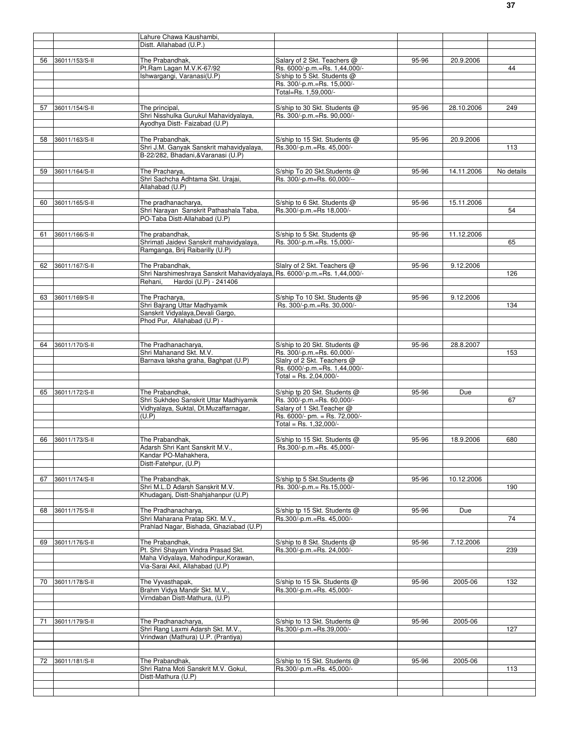| | | | | | | |
|---|---|---|---|---|---|---|
| | | Lahure Chawa Kaushambi, Distt. Allahabad (U.P.) | | | | |
| 56 | 36011/153/S-II | The Prabandhak, Pt.Ram Lagan M.V.K-67/92 Ishwargangi, Varanasi(U.P) | Salary of 2 Skt. Teachers @ Rs. 6000/-p.m.=Rs. 1,44,000/- S/ship to 5 Skt. Students @ Rs. 300/-p.m.=Rs. 15,000/- Total=Rs. 1,59,000/- | 95-96 | 20.9.2006 | 44 |
| 57 | 36011/154/S-II | The principal, Shri Nisshulka Gurukul Mahavidyalaya, Ayodhya Distt- Faizabad (U.P) | S/ship to 30 Skt. Students @ Rs. 300/-p.m.=Rs. 90,000/- | 95-96 | 28.10.2006 | 249 |
| 58 | 36011/163/S-II | The Prabandhak, Shri J.M. Ganyak Sanskrit mahavidyalaya, B-22/282, Bhadani,&Varanasi (U.P) | S/ship to 15 Skt. Students @ Rs.300/-p.m.=Rs. 45,000/- | 95-96 | 20.9.2006 | 113 |
| 59 | 36011/164/S-II | The Pracharya, Shri Sachcha Adhtama Skt. Urajai, Allahabad (U.P) | S/ship To 20 Skt.Students @ Rs. 300/-p.m=Rs. 60,000/-- | 95-96 | 14.11.2006 | No details |
| 60 | 36011/165/S-II | The pradhanacharya, Shri Narayan Sanskrit Pathashala Taba, PO-Taba Distt-Allahabad (U.P) | S/ship to 6 Skt. Students @ Rs.300/-p.m.=Rs 18,000/- | 95-96 | 15.11.2006 | 54 |
| 61 | 36011/166/S-II | The prabandhak, Shrimati Jaidevi Sanskrit mahavidyalaya, Ramganga, Brij Raibarilly (U.P) | S/ship to 5 Skt. Students @ Rs. 300/-p.m.=Rs. 15,000/- | 95-96 | 11.12.2006 | 65 |
| 62 | 36011/167/S-II | The Prabandhak, Shri Narshimeshraya Sanskrit Mahavidyalaya, Rehani, Hardoi (U.P) - 241406 | Slalry of 2 Skt. Teachers @ Rs. 6000/-p.m.=Rs. 1,44,000/- | 95-96 | 9.12.2006 | 126 |
| 63 | 36011/169/S-II | The Pracharya, Shri Bajrang Uttar Madhyamik Sanskrit Vidyalaya,Devali Gargo, Phod Pur, Allahabad (U.P) - | S/ship To 10 Skt. Students @ Rs. 300/-p.m.=Rs. 30,000/- | 95-96 | 9.12.2006 | 134 |
| 64 | 36011/170/S-II | The Pradhanacharya, Shri Mahanand Skt. M.V. Barnava laksha graha, Baghpat (U.P) | S/ship to 20 Skt. Students @ Rs. 300/-p.m.=Rs. 60,000/- Slalry of 2 Skt. Teachers @ Rs. 6000/-p.m.=Rs. 1,44,000/- Total = Rs. 2,04,000/- | 95-96 | 28.8.2007 | 153 |
| 65 | 36011/172/S-II | The Prabandhak, Shri Sukhdeo Sanskrit Uttar Madhiyamik Vidhyalaya, Suktal, Dt.Muzaffarnagar, (U.P) | S/ship tp 20 Skt. Students @ Rs. 300/-p.m.=Rs. 60,000/- Salary of 1 Skt.Teacher @ Rs. 6000/- pm. = Rs. 72,000/- Total = Rs. 1,32,000/- | 95-96 | Due | 67 |
| 66 | 36011/173/S-II | The Prabandhak, Adarsh Shri Kant Sanskrit M.V., Kandar PO-Mahakhera, Distt-Fatehpur, (U.P) | S/ship to 15 Skt. Students @ Rs.300/-p.m.=Rs. 45,000/- | 95-96 | 18.9.2006 | 680 |
| 67 | 36011/174/S-II | The Prabandhak, Shri M.L.D Adarsh Sanskrit M.V. Khudaganj, Distt-Shahjahanpur (U.P) | S/ship tp 5 Skt.Students @ Rs. 300/-p.m.= Rs.15,000/- | 95-96 | 10.12.2006 | 190 |
| 68 | 36011/175/S-II | The Pradhanacharya, Shri Maharana Pratap SKt. M.V., Prahlad Nagar, Bishada, Ghaziabad (U.P) | S/ship tp 15 Skt. Students @ Rs.300/-p.m.=Rs. 45,000/- | 95-96 | Due | 74 |
| 69 | 36011/176/S-II | The Prabandhak, Pt. Shri Shayam Vindra Prasad Skt. Maha Vidyalaya, Mahodinpur,Korawan, Via-Sarai Akil, Allahabad (U.P) | S/ship to 8 Skt. Students @ Rs.300/-p.m.=Rs. 24,000/- | 95-96 | 7.12.2006 | 239 |
| 70 | 36011/178/S-II | The Vyvasthapak, Brahm Vidya Mandir Skt. M.V., Virndaban Distt-Mathura, (U.P) | S/ship to 15 Sk. Students @ Rs.300/-p.m.=Rs. 45,000/- | 95-96 | 2005-06 | 132 |
| 71 | 36011/179/S-II | The Pradhanacharya, Shri Rang Laxmi Adarsh Skt. M.V., Vrindwan (Mathura) U.P. (Prantiya) | S/ship to 13 Skt. Students @ Rs.300/-p.m.=Rs.39,000/- | 95-96 | 2005-06 | 127 |
| 72 | 36011/181/S-II | The Prabandhak, Shri Ratna Moti Sanskrit M.V. Gokul, Distt-Mathura (U.P) | S/ship to 15 Skt. Students @ Rs.300/-p.m.=Rs. 45,000/- | 95-96 | 2005-06 | 113 |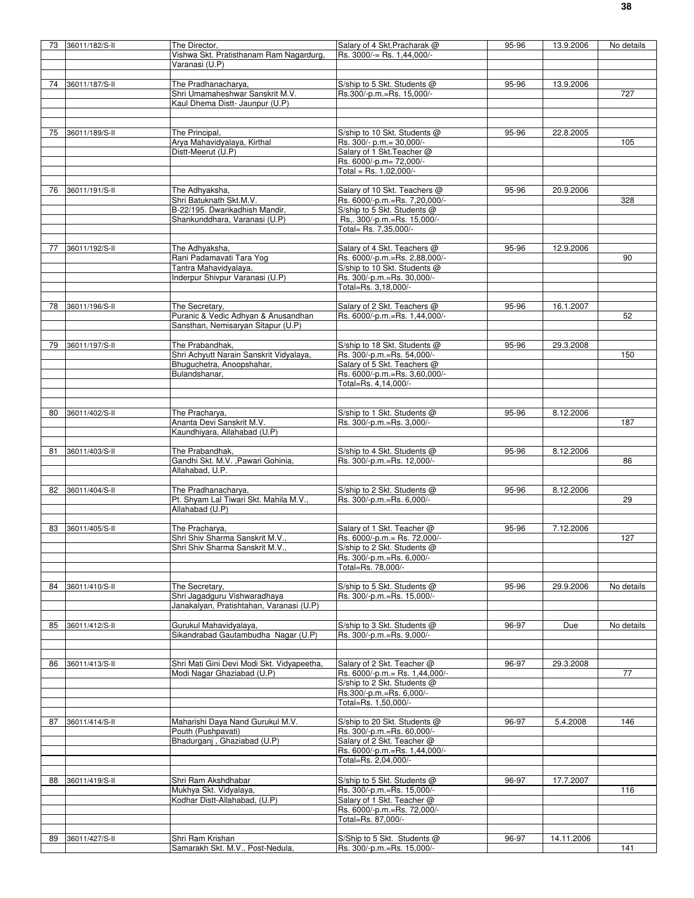| 73 | 36011/182/S-II | The Director,<br>Vishwa Skt. Pratisthanam Ram Nagardurg,<br>Varanasi (U.P) | Salary of 4 Skt.Pracharak @<br>Rs. 3000/-= Rs. 1,44,000/- | 95-96 | 13.9.2006 | No details |
|---|---|---|---|---|---|---|
| 74 | 36011/187/S-II | The Pradhanacharya,<br>Shri Umamaheshwar Sanskrit M.V.<br>Kaul Dhema Distt- Jaunpur (U.P) | S/ship to 5 Skt. Students @<br>Rs.300/-p.m.=Rs. 15,000/- | 95-96 | 13.9.2006 | 727 |
| 75 | 36011/189/S-II | The Principal,<br>Arya Mahavidyalaya, Kirthal<br>Distt-Meerut (U.P) | S/ship to 10 Skt. Students @<br>Rs. 300/- p.m.= 30,000/-<br>Salary of 1 Skt.Teacher @<br>Rs. 6000/-p.m= 72,000/-<br>Total = Rs. 1,02,000/- | 95-96 | 22.8.2005 | 105 |
| 76 | 36011/191/S-II | The Adhyaksha,<br>Shri Batuknath Skt.M.V.<br>B-22/195. Dwarikadhish Mandir,<br>Shankunddhara, Varanasi (U.P) | Salary of 10 Skt. Teachers @<br>Rs. 6000/-p.m.=Rs. 7,20,000/-<br>S/ship to 5 Skt. Students @<br>Rs,. 300/-p.m.=Rs. 15,000/-<br>Total= Rs. 7,35,000/- | 95-96 | 20.9.2006 | 328 |
| 77 | 36011/192/S-II | The Adhyaksha,<br>Rani Padamavati Tara Yog<br>Tantra Mahavidyalaya,<br>Inderpur Shivpur Varanasi (U.P) | Salary of 4 Skt. Teachers @<br>Rs. 6000/-p.m.=Rs. 2,88,000/-<br>S/ship to 10 Skt. Students @<br>Rs. 300/-p.m.=Rs. 30,000/-<br>Total=Rs. 3,18,000/- | 95-96 | 12.9.2006 | 90 |
| 78 | 36011/196/S-II | The Secretary,<br>Puranic & Vedic Adhyan & Anusandhan<br>Sansthan, Nemisaryan Sitapur (U.P) | Salary of 2 Skt. Teachers @<br>Rs. 6000/-p.m.=Rs. 1,44,000/- | 95-96 | 16.1.2007 | 52 |
| 79 | 36011/197/S-II | The Prabandhak,<br>Shri Achyutt Narain Sanskrit Vidyalaya,<br>Bhuguchetra, Anoopshahar,<br>Bulandshanar, | S/ship to 18 Skt. Students @<br>Rs. 300/-p.m.=Rs. 54,000/-<br>Salary of 5 Skt. Teachers @<br>Rs. 6000/-p.m.=Rs. 3,60,000/-<br>Total=Rs. 4,14,000/- | 95-96 | 29.3.2008 | 150 |
| 80 | 36011/402/S-II | The Pracharya,<br>Ananta Devi Sanskrit M.V.<br>Kaundhiyara, Allahabad (U.P) | S/ship to 1 Skt. Students @<br>Rs. 300/-p.m.=Rs. 3,000/- | 95-96 | 8.12.2006 | 187 |
| 81 | 36011/403/S-II | The Prabandhak,<br>Gandhi Skt. M.V. ,Pawari Gohinia,<br>Allahabad, U.P. | S/ship to 4 Skt. Students @<br>Rs. 300/-p.m.=Rs. 12,000/- | 95-96 | 8.12.2006 | 86 |
| 82 | 36011/404/S-II | The Pradhanacharya,<br>Pt. Shyam Lal Tiwari Skt. Mahila M.V.,<br>Allahabad (U.P) | S/ship to 2 Skt. Students @<br>Rs. 300/-p.m.=Rs. 6,000/- | 95-96 | 8.12.2006 | 29 |
| 83 | 36011/405/S-II | The Pracharya,<br>Shri Shiv Sharma Sanskrit M.V.,<br>Shri Shiv Sharma Sanskrit M.V., | Salary of 1 Skt. Teacher @<br>Rs. 6000/-p.m.= Rs. 72,000/-<br>S/ship to 2 Skt. Students @<br>Rs. 300/-p.m.=Rs. 6,000/-<br>Total=Rs. 78,000/- | 95-96 | 7.12.2006 | 127 |
| 84 | 36011/410/S-II | The Secretary,<br>Shri Jagadguru Vishwaradhaya<br>Janakalyan, Pratishtahan, Varanasi (U.P) | S/ship to 5 Skt. Students @<br>Rs. 300/-p.m.=Rs. 15,000/- | 95-96 | 29.9.2006 | No details |
| 85 | 36011/412/S-II | Gurukul Mahavidyalaya,<br>Sikandrabad Gautambudha Nagar (U.P) | S/ship to 3 Skt. Students @<br>Rs. 300/-p.m.=Rs. 9,000/- | 96-97 | Due | No details |
| 86 | 36011/413/S-II | Shri Mati Gini Devi Modi Skt. Vidyapeetha,<br>Modi Nagar Ghaziabad (U.P) | Salary of 2 Skt. Teacher @<br>Rs. 6000/-p.m.= Rs. 1,44,000/-<br>S/ship to 2 Skt. Students @<br>Rs.300/-p.m.=Rs. 6,000/-<br>Total=Rs. 1,50,000/- | 96-97 | 29.3.2008 | 77 |
| 87 | 36011/414/S-II | Maharishi Daya Nand Gurukul M.V.<br>Pouth (Pushpavati)<br>Bhadurganj , Ghaziabad (U.P) | S/ship to 20 Skt. Students @<br>Rs. 300/-p.m.=Rs. 60,000/-<br>Salary of 2 Skt. Teacher @<br>Rs. 6000/-p.m.=Rs. 1,44,000/-<br>Total=Rs. 2,04,000/- | 96-97 | 5.4.2008 | 146 |
| 88 | 36011/419/S-II | Shri Ram Akshdhabar<br>Mukhya Skt. Vidyalaya,<br>Kodhar Distt-Allahabad, (U.P) | S/ship to 5 Skt. Students @<br>Rs. 300/-p.m.=Rs. 15,000/-<br>Salary of 1 Skt. Teacher @<br>Rs. 6000/-p.m.=Rs. 72,000/-<br>Total=Rs. 87,000/- | 96-97 | 17.7.2007 | 116 |
| 89 | 36011/427/S-II | Shri Ram Krishan<br>Samarakh Skt. M.V., Post-Nedula, | S/Ship to 5 Skt. Students @<br>Rs. 300/-p.m.=Rs. 15,000/- | 96-97 | 14.11.2006 | 141 |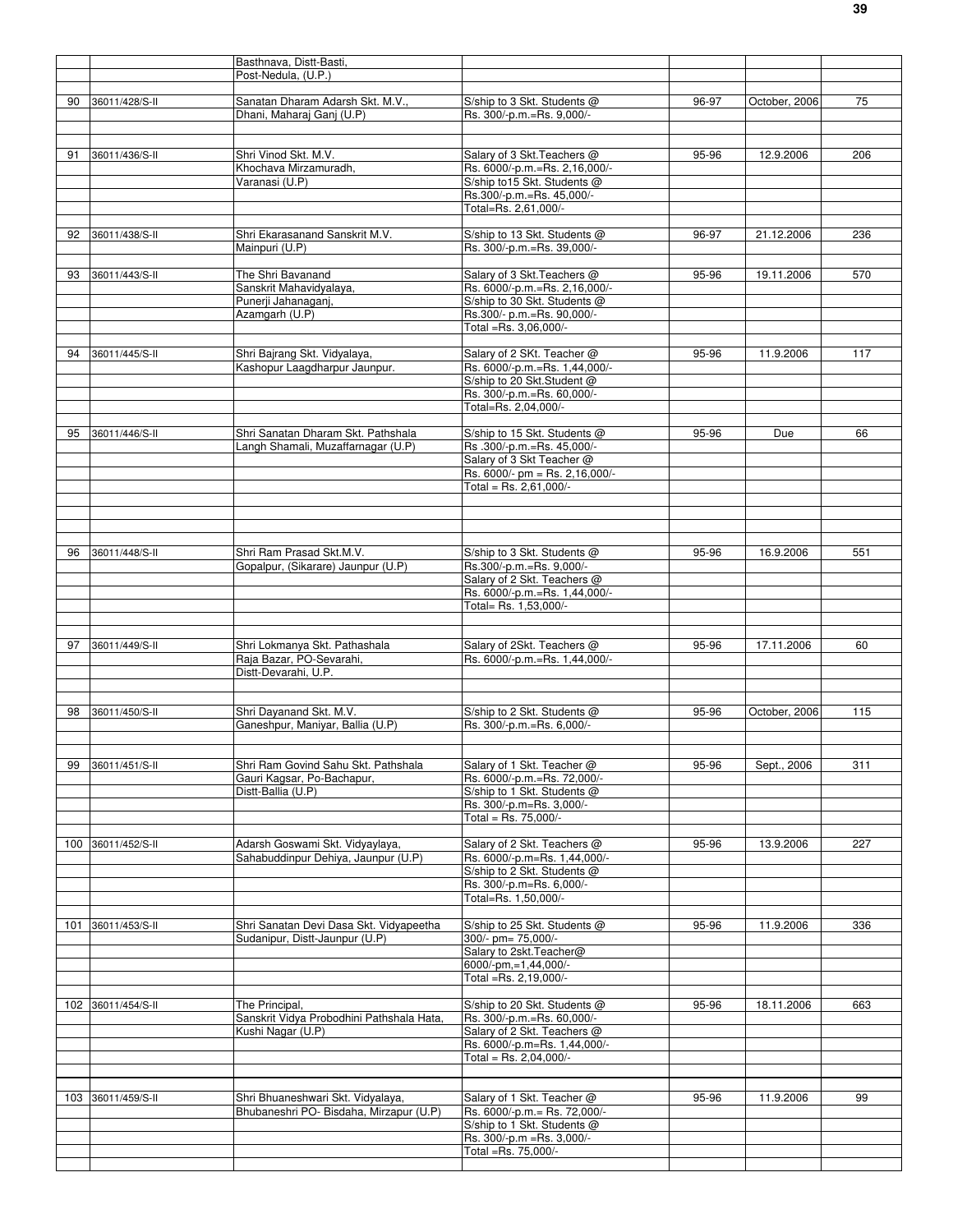| | | | | | | |
|---|---|---|---|---|---|---|
| | | Basthnava, Distt-Basti, | | | | |
| | | Post-Nedula, (U.P.) | | | | |
| 90 | 36011/428/S-II | Sanatan Dharam Adarsh Skt. M.V., Dhani, Maharaj Ganj (U.P) | S/ship to 3 Skt. Students @ Rs. 300/-p.m.=Rs. 9,000/- | 96-97 | October, 2006 | 75 |
| 91 | 36011/436/S-II | Shri Vinod Skt. M.V. Khochava Mirzamuradh, Varanasi (U.P) | Salary of 3 Skt.Teachers @ Rs. 6000/-p.m.=Rs. 2,16,000/- S/ship to15 Skt. Students @ Rs.300/-p.m.=Rs. 45,000/- Total=Rs. 2,61,000/- | 95-96 | 12.9.2006 | 206 |
| 92 | 36011/438/S-II | Shri Ekarasanand Sanskrit M.V. Mainpuri (U.P) | S/ship to 13 Skt. Students @ Rs. 300/-p.m.=Rs. 39,000/- | 96-97 | 21.12.2006 | 236 |
| 93 | 36011/443/S-II | The Shri Bavanand Sanskrit Mahavidyalaya, Punerji Jahanaganj, Azamgarh (U.P) | Salary of 3 Skt.Teachers @ Rs. 6000/-p.m.=Rs. 2,16,000/- S/ship to 30 Skt. Students @ Rs.300/- p.m.=Rs. 90,000/- Total =Rs. 3,06,000/- | 95-96 | 19.11.2006 | 570 |
| 94 | 36011/445/S-II | Shri Bajrang Skt. Vidyalaya, Kashopur Laagdharpur Jaunpur. | Salary of 2 SKt. Teacher @ Rs. 6000/-p.m.=Rs. 1,44,000/- S/ship to 20 Skt.Student @ Rs. 300/-p.m.=Rs. 60,000/- Total=Rs. 2,04,000/- | 95-96 | 11.9.2006 | 117 |
| 95 | 36011/446/S-II | Shri Sanatan Dharam Skt. Pathshala Langh Shamali, Muzaffarnagar (U.P) | S/ship to 15 Skt. Students @ Rs .300/-p.m.=Rs. 45,000/- Salary of 3 Skt Teacher @ Rs. 6000/- pm = Rs. 2,16,000/- Total = Rs. 2,61,000/- | 95-96 | Due | 66 |
| 96 | 36011/448/S-II | Shri Ram Prasad Skt.M.V. Gopalpur, (Sikarare) Jaunpur (U.P) | S/ship to 3 Skt. Students @ Rs.300/-p.m.=Rs. 9,000/- Salary of 2 Skt. Teachers @ Rs. 6000/-p.m.=Rs. 1,44,000/- Total= Rs. 1,53,000/- | 95-96 | 16.9.2006 | 551 |
| 97 | 36011/449/S-II | Shri Lokmanya Skt. Pathashala Raja Bazar, PO-Sevarahi, Distt-Devarahi, U.P. | Salary of 2Skt. Teachers @ Rs. 6000/-p.m.=Rs. 1,44,000/- | 95-96 | 17.11.2006 | 60 |
| 98 | 36011/450/S-II | Shri Dayanand Skt. M.V. Ganeshpur, Maniyar, Ballia (U.P) | S/ship to 2 Skt. Students @ Rs. 300/-p.m.=Rs. 6,000/- | 95-96 | October, 2006 | 115 |
| 99 | 36011/451/S-II | Shri Ram Govind Sahu Skt. Pathshala Gauri Kagsar, Po-Bachapur, Distt-Ballia (U.P) | Salary of 1 Skt. Teacher @ Rs. 6000/-p.m.=Rs. 72,000/- S/ship to 1 Skt. Students @ Rs. 300/-p.m=Rs. 3,000/- Total = Rs. 75,000/- | 95-96 | Sept., 2006 | 311 |
| 100 | 36011/452/S-II | Adarsh Goswami Skt. Vidyaylaya, Sahabuddinpur Dehiya, Jaunpur (U.P) | Salary of 2 Skt. Teachers @ Rs. 6000/-p.m=Rs. 1,44,000/- S/ship to 2 Skt. Students @ Rs. 300/-p.m=Rs. 6,000/- Total=Rs. 1,50,000/- | 95-96 | 13.9.2006 | 227 |
| 101 | 36011/453/S-II | Shri Sanatan Devi Dasa Skt. Vidyapeetha Sudanipur, Distt-Jaunpur (U.P) | S/ship to 25 Skt. Students @ 300/- pm= 75,000/- Salary to 2skt.Teacher@ 6000/-pm,=1,44,000/- Total =Rs. 2,19,000/- | 95-96 | 11.9.2006 | 336 |
| 102 | 36011/454/S-II | The Principal, Sanskrit Vidya Probodhini Pathshala Hata, Kushi Nagar (U.P) | S/ship to 20 Skt. Students @ Rs. 300/-p.m.=Rs. 60,000/- Salary of 2 Skt. Teachers @ Rs. 6000/-p.m=Rs. 1,44,000/- Total = Rs. 2,04,000/- | 95-96 | 18.11.2006 | 663 |
| 103 | 36011/459/S-II | Shri Bhuaneshwari Skt. Vidyalaya, Bhubaneshri PO- Bisdaha, Mirzapur (U.P) | Salary of 1 Skt. Teacher @ Rs. 6000/-p.m.= Rs. 72,000/- S/ship to 1 Skt. Students @ Rs. 300/-p.m =Rs. 3,000/- Total =Rs. 75,000/- | 95-96 | 11.9.2006 | 99 |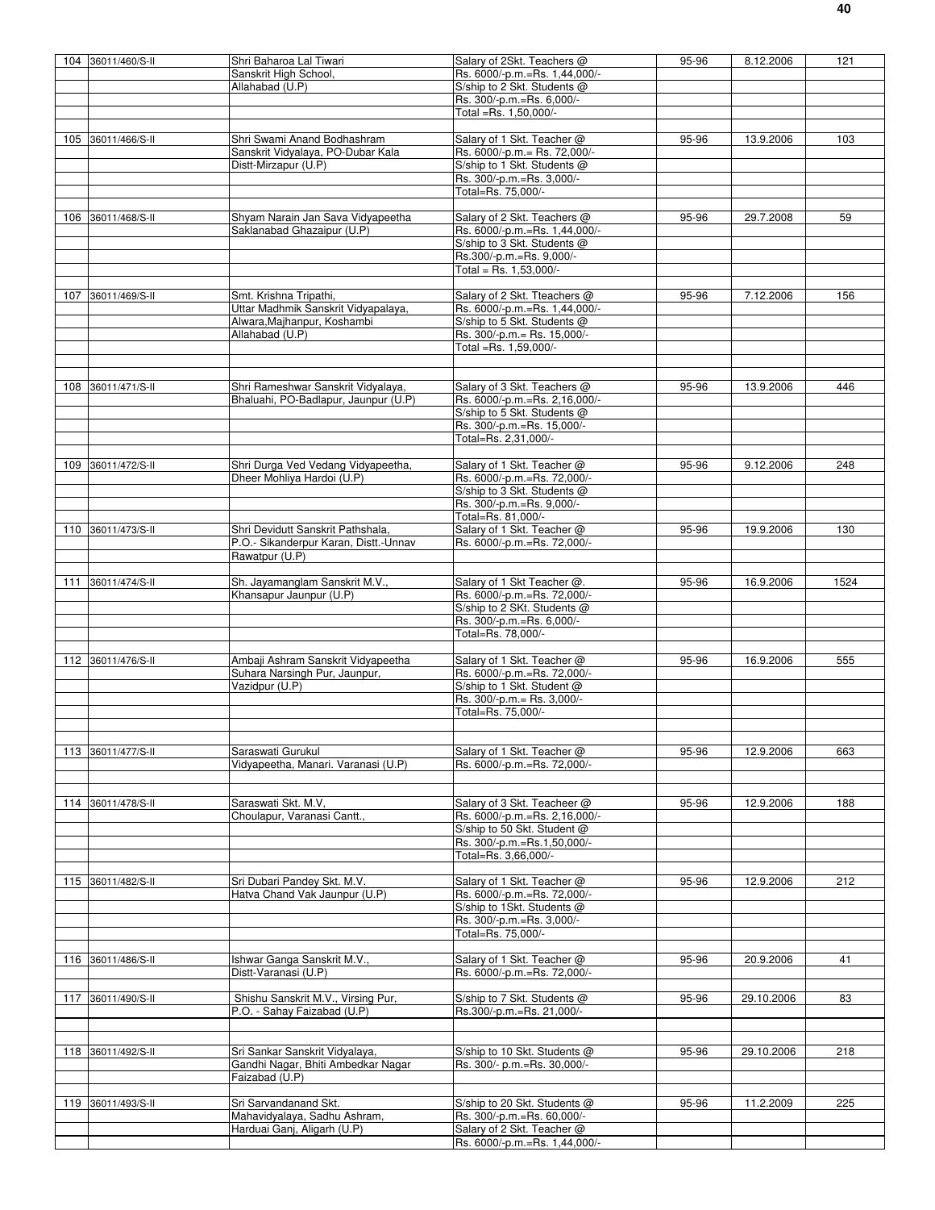| | | | | | | |
|---|---|---|---|---|---|---|
| 104 | 36011/460/S-II | Shri Baharoa Lal Tiwari Sanskrit High School, Allahabad (U.P) | Salary of 2Skt. Teachers @ Rs. 6000/-p.m.=Rs. 1,44,000/- S/ship to 2 Skt. Students @ Rs. 300/-p.m.=Rs. 6,000/- Total =Rs. 1,50,000/- | 95-96 | 8.12.2006 | 121 |
| 105 | 36011/466/S-II | Shri Swami Anand Bodhashram Sanskrit Vidyalaya, PO-Dubar Kala Distt-Mirzapur (U.P) | Salary of 1 Skt. Teacher @ Rs. 6000/-p.m.= Rs. 72,000/- S/ship to 1 Skt. Students @ Rs. 300/-p.m.=Rs. 3,000/- Total=Rs. 75,000/- | 95-96 | 13.9.2006 | 103 |
| 106 | 36011/468/S-II | Shyam Narain Jan Sava Vidyapeetha Saklanabad Ghazaipur (U.P) | Salary of 2 Skt. Teachers @ Rs. 6000/-p.m.=Rs. 1,44,000/- S/ship to 3 Skt. Students @ Rs.300/-p.m.=Rs. 9,000/- Total = Rs. 1,53,000/- | 95-96 | 29.7.2008 | 59 |
| 107 | 36011/469/S-II | Smt. Krishna Tripathi, Uttar Madhmik Sanskrit Vidyapalaya, Alwara,Majhanpur, Koshambi Allahabad (U.P) | Salary of 2 Skt. Tteachers @ Rs. 6000/-p.m.=Rs. 1,44,000/- S/ship to 5 Skt. Students @ Rs. 300/-p.m.= Rs. 15,000/- Total =Rs. 1,59,000/- | 95-96 | 7.12.2006 | 156 |
| 108 | 36011/471/S-II | Shri Rameshwar Sanskrit Vidyalaya, Bhaluahi, PO-Badlapur, Jaunpur (U.P) | Salary of 3 Skt. Teachers @ Rs. 6000/-p.m.=Rs. 2,16,000/- S/ship to 5 Skt. Students @ Rs. 300/-p.m.=Rs. 15,000/- Total=Rs. 2,31,000/- | 95-96 | 13.9.2006 | 446 |
| 109 | 36011/472/S-II | Shri Durga Ved Vedang Vidyapeetha, Dheer Mohliya Hardoi (U.P) | Salary of 1 Skt. Teacher @ Rs. 6000/-p.m.=Rs. 72,000/- S/ship to 3 Skt. Students @ Rs. 300/-p.m.=Rs. 9,000/- Total=Rs. 81,000/- | 95-96 | 9.12.2006 | 248 |
| 110 | 36011/473/S-II | Shri Devidutt Sanskrit Pathshala, P.O.- Sikanderpur Karan, Distt.-Unnav Rawatpur (U.P) | Salary of 1 Skt. Teacher @ Rs. 6000/-p.m.=Rs. 72,000/- | 95-96 | 19.9.2006 | 130 |
| 111 | 36011/474/S-II | Sh. Jayamanglam Sanskrit M.V., Khansapur Jaunpur (U.P) | Salary of 1 Skt Teacher @. Rs. 6000/-p.m.=Rs. 72,000/- S/ship to 2 SKt. Students @ Rs. 300/-p.m.=Rs. 6,000/- Total=Rs. 78,000/- | 95-96 | 16.9.2006 | 1524 |
| 112 | 36011/476/S-II | Ambaji Ashram Sanskrit Vidyapeetha Suhara Narsingh Pur, Jaunpur, Vazidpur (U.P) | Salary of 1 Skt. Teacher @ Rs. 6000/-p.m.=Rs. 72,000/- S/ship to 1 Skt. Student @ Rs. 300/-p.m.= Rs. 3,000/- Total=Rs. 75,000/- | 95-96 | 16.9.2006 | 555 |
| 113 | 36011/477/S-II | Saraswati Gurukul Vidyapeetha, Manari. Varanasi (U.P) | Salary of 1 Skt. Teacher @ Rs. 6000/-p.m.=Rs. 72,000/- | 95-96 | 12.9.2006 | 663 |
| 114 | 36011/478/S-II | Saraswati Skt. M.V, Choulapur, Varanasi Cantt., | Salary of 3 Skt. Teacheer @ Rs. 6000/-p.m.=Rs. 2,16,000/- S/ship to 50 Skt. Student @ Rs. 300/-p.m.=Rs.1,50,000/- Total=Rs. 3,66,000/- | 95-96 | 12.9.2006 | 188 |
| 115 | 36011/482/S-II | Sri Dubari Pandey Skt. M.V. Hatva Chand Vak Jaunpur (U.P) | Salary of 1 Skt. Teacher @ Rs. 6000/-p.m.=Rs. 72,000/- S/ship to 1Skt. Students @ Rs. 300/-p.m.=Rs. 3,000/- Total=Rs. 75,000/- | 95-96 | 12.9.2006 | 212 |
| 116 | 36011/486/S-II | Ishwar Ganga Sanskrit M.V., Distt-Varanasi (U.P) | Salary of 1 Skt. Teacher @ Rs. 6000/-p.m.=Rs. 72,000/- | 95-96 | 20.9.2006 | 41 |
| 117 | 36011/490/S-II | Shishu Sanskrit M.V., Virsing Pur, P.O. - Sahay Faizabad (U.P) | S/ship to 7 Skt. Students @ Rs.300/-p.m.=Rs. 21,000/- | 95-96 | 29.10.2006 | 83 |
| 118 | 36011/492/S-II | Sri Sankar Sanskrit Vidyalaya, Gandhi Nagar, Bhiti Ambedkar Nagar Faizabad (U.P) | S/ship to 10 Skt. Students @ Rs. 300/- p.m.=Rs. 30,000/- | 95-96 | 29.10.2006 | 218 |
| 119 | 36011/493/S-II | Sri Sarvandanand Skt. Mahavidyalaya, Sadhu Ashram, Harduai Ganj, Aligarh (U.P) | S/ship to 20 Skt. Students @ Rs. 300/-p.m.=Rs. 60,000/- Salary of 2 Skt. Teacher @ Rs. 6000/-p.m.=Rs. 1,44,000/- | 95-96 | 11.2.2009 | 225 |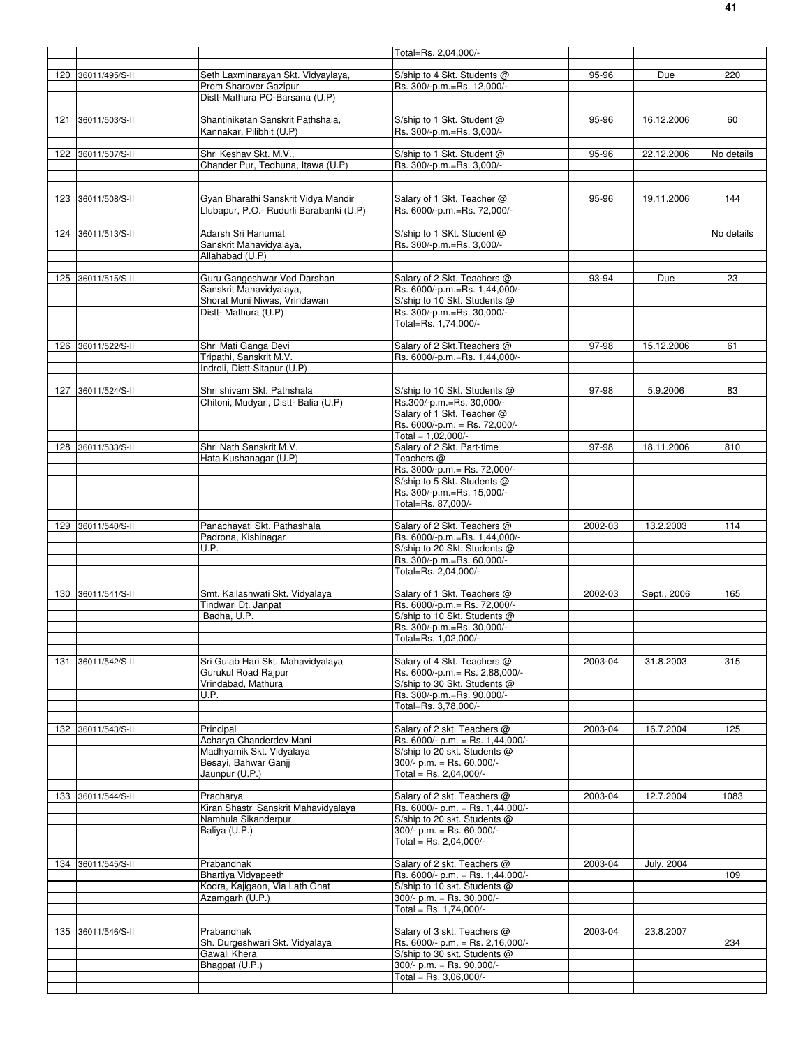| | | | | | | |
|---|---|---|---|---|---|---|
| | | | Total=Rs. 2,04,000/- | | | |
| 120 | 36011/495/S-II | Seth Laxminarayan Skt. Vidyaylaya, Prem Sharover Gazipur Distt-Mathura PO-Barsana (U.P) | S/ship to 4 Skt. Students @ Rs. 300/-p.m.=Rs. 12,000/- | 95-96 | Due | 220 |
| 121 | 36011/503/S-II | Shantiniketan Sanskrit Pathshala, Kannakar, Pilibhit (U.P) | S/ship to 1 Skt. Student @ Rs. 300/-p.m.=Rs. 3,000/- | 95-96 | 16.12.2006 | 60 |
| 122 | 36011/507/S-II | Shri Keshav Skt. M.V., Chander Pur, Tedhuna, Itawa (U.P) | S/ship to 1 Skt. Student @ Rs. 300/-p.m.=Rs. 3,000/- | 95-96 | 22.12.2006 | No details |
| 123 | 36011/508/S-II | Gyan Bharathi Sanskrit Vidya Mandir Llubapur, P.O.- Rudurli Barabanki (U.P) | Salary of 1 Skt. Teacher @ Rs. 6000/-p.m.=Rs. 72,000/- | 95-96 | 19.11.2006 | 144 |
| 124 | 36011/513/S-II | Adarsh Sri Hanumat Sanskrit Mahavidyalaya, Allahabad (U.P) | S/ship to 1 SKt. Student @ Rs. 300/-p.m.=Rs. 3,000/- | | | No details |
| 125 | 36011/515/S-II | Guru Gangeshwar Ved Darshan Sanskrit Mahavidyalaya, Shorat Muni Niwas, Vrindawan Distt- Mathura (U.P) | Salary of 2 Skt. Teachers @ Rs. 6000/-p.m.=Rs. 1,44,000/- S/ship to 10 Skt. Students @ Rs. 300/-p.m.=Rs. 30,000/- Total=Rs. 1,74,000/- | 93-94 | Due | 23 |
| 126 | 36011/522/S-II | Shri Mati Ganga Devi Tripathi, Sanskrit M.V. Indroli, Distt-Sitapur (U.P) | Salary of 2 Skt.Tteachers @ Rs. 6000/-p.m.=Rs. 1,44,000/- | 97-98 | 15.12.2006 | 61 |
| 127 | 36011/524/S-II | Shri shivam Skt. Pathshala Chitoni, Mudyari, Distt- Balia (U.P) | S/ship to 10 Skt. Students @ Rs.300/-p.m.=Rs. 30,000/- Salary of 1 Skt. Teacher @ Rs. 6000/-p.m. = Rs. 72,000/- Total = 1,02,000/- | 97-98 | 5.9.2006 | 83 |
| 128 | 36011/533/S-II | Shri Nath Sanskrit M.V. Hata Kushanagar (U.P) | Salary of 2 Skt. Part-time Teachers @ Rs. 3000/-p.m.= Rs. 72,000/- S/ship to 5 Skt. Students @ Rs. 300/-p.m.=Rs. 15,000/- Total=Rs. 87,000/- | 97-98 | 18.11.2006 | 810 |
| 129 | 36011/540/S-II | Panachayati Skt. Pathashala Padrona, Kishinagar U.P. | Salary of 2 Skt. Teachers @ Rs. 6000/-p.m.=Rs. 1,44,000/- S/ship to 20 Skt. Students @ Rs. 300/-p.m.=Rs. 60,000/- Total=Rs. 2,04,000/- | 2002-03 | 13.2.2003 | 114 |
| 130 | 36011/541/S-II | Smt. Kailashwati Skt. Vidyalaya Tindwari Dt. Janpat Badha, U.P. | Salary of 1 Skt. Teachers @ Rs. 6000/-p.m.= Rs. 72,000/- S/ship to 10 Skt. Students @ Rs. 300/-p.m.=Rs. 30,000/- Total=Rs. 1,02,000/- | 2002-03 | Sept., 2006 | 165 |
| 131 | 36011/542/S-II | Sri Gulab Hari Skt. Mahavidyalaya Gurukul Road Rajpur Vrindabad, Mathura U.P. | Salary of 4 Skt. Teachers @ Rs. 6000/-p.m.= Rs. 2,88,000/- S/ship to 30 Skt. Students @ Rs. 300/-p.m.=Rs. 90,000/- Total=Rs. 3,78,000/- | 2003-04 | 31.8.2003 | 315 |
| 132 | 36011/543/S-II | Principal Acharya Chanderdev Mani Madhyamik Skt. Vidyalaya Besayi, Bahwar Ganjj Jaunpur (U.P.) | Salary of 2 skt. Teachers @ Rs. 6000/- p.m. = Rs. 1,44,000/- S/ship to 20 skt. Students @ 300/- p.m. = Rs. 60,000/- Total = Rs. 2,04,000/- | 2003-04 | 16.7.2004 | 125 |
| 133 | 36011/544/S-II | Pracharya Kiran Shastri Sanskrit Mahavidyalaya Namhula Sikanderpur Baliya (U.P.) | Salary of 2 skt. Teachers @ Rs. 6000/- p.m. = Rs. 1,44,000/- S/ship to 20 skt. Students @ 300/- p.m. = Rs. 60,000/- Total = Rs. 2,04,000/- | 2003-04 | 12.7.2004 | 1083 |
| 134 | 36011/545/S-II | Prabandhak Bhartiya Vidyapeeth Kodra, Kajigaon, Via Lath Ghat Azamgarh (U.P.) | Salary of 2 skt. Teachers @ Rs. 6000/- p.m. = Rs. 1,44,000/- S/ship to 10 skt. Students @ 300/- p.m. = Rs. 30,000/- Total = Rs. 1,74,000/- | 2003-04 | July, 2004 | 109 |
| 135 | 36011/546/S-II | Prabandhak Sh. Durgeshwari Skt. Vidyalaya Gawali Khera Bhagpat (U.P.) | Salary of 3 skt. Teachers @ Rs. 6000/- p.m. = Rs. 2,16,000/- S/ship to 30 skt. Students @ 300/- p.m. = Rs. 90,000/- Total = Rs. 3,06,000/- | 2003-04 | 23.8.2007 | 234 |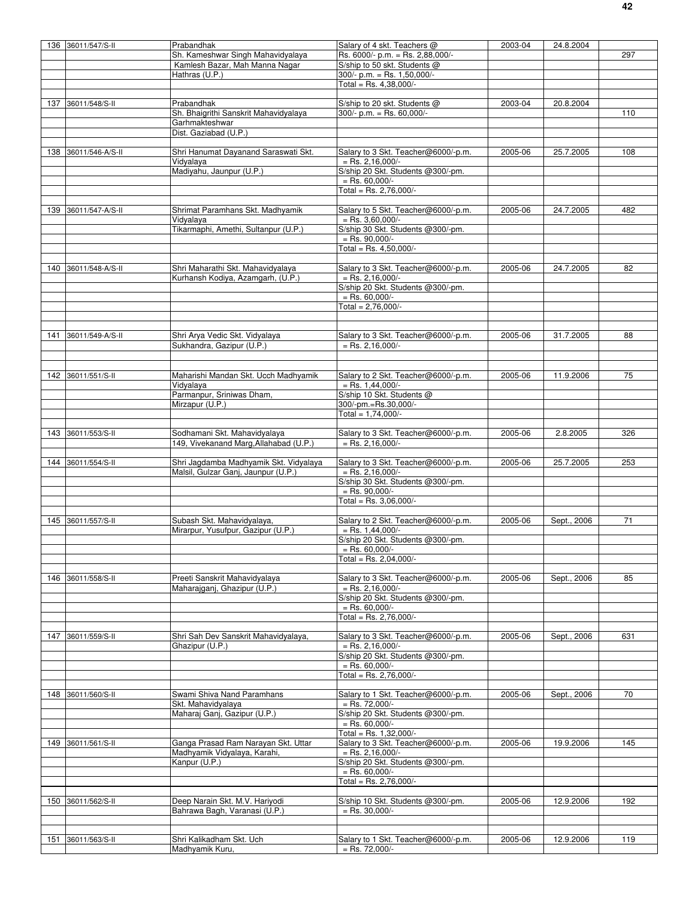| 136 | 36011/547/S-II | Prabandhak<br>Sh. Kameshwar Singh Mahavidyalaya<br>Kamlesh Bazar, Mah Manna Nagar<br>Hathras (U.P.) | Salary of 4 skt. Teachers @<br>Rs. 6000/- p.m. = Rs. 2,88,000/-<br>S/ship to 50 skt. Students @<br>300/- p.m. = Rs. 1,50,000/-<br>Total = Rs. 4,38,000/- | 2003-04 | 24.8.2004 | 297 |
|---|---|---|---|---|---|---|
| 137 | 36011/548/S-II | Prabandhak<br>Sh. Bhaigrithi Sanskrit Mahavidyalaya<br>Garhmakteshwar<br>Dist. Gaziabad (U.P.) | S/ship to 20 skt. Students @<br>300/- p.m. = Rs. 60,000/- | 2003-04 | 20.8.2004 | 110 |
| 138 | 36011/546-A/S-II | Shri Hanumat Dayanand Saraswati Skt.<br>Vidyalaya<br>Madiyahu, Jaunpur (U.P.) | Salary to 3 Skt. Teacher@6000/-p.m.<br>= Rs. 2,16,000/-<br>S/ship 20 Skt. Students @300/-pm.<br>= Rs. 60,000/-<br>Total = Rs. 2,76,000/- | 2005-06 | 25.7.2005 | 108 |
| 139 | 36011/547-A/S-II | Shrimat Paramhans Skt. Madhyamik<br>Vidyalaya<br>Tikarmaphi, Amethi, Sultanpur (U.P.) | Salary to 5 Skt. Teacher@6000/-p.m.<br>= Rs. 3,60,000/-<br>S/ship 30 Skt. Students @300/-pm.<br>= Rs. 90,000/-<br>Total = Rs. 4,50,000/- | 2005-06 | 24.7.2005 | 482 |
| 140 | 36011/548-A/S-II | Shri Maharathi Skt. Mahavidyalaya<br>Kurhansh Kodiya, Azamgarh, (U.P.) | Salary to 3 Skt. Teacher@6000/-p.m.<br>= Rs. 2,16,000/-<br>S/ship 20 Skt. Students @300/-pm.<br>= Rs. 60,000/-<br>Total = 2,76,000/- | 2005-06 | 24.7.2005 | 82 |
| 141 | 36011/549-A/S-II | Shri Arya Vedic Skt. Vidyalaya<br>Sukhandra, Gazipur (U.P.) | Salary to 3 Skt. Teacher@6000/-p.m.<br>= Rs. 2,16,000/- | 2005-06 | 31.7.2005 | 88 |
| 142 | 36011/551/S-II | Maharishi Mandan Skt. Ucch Madhyamik<br>Vidyalaya<br>Parmanpur, Sriniwas Dham,<br>Mirzapur (U.P.) | Salary to 2 Skt. Teacher@6000/-p.m.<br>= Rs. 1,44,000/-<br>S/ship 10 Skt. Students @<br>300/-pm.=Rs.30,000/-<br>Total = 1,74,000/- | 2005-06 | 11.9.2006 | 75 |
| 143 | 36011/553/S-II | Sodhamani Skt. Mahavidyalaya<br>149, Vivekanand Marg,Allahabad (U.P.) | Salary to 3 Skt. Teacher@6000/-p.m.<br>= Rs. 2,16,000/- | 2005-06 | 2.8.2005 | 326 |
| 144 | 36011/554/S-II | Shri Jagdamba Madhyamik Skt. Vidyalaya<br>Malsil, Gulzar Ganj, Jaunpur (U.P.) | Salary to 3 Skt. Teacher@6000/-p.m.<br>= Rs. 2,16,000/-<br>S/ship 30 Skt. Students @300/-pm.<br>= Rs. 90,000/-<br>Total = Rs. 3,06,000/- | 2005-06 | 25.7.2005 | 253 |
| 145 | 36011/557/S-II | Subash Skt. Mahavidyalaya,<br>Mirarpur, Yusufpur, Gazipur (U.P.) | Salary to 2 Skt. Teacher@6000/-p.m.<br>= Rs. 1,44,000/-<br>S/ship 20 Skt. Students @300/-pm.<br>= Rs. 60,000/-<br>Total = Rs. 2,04,000/- | 2005-06 | Sept., 2006 | 71 |
| 146 | 36011/558/S-II | Preeti Sanskrit Mahavidyalaya<br>Maharajganj, Ghazipur (U.P.) | Salary to 3 Skt. Teacher@6000/-p.m.<br>= Rs. 2,16,000/-<br>S/ship 20 Skt. Students @300/-pm.<br>= Rs. 60,000/-<br>Total = Rs. 2,76,000/- | 2005-06 | Sept., 2006 | 85 |
| 147 | 36011/559/S-II | Shri Sah Dev Sanskrit Mahavidyalaya,<br>Ghazipur (U.P.) | Salary to 3 Skt. Teacher@6000/-p.m.<br>= Rs. 2,16,000/-<br>S/ship 20 Skt. Students @300/-pm.<br>= Rs. 60,000/-<br>Total = Rs. 2,76,000/- | 2005-06 | Sept., 2006 | 631 |
| 148 | 36011/560/S-II | Swami Shiva Nand Paramhans<br>Skt. Mahavidyalaya<br>Maharaj Ganj, Gazipur (U.P.) | Salary to 1 Skt. Teacher@6000/-p.m.<br>= Rs. 72,000/-<br>S/ship 20 Skt. Students @300/-pm.<br>= Rs. 60,000/-<br>Total = Rs. 1,32,000/- | 2005-06 | Sept., 2006 | 70 |
| 149 | 36011/561/S-II | Ganga Prasad Ram Narayan Skt. Uttar<br>Madhyamik Vidyalaya, Karahi,<br>Kanpur (U.P.) | Salary to 3 Skt. Teacher@6000/-p.m.<br>= Rs. 2,16,000/-<br>S/ship 20 Skt. Students @300/-pm.<br>= Rs. 60,000/-<br>Total = Rs. 2,76,000/- | 2005-06 | 19.9.2006 | 145 |
| 150 | 36011/562/S-II | Deep Narain Skt. M.V. Hariyodi<br>Bahrawa Bagh, Varanasi (U.P.) | S/ship 10 Skt. Students @300/-pm.<br>= Rs. 30,000/- | 2005-06 | 12.9.2006 | 192 |
| 151 | 36011/563/S-II | Shri Kalikadham Skt. Uch<br>Madhyamik Kuru, | Salary to 1 Skt. Teacher@6000/-p.m.<br>= Rs. 72,000/- | 2005-06 | 12.9.2006 | 119 |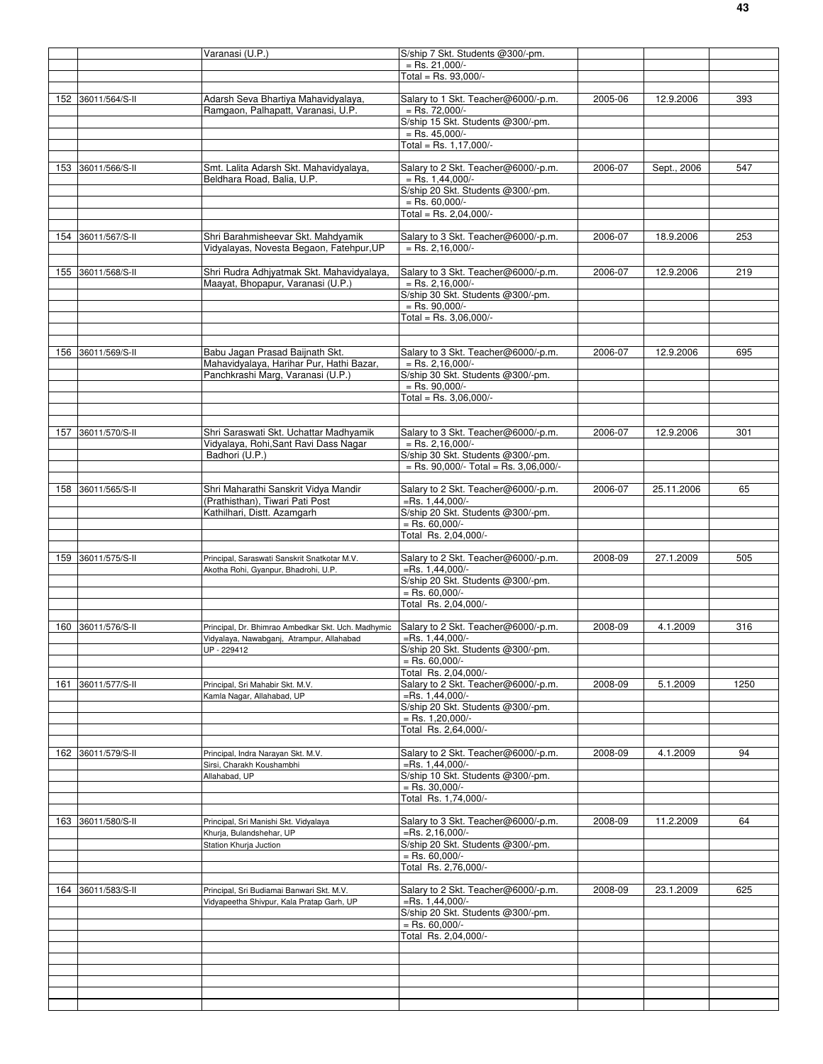| | | | | | | |
|---|---|---|---|---|---|---|
| | | Varanasi (U.P.) | S/ship 7 Skt. Students @300/-pm. = Rs. 21,000/- Total = Rs. 93,000/- | | | |
| 152 | 36011/564/S-II | Adarsh Seva Bhartiya Mahavidyalaya, Ramgaon, Palhapatt, Varanasi, U.P. | Salary to 1 Skt. Teacher@6000/-p.m. = Rs. 72,000/- S/ship 15 Skt. Students @300/-pm. = Rs. 45,000/- Total = Rs. 1,17,000/- | 2005-06 | 12.9.2006 | 393 |
| 153 | 36011/566/S-II | Smt. Lalita Adarsh Skt. Mahavidyalaya, Beldhara Road, Balia, U.P. | Salary to 2 Skt. Teacher@6000/-p.m. = Rs. 1,44,000/- S/ship 20 Skt. Students @300/-pm. = Rs. 60,000/- Total = Rs. 2,04,000/- | 2006-07 | Sept., 2006 | 547 |
| 154 | 36011/567/S-II | Shri Barahmisheevar Skt. Mahdyamik Vidyalayas, Novesta Begaon, Fatehpur,UP | Salary to 3 Skt. Teacher@6000/-p.m. = Rs. 2,16,000/- | 2006-07 | 18.9.2006 | 253 |
| 155 | 36011/568/S-II | Shri Rudra Adhjyatmak Skt. Mahavidyalaya, Maayat, Bhopapur, Varanasi (U.P.) | Salary to 3 Skt. Teacher@6000/-p.m. = Rs. 2,16,000/- S/ship 30 Skt. Students @300/-pm. = Rs. 90,000/- Total = Rs. 3,06,000/- | 2006-07 | 12.9.2006 | 219 |
| 156 | 36011/569/S-II | Babu Jagan Prasad Baijnath Skt. Mahavidyalaya, Harihar Pur, Hathi Bazar, Panchkrashi Marg, Varanasi (U.P.) | Salary to 3 Skt. Teacher@6000/-p.m. = Rs. 2,16,000/- S/ship 30 Skt. Students @300/-pm. = Rs. 90,000/- Total = Rs. 3,06,000/- | 2006-07 | 12.9.2006 | 695 |
| 157 | 36011/570/S-II | Shri Saraswati Skt. Uchattar Madhyamik Vidyalaya, Rohi,Sant Ravi Dass Nagar Badhori (U.P.) | Salary to 3 Skt. Teacher@6000/-p.m. = Rs. 2,16,000/- S/ship 30 Skt. Students @300/-pm. = Rs. 90,000/- Total = Rs. 3,06,000/- | 2006-07 | 12.9.2006 | 301 |
| 158 | 36011/565/S-II | Shri Maharathi Sanskrit Vidya Mandir (Prathisthan), Tiwari Pati Post Kathilhari, Distt. Azamgarh | Salary to 2 Skt. Teacher@6000/-p.m. =Rs. 1,44,000/- S/ship 20 Skt. Students @300/-pm. = Rs. 60,000/- Total Rs. 2,04,000/- | 2006-07 | 25.11.2006 | 65 |
| 159 | 36011/575/S-II | Principal, Saraswati Sanskrit Snatkotar M.V. Akotha Rohi, Gyanpur, Bhadrohi, U.P. | Salary to 2 Skt. Teacher@6000/-p.m. =Rs. 1,44,000/- S/ship 20 Skt. Students @300/-pm. = Rs. 60,000/- Total Rs. 2,04,000/- | 2008-09 | 27.1.2009 | 505 |
| 160 | 36011/576/S-II | Principal, Dr. Bhimrao Ambedkar Skt. Uch. Madhymic Vidyalaya, Nawabganj, Atrampur, Allahabad UP - 229412 | Salary to 2 Skt. Teacher@6000/-p.m. =Rs. 1,44,000/- S/ship 20 Skt. Students @300/-pm. = Rs. 60,000/- Total Rs. 2,04,000/- | 2008-09 | 4.1.2009 | 316 |
| 161 | 36011/577/S-II | Principal, Sri Mahabir Skt. M.V. Kamla Nagar, Allahabad, UP | Salary to 2 Skt. Teacher@6000/-p.m. =Rs. 1,44,000/- S/ship 20 Skt. Students @300/-pm. = Rs. 1,20,000/- Total Rs. 2,64,000/- | 2008-09 | 5.1.2009 | 1250 |
| 162 | 36011/579/S-II | Principal, Indra Narayan Skt. M.V. Sirsi, Charakh Koushambhi Allahabad, UP | Salary to 2 Skt. Teacher@6000/-p.m. =Rs. 1,44,000/- S/ship 10 Skt. Students @300/-pm. = Rs. 30,000/- Total Rs. 1,74,000/- | 2008-09 | 4.1.2009 | 94 |
| 163 | 36011/580/S-II | Principal, Sri Manishi Skt. Vidyalaya Khurja, Bulandshehar, UP Station Khurja Juction | Salary to 3 Skt. Teacher@6000/-p.m. =Rs. 2,16,000/- S/ship 20 Skt. Students @300/-pm. = Rs. 60,000/- Total Rs. 2,76,000/- | 2008-09 | 11.2.2009 | 64 |
| 164 | 36011/583/S-II | Principal, Sri Budiamai Banwari Skt. M.V. Vidyapeetha Shivpur, Kala Pratap Garh, UP | Salary to 2 Skt. Teacher@6000/-p.m. =Rs. 1,44,000/- S/ship 20 Skt. Students @300/-pm. = Rs. 60,000/- Total Rs. 2,04,000/- | 2008-09 | 23.1.2009 | 625 |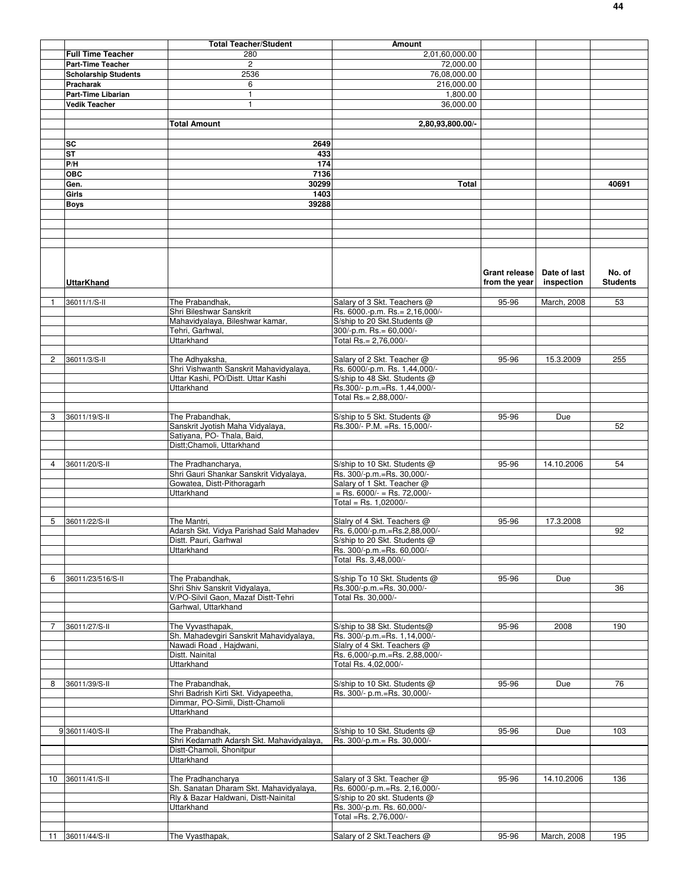| | | Total Teacher/Student | Amount | | | |
|---|---|---|---|---|---|---|
| | **Full Time Teacher** | 280 | 2,01,60,000.00 | | | |
| | **Part-Time Teacher** | 2 | 72,000.00 | | | |
| | **Scholarship Students** | 2536 | 76,08,000.00 | | | |
| | **Pracharak** | 6 | 216,000.00 | | | |
| | **Part-Time Libarian** | 1 | 1,800.00 | | | |
| | **Vedik Teacher** | 1 | 36,000.00 | | | |
| | | **Total Amount** | **2,80,93,800.00/-** | | | |
| | **SC** | **2649** | | | | |
| | **ST** | **433** | | | | |
| | **P/H** | **174** | | | | |
| | **OBC** | **7136** | | | | |
| | **Gen.** | **30299** | **Total** | | | **40691** |
| | **Girls** | **1403** | | | | |
| | **Boys** | **39288** | | | | |

| | **UttarKhand** | | | **Grant release from the year** | **Date of last inspection** | **No. of Students** |
|---|---|---|---|---|---|---|
| 1 | 36011/1/S-II | The Prabandhak, | Salary of 3 Skt. Teachers @ | 95-96 | March, 2008 | 53 |
| | | Shri Bileshwar Sanskrit | Rs. 6000.-p.m. Rs.= 2,16,000/- | | | |
| | | Mahavidyalaya, Bileshwar kamar, | S/ship to 20 Skt.Students @ | | | |
| | | Tehri, Garhwal, | 300/-p.m. Rs.= 60,000/- | | | |
| | | Uttarkhand | Total Rs.= 2,76,000/- | | | |
| 2 | 36011/3/S-II | The Adhyaksha, | Salary of 2 Skt. Teacher @ | 95-96 | 15.3.2009 | 255 |
| | | Shri Vishwanth Sanskrit Mahavidyalaya, | Rs. 6000/-p.m. Rs. 1,44,000/- | | | |
| | | Uttar Kashi, PO/Distt. Uttar Kashi | S/ship to 48 Skt. Students @ | | | |
| | | Uttarkhand | Rs.300/- p.m.=Rs. 1,44,000/- | | | |
| | | | Total Rs.= 2,88,000/- | | | |
| 3 | 36011/19/S-II | The Prabandhak, | S/ship to 5 Skt. Students @ | 95-96 | Due | |
| | | Sanskrit Jyotish Maha Vidyalaya, | Rs.300/- P.M. =Rs. 15,000/- | | | 52 |
| | | Satiyana, PO- Thala, Baid, | | | | |
| | | Distt;Chamoli, Uttarkhand | | | | |
| 4 | 36011/20/S-II | The Pradhancharya, | S/ship to 10 Skt. Students @ | 95-96 | 14.10.2006 | 54 |
| | | Shri Gauri Shankar Sanskrit Vidyalaya, | Rs. 300/-p.m.=Rs. 30,000/- | | | |
| | | Gowatea, Distt-Pithoragarh | Salary of 1 Skt. Teacher @ | | | |
| | | Uttarkhand | = Rs. 6000/- = Rs. 72,000/- | | | |
| | | | Total = Rs. 1,02000/- | | | |
| 5 | 36011/22/S-II | The Mantri, | Slalry of 4 Skt. Teachers @ | 95-96 | 17.3.2008 | |
| | | Adarsh Skt. Vidya Parishad Sald Mahadev | Rs. 6,000/-p.m.=Rs.2,88,000/- | | | 92 |
| | | Distt. Pauri, Garhwal | S/ship to 20 Skt. Students @ | | | |
| | | Uttarkhand | Rs. 300/-p.m.=Rs. 60,000/- | | | |
| | | | Total Rs. 3,48,000/- | | | |
| 6 | 36011/23/516/S-II | The Prabandhak, | S/Ship To 10 Skt. Students @ | 95-96 | Due | |
| | | Shri Shiv Sanskrit Vidyalaya, | Rs.300/-p.m.=Rs. 30,000/- | | | 36 |
| | | V/PO-Silvil Gaon, Mazaf Distt-Tehri | Total Rs. 30,000/- | | | |
| | | Garhwal, Uttarkhand | | | | |
| 7 | 36011/27/S-II | The Vyvasthapak, | S/ship to 38 Skt. Students@ | 95-96 | 2008 | 190 |
| | | Sh. Mahadevgiri Sanskrit Mahavidyalaya, | Rs. 300/-p.m.=Rs. 1,14,000/- | | | |
| | | Nawadi Road , Hajdwani, | Slalry of 4 Skt. Teachers @ | | | |
| | | Distt. Nainital | Rs. 6,000/-p.m.=Rs. 2,88,000/- | | | |
| | | Uttarkhand | Total Rs. 4,02,000/- | | | |
| 8 | 36011/39/S-II | The Prabandhak, | S/ship to 10 Skt. Students @ | 95-96 | Due | 76 |
| | | Shri Badrish Kirti Skt. Vidyapeetha, | Rs. 300/- p.m.=Rs. 30,000/- | | | |
| | | Dimmar, PO-Simli, Distt-Chamoli | | | | |
| | | Uttarkhand | | | | |
| 9 | 36011/40/S-II | The Prabandhak, | S/ship to 10 Skt. Students @ | 95-96 | Due | 103 |
| | | Shri Kedarnath Adarsh Skt. Mahavidyalaya, | Rs. 300/-p.m.= Rs. 30,000/- | | | |
| | | Distt-Chamoli, Shonitpur | | | | |
| | | Uttarkhand | | | | |
| 10 | 36011/41/S-II | The Pradhancharya | Salary of 3 Skt. Teacher @ | 95-96 | 14.10.2006 | 136 |
| | | Sh. Sanatan Dharam Skt. Mahavidyalaya, | Rs. 6000/-p.m.=Rs. 2,16,000/- | | | |
| | | Rly & Bazar Haldwani, Distt-Nainital | S/ship to 20 skt. Students @ | | | |
| | | Uttarkhand | Rs. 300/-p.m. Rs. 60,000/- | | | |
| | | | Total =Rs. 2,76,000/- | | | |
| 11 | 36011/44/S-II | The Vyasthapak, | Salary of 2 Skt.Teachers @ | 95-96 | March, 2008 | 195 |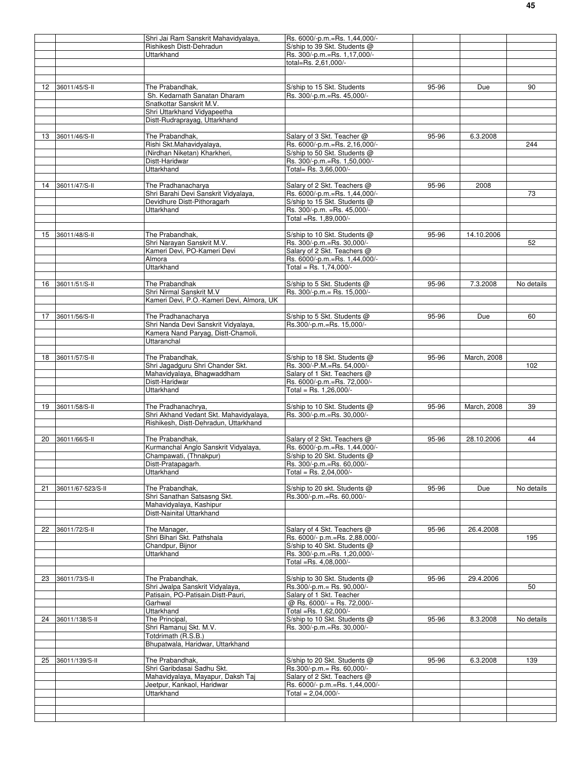| | | | | | | |
|---|---|---|---|---|---|---|
| | | Shri Jai Ram Sanskrit Mahavidyalaya, | Rs. 6000/-p.m.=Rs. 1,44,000/- | | | |
| | | Rishikesh Distt-Dehradun | S/ship to 39 Skt. Students @ | | | |
| | | Uttarkhand | Rs. 300/-p.m.=Rs. 1,17,000/- | | | |
| | | | total=Rs. 2,61,000/- | | | |
| | | | | | | |
| | | | | | | |
| 12 | 36011/45/S-II | The Prabandhak, | S/ship to 15 Skt. Students | 95-96 | Due | 90 |
| | | Sh. Kedarnath Sanatan Dharam | Rs. 300/-p.m.=Rs. 45,000/- | | | |
| | | Snatkottar Sanskrit M.V. | | | | |
| | | Shri Uttarkhand Vidyapeetha | | | | |
| | | Distt-Rudraprayag, Uttarkhand | | | | |
| | | | | | | |
| 13 | 36011/46/S-II | The Prabandhak, | Salary of 3 Skt. Teacher @ | 95-96 | 6.3.2008 | |
| | | Rishi Skt.Mahavidyalaya, | Rs. 6000/-p.m.=Rs. 2,16,000/- | | | 244 |
| | | (Nirdhan Niketan) Kharkheri, | S/ship to 50 Skt. Students @ | | | |
| | | Distt-Haridwar | Rs. 300/-p.m.=Rs. 1,50,000/- | | | |
| | | Uttarkhand | Total= Rs. 3,66,000/- | | | |
| | | | | | | |
| 14 | 36011/47/S-II | The Pradhanacharya | Salary of 2 Skt. Teachers @ | 95-96 | 2008 | |
| | | Shri Barahi Devi Sanskrit Vidyalaya, | Rs. 6000/-p.m.=Rs. 1,44,000/- | | | 73 |
| | | Devidhure Distt-Pithoragarh | S/ship to 15 Skt. Students @ | | | |
| | | Uttarkhand | Rs. 300/-p.m. =Rs. 45,000/- | | | |
| | | | Total =Rs. 1,89,000/- | | | |
| | | | | | | |
| 15 | 36011/48/S-II | The Prabandhak, | S/ship to 10 Skt. Students @ | 95-96 | 14.10.2006 | |
| | | Shri Narayan Sanskrit M.V. | Rs. 300/-p.m.=Rs. 30,000/- | | | 52 |
| | | Kameri Devi, PO-Kameri Devi | Salary of 2 Skt. Teachers @ | | | |
| | | Almora | Rs. 6000/-p.m.=Rs. 1,44,000/- | | | |
| | | Uttarkhand | Total = Rs. 1,74,000/- | | | |
| | | | | | | |
| 16 | 36011/51/S-II | The Prabandhak | S/ship to 5 Skt. Students @ | 95-96 | 7.3.2008 | No details |
| | | Shri Nirmal Sanskrit M.V | Rs. 300/-p.m.= Rs. 15,000/- | | | |
| | | Kameri Devi, P.O.-Kameri Devi, Almora, UK | | | | |
| | | | | | | |
| 17 | 36011/56/S-II | The Pradhanacharya | S/ship to 5 Skt. Students @ | 95-96 | Due | 60 |
| | | Shri Nanda Devi Sanskrit Vidyalaya, | Rs.300/-p.m.=Rs. 15,000/- | | | |
| | | Kamera Nand Paryag, Distt-Chamoli, | | | | |
| | | Uttaranchal | | | | |
| | | | | | | |
| 18 | 36011/57/S-II | The Prabandhak, | S/ship to 18 Skt. Students @ | 95-96 | March, 2008 | |
| | | Shri Jagadguru Shri Chander Skt. | Rs. 300/-P.M.=Rs. 54,000/- | | | 102 |
| | | Mahavidyalaya, Bhagwaddham | Salary of 1 Skt. Teachers @ | | | |
| | | Distt-Haridwar | Rs. 6000/-p.m.=Rs. 72,000/- | | | |
| | | Uttarkhand | Total = Rs. 1,26,000/- | | | |
| | | | | | | |
| 19 | 36011/58/S-II | The Pradhanachrya, | S/ship to 10 Skt. Students @ | 95-96 | March, 2008 | 39 |
| | | Shri Akhand Vedant Skt. Mahavidyalaya, | Rs. 300/-p.m.=Rs. 30,000/- | | | |
| | | Rishikesh, Distt-Dehradun, Uttarkhand | | | | |
| | | | | | | |
| 20 | 36011/66/S-II | The Prabandhak, | Salary of 2 Skt. Teachers @ | 95-96 | 28.10.2006 | 44 |
| | | Kurmanchal Anglo Sanskrit Vidyalaya, | Rs. 6000/-p.m.=Rs. 1,44,000/- | | | |
| | | Champawati, (Thnakpur) | S/ship to 20 Skt. Students @ | | | |
| | | Distt-Pratapagarh. | Rs. 300/-p.m.=Rs. 60,000/- | | | |
| | | Uttarkhand | Total = Rs. 2,04,000/- | | | |
| | | | | | | |
| 21 | 36011/67-523/S-II | The Prabandhak, | S/ship to 20 skt. Students @ | 95-96 | Due | No details |
| | | Shri Sanathan Satsasng Skt. | Rs.300/-p.m.=Rs. 60,000/- | | | |
| | | Mahavidyalaya, Kashipur | | | | |
| | | Distt-Nainital Uttarkhand | | | | |
| | | | | | | |
| 22 | 36011/72/S-II | The Manager, | Salary of 4 Skt. Teachers @ | 95-96 | 26.4.2008 | |
| | | Shri Bihari Skt. Pathshala | Rs. 6000/- p.m.=Rs. 2,88,000/- | | | 195 |
| | | Chandpur, Bijnor | S/ship to 40 Skt. Students @ | | | |
| | | Uttarkhand | Rs. 300/-p.m.=Rs. 1,20,000/- | | | |
| | | | Total =Rs. 4,08,000/- | | | |
| | | | | | | |
| 23 | 36011/73/S-II | The Prabandhak, | S/ship to 30 Skt. Students @ | 95-96 | 29.4.2006 | |
| | | Shri Jwalpa Sanskrit Vidyalaya, | Rs.300/-p.m.= Rs. 90,000/- | | | 50 |
| | | Patisain, PO-Patisain.Distt-Pauri, | Salary of 1 Skt. Teacher | | | |
| | | Garhwal | @ Rs. 6000/- = Rs. 72,000/- | | | |
| | | Uttarkhand | Total =Rs. 1,62,000/- | | | |
| 24 | 36011/138/S-II | The Principal, | S/ship to 10 Skt. Students @ | 95-96 | 8.3.2008 | No details |
| | | Shri Ramanuj Skt. M.V. | Rs. 300/-p.m.=Rs. 30,000/- | | | |
| | | Totdrimath (R.S.B.) | | | | |
| | | Bhupatwala, Haridwar, Uttarkhand | | | | |
| | | | | | | |
| 25 | 36011/139/S-II | The Prabandhak, | S/ship to 20 Skt. Students @ | 95-96 | 6.3.2008 | 139 |
| | | Shri Garibdasai Sadhu Skt. | Rs.300/-p.m.= Rs. 60,000/- | | | |
| | | Mahavidyalaya, Mayapur, Daksh Taj | Salary of 2 Skt. Teachers @ | | | |
| | | Jeetpur, Kankaol, Haridwar | Rs. 6000/- p.m.=Rs. 1,44,000/- | | | |
| | | Uttarkhand | Total = 2,04,000/- | | | |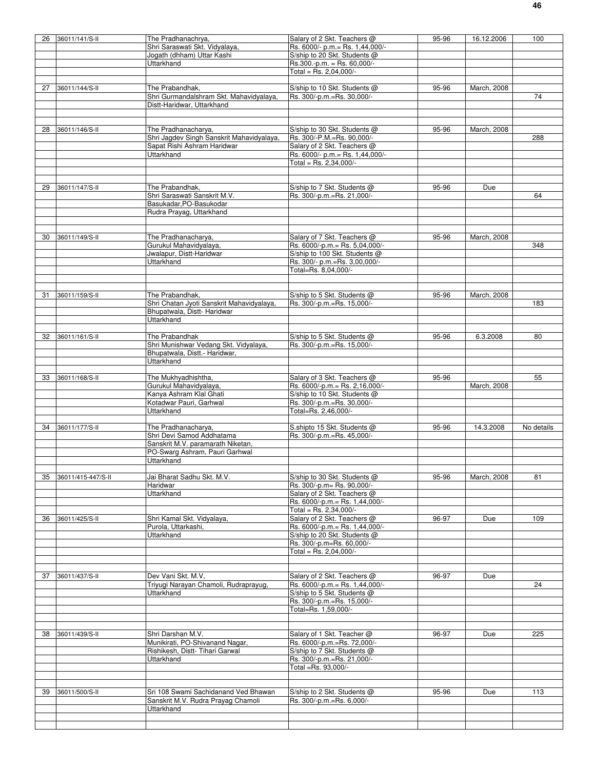| | | | | | | |
|---|---|---|---|---|---|---|
| 26 | 36011/141/S-II | The Pradhanachrya,<br>Shri Saraswati Skt. Vidyalaya,<br>Jogath (dhham) Uttar Kashi<br>Uttarkhand | Salary of 2 Skt. Teachers @<br>Rs. 6000/- p.m.= Rs. 1,44,000/-<br>S/ship to 20 Skt. Students @<br>Rs.300.-p.m. = Rs. 60,000/-<br>Total = Rs. 2,04,000/- | 95-96 | 16.12.2006 | 100 |
| 27 | 36011/144/S-II | The Prabandhak,<br>Shri Gurmandalshram Skt. Mahavidyalaya,<br>Distt-Haridwar, Uttarkhand | S/ship to 10 Skt. Students @<br>Rs. 300/-p.m.=Rs. 30,000/- | 95-96 | March, 2008 | 74 |
| 28 | 36011/146/S-II | The Pradhanacharya,<br>Shri Jagdev Singh Sanskrit Mahavidyalaya,<br>Sapat Rishi Ashram Haridwar<br>Uttarkhand | S/ship to 30 Skt. Students @<br>Rs. 300/-P.M.=Rs. 90,000/-<br>Salary of 2 Skt. Teachers @<br>Rs. 6000/- p.m.= Rs. 1,44,000/-<br>Total = Rs. 2,34,000/- | 95-96 | March, 2008 | 288 |
| 29 | 36011/147/S-II | The Prabandhak,<br>Shri Saraswati Sanskrit M.V.<br>Basukadar,PO-Basukodar<br>Rudra Prayag, Uttarkhand | S/ship to 7 Skt. Students @<br>Rs. 300/-p.m.=Rs. 21,000/- | 95-96 | Due | 64 |
| 30 | 36011/149/S-II | The Pradhanacharya,<br>Gurukul Mahavidyalaya,<br>Jwalapur, Distt-Haridwar<br>Uttarkhand | Salary of 7 Skt. Teachers @<br>Rs. 6000/-p.m.= Rs. 5,04,000/-<br>S/ship to 100 Skt. Students @<br>Rs. 300/- p.m.=Rs. 3,00,000/-<br>Total=Rs. 8,04,000/- | 95-96 | March, 2008 | 348 |
| 31 | 36011/159/S-II | The Prabandhak,<br>Shri Chatan Jyoti Sanskrit Mahavidyalaya,<br>Bhupatwala, Distt- Haridwar<br>Uttarkhand | S/ship to 5 Skt. Students @<br>Rs. 300/-p.m.=Rs. 15,000/- | 95-96 | March, 2008 | 183 |
| 32 | 36011/161/S-II | The Prabandhak<br>Shri Munishwar Vedang Skt. Vidyalaya,<br>Bhupatwala, Distt.- Haridwar,<br>Uttarkhand | S/ship to 5 Skt. Students @<br>Rs. 300/-p.m.=Rs. 15,000/- | 95-96 | 6.3.2008 | 80 |
| 33 | 36011/168/S-II | The Mukhyadhishtha,<br>Gurukul Mahavidyalaya,<br>Kanya Ashram Klal Ghati<br>Kotadwar Pauri, Garhwal<br>Uttarkhand | Salary of 3 Skt. Teachers @<br>Rs. 6000/-p.m.= Rs. 2,16,000/-<br>S/ship to 10 Skt. Students @<br>Rs. 300/-p.m.=Rs. 30,000/-<br>Total=Rs. 2,46,000/- | 95-96 | March, 2008 | 55 |
| 34 | 36011/177/S-II | The Pradhanacharya,<br>Shri Devi Samod Addhatama<br>Sanskrit M.V. paramarath Niketan,<br>PO-Swarg Ashram, Pauri Garhwal<br>Uttarkhand | S.shipto 15 Skt. Students @<br>Rs. 300/-p.m.=Rs. 45,000/- | 95-96 | 14.3.2008 | No details |
| 35 | 36011/415-447/S-II | Jai Bharat Sadhu Skt. M.V.<br>Haridwar<br>Uttarkhand | S/ship to 30 Skt. Students @<br>Rs. 300/-p.m= Rs. 90,000/-<br>Salary of 2 Skt. Teachers @<br>Rs. 6000/-p.m.= Rs. 1,44,000/-<br>Total = Rs. 2,34,000/- | 95-96 | March, 2008 | 81 |
| 36 | 36011/425/S-II | Shri Kamal Skt. Vidyalaya,<br>Purola, Uttarkashi,<br>Uttarkhand | Salary of 2 Skt. Teachers @<br>Rs. 6000/-p.m.= Rs. 1,44,000/-<br>S/ship to 20 Skt. Students @<br>Rs. 300/-p.m=Rs. 60,000/-<br>Total = Rs. 2,04,000/- | 96-97 | Due | 109 |
| 37 | 36011/437/S-II | Dev Vani Skt. M.V,<br>Triyugi Narayan Chamoli, Rudraprayug,<br>Uttarkhand | Salary of 2 Skt. Teachers @<br>Rs. 6000/-p.m.= Rs. 1,44,000/-<br>S/ship to 5 Skt. Students @<br>Rs. 300/-p.m.=Rs. 15,000/-<br>Total=Rs. 1,59,000/- | 96-97 | Due | 24 |
| 38 | 36011/439/S-II | Shri Darshan M.V.<br>Munikirati, PO-Shivanand Nagar,<br>Rishikesh, Distt- Tihari Garwal<br>Uttarkhand | Salary of 1 Skt. Teacher @<br>Rs. 6000/-p.m.=Rs. 72,000/-<br>S/ship to 7 Skt. Students @<br>Rs. 300/-p.m.=Rs. 21,000/-<br>Total =Rs. 93,000/- | 96-97 | Due | 225 |
| 39 | 36011/500/S-II | Sri 108 Swami Sachidanand Ved Bhawan<br>Sanskrit M.V. Rudra Prayag Chamoli<br>Uttarkhand | S/ship to 2 Skt. Students @<br>Rs. 300/-p.m.=Rs. 6,000/- | 95-96 | Due | 113 |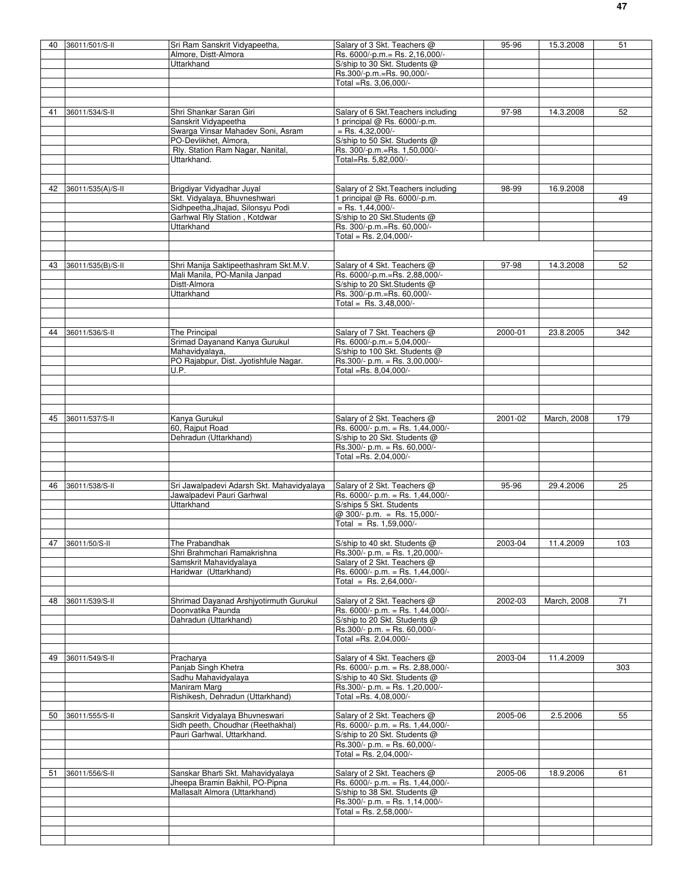| | | | | | | |
|---|---|---|---|---|---|---|
| 40 | 36011/501/S-II | Sri Ram Sanskrit Vidyapeetha, Almore, Distt-Almora Uttarkhand | Salary of 3 Skt. Teachers @ Rs. 6000/-p.m.= Rs. 2,16,000/- S/ship to 30 Skt. Students @ Rs.300/-p.m.=Rs. 90,000/- Total =Rs. 3,06,000/- | 95-96 | 15.3.2008 | 51 |
| 41 | 36011/534/S-II | Shri Shankar Saran Giri Sanskrit Vidyapeetha Swarga Vinsar Mahadev Soni, Asram PO-Devlikhet, Almora, Rly. Station Ram Nagar, Nanital, Uttarkhand. | Salary of 6 Skt.Teachers including 1 principal @ Rs. 6000/-p.m. = Rs. 4,32,000/- S/ship to 50 Skt. Students @ Rs. 300/-p.m.=Rs. 1,50,000/- Total=Rs. 5,82,000/- | 97-98 | 14.3.2008 | 52 |
| 42 | 36011/535(A)/S-II | Brigdiyar Vidyadhar Juyal Skt. Vidyalaya, Bhuvneshwari Sidhpeetha,Jhajad, Silonsyu Podi Garhwal Rly Station , Kotdwar Uttarkhand | Salary of 2 Skt.Teachers including 1 principal @ Rs. 6000/-p.m. = Rs. 1,44,000/- S/ship to 20 Skt.Students @ Rs. 300/-p.m.=Rs. 60,000/- Total = Rs. 2,04,000/- | 98-99 | 16.9.2008 | 49 |
| 43 | 36011/535(B)/S-II | Shri Manija Saktipeethashram Skt.M.V. Mali Manila, PO-Manila Janpad Distt-Almora Uttarkhand | Salary of 4 Skt. Teachers @ Rs. 6000/-p.m.=Rs. 2,88,000/- S/ship to 20 Skt.Students @ Rs. 300/-p.m.=Rs. 60,000/- Total = Rs. 3,48,000/- | 97-98 | 14.3.2008 | 52 |
| 44 | 36011/536/S-II | The Principal Srimad Dayanand Kanya Gurukul Mahavidyalaya, PO Rajabpur, Dist. Jyotishfule Nagar. U.P. | Salary of 7 Skt. Teachers @ Rs. 6000/-p.m.= 5,04,000/- S/ship to 100 Skt. Students @ Rs.300/- p.m. = Rs. 3,00,000/- Total =Rs. 8,04,000/- | 2000-01 | 23.8.2005 | 342 |
| 45 | 36011/537/S-II | Kanya Gurukul 60, Rajput Road Dehradun (Uttarkhand) | Salary of 2 Skt. Teachers @ Rs. 6000/- p.m. = Rs. 1,44,000/- S/ship to 20 Skt. Students @ Rs.300/- p.m. = Rs. 60,000/- Total =Rs. 2,04,000/- | 2001-02 | March, 2008 | 179 |
| 46 | 36011/538/S-II | Sri Jawalpadevi Adarsh Skt. Mahavidyalaya Jawalpadevi Pauri Garhwal Uttarkhand | Salary of 2 Skt. Teachers @ Rs. 6000/- p.m. = Rs. 1,44,000/- S/ships 5 Skt. Students @ 300/- p.m. = Rs. 15,000/- Total = Rs. 1,59,000/- | 95-96 | 29.4.2006 | 25 |
| 47 | 36011/50/S-II | The Prabandhak Shri Brahmchari Ramakrishna Samskrit Mahavidyalaya Haridwar (Uttarkhand) | S/ship to 40 skt. Students @ Rs.300/- p.m. = Rs. 1,20,000/- Salary of 2 Skt. Teachers @ Rs. 6000/- p.m. = Rs. 1,44,000/- Total = Rs. 2,64,000/- | 2003-04 | 11.4.2009 | 103 |
| 48 | 36011/539/S-II | Shrimad Dayanad Arshjyotirmuth Gurukul Doonvatika Paunda Dahradun (Uttarkhand) | Salary of 2 Skt. Teachers @ Rs. 6000/- p.m. = Rs. 1,44,000/- S/ship to 20 Skt. Students @ Rs.300/- p.m. = Rs. 60,000/- Total =Rs. 2,04,000/- | 2002-03 | March, 2008 | 71 |
| 49 | 36011/549/S-II | Pracharya Panjab Singh Khetra Sadhu Mahavidyalaya Maniram Marg Rishikesh, Dehradun (Uttarkhand) | Salary of 4 Skt. Teachers @ Rs. 6000/- p.m. = Rs. 2,88,000/- S/ship to 40 Skt. Students @ Rs.300/- p.m. = Rs. 1,20,000/- Total =Rs. 4,08,000/- | 2003-04 | 11.4.2009 | 303 |
| 50 | 36011/555/S-II | Sanskrit Vidyalaya Bhuvneswari Sidh peeth, Choudhar (Reethakhal) Pauri Garhwal, Uttarkhand. | Salary of 2 Skt. Teachers @ Rs. 6000/- p.m. = Rs. 1,44,000/- S/ship to 20 Skt. Students @ Rs.300/- p.m. = Rs. 60,000/- Total = Rs. 2,04,000/- | 2005-06 | 2.5.2006 | 55 |
| 51 | 36011/556/S-II | Sanskar Bharti Skt. Mahavidyalaya Jheepa Bramin Bakhil, PO-Pipna Mallasalt Almora (Uttarkhand) | Salary of 2 Skt. Teachers @ Rs. 6000/- p.m. = Rs. 1,44,000/- S/ship to 38 Skt. Students @ Rs.300/- p.m. = Rs. 1,14,000/- Total = Rs. 2,58,000/- | 2005-06 | 18.9.2006 | 61 |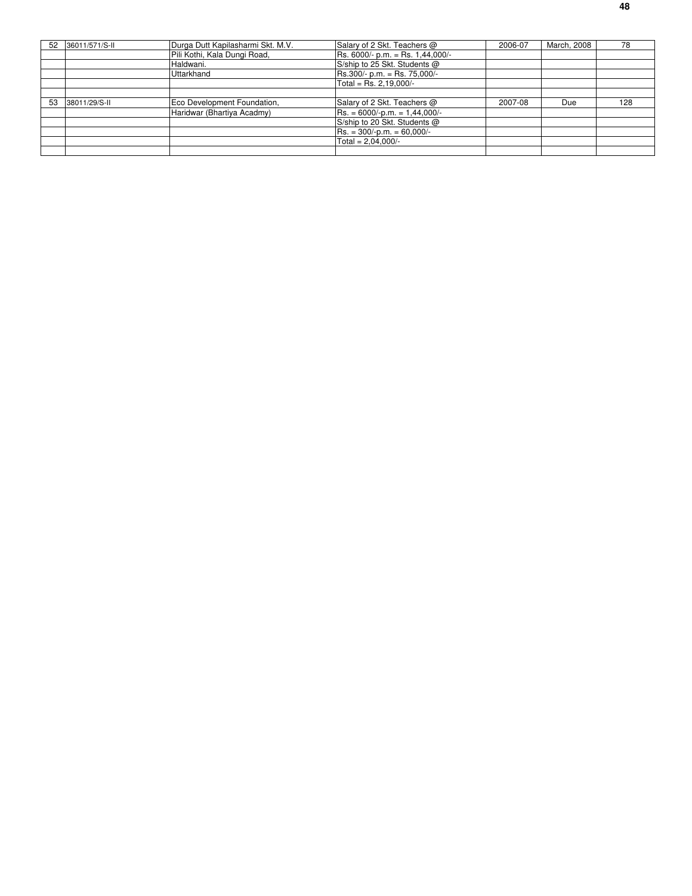| 52 | 36011/571/S-II | Durga Dutt Kapilasharmi Skt. M.V. | Salary of 2 Skt. Teachers @ | 2006-07 | March, 2008 | 78 |
|---|---|---|---|---|---|---|
| | | Pili Kothi, Kala Dungi Road, | Rs. 6000/- p.m. = Rs. 1,44,000/- | | | |
| | | Haldwani. | S/ship to 25 Skt. Students @ | | | |
| | | Uttarkhand | Rs.300/- p.m. = Rs. 75,000/- | | | |
| | | | Total = Rs. 2,19,000/- | | | |
| | | | | | | |
| 53 | 38011/29/S-II | Eco Development Foundation, | Salary of 2 Skt. Teachers @ | 2007-08 | Due | 128 |
| | | Haridwar (Bhartiya Acadmy) | Rs. = 6000/-p.m. = 1,44,000/- | | | |
| | | | S/ship to 20 Skt. Students @ | | | |
| | | | Rs. = 300/-p.m. = 60,000/- | | | |
| | | | Total = 2,04,000/- | | | |
| | | | | | | |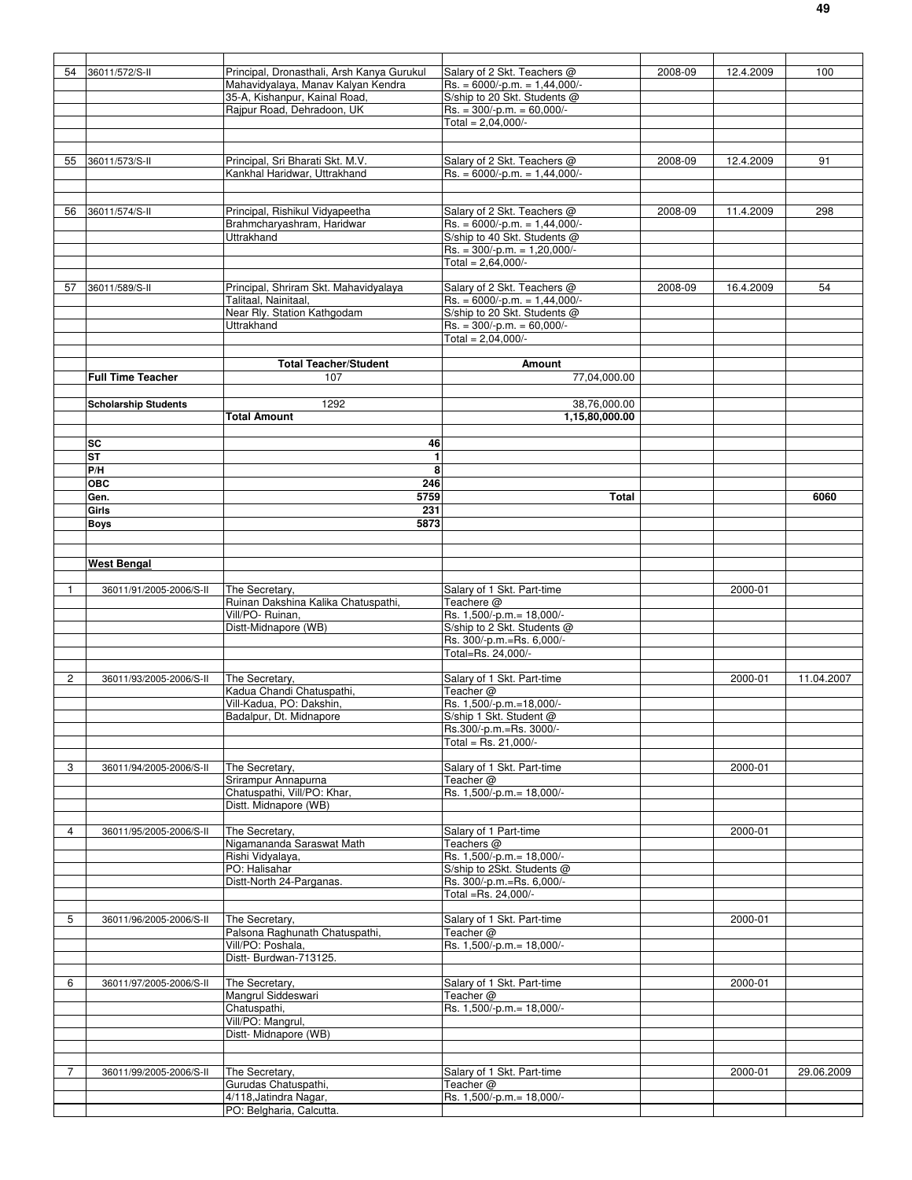| | | | | | | |
|---|---|---|---|---|---|---|
| 54 | 36011/572/S-II | Principal, Dronasthali, Arsh Kanya Gurukul Mahavidyalaya, Manav Kalyan Kendra 35-A, Kishanpur, Kainal Road, Rajpur Road, Dehradoon, UK | Salary of 2 Skt. Teachers @ Rs. = 6000/-p.m. = 1,44,000/- S/ship to 20 Skt. Students @ Rs. = 300/-p.m. = 60,000/- Total = 2,04,000/- | 2008-09 | 12.4.2009 | 100 |
| 55 | 36011/573/S-II | Principal, Sri Bharati Skt. M.V. Kankhal Haridwar, Uttrakhand | Salary of 2 Skt. Teachers @ Rs. = 6000/-p.m. = 1,44,000/- | 2008-09 | 12.4.2009 | 91 |
| 56 | 36011/574/S-II | Principal, Rishikul Vidyapeetha Brahmcharyashram, Haridwar Uttrakhand | Salary of 2 Skt. Teachers @ Rs. = 6000/-p.m. = 1,44,000/- S/ship to 40 Skt. Students @ Rs. = 300/-p.m. = 1,20,000/- Total = 2,64,000/- | 2008-09 | 11.4.2009 | 298 |
| 57 | 36011/589/S-II | Principal, Shriram Skt. Mahavidyalaya Talitaal, Nainitaal, Near Rly. Station Kathgodam Uttrakhand | Salary of 2 Skt. Teachers @ Rs. = 6000/-p.m. = 1,44,000/- S/ship to 20 Skt. Students @ Rs. = 300/-p.m. = 60,000/- Total = 2,04,000/- | 2008-09 | 16.4.2009 | 54 |
| | | **Total Teacher/Student** | **Amount** | | | |
| | **Full Time Teacher** | 107 | 77,04,000.00 | | | |
| | **Scholarship Students** | 1292 | 38,76,000.00 | | | |
| | | **Total Amount** | **1,15,80,000.00** | | | |
| | **SC** | **46** | | | | |
| | **ST** | **1** | | | | |
| | **P/H** | **8** | | | | |
| | **OBC** | **246** | | | | |
| | **Gen.** | **5759** | **Total** | | | **6060** |
| | **Girls** | **231** | | | | |
| | **Boys** | **5873** | | | | |
| | **West Bengal** | | | | | |
| 1 | 36011/91/2005-2006/S-II | The Secretary, Ruinan Dakshina Kalika Chatuspathi, Vill/PO- Ruinan, Distt-Midnapore (WB) | Salary of 1 Skt. Part-time Teachere @ Rs. 1,500/-p.m.= 18,000/- S/ship to 2 Skt. Students @ Rs. 300/-p.m.=Rs. 6,000/- Total=Rs. 24,000/- | | 2000-01 | |
| 2 | 36011/93/2005-2006/S-II | The Secretary, Kadua Chandi Chatuspathi, Vill-Kadua, PO: Dakshin, Badalpur, Dt. Midnapore | Salary of 1 Skt. Part-time Teacher @ Rs. 1,500/-p.m.=18,000/- S/ship 1 Skt. Student @ Rs.300/-p.m.=Rs. 3000/- Total = Rs. 21,000/- | | 2000-01 | 11.04.2007 |
| 3 | 36011/94/2005-2006/S-II | The Secretary, Srirampur Annapurna Chatuspathi, Vill/PO: Khar, Distt. Midnapore (WB) | Salary of 1 Skt. Part-time Teacher @ Rs. 1,500/-p.m.= 18,000/- | | 2000-01 | |
| 4 | 36011/95/2005-2006/S-II | The Secretary, Nigamananda Saraswat Math Rishi Vidyalaya, PO: Halisahar Distt-North 24-Parganas. | Salary of 1 Part-time Teachers @ Rs. 1,500/-p.m.= 18,000/- S/ship to 2Skt. Students @ Rs. 300/-p.m.=Rs. 6,000/- Total =Rs. 24,000/- | | 2000-01 | |
| 5 | 36011/96/2005-2006/S-II | The Secretary, Palsona Raghunath Chatuspathi, Vill/PO: Poshala, Distt- Burdwan-713125. | Salary of 1 Skt. Part-time Teacher @ Rs. 1,500/-p.m.= 18,000/- | | 2000-01 | |
| 6 | 36011/97/2005-2006/S-II | The Secretary, Mangrul Siddeswari Chatuspathi, Vill/PO: Mangrul, Distt- Midnapore (WB) | Salary of 1 Skt. Part-time Teacher @ Rs. 1,500/-p.m.= 18,000/- | | 2000-01 | |
| 7 | 36011/99/2005-2006/S-II | The Secretary, Gurudas Chatuspathi, 4/118,Jatindra Nagar, PO: Belgharia, Calcutta. | Salary of 1 Skt. Part-time Teacher @ Rs. 1,500/-p.m.= 18,000/- | | 2000-01 | 29.06.2009 |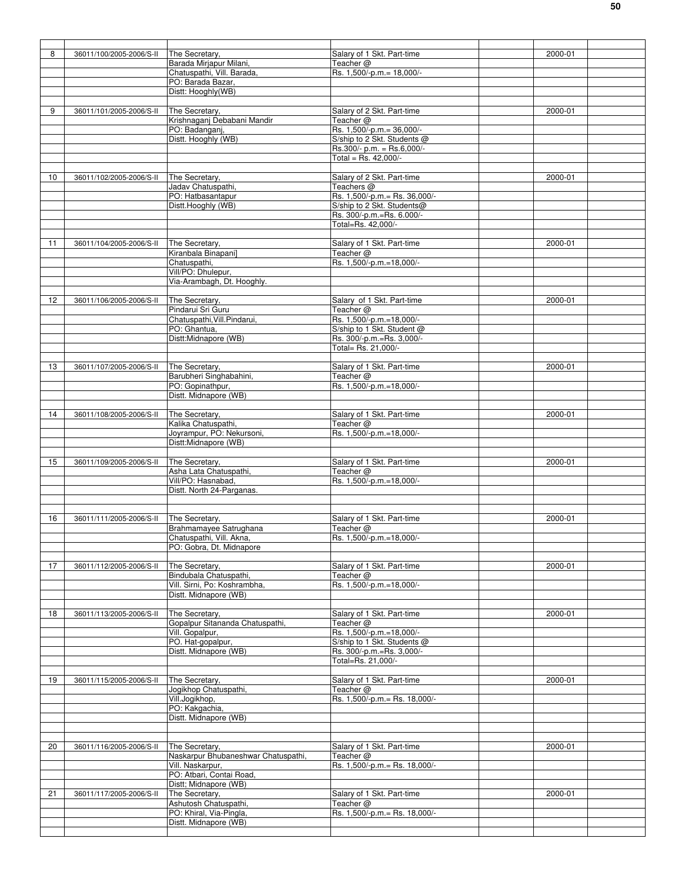| | | | | | | |
|---|---|---|---|---|---|---|
| 8 | 36011/100/2005-2006/S-II | The Secretary, Barada Mirjapur Milani, Chatuspathi, Vill. Barada, PO: Barada Bazar, Distt: Hooghly(WB) | Salary of 1 Skt. Part-time Teacher @ Rs. 1,500/-p.m.= 18,000/- | | 2000-01 | |
| 9 | 36011/101/2005-2006/S-II | The Secretary, Krishnaganj Debabani Mandir PO: Badanganj, Distt. Hooghly (WB) | Salary of 2 Skt. Part-time Teacher @ Rs. 1,500/-p.m.= 36,000/- S/ship to 2 Skt. Students @ Rs.300/- p.m. = Rs.6,000/- Total = Rs. 42,000/- | | 2000-01 | |
| 10 | 36011/102/2005-2006/S-II | The Secretary, Jadav Chatuspathi, PO: Hatbasantapur Distt.Hooghly (WB) | Salary of 2 Skt. Part-time Teachers @ Rs. 1,500/-p.m.= Rs. 36,000/- S/ship to 2 Skt. Students@ Rs. 300/-p.m.=Rs. 6.000/- Total=Rs. 42,000/- | | 2000-01 | |
| 11 | 36011/104/2005-2006/S-II | The Secretary, Kiranbala Binapani] Chatuspathi, Vill/PO: Dhulepur, Via-Arambagh, Dt. Hooghly. | Salary of 1 Skt. Part-time Teacher @ Rs. 1,500/-p.m.=18,000/- | | 2000-01 | |
| 12 | 36011/106/2005-2006/S-II | The Secretary, Pindarui Sri Guru Chatuspathi,Vill.Pindarui, PO: Ghantua, Distt:Midnapore (WB) | Salary of 1 Skt. Part-time Teacher @ Rs. 1,500/-p.m.=18,000/- S/ship to 1 Skt. Student @ Rs. 300/-p.m.=Rs. 3,000/- Total= Rs. 21,000/- | | 2000-01 | |
| 13 | 36011/107/2005-2006/S-II | The Secretary, Barubheri Singhabahini, PO: Gopinathpur, Distt. Midnapore (WB) | Salary of 1 Skt. Part-time Teacher @ Rs. 1,500/-p.m.=18,000/- | | 2000-01 | |
| 14 | 36011/108/2005-2006/S-II | The Secretary, Kalika Chatuspathi, Joyrampur, PO: Nekursoni, Distt:Midnapore (WB) | Salary of 1 Skt. Part-time Teacher @ Rs. 1,500/-p.m.=18,000/- | | 2000-01 | |
| 15 | 36011/109/2005-2006/S-II | The Secretary, Asha Lata Chatuspathi, Vill/PO: Hasnabad, Distt. North 24-Parganas. | Salary of 1 Skt. Part-time Teacher @ Rs. 1,500/-p.m.=18,000/- | | 2000-01 | |
| 16 | 36011/111/2005-2006/S-II | The Secretary, Brahmamayee Satrughana Chatuspathi, Vill. Akna, PO: Gobra, Dt. Midnapore | Salary of 1 Skt. Part-time Teacher @ Rs. 1,500/-p.m.=18,000/- | | 2000-01 | |
| 17 | 36011/112/2005-2006/S-II | The Secretary, Bindubala Chatuspathi, Vill. Sirni, Po: Koshrambha, Distt. Midnapore (WB) | Salary of 1 Skt. Part-time Teacher @ Rs. 1,500/-p.m.=18,000/- | | 2000-01 | |
| 18 | 36011/113/2005-2006/S-II | The Secretary, Gopalpur Sitananda Chatuspathi, Vill. Gopalpur, PO. Hat-gopalpur, Distt. Midnapore (WB) | Salary of 1 Skt. Part-time Teacher @ Rs. 1,500/-p.m.=18,000/- S/ship to 1 Skt. Students @ Rs. 300/-p.m.=Rs. 3,000/- Total=Rs. 21,000/- | | 2000-01 | |
| 19 | 36011/115/2005-2006/S-II | The Secretary, Jogikhop Chatuspathi, Vill.Jogikhop, PO: Kakgachia, Distt. Midnapore (WB) | Salary of 1 Skt. Part-time Teacher @ Rs. 1,500/-p.m.= Rs. 18,000/- | | 2000-01 | |
| 20 | 36011/116/2005-2006/S-II | The Secretary, Naskarpur Bhubaneshwar Chatuspathi, Vill. Naskarpur, PO: Atbari, Contai Road, Distt; Midnapore (WB) | Salary of 1 Skt. Part-time Teacher @ Rs. 1,500/-p.m.= Rs. 18,000/- | | 2000-01 | |
| 21 | 36011/117/2005-2006/S-II | The Secretary, Ashutosh Chatuspathi, PO: Khiral, Via-Pingla, Distt. Midnapore (WB) | Salary of 1 Skt. Part-time Teacher @ Rs. 1,500/-p.m.= Rs. 18,000/- | | 2000-01 | |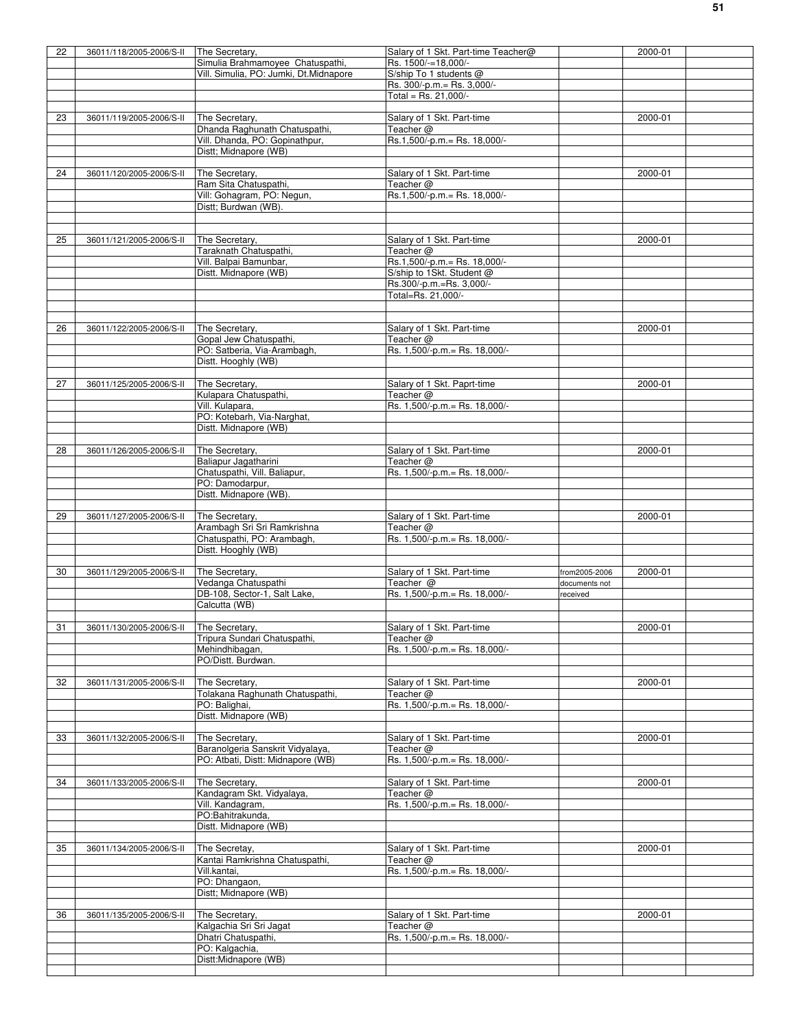| | | | | | | |
|---|---|---|---|---|---|---|
| 22 | 36011/118/2005-2006/S-II | The Secretary, Simulia Brahmamoyee Chatuspathi, Vill. Simulia, PO: Jumki, Dt.Midnapore | Salary of 1 Skt. Part-time Teacher@ Rs. 1500/-=18,000/- S/ship To 1 students @ Rs. 300/-p.m.= Rs. 3,000/- Total = Rs. 21,000/- | | 2000-01 | |
| 23 | 36011/119/2005-2006/S-II | The Secretary, Dhanda Raghunath Chatuspathi, Vill. Dhanda, PO: Gopinathpur, Distt; Midnapore (WB) | Salary of 1 Skt. Part-time Teacher @ Rs.1,500/-p.m.= Rs. 18,000/- | | 2000-01 | |
| 24 | 36011/120/2005-2006/S-II | The Secretary, Ram Sita Chatuspathi, Vill: Gohagram, PO: Negun, Distt; Burdwan (WB). | Salary of 1 Skt. Part-time Teacher @ Rs.1,500/-p.m.= Rs. 18,000/- | | 2000-01 | |
| 25 | 36011/121/2005-2006/S-II | The Secretary, Taraknath Chatuspathi, Vill. Balpai Bamunbar, Distt. Midnapore (WB) | Salary of 1 Skt. Part-time Teacher @ Rs.1,500/-p.m.= Rs. 18,000/- S/ship to 1Skt. Student @ Rs.300/-p.m.=Rs. 3,000/- Total=Rs. 21,000/- | | 2000-01 | |
| 26 | 36011/122/2005-2006/S-II | The Secretary, Gopal Jew Chatuspathi, PO: Satberia, Via-Arambagh, Distt. Hooghly (WB) | Salary of 1 Skt. Part-time Teacher @ Rs. 1,500/-p.m.= Rs. 18,000/- | | 2000-01 | |
| 27 | 36011/125/2005-2006/S-II | The Secretary, Kulapara Chatuspathi, Vill. Kulapara, PO: Kotebarh, Via-Narghat, Distt. Midnapore (WB) | Salary of 1 Skt. Paprt-time Teacher @ Rs. 1,500/-p.m.= Rs. 18,000/- | | 2000-01 | |
| 28 | 36011/126/2005-2006/S-II | The Secretary, Baliapur Jagatharini Chatuspathi, Vill. Baliapur, PO: Damodarpur, Distt. Midnapore (WB). | Salary of 1 Skt. Part-time Teacher @ Rs. 1,500/-p.m.= Rs. 18,000/- | | 2000-01 | |
| 29 | 36011/127/2005-2006/S-II | The Secretary, Arambagh Sri Sri Ramkrishna Chatuspathi, PO: Arambagh, Distt. Hooghly (WB) | Salary of 1 Skt. Part-time Teacher @ Rs. 1,500/-p.m.= Rs. 18,000/- | | 2000-01 | |
| 30 | 36011/129/2005-2006/S-II | The Secretary, Vedanga Chatuspathi DB-108, Sector-1, Salt Lake, Calcutta (WB) | Salary of 1 Skt. Part-time Teacher @ Rs. 1,500/-p.m.= Rs. 18,000/- | from2005-2006 documents not received | 2000-01 | |
| 31 | 36011/130/2005-2006/S-II | The Secretary, Tripura Sundari Chatuspathi, Mehindhibagan, PO/Distt. Burdwan. | Salary of 1 Skt. Part-time Teacher @ Rs. 1,500/-p.m.= Rs. 18,000/- | | 2000-01 | |
| 32 | 36011/131/2005-2006/S-II | The Secretary, Tolakana Raghunath Chatuspathi, PO: Balighai, Distt. Midnapore (WB) | Salary of 1 Skt. Part-time Teacher @ Rs. 1,500/-p.m.= Rs. 18,000/- | | 2000-01 | |
| 33 | 36011/132/2005-2006/S-II | The Secretary, Baranolgeria Sanskrit Vidyalaya, PO: Atbati, Distt: Midnapore (WB) | Salary of 1 Skt. Part-time Teacher @ Rs. 1,500/-p.m.= Rs. 18,000/- | | 2000-01 | |
| 34 | 36011/133/2005-2006/S-II | The Secretary, Kandagram Skt. Vidyalaya, Vill. Kandagram, PO:Bahitrakunda, Distt. Midnapore (WB) | Salary of 1 Skt. Part-time Teacher @ Rs. 1,500/-p.m.= Rs. 18,000/- | | 2000-01 | |
| 35 | 36011/134/2005-2006/S-II | The Secretay, Kantai Ramkrishna Chatuspathi, Vill.kantai, PO: Dhangaon, Distt; Midnapore (WB) | Salary of 1 Skt. Part-time Teacher @ Rs. 1,500/-p.m.= Rs. 18,000/- | | 2000-01 | |
| 36 | 36011/135/2005-2006/S-II | The Secretary, Kalgachia Sri Sri Jagat Dhatri Chatuspathi, PO: Kalgachia, Distt:Midnapore (WB) | Salary of 1 Skt. Part-time Teacher @ Rs. 1,500/-p.m.= Rs. 18,000/- | | 2000-01 | |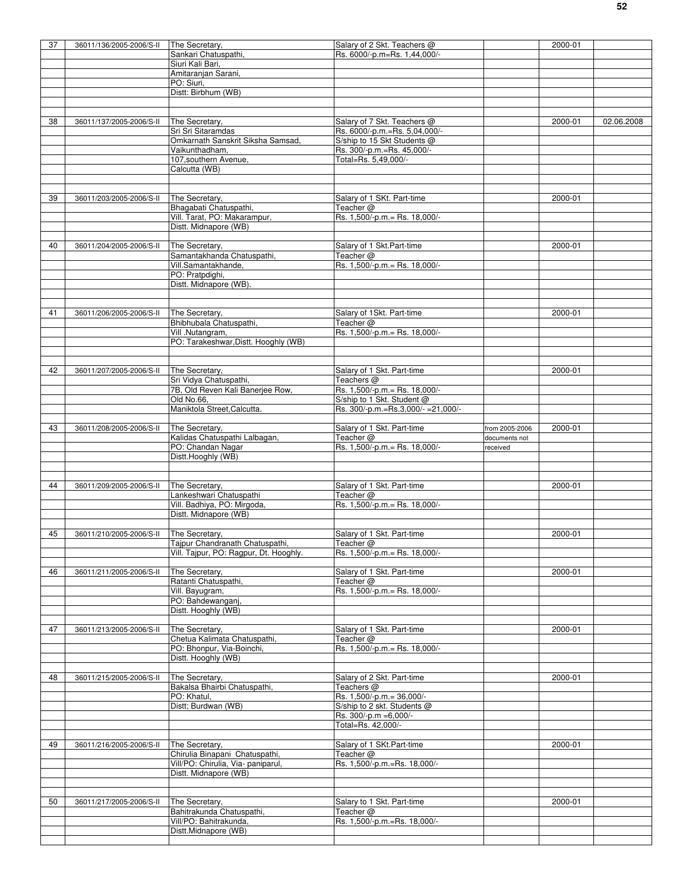| 37 | 36011/136/2005-2006/S-II | The Secretary,<br>Sankari Chatuspathi,<br>Siuri Kali Bari,<br>Amitaranjan Sarani,<br>PO: Siuri,<br>Distt: Birbhum (WB) | Salary of 2 Skt. Teachers @<br>Rs. 6000/-p.m=Rs. 1,44,000/- | | 2000-01 | |
|---|---|---|---|---|---|---|
| 38 | 36011/137/2005-2006/S-II | The Secretary,<br>Sri Sri Sitaramdas<br>Omkarnath Sanskrit Siksha Samsad,<br>Vaikunthadham,<br>107,southern Avenue,<br>Calcutta (WB) | Salary of 7 Skt. Teachers @<br>Rs. 6000/-p.m.=Rs. 5,04,000/-<br>S/ship to 15 Skt Students @<br>Rs. 300/-p.m.=Rs. 45,000/-<br>Total=Rs. 5,49,000/- | | 2000-01 | 02.06.2008 |
| 39 | 36011/203/2005-2006/S-II | The Secretary,<br>Bhagabati Chatuspathi,<br>Vill. Tarat, PO: Makarampur,<br>Distt. Midnapore (WB) | Salary of 1 SKt. Part-time<br>Teacher @<br>Rs. 1,500/-p.m.= Rs. 18,000/- | | 2000-01 | |
| 40 | 36011/204/2005-2006/S-II | The Secretary,<br>Samantakhanda Chatuspathi,<br>Vill.Samantakhande,<br>PO: Pratpdighi,<br>Distt. Midnapore (WB). | Salary of 1 Skt.Part-time<br>Teacher @<br>Rs. 1,500/-p.m.= Rs. 18,000/- | | 2000-01 | |
| 41 | 36011/206/2005-2006/S-II | The Secretary,<br>Bhibhubala Chatuspathi,<br>Vill .Nutangram,<br>PO: Tarakeshwar,Distt. Hooghly (WB) | Salary of 1Skt. Part-time<br>Teacher @<br>Rs. 1,500/-p.m.= Rs. 18,000/- | | 2000-01 | |
| 42 | 36011/207/2005-2006/S-II | The Secretary,<br>Sri Vidya Chatuspathi,<br>7B, Old Reven Kali Banerjee Row,<br>Old No.66,<br>Maniktola Street,Calcutta. | Salary of 1 Skt. Part-time<br>Teachers @<br>Rs. 1,500/-p.m.= Rs. 18,000/-<br>S/ship to 1 Skt. Student @<br>Rs. 300/-p.m.=Rs.3,000/- =21,000/- | | 2000-01 | |
| 43 | 36011/208/2005-2006/S-II | The Secretary,<br>Kalidas Chatuspathi Lalbagan,<br>PO: Chandan Nagar<br>Distt.Hooghly (WB) | Salary of 1 Skt. Part-time<br>Teacher @<br>Rs. 1,500/-p.m.= Rs. 18,000/- | from 2005-2006 documents not received | 2000-01 | |
| 44 | 36011/209/2005-2006/S-II | The Secretary,<br>Lankeshwari Chatuspathi<br>Vill. Badhiya, PO: Mirgoda,<br>Distt. Midnapore (WB) | Salary of 1 Skt. Part-time<br>Teacher @<br>Rs. 1,500/-p.m.= Rs. 18,000/- | | 2000-01 | |
| 45 | 36011/210/2005-2006/S-II | The Secretary,<br>Tajpur Chandranath Chatuspathi,<br>Vill. Tajpur, PO: Ragpur, Dt. Hooghly. | Salary of 1 Skt. Part-time<br>Teacher @<br>Rs. 1,500/-p.m.= Rs. 18,000/- | | 2000-01 | |
| 46 | 36011/211/2005-2006/S-II | The Secretary,<br>Ratanti Chatuspathi,<br>Vill. Bayugram,<br>PO: Bahdewanganj,<br>Distt. Hooghly (WB) | Salary of 1 Skt. Part-time<br>Teacher @<br>Rs. 1,500/-p.m.= Rs. 18,000/- | | 2000-01 | |
| 47 | 36011/213/2005-2006/S-II | The Secretary,<br>Chetua Kalimata Chatuspathi,<br>PO: Bhonpur, Via-Boinchi,<br>Distt. Hooghly (WB) | Salary of 1 Skt. Part-time<br>Teacher @<br>Rs. 1,500/-p.m.= Rs. 18,000/- | | 2000-01 | |
| 48 | 36011/215/2005-2006/S-II | The Secretary,<br>Bakalsa Bhairbi Chatuspathi,<br>PO: Khatul,<br>Distt; Burdwan (WB) | Salary of 2 Skt. Part-time<br>Teachers @<br>Rs. 1,500/-p.m.= 36,000/-<br>S/ship to 2 skt. Students @<br>Rs. 300/-p.m =6,000/-<br>Total=Rs. 42,000/- | | 2000-01 | |
| 49 | 36011/216/2005-2006/S-II | The Secretary,<br>Chirulia Binapani Chatuspathi,<br>Vill/PO: Chirulia, Via- paniparul,<br>Distt. Midnapore (WB) | Salary of 1 SKt.Part-time<br>Teacher @<br>Rs. 1,500/-p.m.=Rs. 18,000/- | | 2000-01 | |
| 50 | 36011/217/2005-2006/S-II | The Secretary,<br>Bahitrakunda Chatuspathi,<br>Vill/PO: Bahitrakunda,<br>Distt.Midnapore (WB) | Salary to 1 Skt. Part-time<br>Teacher @<br>Rs. 1,500/-p.m.=Rs. 18,000/- | | 2000-01 | |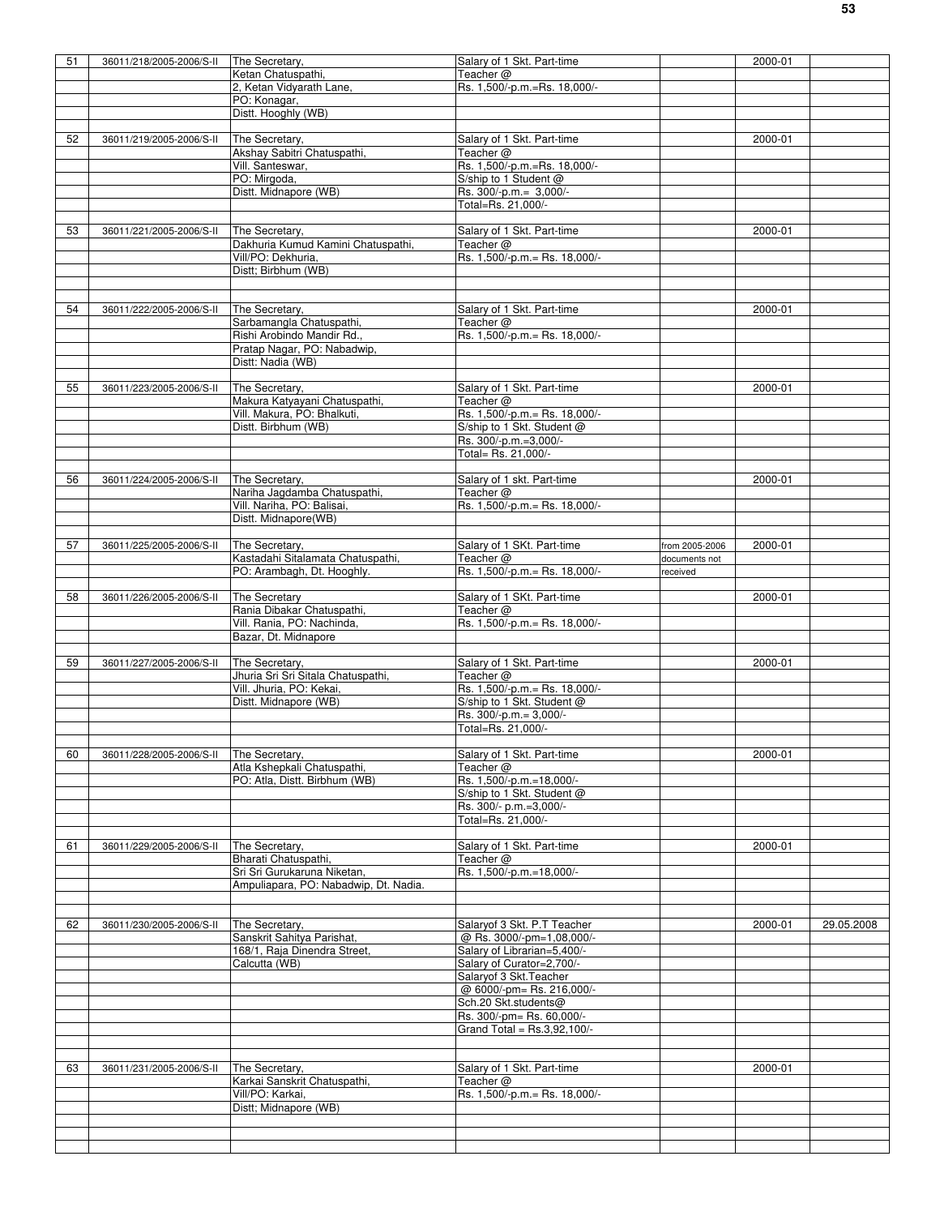| | | | | | | |
|---|---|---|---|---|---|---|
| 51 | 36011/218/2005-2006/S-II | The Secretary, Ketan Chatuspathi, 2, Ketan Vidyarath Lane, PO: Konagar, Distt. Hooghly (WB) | Salary of 1 Skt. Part-time Teacher @ Rs. 1,500/-p.m.=Rs. 18,000/- | | 2000-01 | |
| 52 | 36011/219/2005-2006/S-II | The Secretary, Akshay Sabitri Chatuspathi, Vill. Santeswar, PO: Mirgoda, Distt. Midnapore (WB) | Salary of 1 Skt. Part-time Teacher @ Rs. 1,500/-p.m.=Rs. 18,000/- S/ship to 1 Student @ Rs. 300/-p.m.= 3,000/- Total=Rs. 21,000/- | | 2000-01 | |
| 53 | 36011/221/2005-2006/S-II | The Secretary, Dakhuria Kumud Kamini Chatuspathi, Vill/PO: Dekhuria, Distt; Birbhum (WB) | Salary of 1 Skt. Part-time Teacher @ Rs. 1,500/-p.m.= Rs. 18,000/- | | 2000-01 | |
| 54 | 36011/222/2005-2006/S-II | The Secretary, Sarbamangla Chatuspathi, Rishi Arobindo Mandir Rd., Pratap Nagar, PO: Nabadwip, Distt: Nadia (WB) | Salary of 1 Skt. Part-time Teacher @ Rs. 1,500/-p.m.= Rs. 18,000/- | | 2000-01 | |
| 55 | 36011/223/2005-2006/S-II | The Secretary, Makura Katyayani Chatuspathi, Vill. Makura, PO: Bhalkuti, Distt. Birbhum (WB) | Salary of 1 Skt. Part-time Teacher @ Rs. 1,500/-p.m.= Rs. 18,000/- S/ship to 1 Skt. Student @ Rs. 300/-p.m.=3,000/- Total= Rs. 21,000/- | | 2000-01 | |
| 56 | 36011/224/2005-2006/S-II | The Secretary, Nariha Jagdamba Chatuspathi, Vill. Nariha, PO: Balisai, Distt. Midnapore(WB) | Salary of 1 skt. Part-time Teacher @ Rs. 1,500/-p.m.= Rs. 18,000/- | | 2000-01 | |
| 57 | 36011/225/2005-2006/S-II | The Secretary, Kastadahi Sitalamata Chatuspathi, PO: Arambagh, Dt. Hooghly. | Salary of 1 SKt. Part-time Teacher @ Rs. 1,500/-p.m.= Rs. 18,000/- | from 2005-2006 documents not received | 2000-01 | |
| 58 | 36011/226/2005-2006/S-II | The Secretary Rania Dibakar Chatuspathi, Vill. Rania, PO: Nachinda, Bazar, Dt. Midnapore | Salary of 1 SKt. Part-time Teacher @ Rs. 1,500/-p.m.= Rs. 18,000/- | | 2000-01 | |
| 59 | 36011/227/2005-2006/S-II | The Secretary, Jhuria Sri Sri Sitala Chatuspathi, Vill. Jhuria, PO: Kekai, Distt. Midnapore (WB) | Salary of 1 Skt. Part-time Teacher @ Rs. 1,500/-p.m.= Rs. 18,000/- S/ship to 1 Skt. Student @ Rs. 300/-p.m.= 3,000/- Total=Rs. 21,000/- | | 2000-01 | |
| 60 | 36011/228/2005-2006/S-II | The Secretary, Atla Kshepkali Chatuspathi, PO: Atla, Distt. Birbhum (WB) | Salary of 1 Skt. Part-time Teacher @ Rs. 1,500/-p.m.=18,000/- S/ship to 1 Skt. Student @ Rs. 300/- p.m.=3,000/- Total=Rs. 21,000/- | | 2000-01 | |
| 61 | 36011/229/2005-2006/S-II | The Secretary, Bharati Chatuspathi, Sri Sri Gurukaruna Niketan, Ampuliapara, PO: Nabadwip, Dt. Nadia. | Salary of 1 Skt. Part-time Teacher @ Rs. 1,500/-p.m.=18,000/- | | 2000-01 | |
| 62 | 36011/230/2005-2006/S-II | The Secretary, Sanskrit Sahitya Parishat, 168/1, Raja Dinendra Street, Calcutta (WB) | Salaryof 3 Skt. P.T Teacher @ Rs. 3000/-pm=1,08,000/- Salary of Librarian=5,400/- Salary of Curator=2,700/- Salaryof 3 Skt.Teacher @ 6000/-pm= Rs. 216,000/- Sch.20 Skt.students@ Rs. 300/-pm= Rs. 60,000/- Grand Total = Rs.3,92,100/- | | 2000-01 | 29.05.2008 |
| 63 | 36011/231/2005-2006/S-II | The Secretary, Karkai Sanskrit Chatuspathi, Vill/PO: Karkai, Distt; Midnapore (WB) | Salary of 1 Skt. Part-time Teacher @ Rs. 1,500/-p.m.= Rs. 18,000/- | | 2000-01 | |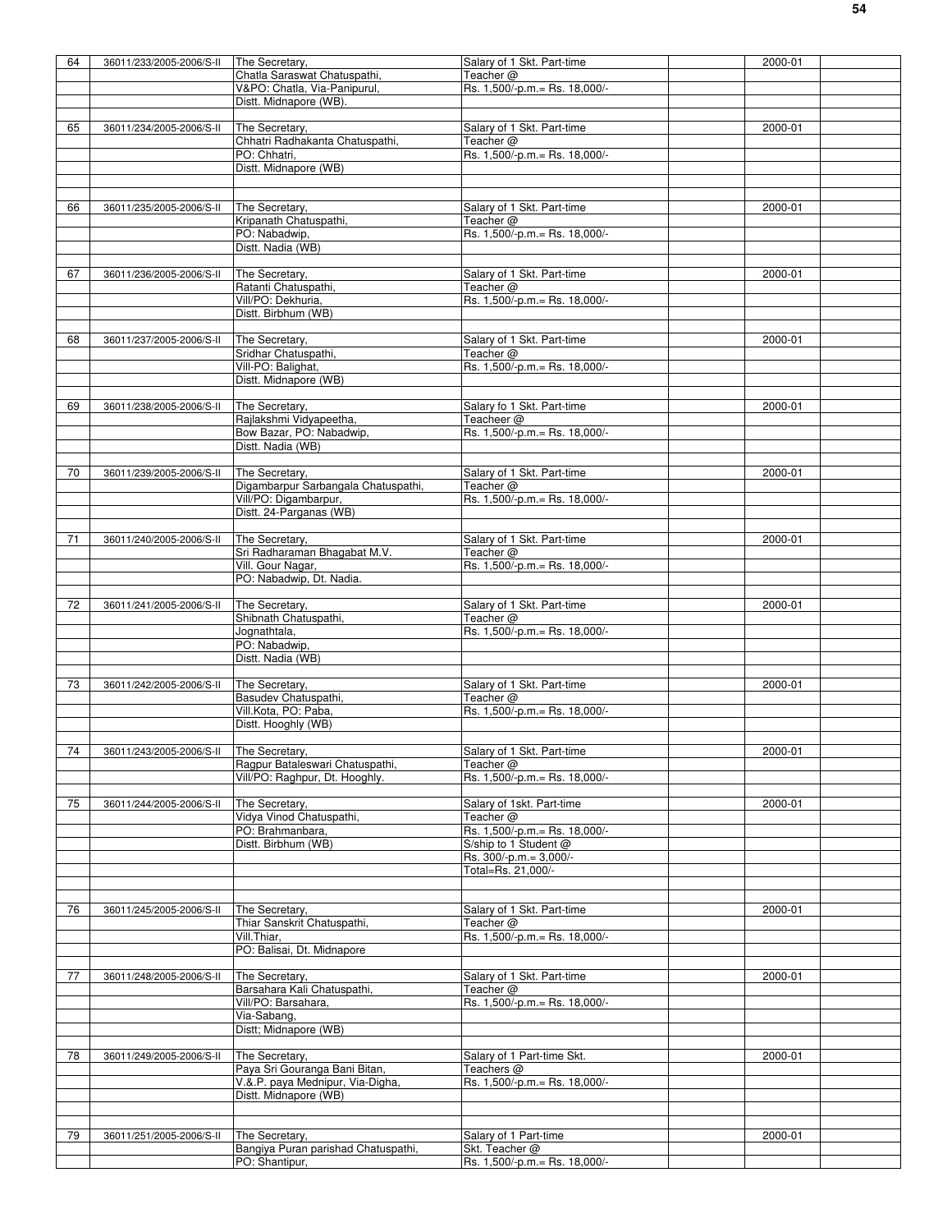| | | | | | | |
|---|---|---|---|---|---|---|
| 64 | 36011/233/2005-2006/S-II | The Secretary, Chatla Saraswat Chatuspathi, V&PO: Chatla, Via-Panipurul, Distt. Midnapore (WB). | Salary of 1 Skt. Part-time Teacher @ Rs. 1,500/-p.m.= Rs. 18,000/- | | 2000-01 | |
| 65 | 36011/234/2005-2006/S-II | The Secretary, Chhatri Radhakanta Chatuspathi, PO: Chhatri, Distt. Midnapore (WB) | Salary of 1 Skt. Part-time Teacher @ Rs. 1,500/-p.m.= Rs. 18,000/- | | 2000-01 | |
| 66 | 36011/235/2005-2006/S-II | The Secretary, Kripanath Chatuspathi, PO: Nabadwip, Distt. Nadia (WB) | Salary of 1 Skt. Part-time Teacher @ Rs. 1,500/-p.m.= Rs. 18,000/- | | 2000-01 | |
| 67 | 36011/236/2005-2006/S-II | The Secretary, Ratanti Chatuspathi, Vill/PO: Dekhuria, Distt. Birbhum (WB) | Salary of 1 Skt. Part-time Teacher @ Rs. 1,500/-p.m.= Rs. 18,000/- | | 2000-01 | |
| 68 | 36011/237/2005-2006/S-II | The Secretary, Sridhar Chatuspathi, Vill-PO: Balighat, Distt. Midnapore (WB) | Salary of 1 Skt. Part-time Teacher @ Rs. 1,500/-p.m.= Rs. 18,000/- | | 2000-01 | |
| 69 | 36011/238/2005-2006/S-II | The Secretary, Rajlakshmi Vidyapeetha, Bow Bazar, PO: Nabadwip, Distt. Nadia (WB) | Salary fo 1 Skt. Part-time Teacheer @ Rs. 1,500/-p.m.= Rs. 18,000/- | | 2000-01 | |
| 70 | 36011/239/2005-2006/S-II | The Secretary, Digambarpur Sarbangala Chatuspathi, Vill/PO: Digambarpur, Distt. 24-Parganas (WB) | Salary of 1 Skt. Part-time Teacher @ Rs. 1,500/-p.m.= Rs. 18,000/- | | 2000-01 | |
| 71 | 36011/240/2005-2006/S-II | The Secretary, Sri Radharaman Bhagabat M.V. Vill. Gour Nagar, PO: Nabadwip, Dt. Nadia. | Salary of 1 Skt. Part-time Teacher @ Rs. 1,500/-p.m.= Rs. 18,000/- | | 2000-01 | |
| 72 | 36011/241/2005-2006/S-II | The Secretary, Shibnath Chatuspathi, Jognathtala, PO: Nabadwip, Distt. Nadia (WB) | Salary of 1 Skt. Part-time Teacher @ Rs. 1,500/-p.m.= Rs. 18,000/- | | 2000-01 | |
| 73 | 36011/242/2005-2006/S-II | The Secretary, Basudev Chatuspathi, Vill.Kota, PO: Paba, Distt. Hooghly (WB) | Salary of 1 Skt. Part-time Teacher @ Rs. 1,500/-p.m.= Rs. 18,000/- | | 2000-01 | |
| 74 | 36011/243/2005-2006/S-II | The Secretary, Ragpur Bataleswari Chatuspathi, Vill/PO: Raghpur, Dt. Hooghly. | Salary of 1 Skt. Part-time Teacher @ Rs. 1,500/-p.m.= Rs. 18,000/- | | 2000-01 | |
| 75 | 36011/244/2005-2006/S-II | The Secretary, Vidya Vinod Chatuspathi, PO: Brahmanbara, Distt. Birbhum (WB) | Salary of 1skt. Part-time Teacher @ Rs. 1,500/-p.m.= Rs. 18,000/- S/ship to 1 Student @ Rs. 300/-p.m.= 3,000/- Total=Rs. 21,000/- | | 2000-01 | |
| 76 | 36011/245/2005-2006/S-II | The Secretary, Thiar Sanskrit Chatuspathi, Vill.Thiar, PO: Balisai, Dt. Midnapore | Salary of 1 Skt. Part-time Teacher @ Rs. 1,500/-p.m.= Rs. 18,000/- | | 2000-01 | |
| 77 | 36011/248/2005-2006/S-II | The Secretary, Barsahara Kali Chatuspathi, Vill/PO: Barsahara, Via-Sabang, Distt; Midnapore (WB) | Salary of 1 Skt. Part-time Teacher @ Rs. 1,500/-p.m.= Rs. 18,000/- | | 2000-01 | |
| 78 | 36011/249/2005-2006/S-II | The Secretary, Paya Sri Gouranga Bani Bitan, V.&.P. paya Mednipur, Via-Digha, Distt. Midnapore (WB) | Salary of 1 Part-time Skt. Teachers @ Rs. 1,500/-p.m.= Rs. 18,000/- | | 2000-01 | |
| 79 | 36011/251/2005-2006/S-II | The Secretary, Bangiya Puran parishad Chatuspathi, PO: Shantipur, | Salary of 1 Part-time Skt. Teacher @ Rs. 1,500/-p.m.= Rs. 18,000/- | | 2000-01 | |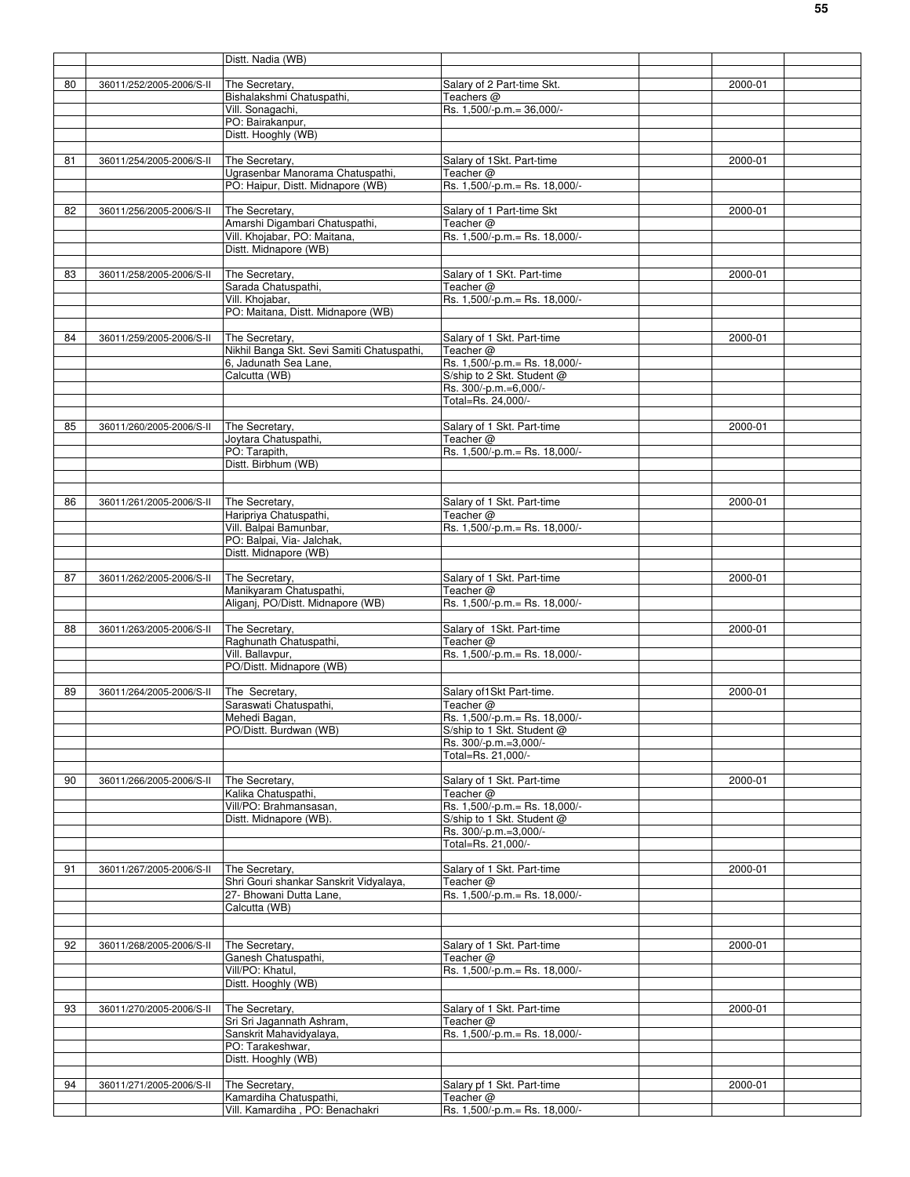| | | | | | | |
|---|---|---|---|---|---|---|
| | | Distt. Nadia (WB) | | | | |
| 80 | 36011/252/2005-2006/S-II | The Secretary, Bishalakshmi Chatuspathi, Vill. Sonagachi, PO: Bairakanpur, Distt. Hooghly (WB) | Salary of 2 Part-time Skt. Teachers @ Rs. 1,500/-p.m.= 36,000/- | | 2000-01 | |
| 81 | 36011/254/2005-2006/S-II | The Secretary, Ugrasenbar Manorama Chatuspathi, PO: Haipur, Distt. Midnapore (WB) | Salary of 1Skt. Part-time Teacher @ Rs. 1,500/-p.m.= Rs. 18,000/- | | 2000-01 | |
| 82 | 36011/256/2005-2006/S-II | The Secretary, Amarshi Digambari Chatuspathi, Vill. Khojabar, PO: Maitana, Distt. Midnapore (WB) | Salary of 1 Part-time Skt Teacher @ Rs. 1,500/-p.m.= Rs. 18,000/- | | 2000-01 | |
| 83 | 36011/258/2005-2006/S-II | The Secretary, Sarada Chatuspathi, Vill. Khojabar, PO: Maitana, Distt. Midnapore (WB) | Salary of 1 SKt. Part-time Teacher @ Rs. 1,500/-p.m.= Rs. 18,000/- | | 2000-01 | |
| 84 | 36011/259/2005-2006/S-II | The Secretary, Nikhil Banga Skt. Sevi Samiti Chatuspathi, 6, Jadunath Sea Lane, Calcutta (WB) | Salary of 1 Skt. Part-time Teacher @ Rs. 1,500/-p.m.= Rs. 18,000/- S/ship to 2 Skt. Student @ Rs. 300/-p.m.=6,000/- Total=Rs. 24,000/- | | 2000-01 | |
| 85 | 36011/260/2005-2006/S-II | The Secretary, Joytara Chatuspathi, PO: Tarapith, Distt. Birbhum (WB) | Salary of 1 Skt. Part-time Teacher @ Rs. 1,500/-p.m.= Rs. 18,000/- | | 2000-01 | |
| 86 | 36011/261/2005-2006/S-II | The Secretary, Haripriya Chatuspathi, Vill. Balpai Bamunbar, PO: Balpai, Via- Jalchak, Distt. Midnapore (WB) | Salary of 1 Skt. Part-time Teacher @ Rs. 1,500/-p.m.= Rs. 18,000/- | | 2000-01 | |
| 87 | 36011/262/2005-2006/S-II | The Secretary, Manikyaram Chatuspathi, Aliganj, PO/Distt. Midnapore (WB) | Salary of 1 Skt. Part-time Teacher @ Rs. 1,500/-p.m.= Rs. 18,000/- | | 2000-01 | |
| 88 | 36011/263/2005-2006/S-II | The Secretary, Raghunath Chatuspathi, Vill. Ballavpur, PO/Distt. Midnapore (WB) | Salary of 1Skt. Part-time Teacher @ Rs. 1,500/-p.m.= Rs. 18,000/- | | 2000-01 | |
| 89 | 36011/264/2005-2006/S-II | The Secretary, Saraswati Chatuspathi, Mehedi Bagan, PO/Distt. Burdwan (WB) | Salary of1Skt Part-time. Teacher @ Rs. 1,500/-p.m.= Rs. 18,000/- S/ship to 1 Skt. Student @ Rs. 300/-p.m.=3,000/- Total=Rs. 21,000/- | | 2000-01 | |
| 90 | 36011/266/2005-2006/S-II | The Secretary, Kalika Chatuspathi, Vill/PO: Brahmansasan, Distt. Midnapore (WB). | Salary of 1 Skt. Part-time Teacher @ Rs. 1,500/-p.m.= Rs. 18,000/- S/ship to 1 Skt. Student @ Rs. 300/-p.m.=3,000/- Total=Rs. 21,000/- | | 2000-01 | |
| 91 | 36011/267/2005-2006/S-II | The Secretary, Shri Gouri shankar Sanskrit Vidyalaya, 27- Bhowani Dutta Lane, Calcutta (WB) | Salary of 1 Skt. Part-time Teacher @ Rs. 1,500/-p.m.= Rs. 18,000/- | | 2000-01 | |
| 92 | 36011/268/2005-2006/S-II | The Secretary, Ganesh Chatuspathi, Vill/PO: Khatul, Distt. Hooghly (WB) | Salary of 1 Skt. Part-time Teacher @ Rs. 1,500/-p.m.= Rs. 18,000/- | | 2000-01 | |
| 93 | 36011/270/2005-2006/S-II | The Secretary, Sri Sri Jagannath Ashram, Sanskrit Mahavidyalaya, PO: Tarakeshwar, Distt. Hooghly (WB) | Salary of 1 Skt. Part-time Teacher @ Rs. 1,500/-p.m.= Rs. 18,000/- | | 2000-01 | |
| 94 | 36011/271/2005-2006/S-II | The Secretary, Kamardiha Chatuspathi, Vill. Kamardiha , PO: Benachakri | Salary pf 1 Skt. Part-time Teacher @ Rs. 1,500/-p.m.= Rs. 18,000/- | | 2000-01 | |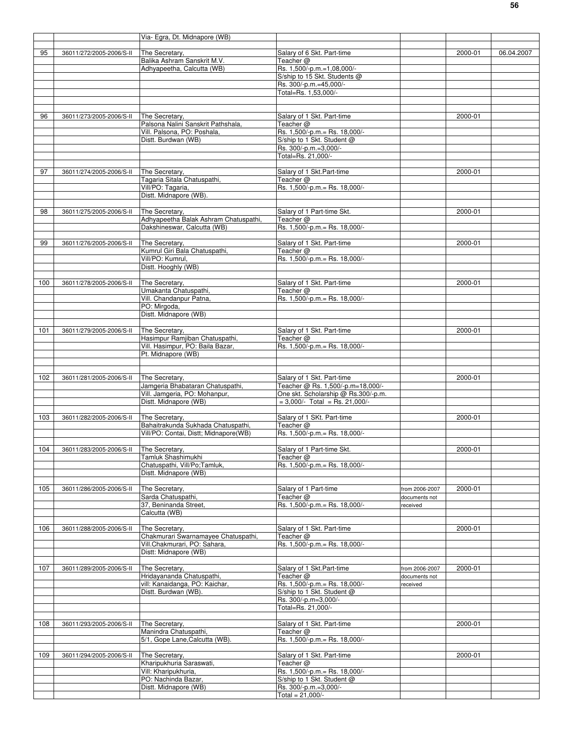| | | | | | | |
|---|---|---|---|---|---|---|
| | | Via- Egra, Dt. Midnapore (WB) | | | | |
| 95 | 36011/272/2005-2006/S-II | The Secretary, Balika Ashram Sanskrit M.V. Adhyapeetha, Calcutta (WB) | Salary of 6 Skt. Part-time Teacher @ Rs. 1,500/-p.m.=1,08,000/- S/ship to 15 Skt. Students @ Rs. 300/-p.m.=45,000/- Total=Rs. 1,53,000/- | | 2000-01 | 06.04.2007 |
| 96 | 36011/273/2005-2006/S-II | The Secretary, Palsona Nalini Sanskrit Pathshala, Vill. Palsona, PO: Poshala, Distt. Burdwan (WB) | Salary of 1 Skt. Part-time Teacher @ Rs. 1,500/-p.m.= Rs. 18,000/- S/ship to 1 Skt. Student @ Rs. 300/-p.m.=3,000/- Total=Rs. 21,000/- | | 2000-01 | |
| 97 | 36011/274/2005-2006/S-II | The Secretary, Tagaria Sitala Chatuspathi, Vill/PO: Tagaria, Distt. Midnapore (WB). | Salary of 1 Skt.Part-time Teacher @ Rs. 1,500/-p.m.= Rs. 18,000/- | | 2000-01 | |
| 98 | 36011/275/2005-2006/S-II | The Secretary, Adhyapeetha Balak Ashram Chatuspathi, Dakshineswar, Calcutta (WB) | Salary of 1 Part-time Skt. Teacher @ Rs. 1,500/-p.m.= Rs. 18,000/- | | 2000-01 | |
| 99 | 36011/276/2005-2006/S-II | The Secretary, Kumrul Giri Bala Chatuspathi, Vill/PO: Kumrul, Distt. Hooghly (WB) | Salary of 1 Skt. Part-time Teacher @ Rs. 1,500/-p.m.= Rs. 18,000/- | | 2000-01 | |
| 100 | 36011/278/2005-2006/S-II | The Secretary, Umakanta Chatuspathi, Vill. Chandanpur Patna, PO: Mirgoda, Distt. Midnapore (WB) | Salary of 1 Skt. Part-time Teacher @ Rs. 1,500/-p.m.= Rs. 18,000/- | | 2000-01 | |
| 101 | 36011/279/2005-2006/S-II | The Secretary, Hasimpur Ramjiban Chatuspathi, Vill. Hasimpur, PO: Baila Bazar, Pt. Midnapore (WB) | Salary of 1 Skt. Part-time Teacher @ Rs. 1,500/-p.m.= Rs. 18,000/- | | 2000-01 | |
| 102 | 36011/281/2005-2006/S-II | The Secretary, Jamgeria Bhabataran Chatuspathi, Vill. Jamgeria, PO: Mohanpur, Distt. Midnapore (WB) | Salary of 1 Skt. Part-time Teacher @ Rs. 1,500/-p.m=18,000/- One skt. Scholarship @ Rs.300/-p.m. = 3,000/- Total = Rs. 21,000/- | | 2000-01 | |
| 103 | 36011/282/2005-2006/S-II | The Secretary, Bahaitrakunda Sukhada Chatuspathi, Vill/PO: Contai, Distt; Midnapore(WB) | Salary of 1 SKt. Part-time Teacher @ Rs. 1,500/-p.m.= Rs. 18,000/- | | 2000-01 | |
| 104 | 36011/283/2005-2006/S-II | The Secretary, Tamluk Shashimukhi Chatuspathi, Vill/Po;Tamluk, Distt. Midnapore (WB) | Salary of 1 Part-time Skt. Teacher @ Rs. 1,500/-p.m.= Rs. 18,000/- | | 2000-01 | |
| 105 | 36011/286/2005-2006/S-II | The Secretary, Sarda Chatuspathi, 37, Beninanda Street, Calcutta (WB) | Salary of 1 Part-time Teacher @ Rs. 1,500/-p.m.= Rs. 18,000/- | from 2006-2007 documents not received | 2000-01 | |
| 106 | 36011/288/2005-2006/S-II | The Secretary, Chakmurari Swarnamayee Chatuspathi, Vill.Chakmurari, PO: Sahara, Distt: Midnapore (WB) | Salary of 1 Skt. Part-time Teacher @ Rs. 1,500/-p.m.= Rs. 18,000/- | | 2000-01 | |
| 107 | 36011/289/2005-2006/S-II | The Secretary, Hridayananda Chatuspathi, vill: Kanaidanga, PO: Kaichar, Distt. Burdwan (WB). | Salary of 1 Skt.Part-time Teacher @ Rs. 1,500/-p.m.= Rs. 18,000/- S/ship to 1 Skt. Student @ Rs. 300/-p.m=3,000/- Total=Rs. 21,000/- | from 2006-2007 documents not received | 2000-01 | |
| 108 | 36011/293/2005-2006/S-II | The Secretary, Manindra Chatuspathi, 5/1, Gope Lane,Calcutta (WB). | Salary of 1 Skt. Part-time Teacher @ Rs. 1,500/-p.m.= Rs. 18,000/- | | 2000-01 | |
| 109 | 36011/294/2005-2006/S-II | The Secretary, Kharipukhuria Saraswati, Vill: Kharipukhuria, PO: Nachinda Bazar, Distt. Midnapore (WB) | Salary of 1 Skt. Part-time Teacher @ Rs. 1,500/-p.m.= Rs. 18,000/- S/ship to 1 Skt. Student @ Rs. 300/-p.m.=3,000/- Total = 21,000/- | | 2000-01 | |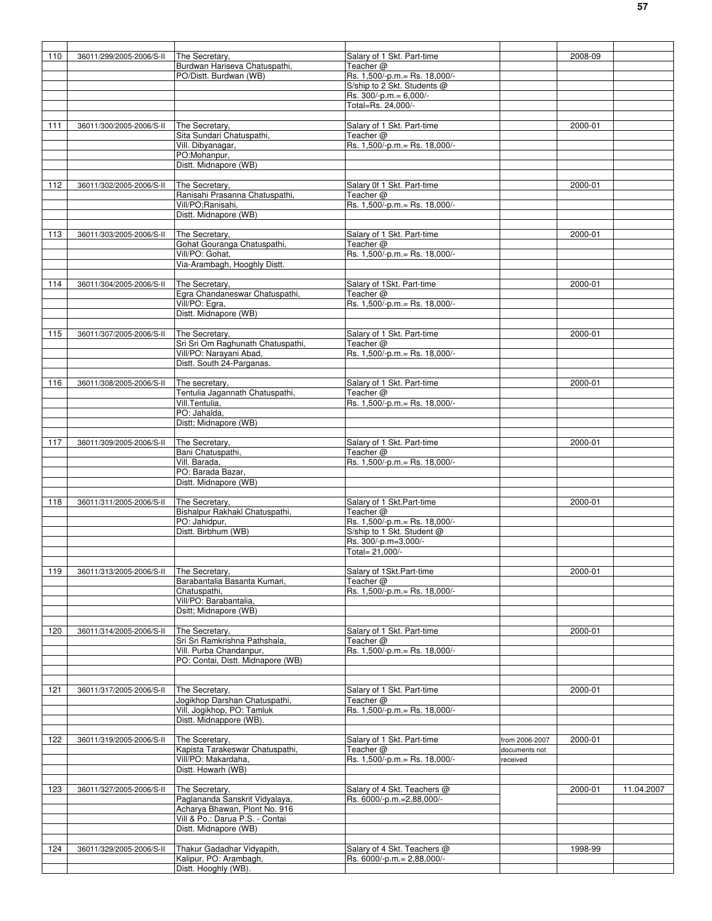| | | | | | | |
|---|---|---|---|---|---|---|
| 110 | 36011/299/2005-2006/S-II | The Secretary, Burdwan Hariseva Chatuspathi, PO/Distt. Burdwan (WB) | Salary of 1 Skt. Part-time Teacher @ Rs. 1,500/-p.m.= Rs. 18,000/- S/ship to 2 Skt. Students @ Rs. 300/-p.m.= 6,000/- Total=Rs. 24,000/- | | 2008-09 | |
| 111 | 36011/300/2005-2006/S-II | The Secretary, Sita Sundari Chatuspathi, Vill. Dibyanagar, PO:Mohanpur, Distt. Midnapore (WB) | Salary of 1 Skt. Part-time Teacher @ Rs. 1,500/-p.m.= Rs. 18,000/- | | 2000-01 | |
| 112 | 36011/302/2005-2006/S-II | The Secretary, Ranisahi Prasanna Chatuspathi, Vill/PO;Ranisahi, Distt. Midnapore (WB) | Salary 0f 1 Skt. Part-time Teacher @ Rs. 1,500/-p.m.= Rs. 18,000/- | | 2000-01 | |
| 113 | 36011/303/2005-2006/S-II | The Secretary, Gohat Gouranga Chatuspathi, Vill/PO: Gohat, Via-Arambagh, Hooghly Distt. | Salary of 1 Skt. Part-time Teacher @ Rs. 1,500/-p.m.= Rs. 18,000/- | | 2000-01 | |
| 114 | 36011/304/2005-2006/S-II | The Secretary, Egra Chandaneswar Chatuspathi, Vill/PO: Egra, Distt. Midnapore (WB) | Salary of 1Skt. Part-time Teacher @ Rs. 1,500/-p.m.= Rs. 18,000/- | | 2000-01 | |
| 115 | 36011/307/2005-2006/S-II | The Secretary, Sri Sri Om Raghunath Chatuspathi, Vill/PO: Narayani Abad, Distt. South 24-Parganas. | Salary of 1 Skt. Part-time Teacher @ Rs. 1,500/-p.m.= Rs. 18,000/- | | 2000-01 | |
| 116 | 36011/308/2005-2006/S-II | The secretary, Tentulia Jagannath Chatuspathi, Vill.Tentulia, PO: Jahalda, Distt; Midnapore (WB) | Salary of 1 Skt. Part-time Teacher @ Rs. 1,500/-p.m.= Rs. 18,000/- | | 2000-01 | |
| 117 | 36011/309/2005-2006/S-II | The Secretary, Bani Chatuspathi, Vill. Barada, PO: Barada Bazar, Distt. Midnapore (WB) | Salary of 1 Skt. Part-time Teacher @ Rs. 1,500/-p.m.= Rs. 18,000/- | | 2000-01 | |
| 118 | 36011/311/2005-2006/S-II | The Secretary, Bishalpur Rakhakl Chatuspathi, PO: Jahidpur, Distt. Birbhum (WB) | Salary of 1 Skt.Part-time Teacher @ Rs. 1,500/-p.m.= Rs. 18,000/- S/ship to 1 Skt. Student @ Rs. 300/-p.m=3,000/- Total= 21,000/- | | 2000-01 | |
| 119 | 36011/313/2005-2006/S-II | The Secretary, Barabantalia Basanta Kumari, Chatuspathi, Vill/PO: Barabantalia, Dsitt; Midnapore (WB) | Salary of 1Skt.Part-time Teacher @ Rs. 1,500/-p.m.= Rs. 18,000/- | | 2000-01 | |
| 120 | 36011/314/2005-2006/S-II | The Secretary, Sri Sri Ramkrishna Pathshala, Vill. Purba Chandanpur, PO: Contai, Distt. Midnapore (WB) | Salary of 1 Skt. Part-time Teacher @ Rs. 1,500/-p.m.= Rs. 18,000/- | | 2000-01 | |
| 121 | 36011/317/2005-2006/S-II | The Secretary, Jogikhop Darshan Chatuspathi, Vill. Jogikhop, PO: Tamluk Distt. Midnappore (WB). | Salary of 1 Skt. Part-time Teacher @ Rs. 1,500/-p.m.= Rs. 18,000/- | | 2000-01 | |
| 122 | 36011/319/2005-2006/S-II | The Sceretary, Kapista Tarakeswar Chatuspathi, Vill/PO: Makardaha, Distt. Howarh (WB) | Salary of 1 Skt. Part-time Teacher @ Rs. 1,500/-p.m.= Rs. 18,000/- | from 2006-2007 documents not received | 2000-01 | |
| 123 | 36011/327/2005-2006/S-II | The Secretary, Paglananda Sanskrit Vidyalaya, Acharya Bhawan, Plont No. 916 Vill & Po.: Darua P.S. - Contai Distt. Midnapore (WB) | Salary of 4 Skt. Teachers @ Rs. 6000/-p.m.=2,88,000/- | | 2000-01 | 11.04.2007 |
| 124 | 36011/329/2005-2006/S-II | Thakur Gadadhar Vidyapith, Kalipur, PO: Arambagh, Distt. Hooghly (WB). | Salary of 4 Skt. Teachers @ Rs. 6000/-p.m.= 2,88,000/- | | 1998-99 | |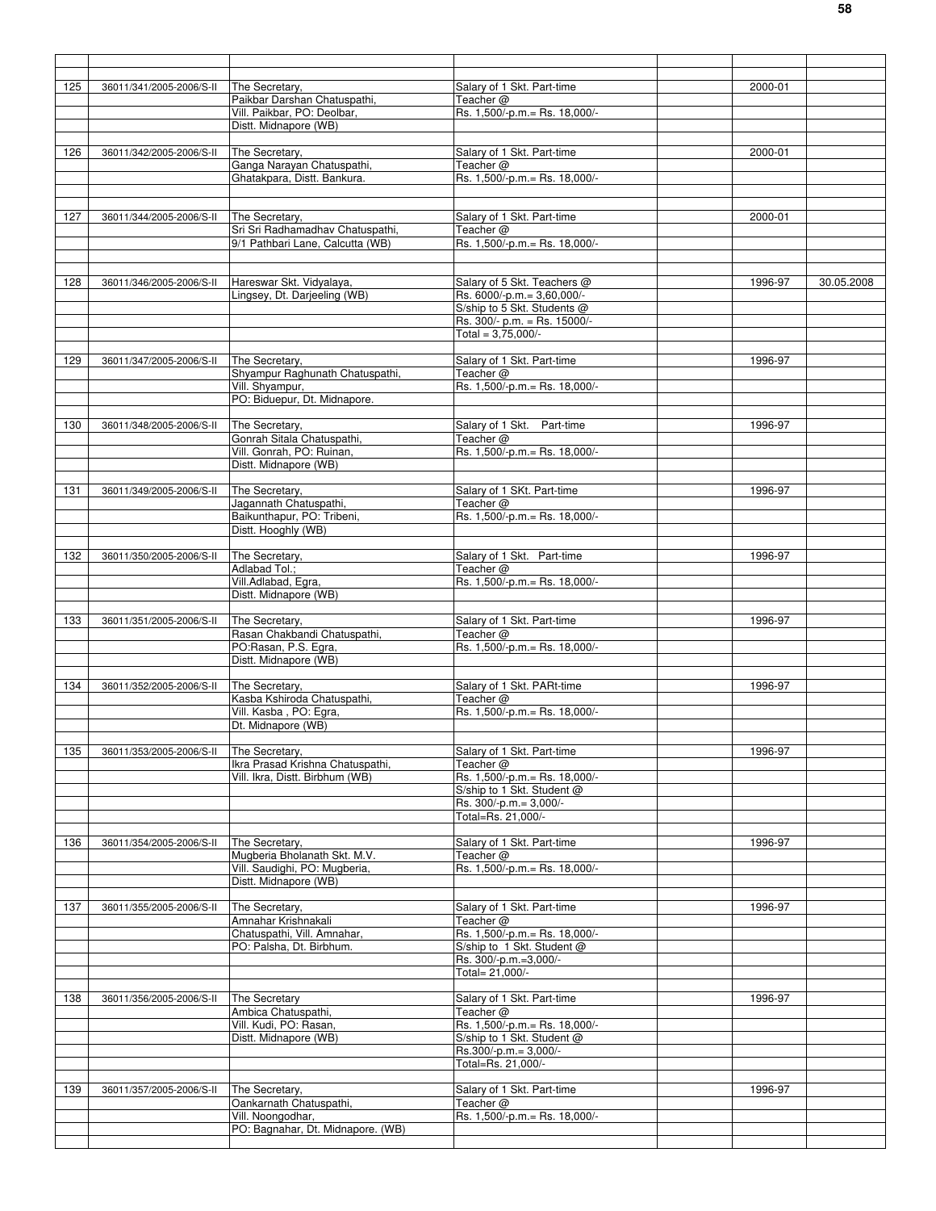| | | | | | | |
|---|---|---|---|---|---|---|
| 125 | 36011/341/2005-2006/S-II | The Secretary, Paikbar Darshan Chatuspathi, Vill. Paikbar, PO: Deolbar, Distt. Midnapore (WB) | Salary of 1 Skt. Part-time Teacher @ Rs. 1,500/-p.m.= Rs. 18,000/- | | 2000-01 | |
| 126 | 36011/342/2005-2006/S-II | The Secretary, Ganga Narayan Chatuspathi, Ghatakpara, Distt. Bankura. | Salary of 1 Skt. Part-time Teacher @ Rs. 1,500/-p.m.= Rs. 18,000/- | | 2000-01 | |
| 127 | 36011/344/2005-2006/S-II | The Secretary, Sri Sri Radhamadhav Chatuspathi, 9/1 Pathbari Lane, Calcutta (WB) | Salary of 1 Skt. Part-time Teacher @ Rs. 1,500/-p.m.= Rs. 18,000/- | | 2000-01 | |
| 128 | 36011/346/2005-2006/S-II | Hareswar Skt. Vidyalaya, Lingsey, Dt. Darjeeling (WB) | Salary of 5 Skt. Teachers @ Rs. 6000/-p.m.= 3,60,000/- S/ship to 5 Skt. Students @ Rs. 300/- p.m. = Rs. 15000/- Total = 3,75,000/- | | 1996-97 | 30.05.2008 |
| 129 | 36011/347/2005-2006/S-II | The Secretary, Shyampur Raghunath Chatuspathi, Vill. Shyampur, PO: Biduepur, Dt. Midnapore. | Salary of 1 Skt. Part-time Teacher @ Rs. 1,500/-p.m.= Rs. 18,000/- | | 1996-97 | |
| 130 | 36011/348/2005-2006/S-II | The Secretary, Gonrah Sitala Chatuspathi, Vill. Gonrah, PO: Ruinan, Distt. Midnapore (WB) | Salary of 1 Skt. Part-time Teacher @ Rs. 1,500/-p.m.= Rs. 18,000/- | | 1996-97 | |
| 131 | 36011/349/2005-2006/S-II | The Secretary, Jagannath Chatuspathi, Baikunthapur, PO: Tribeni, Distt. Hooghly (WB) | Salary of 1 SKt. Part-time Teacher @ Rs. 1,500/-p.m.= Rs. 18,000/- | | 1996-97 | |
| 132 | 36011/350/2005-2006/S-II | The Secretary, Adlabad Tol.; Vill.Adlabad, Egra, Distt. Midnapore (WB) | Salary of 1 Skt. Part-time Teacher @ Rs. 1,500/-p.m.= Rs. 18,000/- | | 1996-97 | |
| 133 | 36011/351/2005-2006/S-II | The Secretary, Rasan Chakbandi Chatuspathi, PO:Rasan, P.S. Egra, Distt. Midnapore (WB) | Salary of 1 Skt. Part-time Teacher @ Rs. 1,500/-p.m.= Rs. 18,000/- | | 1996-97 | |
| 134 | 36011/352/2005-2006/S-II | The Secretary, Kasba Kshiroda Chatuspathi, Vill. Kasba , PO: Egra, Dt. Midnapore (WB) | Salary of 1 Skt. PARt-time Teacher @ Rs. 1,500/-p.m.= Rs. 18,000/- | | 1996-97 | |
| 135 | 36011/353/2005-2006/S-II | The Secretary, Ikra Prasad Krishna Chatuspathi, Vill. Ikra, Distt. Birbhum (WB) | Salary of 1 Skt. Part-time Teacher @ Rs. 1,500/-p.m.= Rs. 18,000/- S/ship to 1 Skt. Student @ Rs. 300/-p.m.= 3,000/- Total=Rs. 21,000/- | | 1996-97 | |
| 136 | 36011/354/2005-2006/S-II | The Secretary, Mugberia Bholanath Skt. M.V. Vill. Saudighi, PO: Mugberia, Distt. Midnapore (WB) | Salary of 1 Skt. Part-time Teacher @ Rs. 1,500/-p.m.= Rs. 18,000/- | | 1996-97 | |
| 137 | 36011/355/2005-2006/S-II | The Secretary, Amnahar Krishnakali Chatuspathi, Vill. Amnahar, PO: Palsha, Dt. Birbhum. | Salary of 1 Skt. Part-time Teacher @ Rs. 1,500/-p.m.= Rs. 18,000/- S/ship to 1 Skt. Student @ Rs. 300/-p.m.=3,000/- Total= 21,000/- | | 1996-97 | |
| 138 | 36011/356/2005-2006/S-II | The Secretary Ambica Chatuspathi, Vill. Kudi, PO: Rasan, Distt. Midnapore (WB) | Salary of 1 Skt. Part-time Teacher @ Rs. 1,500/-p.m.= Rs. 18,000/- S/ship to 1 Skt. Student @ Rs.300/-p.m.= 3,000/- Total=Rs. 21,000/- | | 1996-97 | |
| 139 | 36011/357/2005-2006/S-II | The Secretary, Oankarnath Chatuspathi, Vill. Noongodhar, PO: Bagnahar, Dt. Midnapore. (WB) | Salary of 1 Skt. Part-time Teacher @ Rs. 1,500/-p.m.= Rs. 18,000/- | | 1996-97 | |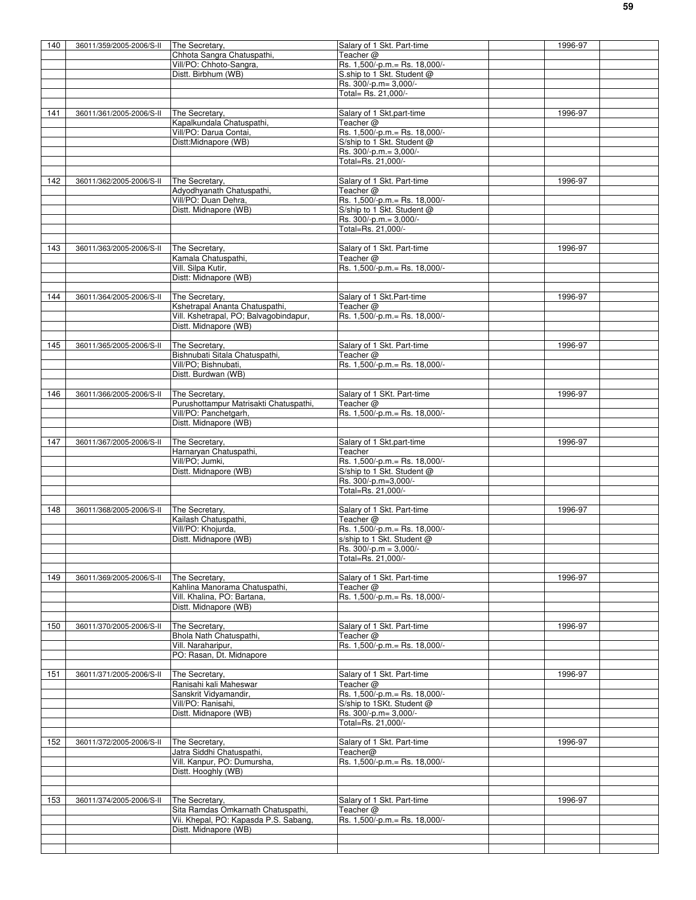| | | | | | | |
|---|---|---|---|---|---|---|
| 140 | 36011/359/2005-2006/S-II | The Secretary,<br>Chhota Sangra Chatuspathi,<br>Vill/PO: Chhoto-Sangra,<br>Distt. Birbhum (WB) | Salary of 1 Skt. Part-time Teacher @<br>Rs. 1,500/-p.m.= Rs. 18,000/-<br>S.ship to 1 Skt. Student @<br>Rs. 300/-p.m= 3,000/-<br>Total= Rs. 21,000/- | | 1996-97 | |
| 141 | 36011/361/2005-2006/S-II | The Secretary,<br>Kapalkundala Chatuspathi,<br>Vill/PO: Darua Contai,<br>Distt:Midnapore (WB) | Salary of 1 Skt.part-time Teacher @<br>Rs. 1,500/-p.m.= Rs. 18,000/-<br>S/ship to 1 Skt. Student @<br>Rs. 300/-p.m.= 3,000/-<br>Total=Rs. 21,000/- | | 1996-97 | |
| 142 | 36011/362/2005-2006/S-II | The Secretary,<br>Adyodhyanath Chatuspathi,<br>Vill/PO: Duan Dehra,<br>Distt. Midnapore (WB) | Salary of 1 Skt. Part-time Teacher @<br>Rs. 1,500/-p.m.= Rs. 18,000/-<br>S/ship to 1 Skt. Student @<br>Rs. 300/-p.m.= 3,000/-<br>Total=Rs. 21,000/- | | 1996-97 | |
| 143 | 36011/363/2005-2006/S-II | The Secretary,<br>Kamala Chatuspathi,<br>Vill. Silpa Kutir,<br>Distt: Midnapore (WB) | Salary of 1 Skt. Part-time Teacher @<br>Rs. 1,500/-p.m.= Rs. 18,000/- | | 1996-97 | |
| 144 | 36011/364/2005-2006/S-II | The Secretary,<br>Kshetrapal Ananta Chatuspathi,<br>Vill. Kshetrapal, PO; Balvagobindapur,<br>Distt. Midnapore (WB) | Salary of 1 Skt.Part-time Teacher @<br>Rs. 1,500/-p.m.= Rs. 18,000/- | | 1996-97 | |
| 145 | 36011/365/2005-2006/S-II | The Secretary,<br>Bishnubati Sitala Chatuspathi,<br>Vill/PO; Bishnubati,<br>Distt. Burdwan (WB) | Salary of 1 Skt. Part-time Teacher @<br>Rs. 1,500/-p.m.= Rs. 18,000/- | | 1996-97 | |
| 146 | 36011/366/2005-2006/S-II | The Secretary,<br>Purushottampur Matrisakti Chatuspathi,<br>Vill/PO: Panchetgarh,<br>Distt. Midnapore (WB) | Salary of 1 SKt. Part-time Teacher @<br>Rs. 1,500/-p.m.= Rs. 18,000/- | | 1996-97 | |
| 147 | 36011/367/2005-2006/S-II | The Secretary,<br>Harnaryan Chatuspathi,<br>Vill/PO; Jumki,<br>Distt. Midnapore (WB) | Salary of 1 Skt.part-time Teacher<br>Rs. 1,500/-p.m.= Rs. 18,000/-<br>S/ship to 1 Skt. Student @<br>Rs. 300/-p.m=3,000/-<br>Total=Rs. 21,000/- | | 1996-97 | |
| 148 | 36011/368/2005-2006/S-II | The Secretary,<br>Kailash Chatuspathi,<br>Vill/PO: Khojurda,<br>Distt. Midnapore (WB) | Salary of 1 Skt. Part-time Teacher @<br>Rs. 1,500/-p.m.= Rs. 18,000/-<br>s/ship to 1 Skt. Student @<br>Rs. 300/-p.m = 3,000/-<br>Total=Rs. 21,000/- | | 1996-97 | |
| 149 | 36011/369/2005-2006/S-II | The Secretary,<br>Kahlina Manorama Chatuspathi,<br>Vill. Khalina, PO: Bartana,<br>Distt. Midnapore (WB) | Salary of 1 Skt. Part-time Teacher @<br>Rs. 1,500/-p.m.= Rs. 18,000/- | | 1996-97 | |
| 150 | 36011/370/2005-2006/S-II | The Secretary,<br>Bhola Nath Chatuspathi,<br>Vill. Naraharipur,<br>PO: Rasan, Dt. Midnapore | Salary of 1 Skt. Part-time Teacher @<br>Rs. 1,500/-p.m.= Rs. 18,000/- | | 1996-97 | |
| 151 | 36011/371/2005-2006/S-II | The Secretary,<br>Ranisahi kali Maheswar<br>Sanskrit Vidyamandir,<br>Vill/PO: Ranisahi,<br>Distt. Midnapore (WB) | Salary of 1 Skt. Part-time Teacher @<br>Rs. 1,500/-p.m.= Rs. 18,000/-<br>S/ship to 1SKt. Student @<br>Rs. 300/-p.m= 3,000/-<br>Total=Rs. 21,000/- | | 1996-97 | |
| 152 | 36011/372/2005-2006/S-II | The Secretary,<br>Jatra Siddhi Chatuspathi,<br>Vill. Kanpur, PO: Dumursha,<br>Distt. Hooghly (WB) | Salary of 1 Skt. Part-time Teacher@<br>Rs. 1,500/-p.m.= Rs. 18,000/- | | 1996-97 | |
| 153 | 36011/374/2005-2006/S-II | The Secretary,<br>Sita Ramdas Omkarnath Chatuspathi,<br>Vii. Khepal, PO: Kapasda P.S. Sabang,<br>Distt. Midnapore (WB) | Salary of 1 Skt. Part-time Teacher @<br>Rs. 1,500/-p.m.= Rs. 18,000/- | | 1996-97 | |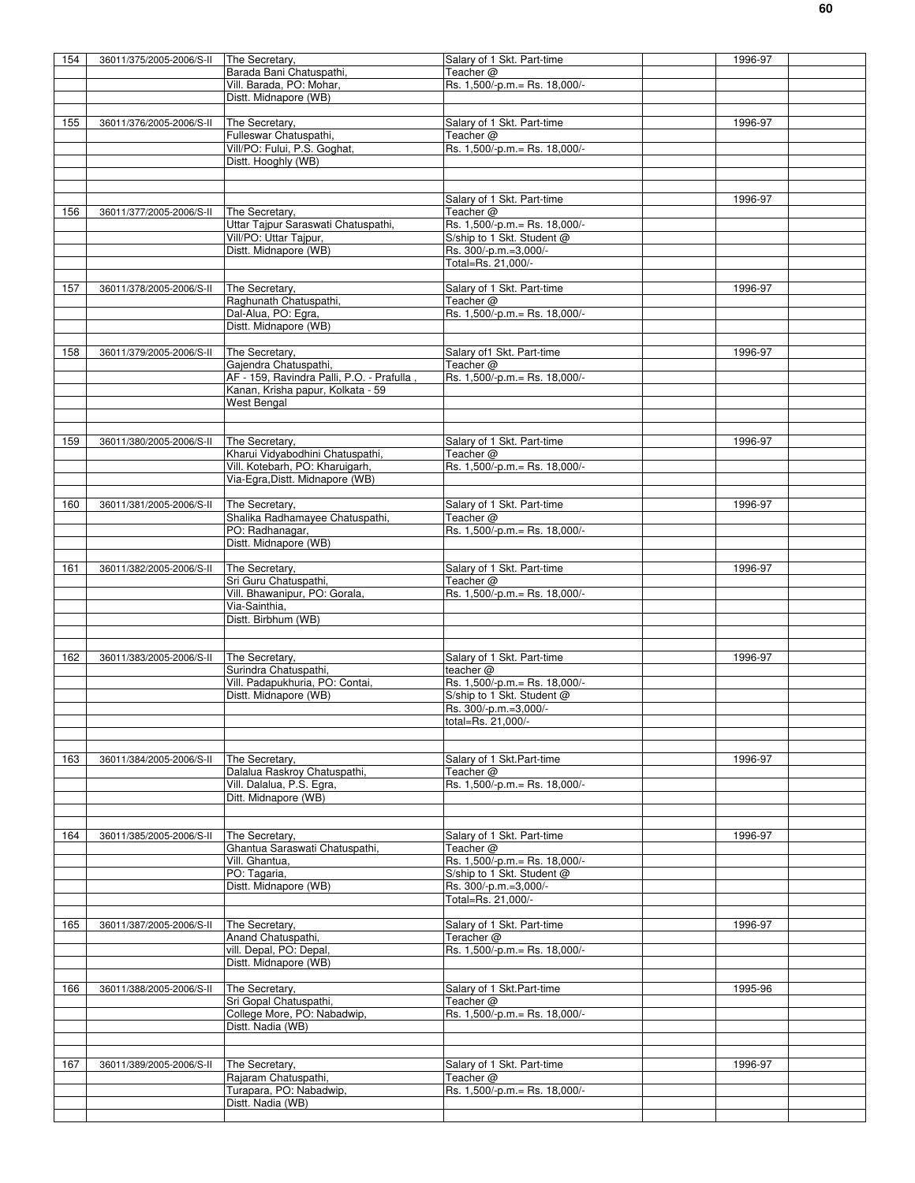| | | | | | | |
|---|---|---|---|---|---|---|
| 154 | 36011/375/2005-2006/S-II | The Secretary, Barada Bani Chatuspathi, Vill. Barada, PO: Mohar, Distt. Midnapore (WB) | Salary of 1 Skt. Part-time Teacher @ Rs. 1,500/-p.m.= Rs. 18,000/- | | 1996-97 | |
| 155 | 36011/376/2005-2006/S-II | The Secretary, Fulleswar Chatuspathi, Vill/PO: Fului, P.S. Goghat, Distt. Hooghly (WB) | Salary of 1 Skt. Part-time Teacher @ Rs. 1,500/-p.m.= Rs. 18,000/- | | 1996-97 | |
| 156 | 36011/377/2005-2006/S-II | The Secretary, Uttar Tajpur Saraswati Chatuspathi, Vill/PO: Uttar Tajpur, Distt. Midnapore (WB) | Salary of 1 Skt. Part-time Teacher @ Rs. 1,500/-p.m.= Rs. 18,000/- S/ship to 1 Skt. Student @ Rs. 300/-p.m.=3,000/- Total=Rs. 21,000/- | | 1996-97 | |
| 157 | 36011/378/2005-2006/S-II | The Secretary, Raghunath Chatuspathi, Dal-Alua, PO: Egra, Distt. Midnapore (WB) | Salary of 1 Skt. Part-time Teacher @ Rs. 1,500/-p.m.= Rs. 18,000/- | | 1996-97 | |
| 158 | 36011/379/2005-2006/S-II | The Secretary, Gajendra Chatuspathi, AF - 159, Ravindra Palli, P.O. - Prafulla , Kanan, Krisha papur, Kolkata - 59 West Bengal | Salary of1 Skt. Part-time Teacher @ Rs. 1,500/-p.m.= Rs. 18,000/- | | 1996-97 | |
| 159 | 36011/380/2005-2006/S-II | The Secretary, Kharui Vidyabodhini Chatuspathi, Vill. Kotebarh, PO: Kharuigarh, Via-Egra,Distt. Midnapore (WB) | Salary of 1 Skt. Part-time Teacher @ Rs. 1,500/-p.m.= Rs. 18,000/- | | 1996-97 | |
| 160 | 36011/381/2005-2006/S-II | The Secretary, Shalika Radhamayee Chatuspathi, PO: Radhanagar, Distt. Midnapore (WB) | Salary of 1 Skt. Part-time Teacher @ Rs. 1,500/-p.m.= Rs. 18,000/- | | 1996-97 | |
| 161 | 36011/382/2005-2006/S-II | The Secretary, Sri Guru Chatuspathi, Vill. Bhawanipur, PO: Gorala, Via-Sainthia, Distt. Birbhum (WB) | Salary of 1 Skt. Part-time Teacher @ Rs. 1,500/-p.m.= Rs. 18,000/- | | 1996-97 | |
| 162 | 36011/383/2005-2006/S-II | The Secretary, Surindra Chatuspathi, Vill. Padapukhuria, PO: Contai, Distt. Midnapore (WB) | Salary of 1 Skt. Part-time teacher @ Rs. 1,500/-p.m.= Rs. 18,000/- S/ship to 1 Skt. Student @ Rs. 300/-p.m.=3,000/- total=Rs. 21,000/- | | 1996-97 | |
| 163 | 36011/384/2005-2006/S-II | The Secretary, Dalalua Raskroy Chatuspathi, Vill. Dalalua, P.S. Egra, Ditt. Midnapore (WB) | Salary of 1 Skt.Part-time Teacher @ Rs. 1,500/-p.m.= Rs. 18,000/- | | 1996-97 | |
| 164 | 36011/385/2005-2006/S-II | The Secretary, Ghantua Saraswati Chatuspathi, Vill. Ghantua, PO: Tagaria, Distt. Midnapore (WB) | Salary of 1 Skt. Part-time Teacher @ Rs. 1,500/-p.m.= Rs. 18,000/- S/ship to 1 Skt. Student @ Rs. 300/-p.m.=3,000/- Total=Rs. 21,000/- | | 1996-97 | |
| 165 | 36011/387/2005-2006/S-II | The Secretary, Anand Chatuspathi, vill. Depal, PO: Depal, Distt. Midnapore (WB) | Salary of 1 Skt. Part-time Teracher @ Rs. 1,500/-p.m.= Rs. 18,000/- | | 1996-97 | |
| 166 | 36011/388/2005-2006/S-II | The Secretary, Sri Gopal Chatuspathi, College More, PO: Nabadwip, Distt. Nadia (WB) | Salary of 1 Skt.Part-time Teacher @ Rs. 1,500/-p.m.= Rs. 18,000/- | | 1995-96 | |
| 167 | 36011/389/2005-2006/S-II | The Secretary, Rajaram Chatuspathi, Turapara, PO: Nabadwip, Distt. Nadia (WB) | Salary of 1 Skt. Part-time Teacher @ Rs. 1,500/-p.m.= Rs. 18,000/- | | 1996-97 | |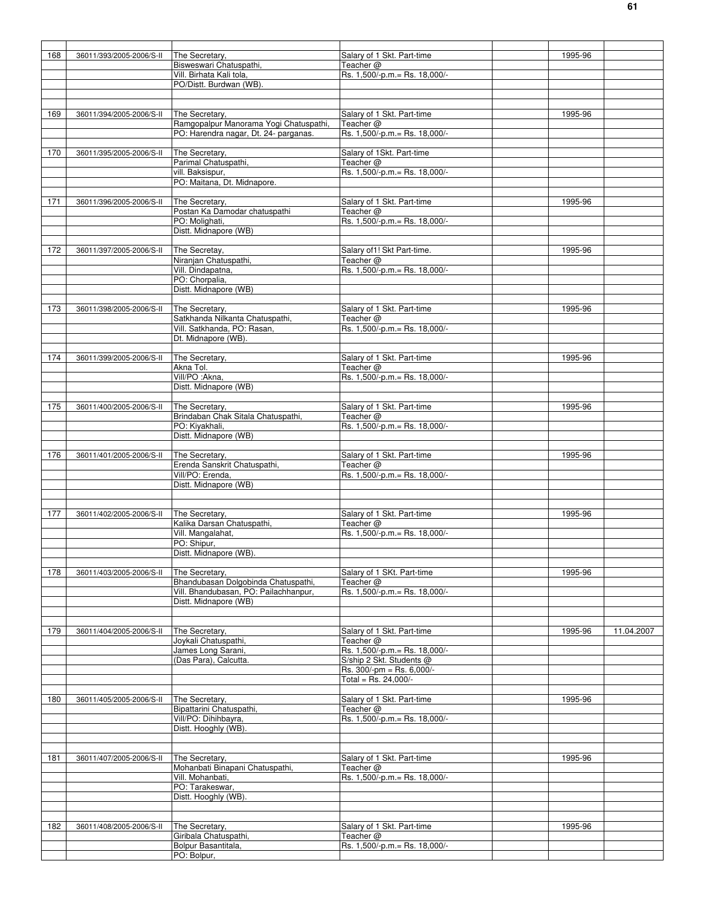| | | | | | | |
|---|---|---|---|---|---|---|
| 168 | 36011/393/2005-2006/S-II | The Secretary, Bisweswari Chatuspathi, Vill. Birhata Kali tola, PO/Distt. Burdwan (WB). | Salary of 1 Skt. Part-time Teacher @ Rs. 1,500/-p.m.= Rs. 18,000/- | | 1995-96 | |
| 169 | 36011/394/2005-2006/S-II | The Secretary, Ramgopalpur Manorama Yogi Chatuspathi, PO: Harendra nagar, Dt. 24- parganas. | Salary of 1 Skt. Part-time Teacher @ Rs. 1,500/-p.m.= Rs. 18,000/- | | 1995-96 | |
| 170 | 36011/395/2005-2006/S-II | The Secretary, Parimal Chatuspathi, vill. Baksispur, PO: Maitana, Dt. Midnapore. | Salary of 1Skt. Part-time Teacher @ Rs. 1,500/-p.m.= Rs. 18,000/- | | | |
| 171 | 36011/396/2005-2006/S-II | The Secretary, Postan Ka Damodar chatuspathi PO: Molighati, Distt. Midnapore (WB) | Salary of 1 Skt. Part-time Teacher @ Rs. 1,500/-p.m.= Rs. 18,000/- | | 1995-96 | |
| 172 | 36011/397/2005-2006/S-II | The Secretay, Niranjan Chatuspathi, Vill. Dindapatna, PO: Chorpalia, Distt. Midnapore (WB) | Salary of1! Skt Part-time. Teacher @ Rs. 1,500/-p.m.= Rs. 18,000/- | | 1995-96 | |
| 173 | 36011/398/2005-2006/S-II | The Secretary, Satkhanda Nilkanta Chatuspathi, Vill. Satkhanda, PO: Rasan, Dt. Midnapore (WB). | Salary of 1 Skt. Part-time Teacher @ Rs. 1,500/-p.m.= Rs. 18,000/- | | 1995-96 | |
| 174 | 36011/399/2005-2006/S-II | The Secretary, Akna Tol. Vill/PO :Akna, Distt. Midnapore (WB) | Salary of 1 Skt. Part-time Teacher @ Rs. 1,500/-p.m.= Rs. 18,000/- | | 1995-96 | |
| 175 | 36011/400/2005-2006/S-II | The Secretary, Brindaban Chak Sitala Chatuspathi, PO: Kiyakhali, Distt. Midnapore (WB) | Salary of 1 Skt. Part-time Teacher @ Rs. 1,500/-p.m.= Rs. 18,000/- | | 1995-96 | |
| 176 | 36011/401/2005-2006/S-II | The Secretary, Erenda Sanskrit Chatuspathi, Vill/PO: Erenda, Distt. Midnapore (WB) | Salary of 1 Skt. Part-time Teacher @ Rs. 1,500/-p.m.= Rs. 18,000/- | | 1995-96 | |
| 177 | 36011/402/2005-2006/S-II | The Secretary, Kalika Darsan Chatuspathi, Vill. Mangalahat, PO: Shipur, Distt. Midnapore (WB). | Salary of 1 Skt. Part-time Teacher @ Rs. 1,500/-p.m.= Rs. 18,000/- | | 1995-96 | |
| 178 | 36011/403/2005-2006/S-II | The Secretary, Bhandubasan Dolgobinda Chatuspathi, Vill. Bhandubasan, PO: Pailachhanpur, Distt. Midnapore (WB) | Salary of 1 SKt. Part-time Teacher @ Rs. 1,500/-p.m.= Rs. 18,000/- | | 1995-96 | |
| 179 | 36011/404/2005-2006/S-II | The Secretary, Joykali Chatuspathi, James Long Sarani, (Das Para), Calcutta. | Salary of 1 Skt. Part-time Teacher @ Rs. 1,500/-p.m.= Rs. 18,000/- S/ship 2 Skt. Students @ Rs. 300/-pm = Rs. 6,000/- Total = Rs. 24,000/- | | 1995-96 | 11.04.2007 |
| 180 | 36011/405/2005-2006/S-II | The Secretary, Bipattarini Chatuspathi, Vill/PO: Dihihbayra, Distt. Hooghly (WB). | Salary of 1 Skt. Part-time Teacher @ Rs. 1,500/-p.m.= Rs. 18,000/- | | 1995-96 | |
| 181 | 36011/407/2005-2006/S-II | The Secretary, Mohanbati Binapani Chatuspathi, Vill. Mohanbati, PO: Tarakeswar, Distt. Hooghly (WB). | Salary of 1 Skt. Part-time Teacher @ Rs. 1,500/-p.m.= Rs. 18,000/- | | 1995-96 | |
| 182 | 36011/408/2005-2006/S-II | The Secretary, Giribala Chatuspathi, Bolpur Basantitala, PO: Bolpur, | Salary of 1 Skt. Part-time Teacher @ Rs. 1,500/-p.m.= Rs. 18,000/- | | 1995-96 | |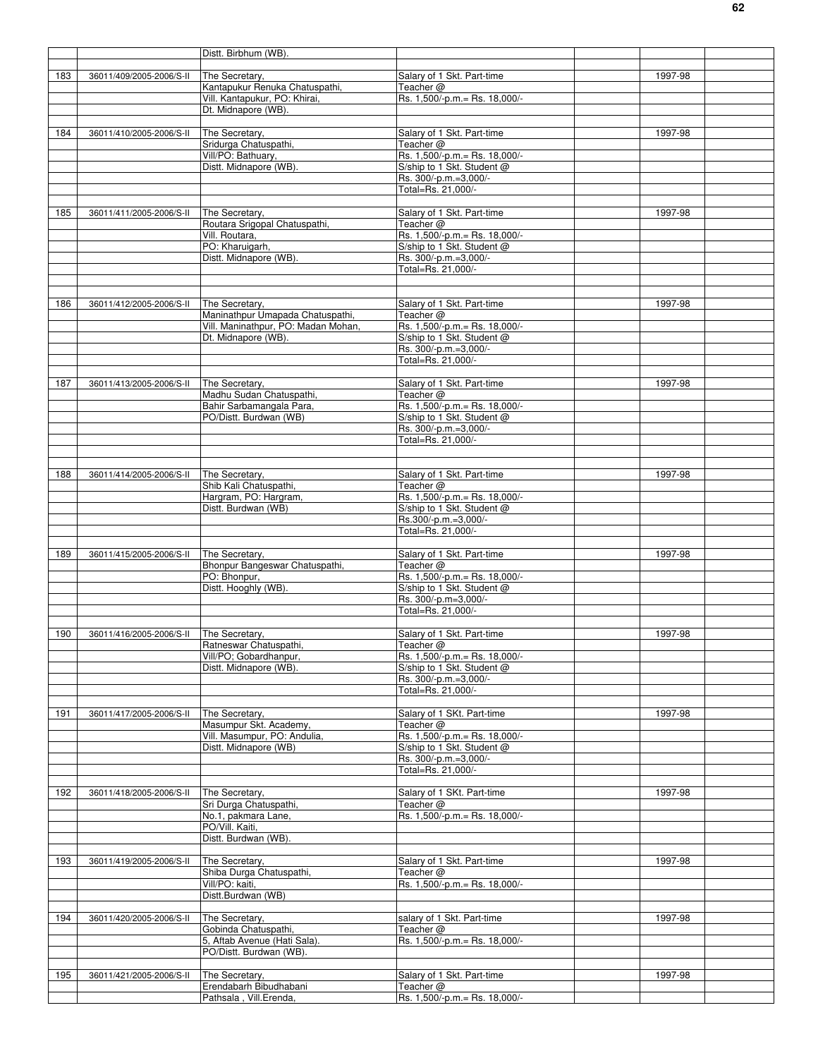| | | | | | | |
|---|---|---|---|---|---|---|
| | | Distt. Birbhum (WB). | | | | |
| 183 | 36011/409/2005-2006/S-II | The Secretary, Kantapukur Renuka Chatuspathi, Vill. Kantapukur, PO: Khirai, Dt. Midnapore (WB). | Salary of 1 Skt. Part-time Teacher @ Rs. 1,500/-p.m.= Rs. 18,000/- | | 1997-98 | |
| 184 | 36011/410/2005-2006/S-II | The Secretary, Sridurga Chatuspathi, Vill/PO: Bathuary, Distt. Midnapore (WB). | Salary of 1 Skt. Part-time Teacher @ Rs. 1,500/-p.m.= Rs. 18,000/- S/ship to 1 Skt. Student @ Rs. 300/-p.m.=3,000/- Total=Rs. 21,000/- | | 1997-98 | |
| 185 | 36011/411/2005-2006/S-II | The Secretary, Routara Srigopal Chatuspathi, Vill. Routara, PO: Kharuigarh, Distt. Midnapore (WB). | Salary of 1 Skt. Part-time Teacher @ Rs. 1,500/-p.m.= Rs. 18,000/- S/ship to 1 Skt. Student @ Rs. 300/-p.m.=3,000/- Total=Rs. 21,000/- | | 1997-98 | |
| 186 | 36011/412/2005-2006/S-II | The Secretary, Maninathpur Umapada Chatuspathi, Vill. Maninathpur, PO: Madan Mohan, Dt. Midnapore (WB). | Salary of 1 Skt. Part-time Teacher @ Rs. 1,500/-p.m.= Rs. 18,000/- S/ship to 1 Skt. Student @ Rs. 300/-p.m.=3,000/- Total=Rs. 21,000/- | | 1997-98 | |
| 187 | 36011/413/2005-2006/S-II | The Secretary, Madhu Sudan Chatuspathi, Bahir Sarbamangala Para, PO/Distt. Burdwan (WB) | Salary of 1 Skt. Part-time Teacher @ Rs. 1,500/-p.m.= Rs. 18,000/- S/ship to 1 Skt. Student @ Rs. 300/-p.m.=3,000/- Total=Rs. 21,000/- | | 1997-98 | |
| 188 | 36011/414/2005-2006/S-II | The Secretary, Shib Kali Chatuspathi, Hargram, PO: Hargram, Distt. Burdwan (WB) | Salary of 1 Skt. Part-time Teacher @ Rs. 1,500/-p.m.= Rs. 18,000/- S/ship to 1 Skt. Student @ Rs.300/-p.m.=3,000/- Total=Rs. 21,000/- | | 1997-98 | |
| 189 | 36011/415/2005-2006/S-II | The Secretary, Bhonpur Bangeswar Chatuspathi, PO: Bhonpur, Distt. Hooghly (WB). | Salary of 1 Skt. Part-time Teacher @ Rs. 1,500/-p.m.= Rs. 18,000/- S/ship to 1 Skt. Student @ Rs. 300/-p.m=3,000/- Total=Rs. 21,000/- | | 1997-98 | |
| 190 | 36011/416/2005-2006/S-II | The Secretary, Ratneswar Chatuspathi, Vill/PO; Gobardhanpur, Distt. Midnapore (WB). | Salary of 1 Skt. Part-time Teacher @ Rs. 1,500/-p.m.= Rs. 18,000/- S/ship to 1 Skt. Student @ Rs. 300/-p.m.=3,000/- Total=Rs. 21,000/- | | 1997-98 | |
| 191 | 36011/417/2005-2006/S-II | The Secretary, Masumpur Skt. Academy, Vill. Masumpur, PO: Andulia, Distt. Midnapore (WB) | Salary of 1 SKt. Part-time Teacher @ Rs. 1,500/-p.m.= Rs. 18,000/- S/ship to 1 Skt. Student @ Rs. 300/-p.m.=3,000/- Total=Rs. 21,000/- | | 1997-98 | |
| 192 | 36011/418/2005-2006/S-II | The Secretary, Sri Durga Chatuspathi, No.1, pakmara Lane, PO/Vill. Kaiti, Distt. Burdwan (WB). | Salary of 1 SKt. Part-time Teacher @ Rs. 1,500/-p.m.= Rs. 18,000/- | | 1997-98 | |
| 193 | 36011/419/2005-2006/S-II | The Secretary, Shiba Durga Chatuspathi, Vill/PO: kaiti, Distt.Burdwan (WB) | Salary of 1 Skt. Part-time Teacher @ Rs. 1,500/-p.m.= Rs. 18,000/- | | 1997-98 | |
| 194 | 36011/420/2005-2006/S-II | The Secretary, Gobinda Chatuspathi, 5, Aftab Avenue (Hati Sala). PO/Distt. Burdwan (WB). | salary of 1 Skt. Part-time Teacher @ Rs. 1,500/-p.m.= Rs. 18,000/- | | 1997-98 | |
| 195 | 36011/421/2005-2006/S-II | The Secretary, Erendabarh Bibudhabani Pathsala , Vill.Erenda, | Salary of 1 Skt. Part-time Teacher @ Rs. 1,500/-p.m.= Rs. 18,000/- | | 1997-98 | |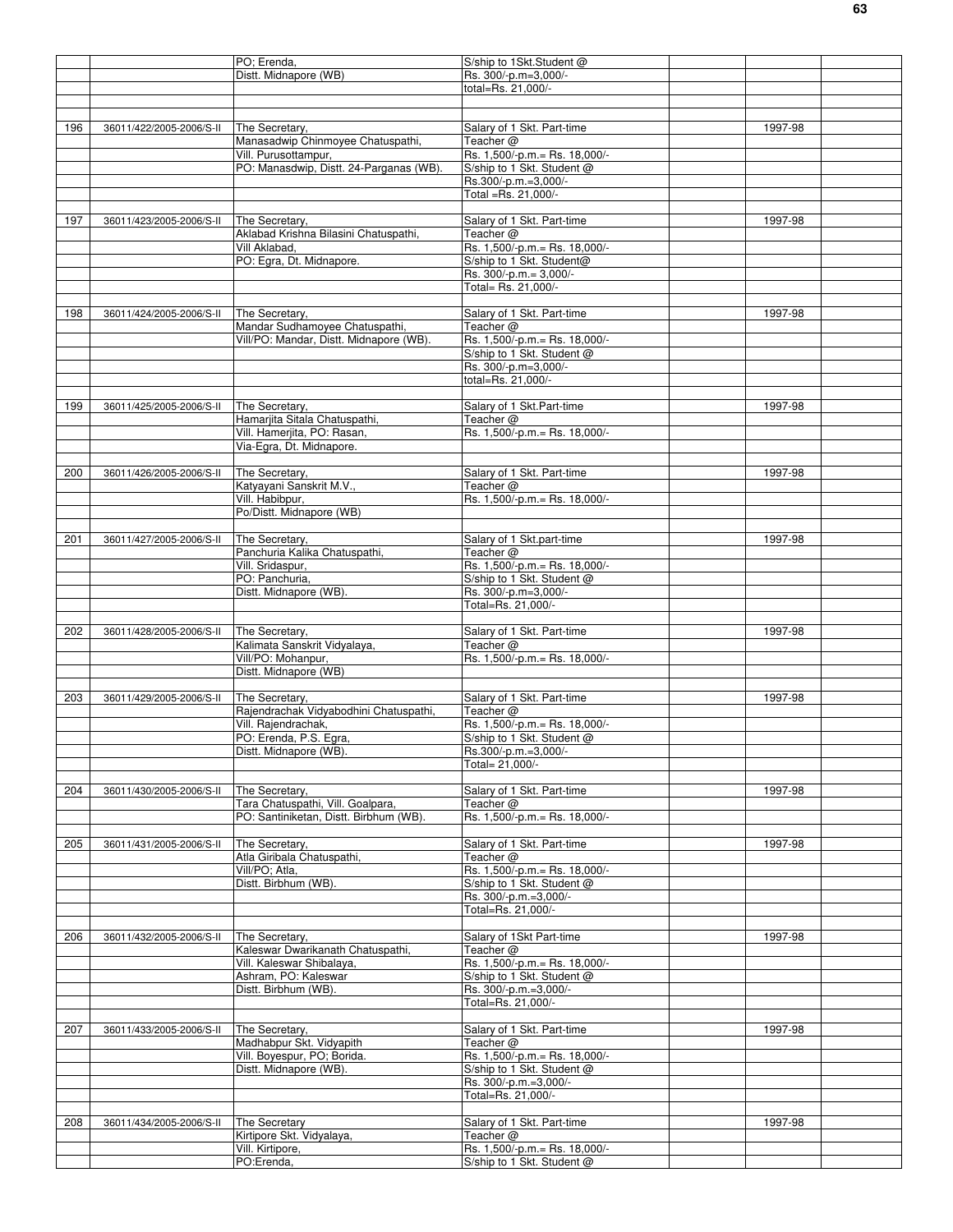| | | | | | | |
|---|---|---|---|---|---|---|
| | | PO; Erenda, | S/ship to 1Skt.Student @ | | | |
| | | Distt. Midnapore (WB) | Rs. 300/-p.m=3,000/- | | | |
| | | | total=Rs. 21,000/- | | | |
| | | | | | | |
| | | | | | | |
| 196 | 36011/422/2005-2006/S-II | The Secretary, | Salary of 1 Skt. Part-time | | 1997-98 | |
| | | Manasadwip Chinmoyee Chatuspathi, | Teacher @ | | | |
| | | Vill. Purusottampur, | Rs. 1,500/-p.m.= Rs. 18,000/- | | | |
| | | PO: Manasdwip, Distt. 24-Parganas (WB). | S/ship to 1 Skt. Student @ | | | |
| | | | Rs.300/-p.m.=3,000/- | | | |
| | | | Total =Rs. 21,000/- | | | |
| | | | | | | |
| 197 | 36011/423/2005-2006/S-II | The Secretary, | Salary of 1 Skt. Part-time | | 1997-98 | |
| | | Aklabad Krishna Bilasini Chatuspathi, | Teacher @ | | | |
| | | Vill Aklabad, | Rs. 1,500/-p.m.= Rs. 18,000/- | | | |
| | | PO: Egra, Dt. Midnapore. | S/ship to 1 Skt. Student@ | | | |
| | | | Rs. 300/-p.m.= 3,000/- | | | |
| | | | Total= Rs. 21,000/- | | | |
| | | | | | | |
| 198 | 36011/424/2005-2006/S-II | The Secretary, | Salary of 1 Skt. Part-time | | 1997-98 | |
| | | Mandar Sudhamoyee Chatuspathi, | Teacher @ | | | |
| | | Vill/PO: Mandar, Distt. Midnapore (WB). | Rs. 1,500/-p.m.= Rs. 18,000/- | | | |
| | | | S/ship to 1 Skt. Student @ | | | |
| | | | Rs. 300/-p.m=3,000/- | | | |
| | | | total=Rs. 21,000/- | | | |
| | | | | | | |
| 199 | 36011/425/2005-2006/S-II | The Secretary, | Salary of 1 Skt.Part-time | | 1997-98 | |
| | | Hamarjita Sitala Chatuspathi, | Teacher @ | | | |
| | | Vill. Hamerjita, PO: Rasan, | Rs. 1,500/-p.m.= Rs. 18,000/- | | | |
| | | Via-Egra, Dt. Midnapore. | | | | |
| | | | | | | |
| 200 | 36011/426/2005-2006/S-II | The Secretary, | Salary of 1 Skt. Part-time | | 1997-98 | |
| | | Katyayani Sanskrit M.V., | Teacher @ | | | |
| | | Vill. Habibpur, | Rs. 1,500/-p.m.= Rs. 18,000/- | | | |
| | | Po/Distt. Midnapore (WB) | | | | |
| | | | | | | |
| 201 | 36011/427/2005-2006/S-II | The Secretary, | Salary of 1 Skt.part-time | | 1997-98 | |
| | | Panchuria Kalika Chatuspathi, | Teacher @ | | | |
| | | Vill. Sridaspur, | Rs. 1,500/-p.m.= Rs. 18,000/- | | | |
| | | PO: Panchuria, | S/ship to 1 Skt. Student @ | | | |
| | | Distt. Midnapore (WB). | Rs. 300/-p.m=3,000/- | | | |
| | | | Total=Rs. 21,000/- | | | |
| | | | | | | |
| 202 | 36011/428/2005-2006/S-II | The Secretary, | Salary of 1 Skt. Part-time | | 1997-98 | |
| | | Kalimata Sanskrit Vidyalaya, | Teacher @ | | | |
| | | Vill/PO: Mohanpur, | Rs. 1,500/-p.m.= Rs. 18,000/- | | | |
| | | Distt. Midnapore (WB) | | | | |
| | | | | | | |
| 203 | 36011/429/2005-2006/S-II | The Secretary, | Salary of 1 Skt. Part-time | | 1997-98 | |
| | | Rajendrachak Vidyabodhini Chatuspathi, | Teacher @ | | | |
| | | Vill. Rajendrachak, | Rs. 1,500/-p.m.= Rs. 18,000/- | | | |
| | | PO: Erenda, P.S. Egra, | S/ship to 1 Skt. Student @ | | | |
| | | Distt. Midnapore (WB). | Rs.300/-p.m.=3,000/- | | | |
| | | | Total= 21,000/- | | | |
| | | | | | | |
| 204 | 36011/430/2005-2006/S-II | The Secretary, | Salary of 1 Skt. Part-time | | 1997-98 | |
| | | Tara Chatuspathi, Vill. Goalpara, | Teacher @ | | | |
| | | PO: Santiniketan, Distt. Birbhum (WB). | Rs. 1,500/-p.m.= Rs. 18,000/- | | | |
| | | | | | | |
| 205 | 36011/431/2005-2006/S-II | The Secretary, | Salary of 1 Skt. Part-time | | 1997-98 | |
| | | Atla Giribala Chatuspathi, | Teacher @ | | | |
| | | Vill/PO; Atla, | Rs. 1,500/-p.m.= Rs. 18,000/- | | | |
| | | Distt. Birbhum (WB). | S/ship to 1 Skt. Student @ | | | |
| | | | Rs. 300/-p.m.=3,000/- | | | |
| | | | Total=Rs. 21,000/- | | | |
| | | | | | | |
| 206 | 36011/432/2005-2006/S-II | The Secretary, | Salary of 1Skt Part-time | | 1997-98 | |
| | | Kaleswar Dwarikanath Chatuspathi, | Teacher @ | | | |
| | | Vill. Kaleswar Shibalaya, | Rs. 1,500/-p.m.= Rs. 18,000/- | | | |
| | | Ashram, PO: Kaleswar | S/ship to 1 Skt. Student @ | | | |
| | | Distt. Birbhum (WB). | Rs. 300/-p.m.=3,000/- | | | |
| | | | Total=Rs. 21,000/- | | | |
| | | | | | | |
| 207 | 36011/433/2005-2006/S-II | The Secretary, | Salary of 1 Skt. Part-time | | 1997-98 | |
| | | Madhabpur Skt. Vidyapith | Teacher @ | | | |
| | | Vill. Boyespur, PO; Borida. | Rs. 1,500/-p.m.= Rs. 18,000/- | | | |
| | | Distt. Midnapore (WB). | S/ship to 1 Skt. Student @ | | | |
| | | | Rs. 300/-p.m.=3,000/- | | | |
| | | | Total=Rs. 21,000/- | | | |
| | | | | | | |
| 208 | 36011/434/2005-2006/S-II | The Secretary | Salary of 1 Skt. Part-time | | 1997-98 | |
| | | Kirtipore Skt. Vidyalaya, | Teacher @ | | | |
| | | Vill. Kirtipore, | Rs. 1,500/-p.m.= Rs. 18,000/- | | | |
| | | PO:Erenda, | S/ship to 1 Skt. Student @ | | | |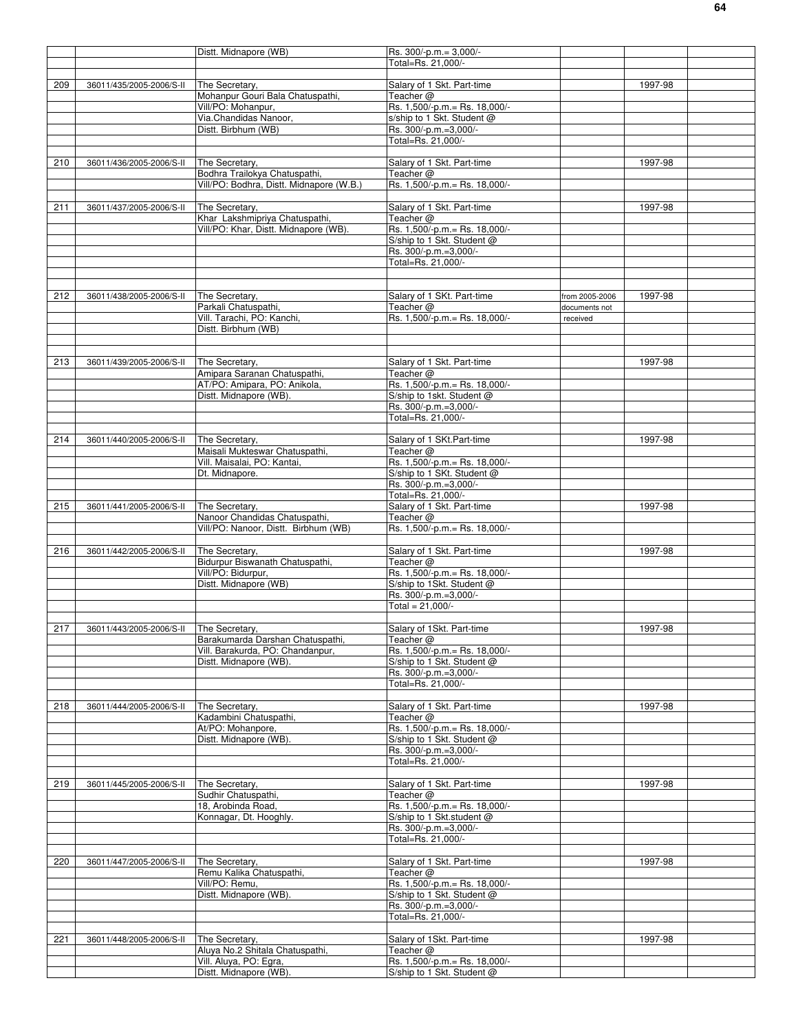| | | | | | | |
|---|---|---|---|---|---|---|
| | | Distt. Midnapore (WB) | Rs. 300/-p.m.= 3,000/- | | | |
| | | | Total=Rs. 21,000/- | | | |
| | | | | | | |
| 209 | 36011/435/2005-2006/S-II | The Secretary, | Salary of 1 Skt. Part-time | | 1997-98 | |
| | | Mohanpur Gouri Bala Chatuspathi, | Teacher @ | | | |
| | | Vill/PO: Mohanpur, | Rs. 1,500/-p.m.= Rs. 18,000/- | | | |
| | | Via.Chandidas Nanoor, | s/ship to 1 Skt. Student @ | | | |
| | | Distt. Birbhum (WB) | Rs. 300/-p.m.=3,000/- | | | |
| | | | Total=Rs. 21,000/- | | | |
| | | | | | | |
| 210 | 36011/436/2005-2006/S-II | The Secretary, | Salary of 1 Skt. Part-time | | 1997-98 | |
| | | Bodhra Trailokya Chatuspathi, | Teacher @ | | | |
| | | Vill/PO: Bodhra, Distt. Midnapore (W.B.) | Rs. 1,500/-p.m.= Rs. 18,000/- | | | |
| | | | | | | |
| 211 | 36011/437/2005-2006/S-II | The Secretary, | Salary of 1 Skt. Part-time | | 1997-98 | |
| | | Khar Lakshmipriya Chatuspathi, | Teacher @ | | | |
| | | Vill/PO: Khar, Distt. Midnapore (WB). | Rs. 1,500/-p.m.= Rs. 18,000/- | | | |
| | | | S/ship to 1 Skt. Student @ | | | |
| | | | Rs. 300/-p.m.=3,000/- | | | |
| | | | Total=Rs. 21,000/- | | | |
| | | | | | | |
| | | | | | | |
| 212 | 36011/438/2005-2006/S-II | The Secretary, | Salary of 1 SKt. Part-time | from 2005-2006 | 1997-98 | |
| | | Parkali Chatuspathi, | Teacher @ | documents not | | |
| | | Vill. Tarachi, PO: Kanchi, | Rs. 1,500/-p.m.= Rs. 18,000/- | received | | |
| | | Distt. Birbhum (WB) | | | | |
| | | | | | | |
| | | | | | | |
| 213 | 36011/439/2005-2006/S-II | The Secretary, | Salary of 1 Skt. Part-time | | 1997-98 | |
| | | Amipara Saranan Chatuspathi, | Teacher @ | | | |
| | | AT/PO: Amipara, PO: Anikola, | Rs. 1,500/-p.m.= Rs. 18,000/- | | | |
| | | Distt. Midnapore (WB). | S/ship to 1skt. Student @ | | | |
| | | | Rs. 300/-p.m.=3,000/- | | | |
| | | | Total=Rs. 21,000/- | | | |
| | | | | | | |
| 214 | 36011/440/2005-2006/S-II | The Secretary, | Salary of 1 SKt.Part-time | | 1997-98 | |
| | | Maisali Mukteswar Chatuspathi, | Teacher @ | | | |
| | | Vill. Maisalai, PO: Kantai, | Rs. 1,500/-p.m.= Rs. 18,000/- | | | |
| | | Dt. Midnapore. | S/ship to 1 SKt. Student @ | | | |
| | | | Rs. 300/-p.m.=3,000/- | | | |
| | | | Total=Rs. 21,000/- | | | |
| 215 | 36011/441/2005-2006/S-II | The Secretary, | Salary of 1 Skt. Part-time | | 1997-98 | |
| | | Nanoor Chandidas Chatuspathi, | Teacher @ | | | |
| | | Vill/PO: Nanoor, Distt. Birbhum (WB) | Rs. 1,500/-p.m.= Rs. 18,000/- | | | |
| | | | | | | |
| 216 | 36011/442/2005-2006/S-II | The Secretary, | Salary of 1 Skt. Part-time | | 1997-98 | |
| | | Bidurpur Biswanath Chatuspathi, | Teacher @ | | | |
| | | Vill/PO: Bidurpur, | Rs. 1,500/-p.m.= Rs. 18,000/- | | | |
| | | Distt. Midnapore (WB) | S/ship to 1Skt. Student @ | | | |
| | | | Rs. 300/-p.m.=3,000/- | | | |
| | | | Total = 21,000/- | | | |
| | | | | | | |
| 217 | 36011/443/2005-2006/S-II | The Secretary, | Salary of 1Skt. Part-time | | 1997-98 | |
| | | Barakumarda Darshan Chatuspathi, | Teacher @ | | | |
| | | Vill. Barakurda, PO: Chandanpur, | Rs. 1,500/-p.m.= Rs. 18,000/- | | | |
| | | Distt. Midnapore (WB). | S/ship to 1 Skt. Student @ | | | |
| | | | Rs. 300/-p.m.=3,000/- | | | |
| | | | Total=Rs. 21,000/- | | | |
| | | | | | | |
| 218 | 36011/444/2005-2006/S-II | The Secretary, | Salary of 1 Skt. Part-time | | 1997-98 | |
| | | Kadambini Chatuspathi, | Teacher @ | | | |
| | | At/PO: Mohanpore, | Rs. 1,500/-p.m.= Rs. 18,000/- | | | |
| | | Distt. Midnapore (WB). | S/ship to 1 Skt. Student @ | | | |
| | | | Rs. 300/-p.m.=3,000/- | | | |
| | | | Total=Rs. 21,000/- | | | |
| | | | | | | |
| 219 | 36011/445/2005-2006/S-II | The Secretary, | Salary of 1 Skt. Part-time | | 1997-98 | |
| | | Sudhir Chatuspathi, | Teacher @ | | | |
| | | 18, Arobinda Road, | Rs. 1,500/-p.m.= Rs. 18,000/- | | | |
| | | Konnagar, Dt. Hooghly. | S/ship to 1 Skt.student @ | | | |
| | | | Rs. 300/-p.m.=3,000/- | | | |
| | | | Total=Rs. 21,000/- | | | |
| | | | | | | |
| 220 | 36011/447/2005-2006/S-II | The Secretary, | Salary of 1 Skt. Part-time | | 1997-98 | |
| | | Remu Kalika Chatuspathi, | Teacher @ | | | |
| | | Vill/PO: Remu, | Rs. 1,500/-p.m.= Rs. 18,000/- | | | |
| | | Distt. Midnapore (WB). | S/ship to 1 Skt. Student @ | | | |
| | | | Rs. 300/-p.m.=3,000/- | | | |
| | | | Total=Rs. 21,000/- | | | |
| | | | | | | |
| 221 | 36011/448/2005-2006/S-II | The Secretary, | Salary of 1Skt. Part-time | | 1997-98 | |
| | | Aluya No.2 Shitala Chatuspathi, | Teacher @ | | | |
| | | Vill. Aluya, PO: Egra, | Rs. 1,500/-p.m.= Rs. 18,000/- | | | |
| | | Distt. Midnapore (WB). | S/ship to 1 Skt. Student @ | | | |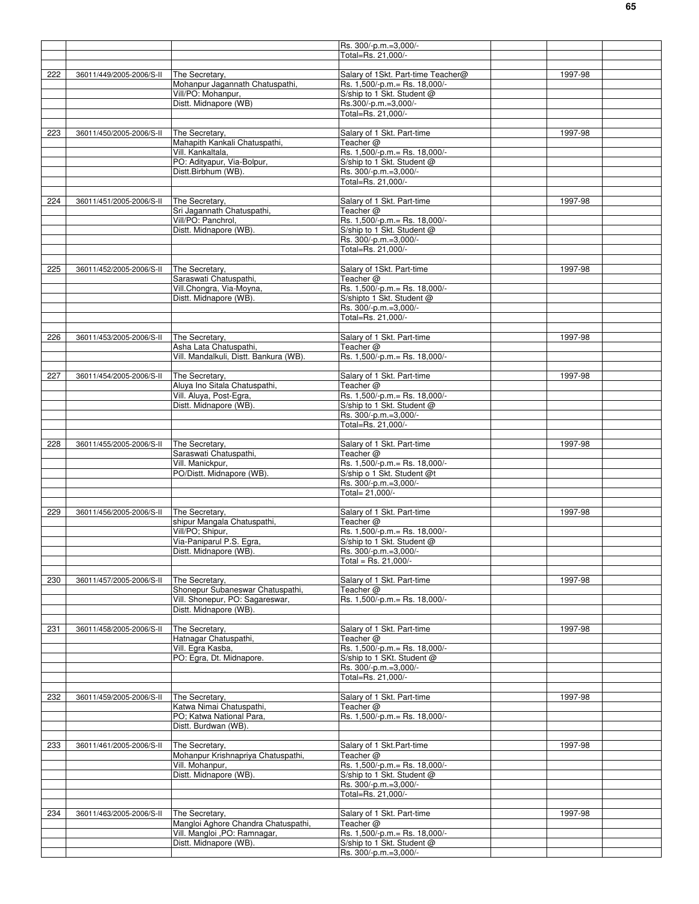| | | | | | | |
|---|---|---|---|---|---|---|
| | | | Rs. 300/-p.m.=3,000/- | | | |
| | | | Total=Rs. 21,000/- | | | |
| | | | | | | |
| 222 | 36011/449/2005-2006/S-II | The Secretary, | Salary of 1Skt. Part-time Teacher@ | | 1997-98 | |
| | | Mohanpur Jagannath Chatuspathi, | Rs. 1,500/-p.m.= Rs. 18,000/- | | | |
| | | Vill/PO: Mohanpur, | S/ship to 1 Skt. Student @ | | | |
| | | Distt. Midnapore (WB) | Rs.300/-p.m.=3,000/- | | | |
| | | | Total=Rs. 21,000/- | | | |
| | | | | | | |
| 223 | 36011/450/2005-2006/S-II | The Secretary, | Salary of 1 Skt. Part-time | | 1997-98 | |
| | | Mahapith Kankali Chatuspathi, | Teacher @ | | | |
| | | Vill. Kankaltala, | Rs. 1,500/-p.m.= Rs. 18,000/- | | | |
| | | PO: Adityapur, Via-Bolpur, | S/ship to 1 Skt. Student @ | | | |
| | | Distt.Birbhum (WB). | Rs. 300/-p.m.=3,000/- | | | |
| | | | Total=Rs. 21,000/- | | | |
| | | | | | | |
| 224 | 36011/451/2005-2006/S-II | The Secretary, | Salary of 1 Skt. Part-time | | 1997-98 | |
| | | Sri Jagannath Chatuspathi, | Teacher @ | | | |
| | | Vill/PO: Panchrol, | Rs. 1,500/-p.m.= Rs. 18,000/- | | | |
| | | Distt. Midnapore (WB). | S/ship to 1 Skt. Student @ | | | |
| | | | Rs. 300/-p.m.=3,000/- | | | |
| | | | Total=Rs. 21,000/- | | | |
| | | | | | | |
| 225 | 36011/452/2005-2006/S-II | The Secretary, | Salary of 1Skt. Part-time | | 1997-98 | |
| | | Saraswati Chatuspathi, | Teacher @ | | | |
| | | Vill.Chongra, Via-Moyna, | Rs. 1,500/-p.m.= Rs. 18,000/- | | | |
| | | Distt. Midnapore (WB). | S/shipto 1 Skt. Student @ | | | |
| | | | Rs. 300/-p.m.=3,000/- | | | |
| | | | Total=Rs. 21,000/- | | | |
| | | | | | | |
| 226 | 36011/453/2005-2006/S-II | The Secretary, | Salary of 1 Skt. Part-time | | 1997-98 | |
| | | Asha Lata Chatuspathi, | Teacher @ | | | |
| | | Vill. Mandalkuli, Distt. Bankura (WB). | Rs. 1,500/-p.m.= Rs. 18,000/- | | | |
| | | | | | | |
| 227 | 36011/454/2005-2006/S-II | The Secretary, | Salary of 1 Skt. Part-time | | 1997-98 | |
| | | Aluya Ino Sitala Chatuspathi, | Teacher @ | | | |
| | | Vill. Aluya, Post-Egra, | Rs. 1,500/-p.m.= Rs. 18,000/- | | | |
| | | Distt. Midnapore (WB). | S/ship to 1 Skt. Student @ | | | |
| | | | Rs. 300/-p.m.=3,000/- | | | |
| | | | Total=Rs. 21,000/- | | | |
| | | | | | | |
| 228 | 36011/455/2005-2006/S-II | The Secretary, | Salary of 1 Skt. Part-time | | 1997-98 | |
| | | Saraswati Chatuspathi, | Teacher @ | | | |
| | | Vill. Manickpur, | Rs. 1,500/-p.m.= Rs. 18,000/- | | | |
| | | PO/Distt. Midnapore (WB). | S/ship o 1 Skt. Student @t | | | |
| | | | Rs. 300/-p.m.=3,000/- | | | |
| | | | Total= 21,000/- | | | |
| | | | | | | |
| 229 | 36011/456/2005-2006/S-II | The Secretary, | Salary of 1 Skt. Part-time | | 1997-98 | |
| | | shipur Mangala Chatuspathi, | Teacher @ | | | |
| | | Vill/PO; Shipur, | Rs. 1,500/-p.m.= Rs. 18,000/- | | | |
| | | Via-Paniparul P.S. Egra, | S/ship to 1 Skt. Student @ | | | |
| | | Distt. Midnapore (WB). | Rs. 300/-p.m.=3,000/- | | | |
| | | | Total = Rs. 21,000/- | | | |
| | | | | | | |
| 230 | 36011/457/2005-2006/S-II | The Secretary, | Salary of 1 Skt. Part-time | | 1997-98 | |
| | | Shonepur Subaneswar Chatuspathi, | Teacher @ | | | |
| | | Vill. Shonepur, PO: Sagareswar, | Rs. 1,500/-p.m.= Rs. 18,000/- | | | |
| | | Distt. Midnapore (WB). | | | | |
| | | | | | | |
| 231 | 36011/458/2005-2006/S-II | The Secretary, | Salary of 1 Skt. Part-time | | 1997-98 | |
| | | Hatnagar Chatuspathi, | Teacher @ | | | |
| | | Vill. Egra Kasba, | Rs. 1,500/-p.m.= Rs. 18,000/- | | | |
| | | PO: Egra, Dt. Midnapore. | S/ship to 1 SKt. Student @ | | | |
| | | | Rs. 300/-p.m.=3,000/- | | | |
| | | | Total=Rs. 21,000/- | | | |
| | | | | | | |
| 232 | 36011/459/2005-2006/S-II | The Secretary, | Salary of 1 Skt. Part-time | | 1997-98 | |
| | | Katwa Nimai Chatuspathi, | Teacher @ | | | |
| | | PO; Katwa National Para, | Rs. 1,500/-p.m.= Rs. 18,000/- | | | |
| | | Distt. Burdwan (WB). | | | | |
| | | | | | | |
| 233 | 36011/461/2005-2006/S-II | The Secretary, | Salary of 1 Skt.Part-time | | 1997-98 | |
| | | Mohanpur Krishnapriya Chatuspathi, | Teacher @ | | | |
| | | Vill. Mohanpur, | Rs. 1,500/-p.m.= Rs. 18,000/- | | | |
| | | Distt. Midnapore (WB). | S/ship to 1 Skt. Student @ | | | |
| | | | Rs. 300/-p.m.=3,000/- | | | |
| | | | Total=Rs. 21,000/- | | | |
| | | | | | | |
| 234 | 36011/463/2005-2006/S-II | The Secretary, | Salary of 1 Skt. Part-time | | 1997-98 | |
| | | Mangloi Aghore Chandra Chatuspathi, | Teacher @ | | | |
| | | Vill. Mangloi ,PO: Ramnagar, | Rs. 1,500/-p.m.= Rs. 18,000/- | | | |
| | | Distt. Midnapore (WB). | S/ship to 1 Skt. Student @ | | | |
| | | | Rs. 300/-p.m.=3,000/- | | | |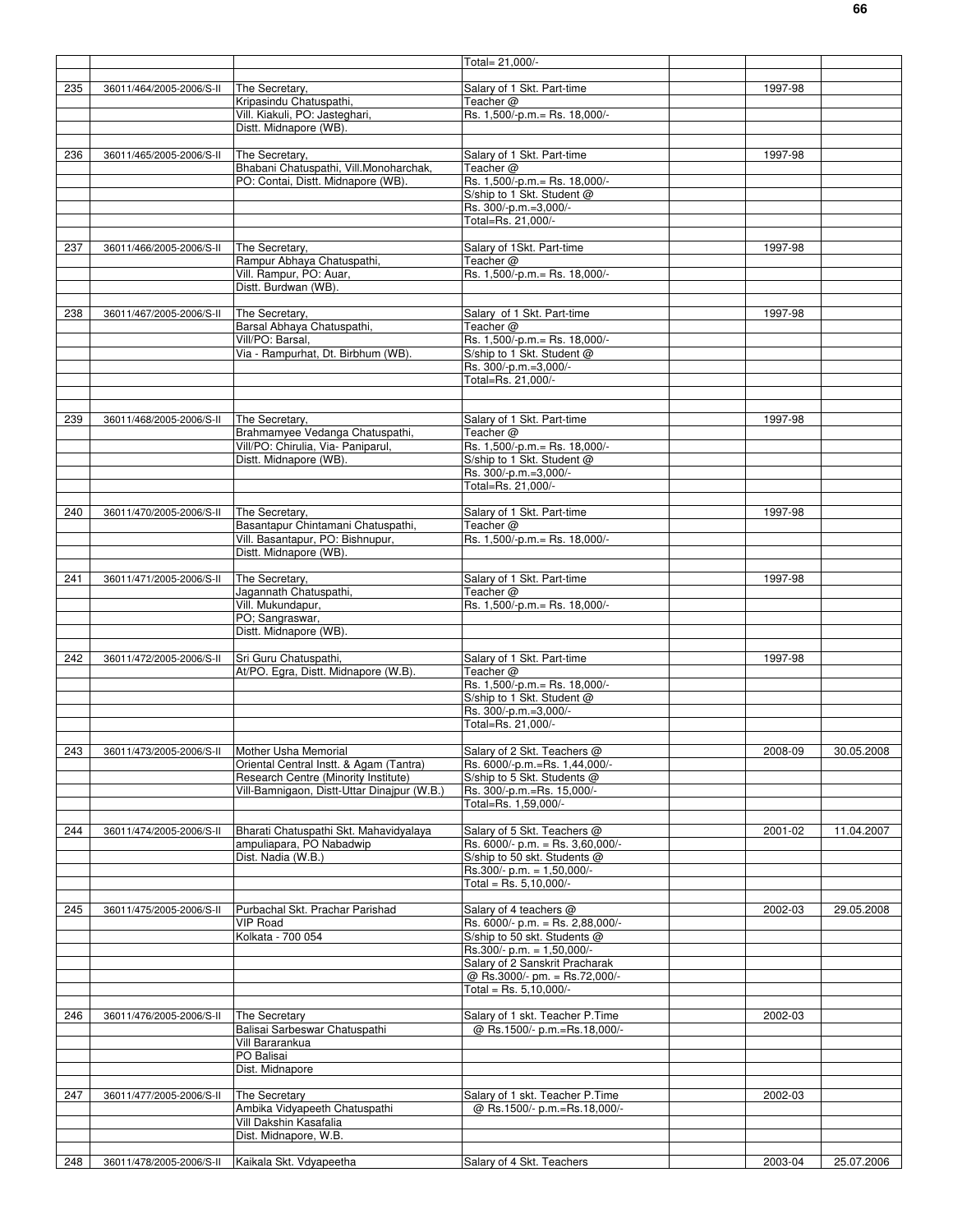| | | | | | | |
|---|---|---|---|---|---|---|
| | | | Total= 21,000/- | | | |
| 235 | 36011/464/2005-2006/S-II | The Secretary, Kripasindu Chatuspathi, Vill. Kiakuli, PO: Jasteghari, Distt. Midnapore (WB). | Salary of 1 Skt. Part-time Teacher @ Rs. 1,500/-p.m.= Rs. 18,000/- | | 1997-98 | |
| 236 | 36011/465/2005-2006/S-II | The Secretary, Bhabani Chatuspathi, Vill.Monoharchak, PO: Contai, Distt. Midnapore (WB). | Salary of 1 Skt. Part-time Teacher @ Rs. 1,500/-p.m.= Rs. 18,000/- S/ship to 1 Skt. Student @ Rs. 300/-p.m.=3,000/- Total=Rs. 21,000/- | | 1997-98 | |
| 237 | 36011/466/2005-2006/S-II | The Secretary, Rampur Abhaya Chatuspathi, Vill. Rampur, PO: Auar, Distt. Burdwan (WB). | Salary of 1Skt. Part-time Teacher @ Rs. 1,500/-p.m.= Rs. 18,000/- | | 1997-98 | |
| 238 | 36011/467/2005-2006/S-II | The Secretary, Barsal Abhaya Chatuspathi, Vill/PO: Barsal, Via - Rampurhat, Dt. Birbhum (WB). | Salary of 1 Skt. Part-time Teacher @ Rs. 1,500/-p.m.= Rs. 18,000/- S/ship to 1 Skt. Student @ Rs. 300/-p.m.=3,000/- Total=Rs. 21,000/- | | 1997-98 | |
| 239 | 36011/468/2005-2006/S-II | The Secretary, Brahmamyee Vedanga Chatuspathi, Vill/PO: Chirulia, Via- Paniparul, Distt. Midnapore (WB). | Salary of 1 Skt. Part-time Teacher @ Rs. 1,500/-p.m.= Rs. 18,000/- S/ship to 1 Skt. Student @ Rs. 300/-p.m.=3,000/- Total=Rs. 21,000/- | | 1997-98 | |
| 240 | 36011/470/2005-2006/S-II | The Secretary, Basantapur Chintamani Chatuspathi, Vill. Basantapur, PO: Bishnupur, Distt. Midnapore (WB). | Salary of 1 Skt. Part-time Teacher @ Rs. 1,500/-p.m.= Rs. 18,000/- | | 1997-98 | |
| 241 | 36011/471/2005-2006/S-II | The Secretary, Jagannath Chatuspathi, Vill. Mukundapur, PO; Sangraswar, Distt. Midnapore (WB). | Salary of 1 Skt. Part-time Teacher @ Rs. 1,500/-p.m.= Rs. 18,000/- | | 1997-98 | |
| 242 | 36011/472/2005-2006/S-II | Sri Guru Chatuspathi, At/PO. Egra, Distt. Midnapore (W.B). | Salary of 1 Skt. Part-time Teacher @ Rs. 1,500/-p.m.= Rs. 18,000/- S/ship to 1 Skt. Student @ Rs. 300/-p.m.=3,000/- Total=Rs. 21,000/- | | 1997-98 | |
| 243 | 36011/473/2005-2006/S-II | Mother Usha Memorial Oriental Central Instt. & Agam (Tantra) Research Centre (Minority Institute) Vill-Bamnigaon, Distt-Uttar Dinajpur (W.B.) | Salary of 2 Skt. Teachers @ Rs. 6000/-p.m.=Rs. 1,44,000/- S/ship to 5 Skt. Students @ Rs. 300/-p.m.=Rs. 15,000/- Total=Rs. 1,59,000/- | | 2008-09 | 30.05.2008 |
| 244 | 36011/474/2005-2006/S-II | Bharati Chatuspathi Skt. Mahavidyalaya ampuliapara, PO Nabadwip Dist. Nadia (W.B.) | Salary of 5 Skt. Teachers @ Rs. 6000/- p.m. = Rs. 3,60,000/- S/ship to 50 skt. Students @ Rs.300/- p.m. = 1,50,000/- Total = Rs. 5,10,000/- | | 2001-02 | 11.04.2007 |
| 245 | 36011/475/2005-2006/S-II | Purbachal Skt. Prachar Parishad VIP Road Kolkata - 700 054 | Salary of 4 teachers @ Rs. 6000/- p.m. = Rs. 2,88,000/- S/ship to 50 skt. Students @ Rs.300/- p.m. = 1,50,000/- Salary of 2 Sanskrit Pracharak @ Rs.3000/- pm. = Rs.72,000/- Total = Rs. 5,10,000/- | | 2002-03 | 29.05.2008 |
| 246 | 36011/476/2005-2006/S-II | The Secretary Balisai Sarbeswar Chatuspathi Vill Bararankua PO Balisai Dist. Midnapore | Salary of 1 skt. Teacher P.Time @ Rs.1500/- p.m.=Rs.18,000/- | | 2002-03 | |
| 247 | 36011/477/2005-2006/S-II | The Secretary Ambika Vidyapeeth Chatuspathi Vill Dakshin Kasafalia Dist. Midnapore, W.B. | Salary of 1 skt. Teacher P.Time @ Rs.1500/- p.m.=Rs.18,000/- | | 2002-03 | |
| 248 | 36011/478/2005-2006/S-II | Kaikala Skt. Vdyapeetha | Salary of 4 Skt. Teachers | | 2003-04 | 25.07.2006 |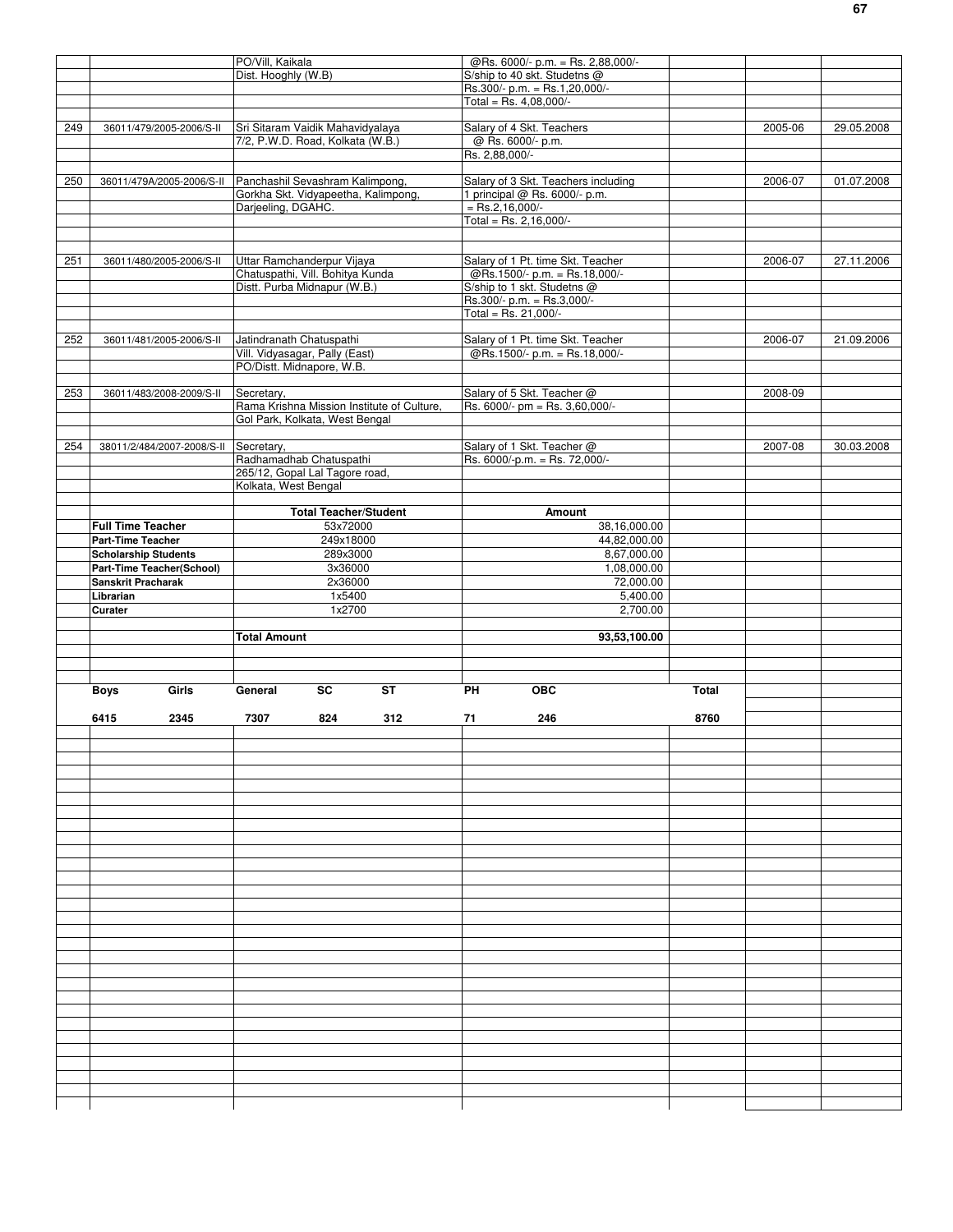| | | | | | | |
|---|---|---|---|---|---|---|
| | | PO/Vill, Kaikala | @Rs. 6000/- p.m. = Rs. 2,88,000/- | | | |
| | | Dist. Hooghly (W.B) | S/ship to 40 skt. Studetns @ | | | |
| | | | Rs.300/- p.m. = Rs.1,20,000/- | | | |
| | | | Total = Rs. 4,08,000/- | | | |
| 249 | 36011/479/2005-2006/S-II | Sri Sitaram Vaidik Mahavidyalaya | Salary of 4 Skt. Teachers | | 2005-06 | 29.05.2008 |
| | | 7/2, P.W.D. Road, Kolkata (W.B.) | @ Rs. 6000/- p.m. | | | |
| | | | Rs. 2,88,000/- | | | |
| 250 | 36011/479A/2005-2006/S-II | Panchashil Sevashram Kalimpong, | Salary of 3 Skt. Teachers including | | 2006-07 | 01.07.2008 |
| | | Gorkha Skt. Vidyapeetha, Kalimpong, | 1 principal @ Rs. 6000/- p.m. | | | |
| | | Darjeeling, DGAHC. | = Rs.2,16,000/- | | | |
| | | | Total = Rs. 2,16,000/- | | | |
| 251 | 36011/480/2005-2006/S-II | Uttar Ramchanderpur Vijaya | Salary of 1 Pt. time Skt. Teacher | | 2006-07 | 27.11.2006 |
| | | Chatuspathi, Vill. Bohitya Kunda | @Rs.1500/- p.m. = Rs.18,000/- | | | |
| | | Distt. Purba Midnapur (W.B.) | S/ship to 1 skt. Studetns @ | | | |
| | | | Rs.300/- p.m. = Rs.3,000/- | | | |
| | | | Total = Rs. 21,000/- | | | |
| 252 | 36011/481/2005-2006/S-II | Jatindranath Chatuspathi | Salary of 1 Pt. time Skt. Teacher | | 2006-07 | 21.09.2006 |
| | | Vill. Vidyasagar, Pally (East) | @Rs.1500/- p.m. = Rs.18,000/- | | | |
| | | PO/Distt. Midnapore, W.B. | | | | |
| 253 | 36011/483/2008-2009/S-II | Secretary, | Salary of 5 Skt. Teacher @ | | 2008-09 | |
| | | Rama Krishna Mission Institute of Culture, | Rs. 6000/- pm = Rs. 3,60,000/- | | | |
| | | Gol Park, Kolkata, West Bengal | | | | |
| 254 | 38011/2/484/2007-2008/S-II | Secretary, | Salary of 1 Skt. Teacher @ | | 2007-08 | 30.03.2008 |
| | | Radhamadhab Chatuspathi | Rs. 6000/-p.m. = Rs. 72,000/- | | | |
| | | 265/12, Gopal Lal Tagore road, | | | | |
| | | Kolkata, West Bengal | | | | |

| | Total Teacher/Student | Amount |
|---|---|---|
| **Full Time Teacher** | 53x72000 | 38,16,000.00 |
| **Part-Time Teacher** | 249x18000 | 44,82,000.00 |
| **Scholarship Students** | 289x3000 | 8,67,000.00 |
| **Part-Time Teacher(School)** | 3x36000 | 1,08,000.00 |
| **Sanskrit Pracharak** | 2x36000 | 72,000.00 |
| **Librarian** | 1x5400 | 5,400.00 |
| **Curater** | 1x2700 | 2,700.00 |
| | **Total Amount** | **93,53,100.00** |

| Boys | Girls | General | SC | ST | PH | OBC | Total |
|---|---|---|---|---|---|---|---|
| 6415 | 2345 | 7307 | 824 | 312 | 71 | 246 | 8760 |